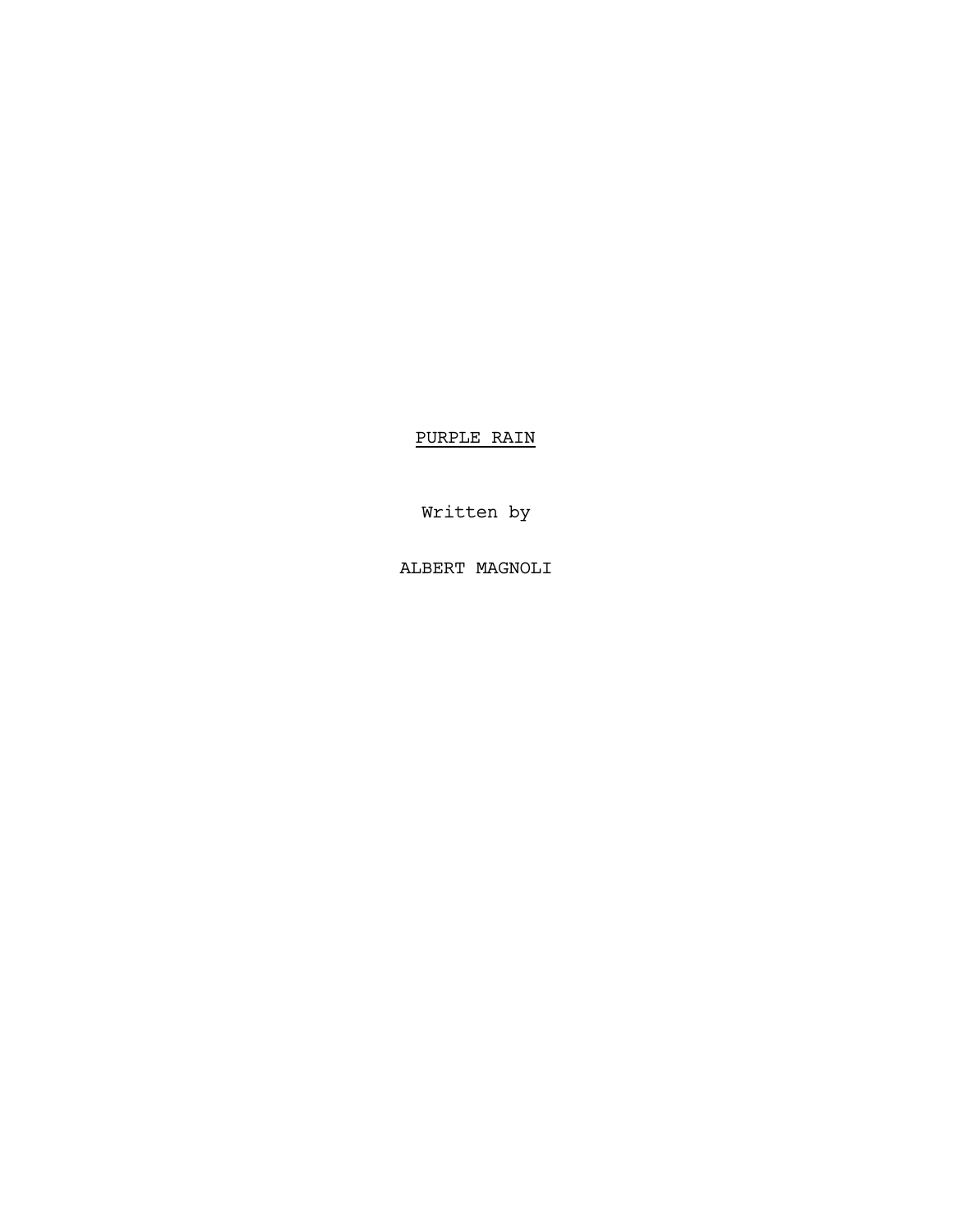# PURPLE RAIN

Written by

ALBERT MAGNOLI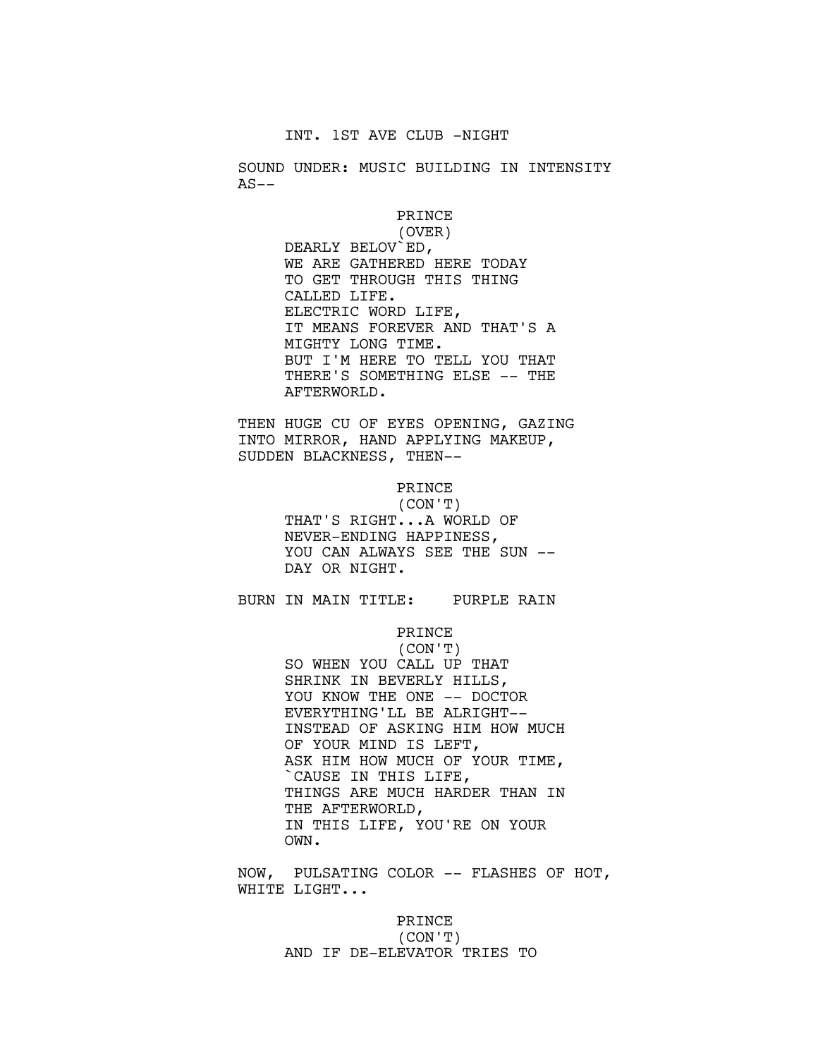INT. 1ST AVE CLUB -NIGHT

SOUND UNDER: MUSIC BUILDING IN INTENSITY AS--

PRINCE
(OVER)
DEARLY BELOV`ED,
WE ARE GATHERED HERE TODAY
TO GET THROUGH THIS THING
CALLED LIFE.
ELECTRIC WORD LIFE,
IT MEANS FOREVER AND THAT'S A
MIGHTY LONG TIME.
BUT I'M HERE TO TELL YOU THAT
THERE'S SOMETHING ELSE -- THE
AFTERWORLD.

THEN HUGE CU OF EYES OPENING, GAZING INTO MIRROR, HAND APPLYING MAKEUP, SUDDEN BLACKNESS, THEN--

PRINCE
(CON'T)
THAT'S RIGHT...A WORLD OF
NEVER-ENDING HAPPINESS,
YOU CAN ALWAYS SEE THE SUN --
DAY OR NIGHT.

BURN IN MAIN TITLE: PURPLE RAIN

PRINCE
(CON'T)
SO WHEN YOU CALL UP THAT
SHRINK IN BEVERLY HILLS,
YOU KNOW THE ONE -- DOCTOR
EVERYTHING'LL BE ALRIGHT--
INSTEAD OF ASKING HIM HOW MUCH
OF YOUR MIND IS LEFT,
ASK HIM HOW MUCH OF YOUR TIME,
`CAUSE IN THIS LIFE,
THINGS ARE MUCH HARDER THAN IN
THE AFTERWORLD,
IN THIS LIFE, YOU'RE ON YOUR
OWN.

NOW, PULSATING COLOR -- FLASHES OF HOT, WHITE LIGHT...

PRINCE
(CON'T)
AND IF DE-ELEVATOR TRIES TO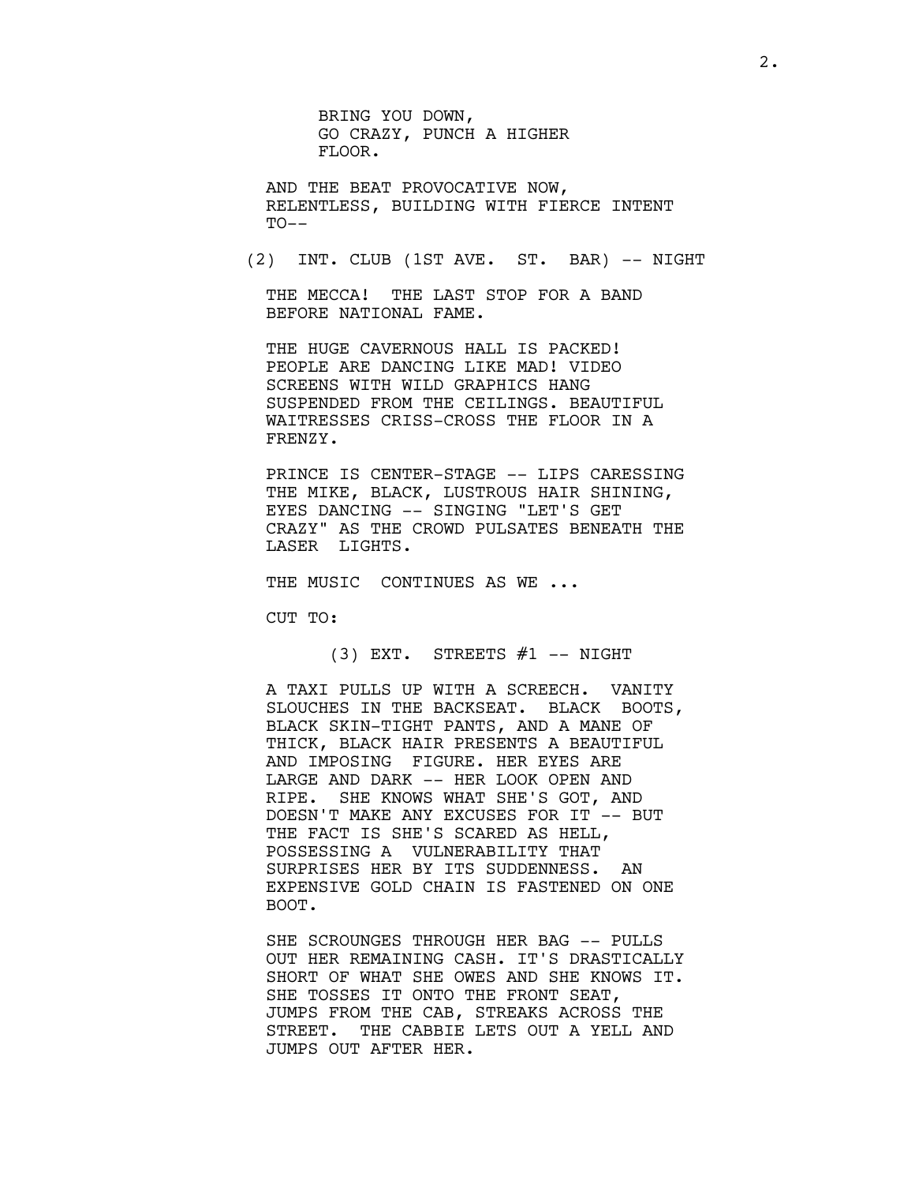BRING YOU DOWN,
GO CRAZY, PUNCH A HIGHER
FLOOR.

AND THE BEAT PROVOCATIVE NOW, RELENTLESS, BUILDING WITH FIERCE INTENT TO--

(2) INT. CLUB (1ST AVE. ST. BAR) -- NIGHT

THE MECCA! THE LAST STOP FOR A BAND BEFORE NATIONAL FAME.

THE HUGE CAVERNOUS HALL IS PACKED! PEOPLE ARE DANCING LIKE MAD! VIDEO SCREENS WITH WILD GRAPHICS HANG SUSPENDED FROM THE CEILINGS. BEAUTIFUL WAITRESSES CRISS-CROSS THE FLOOR IN A FRENZY.

PRINCE IS CENTER-STAGE -- LIPS CARESSING THE MIKE, BLACK, LUSTROUS HAIR SHINING, EYES DANCING -- SINGING "LET'S GET CRAZY" AS THE CROWD PULSATES BENEATH THE LASER LIGHTS.

THE MUSIC CONTINUES AS WE ...

CUT TO:

(3) EXT. STREETS #1 -- NIGHT

A TAXI PULLS UP WITH A SCREECH. VANITY SLOUCHES IN THE BACKSEAT. BLACK BOOTS, BLACK SKIN-TIGHT PANTS, AND A MANE OF THICK, BLACK HAIR PRESENTS A BEAUTIFUL AND IMPOSING FIGURE. HER EYES ARE LARGE AND DARK -- HER LOOK OPEN AND RIPE. SHE KNOWS WHAT SHE'S GOT, AND DOESN'T MAKE ANY EXCUSES FOR IT -- BUT THE FACT IS SHE'S SCARED AS HELL, POSSESSING A VULNERABILITY THAT SURPRISES HER BY ITS SUDDENNESS. AN EXPENSIVE GOLD CHAIN IS FASTENED ON ONE BOOT.

SHE SCROUNGES THROUGH HER BAG -- PULLS OUT HER REMAINING CASH. IT'S DRASTICALLY SHORT OF WHAT SHE OWES AND SHE KNOWS IT. SHE TOSSES IT ONTO THE FRONT SEAT, JUMPS FROM THE CAB, STREAKS ACROSS THE STREET. THE CABBIE LETS OUT A YELL AND JUMPS OUT AFTER HER.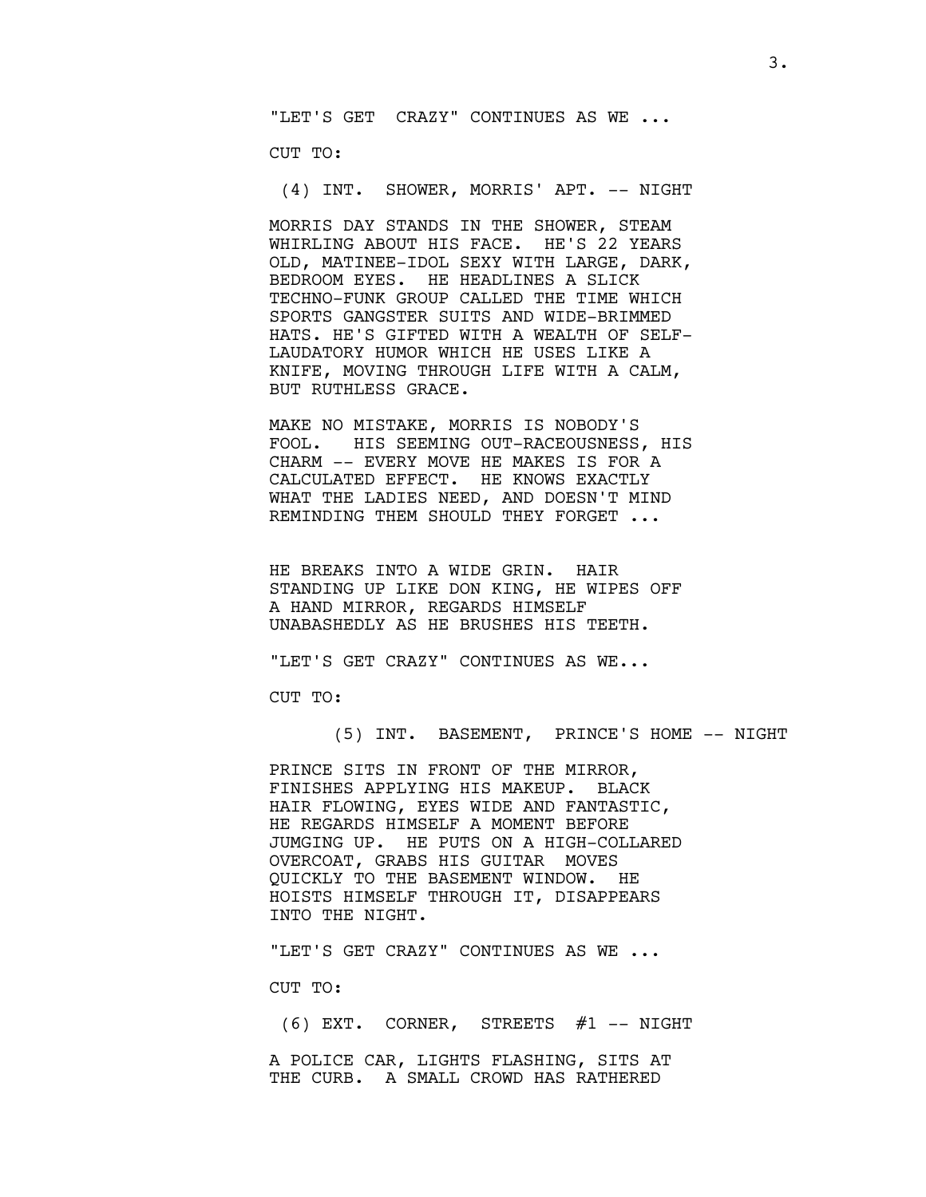"LET'S GET  CRAZY" CONTINUES AS WE ...

CUT TO:

(4) INT.  SHOWER, MORRIS' APT. -- NIGHT

MORRIS DAY STANDS IN THE SHOWER, STEAM WHIRLING ABOUT HIS FACE.  HE'S 22 YEARS OLD, MATINEE-IDOL SEXY WITH LARGE, DARK, BEDROOM EYES.  HE HEADLINES A SLICK TECHNO-FUNK GROUP CALLED THE TIME WHICH SPORTS GANGSTER SUITS AND WIDE-BRIMMED HATS. HE'S GIFTED WITH A WEALTH OF SELF-LAUDATORY HUMOR WHICH HE USES LIKE A KNIFE, MOVING THROUGH LIFE WITH A CALM, BUT RUTHLESS GRACE.

MAKE NO MISTAKE, MORRIS IS NOBODY'S FOOL.   HIS SEEMING OUT-RACEOUSNESS, HIS CHARM -- EVERY MOVE HE MAKES IS FOR A CALCULATED EFFECT.  HE KNOWS EXACTLY WHAT THE LADIES NEED, AND DOESN'T MIND REMINDING THEM SHOULD THEY FORGET ...

HE BREAKS INTO A WIDE GRIN.  HAIR STANDING UP LIKE DON KING, HE WIPES OFF A HAND MIRROR, REGARDS HIMSELF UNABASHEDLY AS HE BRUSHES HIS TEETH.

"LET'S GET CRAZY" CONTINUES AS WE...

CUT TO:

(5) INT.  BASEMENT,  PRINCE'S HOME -- NIGHT

PRINCE SITS IN FRONT OF THE MIRROR, FINISHES APPLYING HIS MAKEUP.  BLACK HAIR FLOWING, EYES WIDE AND FANTASTIC, HE REGARDS HIMSELF A MOMENT BEFORE JUMGING UP.  HE PUTS ON A HIGH-COLLARED OVERCOAT, GRABS HIS GUITAR  MOVES QUICKLY TO THE BASEMENT WINDOW.  HE HOISTS HIMSELF THROUGH IT, DISAPPEARS INTO THE NIGHT.

"LET'S GET CRAZY" CONTINUES AS WE ...

CUT TO:

(6) EXT.  CORNER,  STREETS  #1 -- NIGHT

A POLICE CAR, LIGHTS FLASHING, SITS AT THE CURB.  A SMALL CROWD HAS RATHERED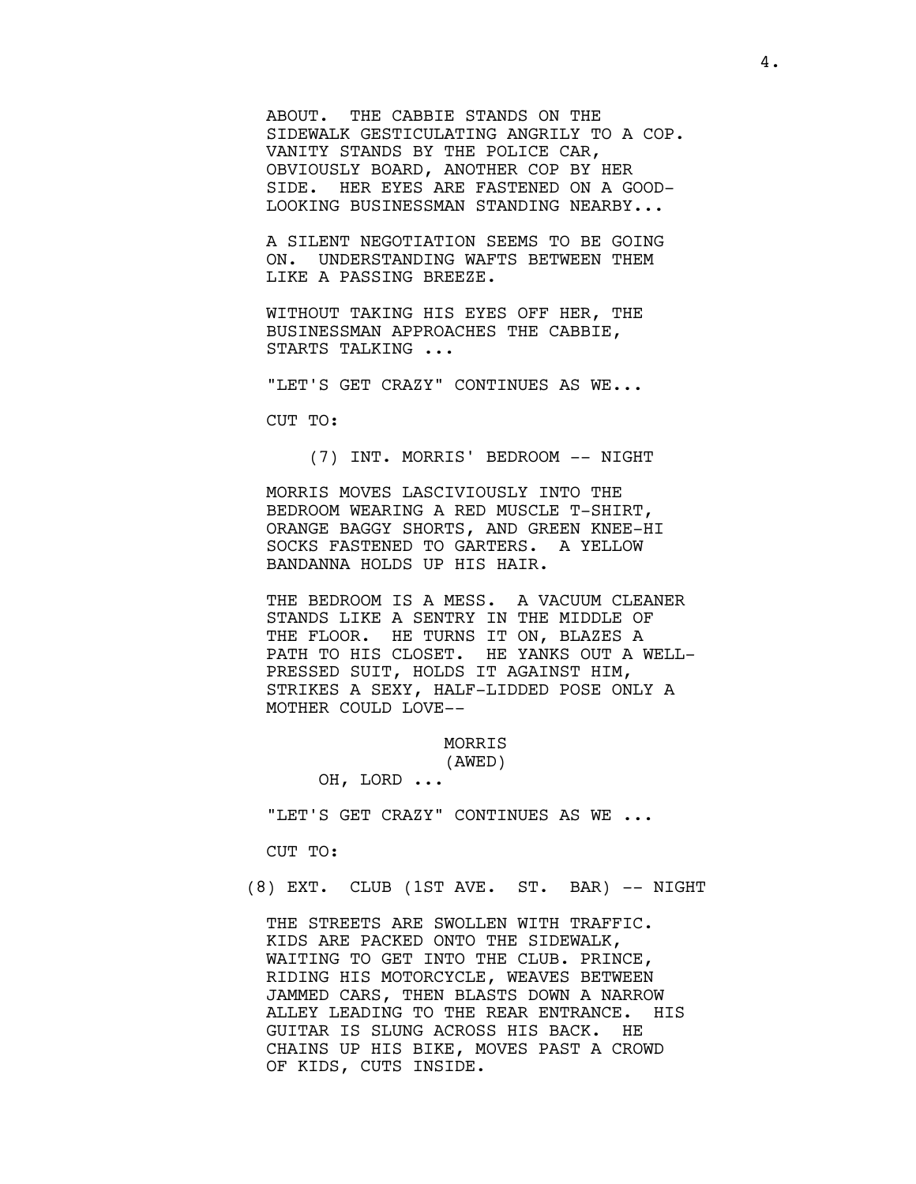ABOUT. THE CABBIE STANDS ON THE SIDEWALK GESTICULATING ANGRILY TO A COP. VANITY STANDS BY THE POLICE CAR, OBVIOUSLY BOARD, ANOTHER COP BY HER SIDE. HER EYES ARE FASTENED ON A GOOD-LOOKING BUSINESSMAN STANDING NEARBY...

A SILENT NEGOTIATION SEEMS TO BE GOING ON. UNDERSTANDING WAFTS BETWEEN THEM LIKE A PASSING BREEZE.

WITHOUT TAKING HIS EYES OFF HER, THE BUSINESSMAN APPROACHES THE CABBIE, STARTS TALKING ...

"LET'S GET CRAZY" CONTINUES AS WE...

CUT TO:

(7) INT. MORRIS' BEDROOM -- NIGHT

MORRIS MOVES LASCIVIOUSLY INTO THE BEDROOM WEARING A RED MUSCLE T-SHIRT, ORANGE BAGGY SHORTS, AND GREEN KNEE-HI SOCKS FASTENED TO GARTERS. A YELLOW BANDANNA HOLDS UP HIS HAIR.

THE BEDROOM IS A MESS. A VACUUM CLEANER STANDS LIKE A SENTRY IN THE MIDDLE OF THE FLOOR. HE TURNS IT ON, BLAZES A PATH TO HIS CLOSET. HE YANKS OUT A WELL-PRESSED SUIT, HOLDS IT AGAINST HIM, STRIKES A SEXY, HALF-LIDDED POSE ONLY A MOTHER COULD LOVE--

MORRIS
(AWED)
OH, LORD ...

"LET'S GET CRAZY" CONTINUES AS WE ...

CUT TO:

(8) EXT. CLUB (1ST AVE. ST. BAR) -- NIGHT

THE STREETS ARE SWOLLEN WITH TRAFFIC. KIDS ARE PACKED ONTO THE SIDEWALK, WAITING TO GET INTO THE CLUB. PRINCE, RIDING HIS MOTORCYCLE, WEAVES BETWEEN JAMMED CARS, THEN BLASTS DOWN A NARROW ALLEY LEADING TO THE REAR ENTRANCE. HIS GUITAR IS SLUNG ACROSS HIS BACK. HE CHAINS UP HIS BIKE, MOVES PAST A CROWD OF KIDS, CUTS INSIDE.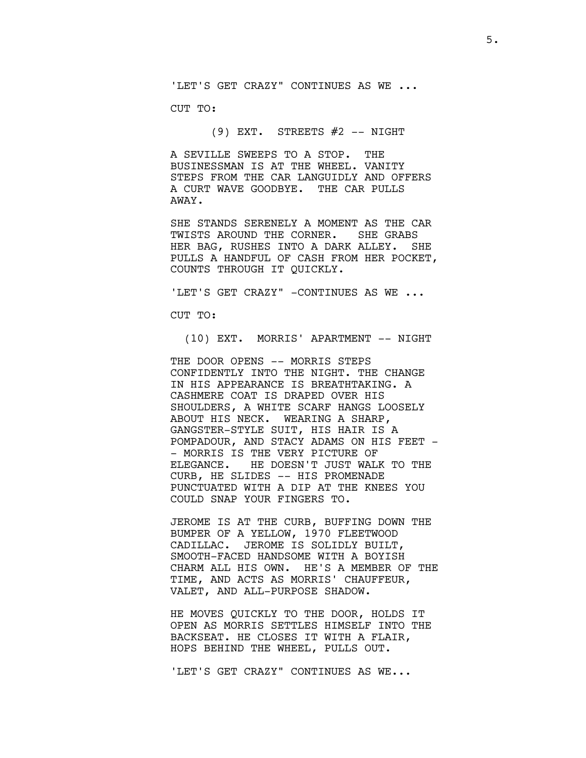'LET'S GET CRAZY" CONTINUES AS WE ...

CUT TO:

(9) EXT. STREETS #2 -- NIGHT

A SEVILLE SWEEPS TO A STOP. THE BUSINESSMAN IS AT THE WHEEL. VANITY STEPS FROM THE CAR LANGUIDLY AND OFFERS A CURT WAVE GOODBYE. THE CAR PULLS AWAY.

SHE STANDS SERENELY A MOMENT AS THE CAR TWISTS AROUND THE CORNER. SHE GRABS HER BAG, RUSHES INTO A DARK ALLEY. SHE PULLS A HANDFUL OF CASH FROM HER POCKET, COUNTS THROUGH IT QUICKLY.

'LET'S GET CRAZY" -CONTINUES AS WE ...

CUT TO:

(10) EXT. MORRIS' APARTMENT -- NIGHT

THE DOOR OPENS -- MORRIS STEPS CONFIDENTLY INTO THE NIGHT. THE CHANGE IN HIS APPEARANCE IS BREATHTAKING. A CASHMERE COAT IS DRAPED OVER HIS SHOULDERS, A WHITE SCARF HANGS LOOSELY ABOUT HIS NECK. WEARING A SHARP, GANGSTER-STYLE SUIT, HIS HAIR IS A POMPADOUR, AND STACY ADAMS ON HIS FEET -- MORRIS IS THE VERY PICTURE OF ELEGANCE. HE DOESN'T JUST WALK TO THE CURB, HE SLIDES -- HIS PROMENADE PUNCTUATED WITH A DIP AT THE KNEES YOU COULD SNAP YOUR FINGERS TO.

JEROME IS AT THE CURB, BUFFING DOWN THE BUMPER OF A YELLOW, 1970 FLEETWOOD CADILLAC. JEROME IS SOLIDLY BUILT, SMOOTH-FACED HANDSOME WITH A BOYISH CHARM ALL HIS OWN. HE'S A MEMBER OF THE TIME, AND ACTS AS MORRIS' CHAUFFEUR, VALET, AND ALL-PURPOSE SHADOW.

HE MOVES QUICKLY TO THE DOOR, HOLDS IT OPEN AS MORRIS SETTLES HIMSELF INTO THE BACKSEAT. HE CLOSES IT WITH A FLAIR, HOPS BEHIND THE WHEEL, PULLS OUT.

'LET'S GET CRAZY" CONTINUES AS WE...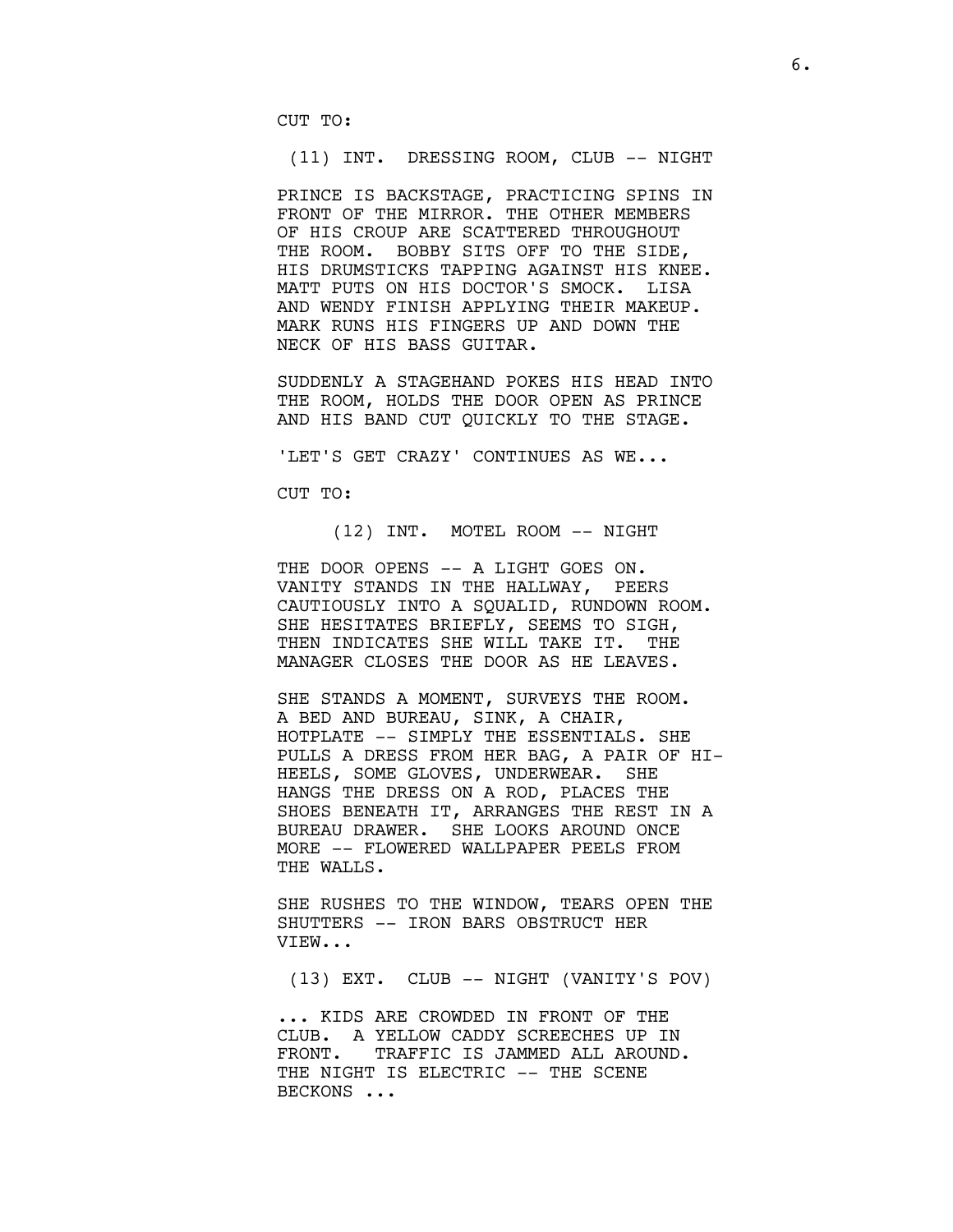CUT TO:

(11) INT. DRESSING ROOM, CLUB -- NIGHT

PRINCE IS BACKSTAGE, PRACTICING SPINS IN FRONT OF THE MIRROR. THE OTHER MEMBERS OF HIS CROUP ARE SCATTERED THROUGHOUT THE ROOM. BOBBY SITS OFF TO THE SIDE, HIS DRUMSTICKS TAPPING AGAINST HIS KNEE. MATT PUTS ON HIS DOCTOR'S SMOCK. LISA AND WENDY FINISH APPLYING THEIR MAKEUP. MARK RUNS HIS FINGERS UP AND DOWN THE NECK OF HIS BASS GUITAR.

SUDDENLY A STAGEHAND POKES HIS HEAD INTO THE ROOM, HOLDS THE DOOR OPEN AS PRINCE AND HIS BAND CUT QUICKLY TO THE STAGE.

'LET'S GET CRAZY' CONTINUES AS WE...

CUT TO:

(12) INT. MOTEL ROOM -- NIGHT

THE DOOR OPENS -- A LIGHT GOES ON. VANITY STANDS IN THE HALLWAY, PEERS CAUTIOUSLY INTO A SQUALID, RUNDOWN ROOM. SHE HESITATES BRIEFLY, SEEMS TO SIGH, THEN INDICATES SHE WILL TAKE IT. THE MANAGER CLOSES THE DOOR AS HE LEAVES.

SHE STANDS A MOMENT, SURVEYS THE ROOM. A BED AND BUREAU, SINK, A CHAIR, HOTPLATE -- SIMPLY THE ESSENTIALS. SHE PULLS A DRESS FROM HER BAG, A PAIR OF HI-HEELS, SOME GLOVES, UNDERWEAR. SHE HANGS THE DRESS ON A ROD, PLACES THE SHOES BENEATH IT, ARRANGES THE REST IN A BUREAU DRAWER. SHE LOOKS AROUND ONCE MORE -- FLOWERED WALLPAPER PEELS FROM THE WALLS.

SHE RUSHES TO THE WINDOW, TEARS OPEN THE SHUTTERS -- IRON BARS OBSTRUCT HER VIEW...

(13) EXT. CLUB -- NIGHT (VANITY'S POV)

... KIDS ARE CROWDED IN FRONT OF THE CLUB. A YELLOW CADDY SCREECHES UP IN FRONT. TRAFFIC IS JAMMED ALL AROUND. THE NIGHT IS ELECTRIC -- THE SCENE BECKONS ...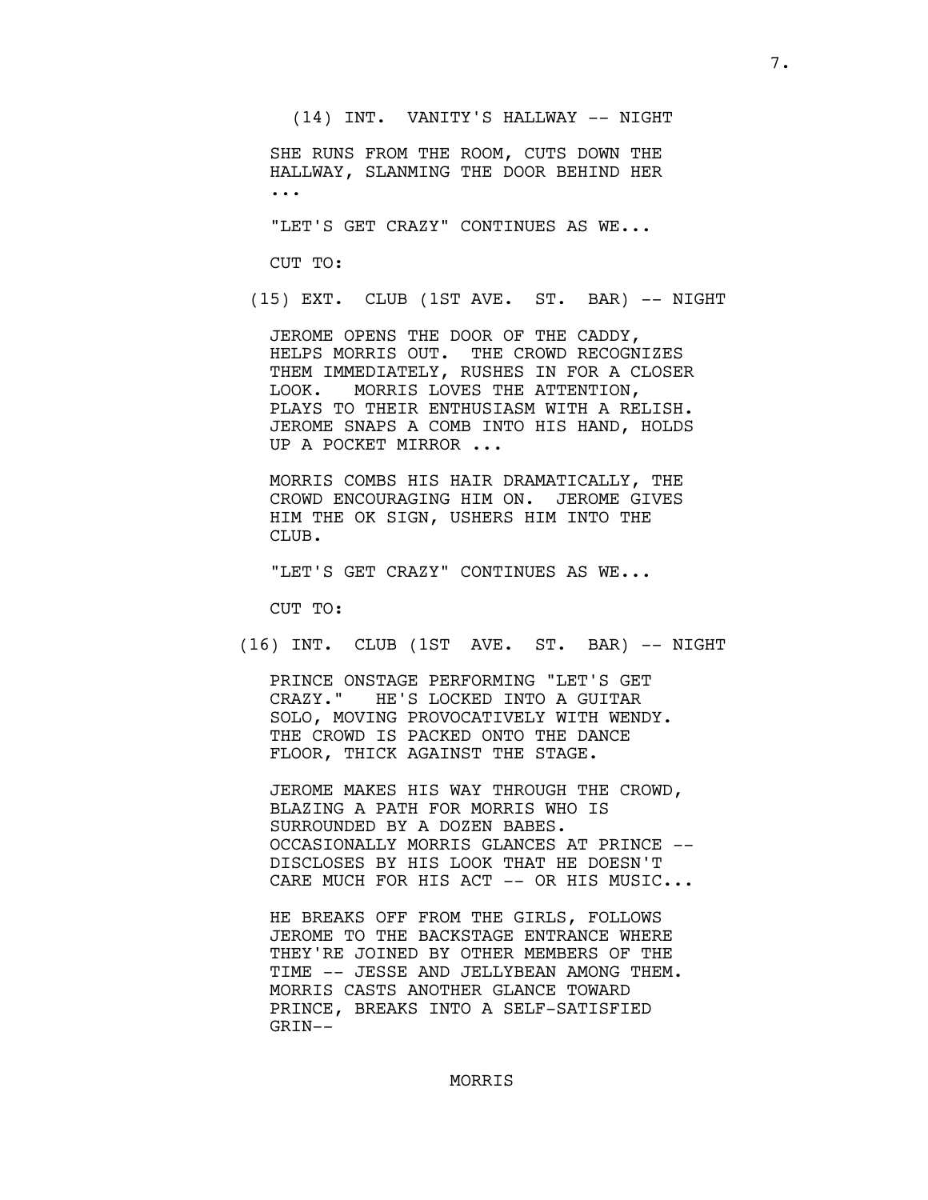(14) INT. VANITY'S HALLWAY -- NIGHT

SHE RUNS FROM THE ROOM, CUTS DOWN THE HALLWAY, SLANMING THE DOOR BEHIND HER ...

"LET'S GET CRAZY" CONTINUES AS WE...

CUT TO:

(15) EXT. CLUB (1ST AVE. ST. BAR) -- NIGHT

JEROME OPENS THE DOOR OF THE CADDY, HELPS MORRIS OUT. THE CROWD RECOGNIZES THEM IMMEDIATELY, RUSHES IN FOR A CLOSER LOOK. MORRIS LOVES THE ATTENTION, PLAYS TO THEIR ENTHUSIASM WITH A RELISH. JEROME SNAPS A COMB INTO HIS HAND, HOLDS UP A POCKET MIRROR ...

MORRIS COMBS HIS HAIR DRAMATICALLY, THE CROWD ENCOURAGING HIM ON. JEROME GIVES HIM THE OK SIGN, USHERS HIM INTO THE CLUB.

"LET'S GET CRAZY" CONTINUES AS WE...

CUT TO:

(16) INT. CLUB (1ST AVE. ST. BAR) -- NIGHT

PRINCE ONSTAGE PERFORMING "LET'S GET CRAZY." HE'S LOCKED INTO A GUITAR SOLO, MOVING PROVOCATIVELY WITH WENDY. THE CROWD IS PACKED ONTO THE DANCE FLOOR, THICK AGAINST THE STAGE.

JEROME MAKES HIS WAY THROUGH THE CROWD, BLAZING A PATH FOR MORRIS WHO IS SURROUNDED BY A DOZEN BABES. OCCASIONALLY MORRIS GLANCES AT PRINCE -- DISCLOSES BY HIS LOOK THAT HE DOESN'T CARE MUCH FOR HIS ACT -- OR HIS MUSIC...

HE BREAKS OFF FROM THE GIRLS, FOLLOWS JEROME TO THE BACKSTAGE ENTRANCE WHERE THEY'RE JOINED BY OTHER MEMBERS OF THE TIME -- JESSE AND JELLYBEAN AMONG THEM. MORRIS CASTS ANOTHER GLANCE TOWARD PRINCE, BREAKS INTO A SELF-SATISFIED GRIN--

MORRIS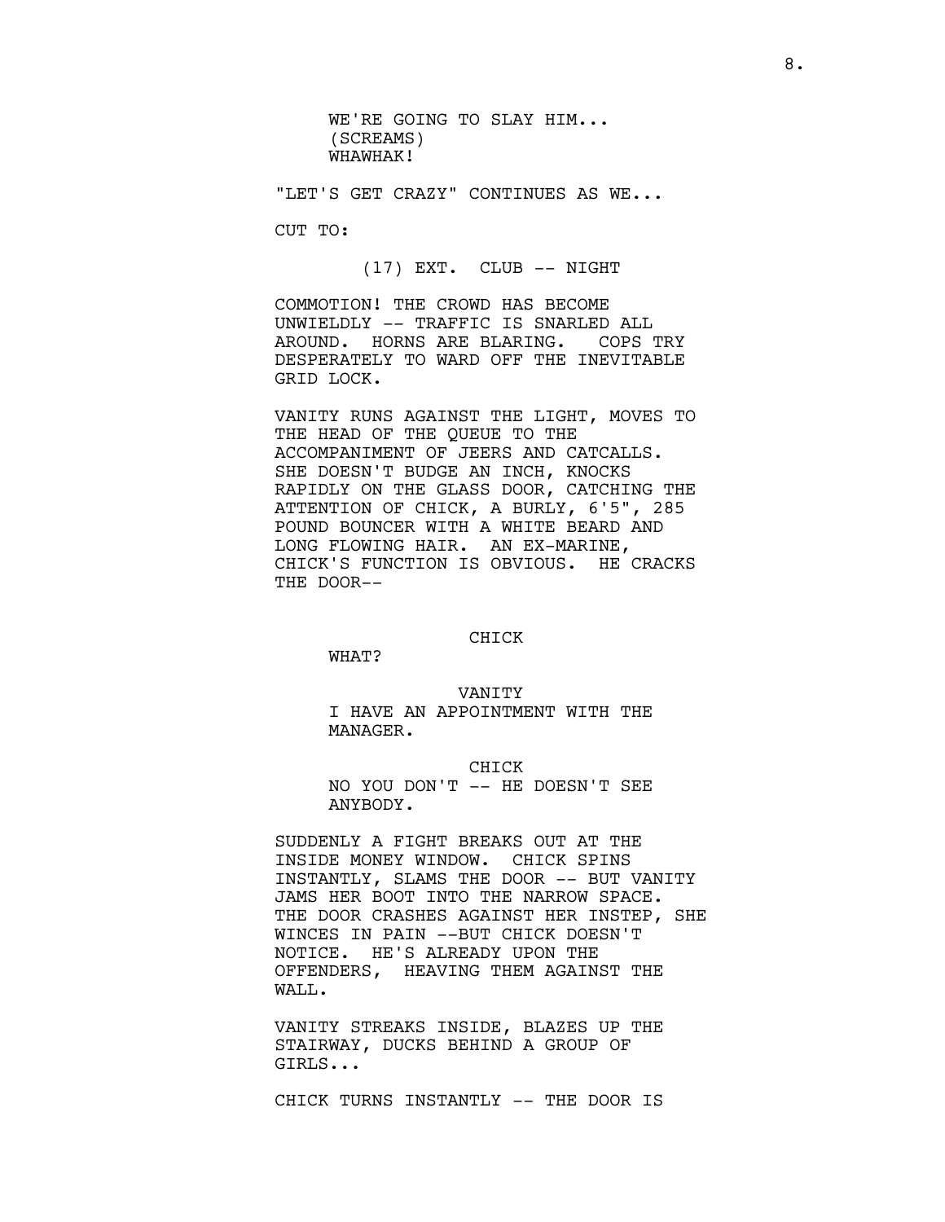WE'RE GOING TO SLAY HIM...
(SCREAMS)
WHAWHAK!

"LET'S GET CRAZY" CONTINUES AS WE...

CUT TO:

(17) EXT. CLUB -- NIGHT

COMMOTION! THE CROWD HAS BECOME UNWIELDLY -- TRAFFIC IS SNARLED ALL AROUND. HORNS ARE BLARING. COPS TRY DESPERATELY TO WARD OFF THE INEVITABLE GRID LOCK.

VANITY RUNS AGAINST THE LIGHT, MOVES TO THE HEAD OF THE QUEUE TO THE ACCOMPANIMENT OF JEERS AND CATCALLS. SHE DOESN'T BUDGE AN INCH, KNOCKS RAPIDLY ON THE GLASS DOOR, CATCHING THE ATTENTION OF CHICK, A BURLY, 6'5", 285 POUND BOUNCER WITH A WHITE BEARD AND LONG FLOWING HAIR. AN EX-MARINE, CHICK'S FUNCTION IS OBVIOUS. HE CRACKS THE DOOR--

CHICK

WHAT?

VANITY

I HAVE AN APPOINTMENT WITH THE MANAGER.

CHICK

NO YOU DON'T -- HE DOESN'T SEE ANYBODY.

SUDDENLY A FIGHT BREAKS OUT AT THE INSIDE MONEY WINDOW. CHICK SPINS INSTANTLY, SLAMS THE DOOR -- BUT VANITY JAMS HER BOOT INTO THE NARROW SPACE. THE DOOR CRASHES AGAINST HER INSTEP, SHE WINCES IN PAIN --BUT CHICK DOESN'T NOTICE. HE'S ALREADY UPON THE OFFENDERS, HEAVING THEM AGAINST THE WALL.

VANITY STREAKS INSIDE, BLAZES UP THE STAIRWAY, DUCKS BEHIND A GROUP OF GIRLS...

CHICK TURNS INSTANTLY -- THE DOOR IS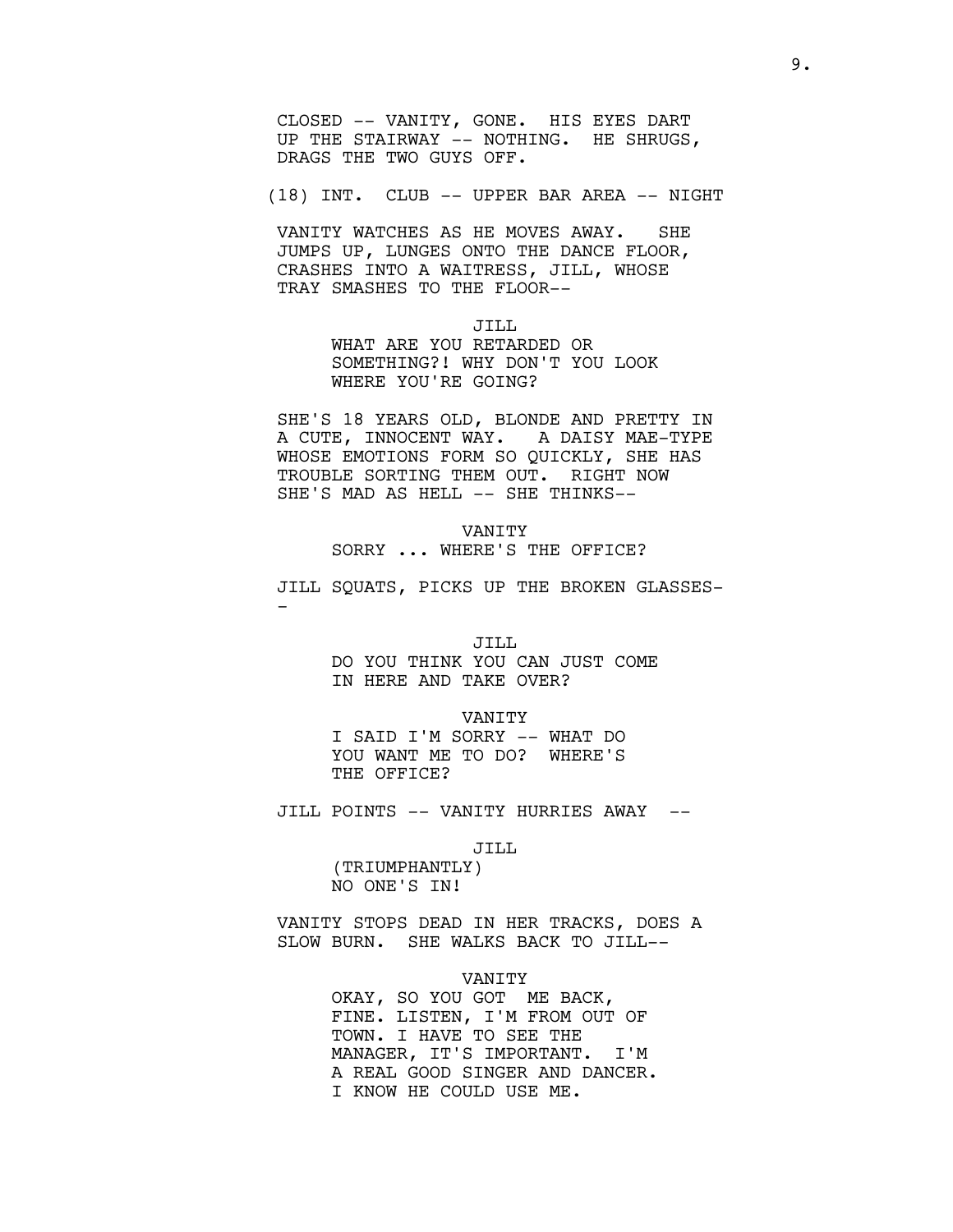CLOSED -- VANITY, GONE. HIS EYES DART UP THE STAIRWAY -- NOTHING. HE SHRUGS, DRAGS THE TWO GUYS OFF.

(18) INT. CLUB -- UPPER BAR AREA -- NIGHT

VANITY WATCHES AS HE MOVES AWAY. SHE JUMPS UP, LUNGES ONTO THE DANCE FLOOR, CRASHES INTO A WAITRESS, JILL, WHOSE TRAY SMASHES TO THE FLOOR--

JILL
WHAT ARE YOU RETARDED OR SOMETHING?! WHY DON'T YOU LOOK WHERE YOU'RE GOING?

SHE'S 18 YEARS OLD, BLONDE AND PRETTY IN A CUTE, INNOCENT WAY. A DAISY MAE-TYPE WHOSE EMOTIONS FORM SO QUICKLY, SHE HAS TROUBLE SORTING THEM OUT. RIGHT NOW SHE'S MAD AS HELL -- SHE THINKS--

VANITY
SORRY ... WHERE'S THE OFFICE?

JILL SQUATS, PICKS UP THE BROKEN GLASSES--

JILL
DO YOU THINK YOU CAN JUST COME IN HERE AND TAKE OVER?

VANITY
I SAID I'M SORRY -- WHAT DO YOU WANT ME TO DO? WHERE'S THE OFFICE?

JILL POINTS -- VANITY HURRIES AWAY --

JILL
(TRIUMPHANTLY)
NO ONE'S IN!

VANITY STOPS DEAD IN HER TRACKS, DOES A SLOW BURN. SHE WALKS BACK TO JILL--

VANITY
OKAY, SO YOU GOT ME BACK, FINE. LISTEN, I'M FROM OUT OF TOWN. I HAVE TO SEE THE MANAGER, IT'S IMPORTANT. I'M A REAL GOOD SINGER AND DANCER. I KNOW HE COULD USE ME.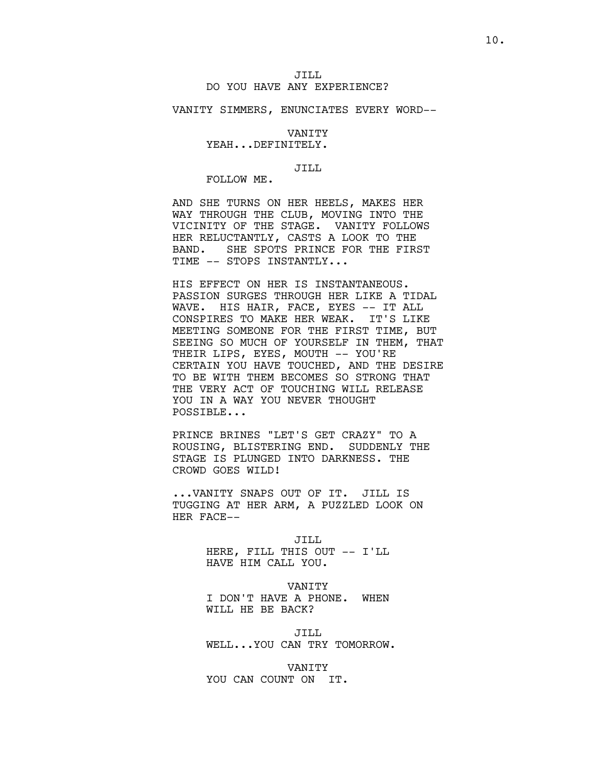JILL
DO YOU HAVE ANY EXPERIENCE?

VANITY SIMMERS, ENUNCIATES EVERY WORD--

VANITY
YEAH...DEFINITELY.

JILL
FOLLOW ME.

AND SHE TURNS ON HER HEELS, MAKES HER WAY THROUGH THE CLUB, MOVING INTO THE VICINITY OF THE STAGE. VANITY FOLLOWS HER RELUCTANTLY, CASTS A LOOK TO THE BAND. SHE SPOTS PRINCE FOR THE FIRST TIME -- STOPS INSTANTLY...

HIS EFFECT ON HER IS INSTANTANEOUS. PASSION SURGES THROUGH HER LIKE A TIDAL WAVE. HIS HAIR, FACE, EYES -- IT ALL CONSPIRES TO MAKE HER WEAK. IT'S LIKE MEETING SOMEONE FOR THE FIRST TIME, BUT SEEING SO MUCH OF YOURSELF IN THEM, THAT THEIR LIPS, EYES, MOUTH -- YOU'RE CERTAIN YOU HAVE TOUCHED, AND THE DESIRE TO BE WITH THEM BECOMES SO STRONG THAT THE VERY ACT OF TOUCHING WILL RELEASE YOU IN A WAY YOU NEVER THOUGHT POSSIBLE...

PRINCE BRINES "LET'S GET CRAZY" TO A ROUSING, BLISTERING END. SUDDENLY THE STAGE IS PLUNGED INTO DARKNESS. THE CROWD GOES WILD!

...VANITY SNAPS OUT OF IT. JILL IS TUGGING AT HER ARM, A PUZZLED LOOK ON HER FACE--

JILL
HERE, FILL THIS OUT -- I'LL HAVE HIM CALL YOU.

VANITY
I DON'T HAVE A PHONE. WHEN WILL HE BE BACK?

JILL
WELL...YOU CAN TRY TOMORROW.

VANITY
YOU CAN COUNT ON IT.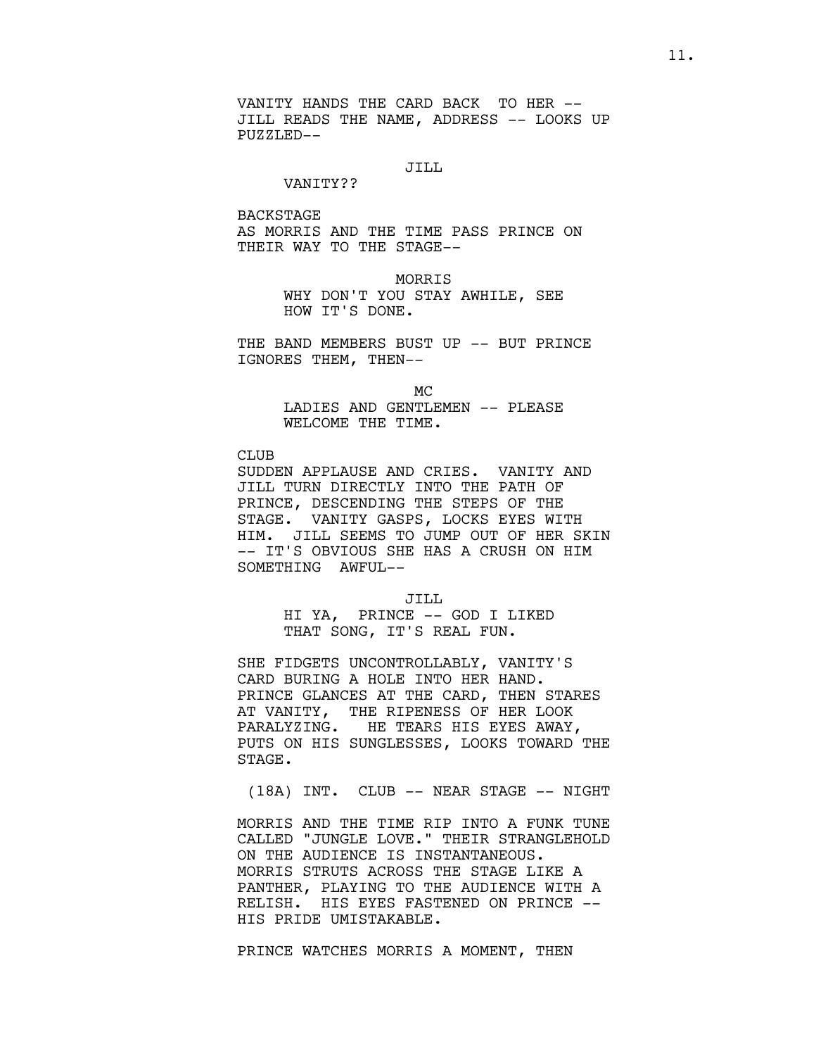VANITY HANDS THE CARD BACK TO HER -- JILL READS THE NAME, ADDRESS -- LOOKS UP PUZZLED--

JILL

VANITY??

BACKSTAGE

AS MORRIS AND THE TIME PASS PRINCE ON THEIR WAY TO THE STAGE--

MORRIS

WHY DON'T YOU STAY AWHILE, SEE HOW IT'S DONE.

THE BAND MEMBERS BUST UP -- BUT PRINCE IGNORES THEM, THEN--

MC

LADIES AND GENTLEMEN -- PLEASE WELCOME THE TIME.

CLUB

SUDDEN APPLAUSE AND CRIES. VANITY AND JILL TURN DIRECTLY INTO THE PATH OF PRINCE, DESCENDING THE STEPS OF THE STAGE. VANITY GASPS, LOCKS EYES WITH HIM. JILL SEEMS TO JUMP OUT OF HER SKIN -- IT'S OBVIOUS SHE HAS A CRUSH ON HIM SOMETHING AWFUL--

JILL

HI YA, PRINCE -- GOD I LIKED THAT SONG, IT'S REAL FUN.

SHE FIDGETS UNCONTROLLABLY, VANITY'S CARD BURING A HOLE INTO HER HAND. PRINCE GLANCES AT THE CARD, THEN STARES AT VANITY, THE RIPENESS OF HER LOOK PARALYZING. HE TEARS HIS EYES AWAY, PUTS ON HIS SUNGLESSES, LOOKS TOWARD THE STAGE.

(18A) INT. CLUB -- NEAR STAGE -- NIGHT

MORRIS AND THE TIME RIP INTO A FUNK TUNE CALLED "JUNGLE LOVE." THEIR STRANGLEHOLD ON THE AUDIENCE IS INSTANTANEOUS. MORRIS STRUTS ACROSS THE STAGE LIKE A PANTHER, PLAYING TO THE AUDIENCE WITH A RELISH. HIS EYES FASTENED ON PRINCE -- HIS PRIDE UMISTAKABLE.

PRINCE WATCHES MORRIS A MOMENT, THEN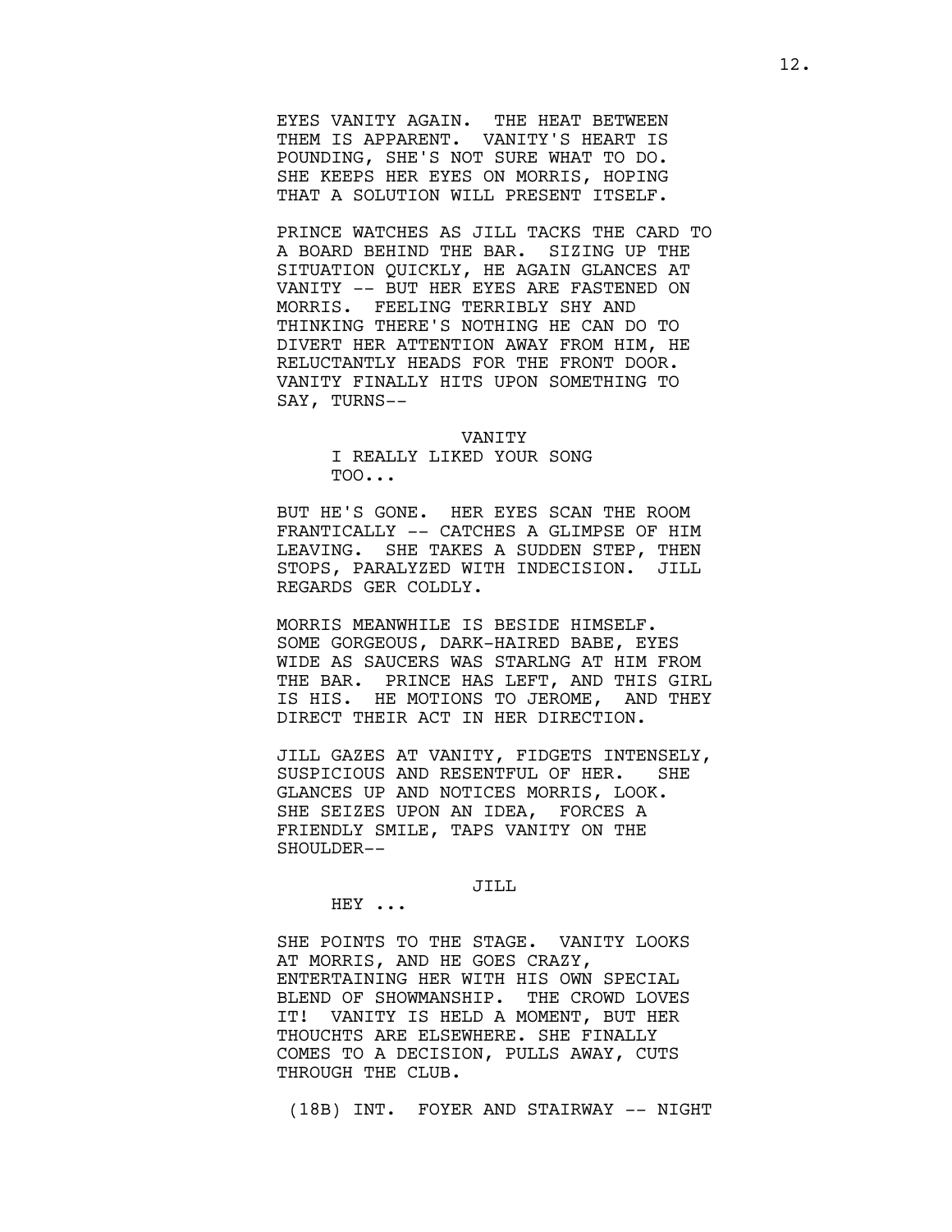EYES VANITY AGAIN. THE HEAT BETWEEN THEM IS APPARENT. VANITY'S HEART IS POUNDING, SHE'S NOT SURE WHAT TO DO. SHE KEEPS HER EYES ON MORRIS, HOPING THAT A SOLUTION WILL PRESENT ITSELF.

PRINCE WATCHES AS JILL TACKS THE CARD TO A BOARD BEHIND THE BAR. SIZING UP THE SITUATION QUICKLY, HE AGAIN GLANCES AT VANITY -- BUT HER EYES ARE FASTENED ON MORRIS. FEELING TERRIBLY SHY AND THINKING THERE'S NOTHING HE CAN DO TO DIVERT HER ATTENTION AWAY FROM HIM, HE RELUCTANTLY HEADS FOR THE FRONT DOOR. VANITY FINALLY HITS UPON SOMETHING TO SAY, TURNS--

VANITY

I REALLY LIKED YOUR SONG TOO...

BUT HE'S GONE. HER EYES SCAN THE ROOM FRANTICALLY -- CATCHES A GLIMPSE OF HIM LEAVING. SHE TAKES A SUDDEN STEP, THEN STOPS, PARALYZED WITH INDECISION. JILL REGARDS GER COLDLY.

MORRIS MEANWHILE IS BESIDE HIMSELF. SOME GORGEOUS, DARK-HAIRED BABE, EYES WIDE AS SAUCERS WAS STARLNG AT HIM FROM THE BAR. PRINCE HAS LEFT, AND THIS GIRL IS HIS. HE MOTIONS TO JEROME, AND THEY DIRECT THEIR ACT IN HER DIRECTION.

JILL GAZES AT VANITY, FIDGETS INTENSELY, SUSPICIOUS AND RESENTFUL OF HER. SHE GLANCES UP AND NOTICES MORRIS, LOOK. SHE SEIZES UPON AN IDEA, FORCES A FRIENDLY SMILE, TAPS VANITY ON THE SHOULDER--

JILL

HEY ...

SHE POINTS TO THE STAGE. VANITY LOOKS AT MORRIS, AND HE GOES CRAZY, ENTERTAINING HER WITH HIS OWN SPECIAL BLEND OF SHOWMANSHIP. THE CROWD LOVES IT! VANITY IS HELD A MOMENT, BUT HER THOUCHTS ARE ELSEWHERE. SHE FINALLY COMES TO A DECISION, PULLS AWAY, CUTS THROUGH THE CLUB.

(18B) INT. FOYER AND STAIRWAY -- NIGHT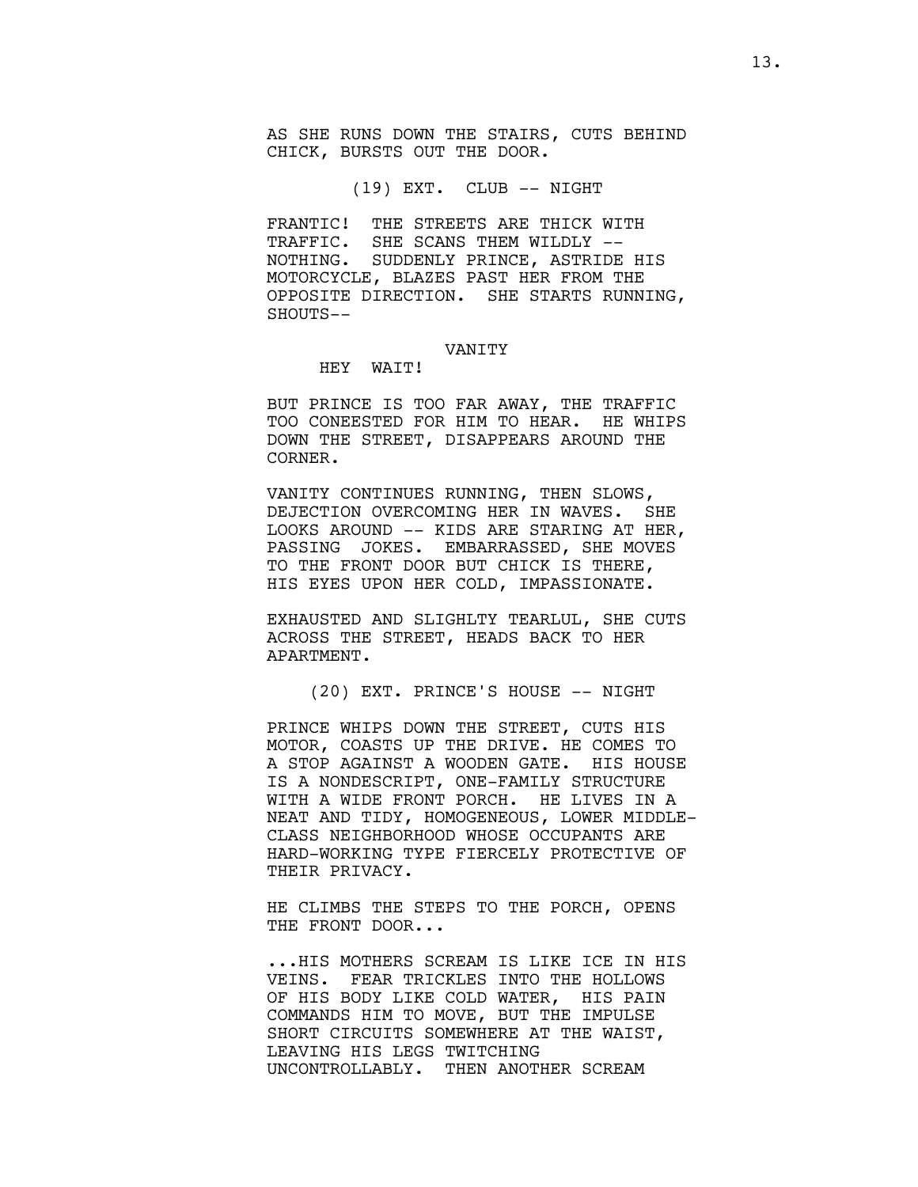AS SHE RUNS DOWN THE STAIRS, CUTS BEHIND CHICK, BURSTS OUT THE DOOR.

(19) EXT. CLUB -- NIGHT

FRANTIC! THE STREETS ARE THICK WITH TRAFFIC. SHE SCANS THEM WILDLY -- NOTHING. SUDDENLY PRINCE, ASTRIDE HIS MOTORCYCLE, BLAZES PAST HER FROM THE OPPOSITE DIRECTION. SHE STARTS RUNNING, SHOUTS--

VANITY

HEY WAIT!

BUT PRINCE IS TOO FAR AWAY, THE TRAFFIC TOO CONEESTED FOR HIM TO HEAR. HE WHIPS DOWN THE STREET, DISAPPEARS AROUND THE CORNER.

VANITY CONTINUES RUNNING, THEN SLOWS, DEJECTION OVERCOMING HER IN WAVES. SHE LOOKS AROUND -- KIDS ARE STARING AT HER, PASSING JOKES. EMBARRASSED, SHE MOVES TO THE FRONT DOOR BUT CHICK IS THERE, HIS EYES UPON HER COLD, IMPASSIONATE.

EXHAUSTED AND SLIGHLTY TEARLUL, SHE CUTS ACROSS THE STREET, HEADS BACK TO HER APARTMENT.

(20) EXT. PRINCE'S HOUSE -- NIGHT

PRINCE WHIPS DOWN THE STREET, CUTS HIS MOTOR, COASTS UP THE DRIVE. HE COMES TO A STOP AGAINST A WOODEN GATE. HIS HOUSE IS A NONDESCRIPT, ONE-FAMILY STRUCTURE WITH A WIDE FRONT PORCH. HE LIVES IN A NEAT AND TIDY, HOMOGENEOUS, LOWER MIDDLE-CLASS NEIGHBORHOOD WHOSE OCCUPANTS ARE HARD-WORKING TYPE FIERCELY PROTECTIVE OF THEIR PRIVACY.

HE CLIMBS THE STEPS TO THE PORCH, OPENS THE FRONT DOOR...

...HIS MOTHERS SCREAM IS LIKE ICE IN HIS VEINS. FEAR TRICKLES INTO THE HOLLOWS OF HIS BODY LIKE COLD WATER, HIS PAIN COMMANDS HIM TO MOVE, BUT THE IMPULSE SHORT CIRCUITS SOMEWHERE AT THE WAIST, LEAVING HIS LEGS TWITCHING UNCONTROLLABLY. THEN ANOTHER SCREAM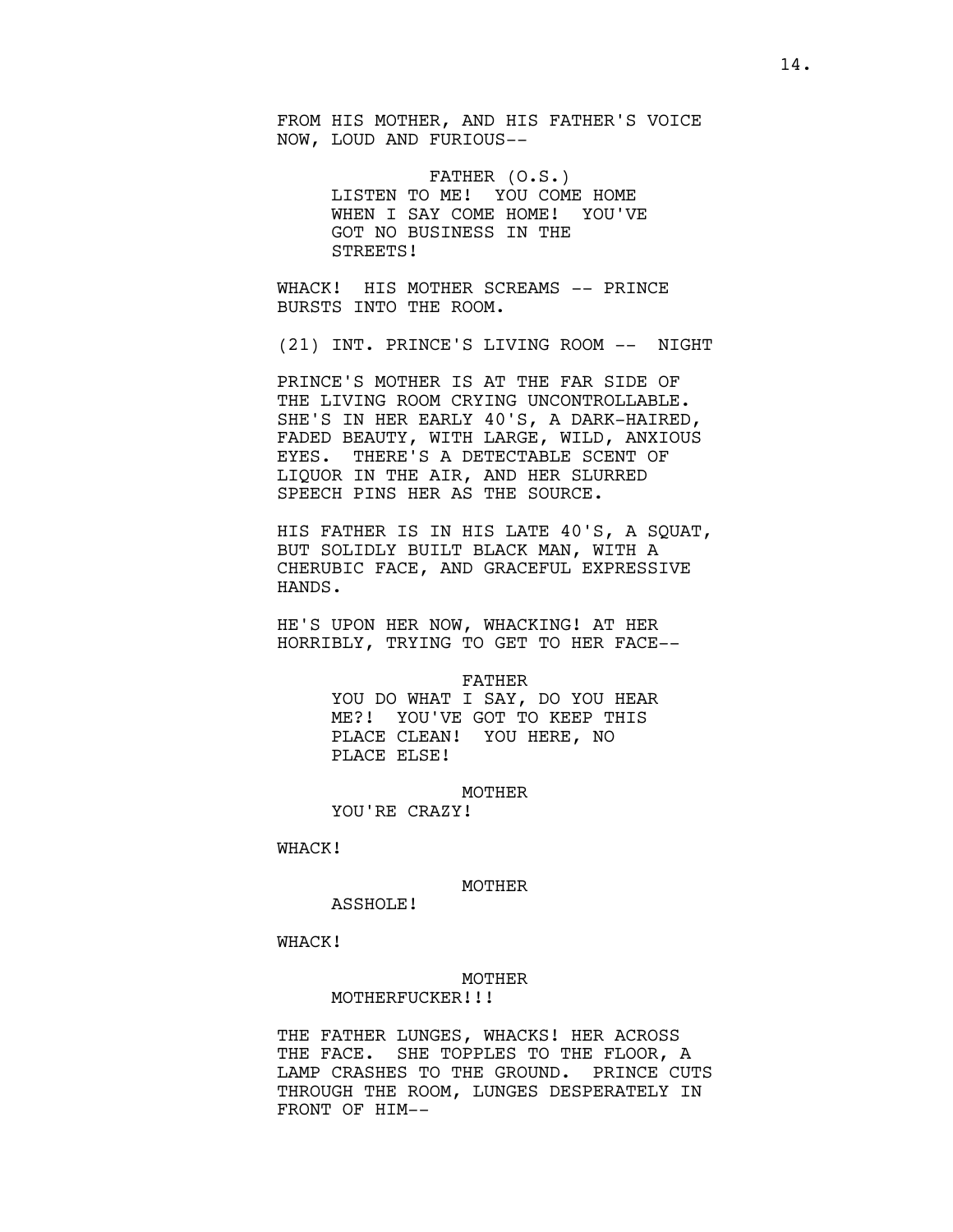FROM HIS MOTHER, AND HIS FATHER'S VOICE NOW, LOUD AND FURIOUS--

FATHER (O.S.)
LISTEN TO ME! YOU COME HOME WHEN I SAY COME HOME! YOU'VE GOT NO BUSINESS IN THE STREETS!

WHACK! HIS MOTHER SCREAMS -- PRINCE BURSTS INTO THE ROOM.

(21) INT. PRINCE'S LIVING ROOM -- NIGHT

PRINCE'S MOTHER IS AT THE FAR SIDE OF THE LIVING ROOM CRYING UNCONTROLLABLE. SHE'S IN HER EARLY 40'S, A DARK-HAIRED, FADED BEAUTY, WITH LARGE, WILD, ANXIOUS EYES. THERE'S A DETECTABLE SCENT OF LIQUOR IN THE AIR, AND HER SLURRED SPEECH PINS HER AS THE SOURCE.

HIS FATHER IS IN HIS LATE 40'S, A SQUAT, BUT SOLIDLY BUILT BLACK MAN, WITH A CHERUBIC FACE, AND GRACEFUL EXPRESSIVE HANDS.

HE'S UPON HER NOW, WHACKING! AT HER HORRIBLY, TRYING TO GET TO HER FACE--

FATHER
YOU DO WHAT I SAY, DO YOU HEAR ME?! YOU'VE GOT TO KEEP THIS PLACE CLEAN! YOU HERE, NO PLACE ELSE!

MOTHER
YOU'RE CRAZY!

WHACK!

MOTHER
ASSHOLE!

WHACK!

MOTHER
MOTHERFUCKER!!!

THE FATHER LUNGES, WHACKS! HER ACROSS THE FACE. SHE TOPPLES TO THE FLOOR, A LAMP CRASHES TO THE GROUND. PRINCE CUTS THROUGH THE ROOM, LUNGES DESPERATELY IN FRONT OF HIM--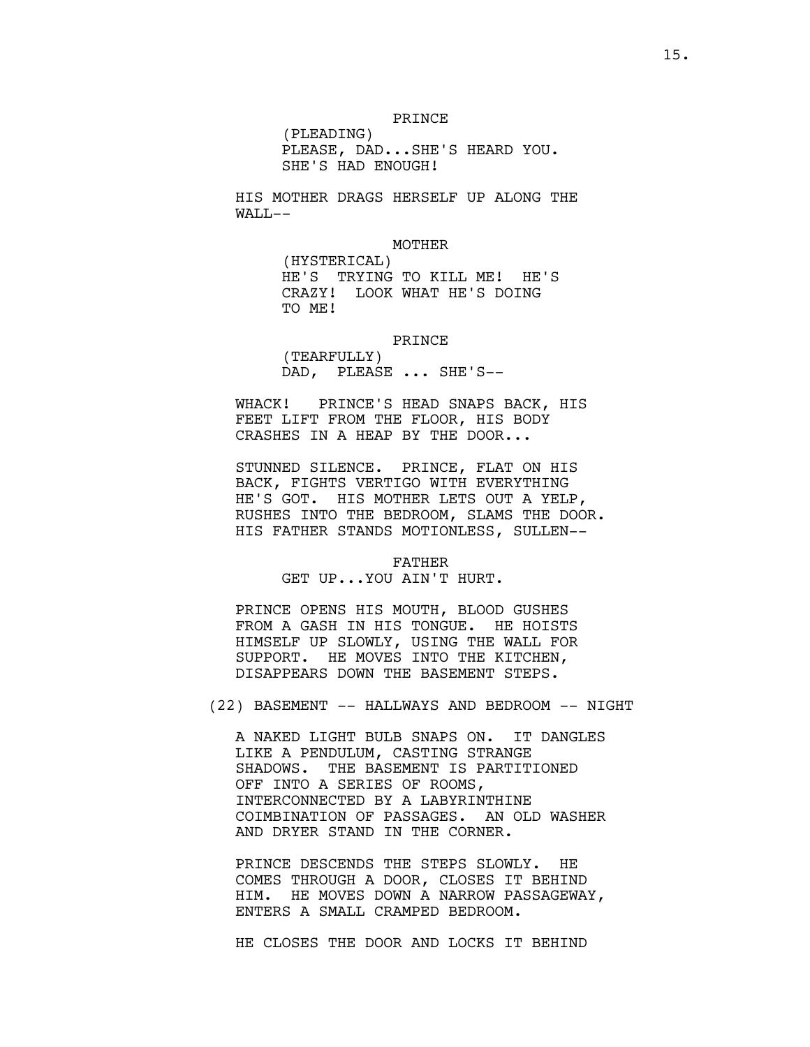PRINCE
(PLEADING)
PLEASE, DAD...SHE'S HEARD YOU. SHE'S HAD ENOUGH!

HIS MOTHER DRAGS HERSELF UP ALONG THE WALL--

MOTHER
(HYSTERICAL)
HE'S TRYING TO KILL ME! HE'S CRAZY! LOOK WHAT HE'S DOING TO ME!

PRINCE
(TEARFULLY)
DAD, PLEASE ... SHE'S--

WHACK! PRINCE'S HEAD SNAPS BACK, HIS FEET LIFT FROM THE FLOOR, HIS BODY CRASHES IN A HEAP BY THE DOOR...

STUNNED SILENCE. PRINCE, FLAT ON HIS BACK, FIGHTS VERTIGO WITH EVERYTHING HE'S GOT. HIS MOTHER LETS OUT A YELP, RUSHES INTO THE BEDROOM, SLAMS THE DOOR. HIS FATHER STANDS MOTIONLESS, SULLEN--

FATHER
GET UP...YOU AIN'T HURT.

PRINCE OPENS HIS MOUTH, BLOOD GUSHES FROM A GASH IN HIS TONGUE. HE HOISTS HIMSELF UP SLOWLY, USING THE WALL FOR SUPPORT. HE MOVES INTO THE KITCHEN, DISAPPEARS DOWN THE BASEMENT STEPS.

(22) BASEMENT -- HALLWAYS AND BEDROOM -- NIGHT

A NAKED LIGHT BULB SNAPS ON. IT DANGLES LIKE A PENDULUM, CASTING STRANGE SHADOWS. THE BASEMENT IS PARTITIONED OFF INTO A SERIES OF ROOMS, INTERCONNECTED BY A LABYRINTHINE COIMBINATION OF PASSAGES. AN OLD WASHER AND DRYER STAND IN THE CORNER.

PRINCE DESCENDS THE STEPS SLOWLY. HE COMES THROUGH A DOOR, CLOSES IT BEHIND HIM. HE MOVES DOWN A NARROW PASSAGEWAY, ENTERS A SMALL CRAMPED BEDROOM.

HE CLOSES THE DOOR AND LOCKS IT BEHIND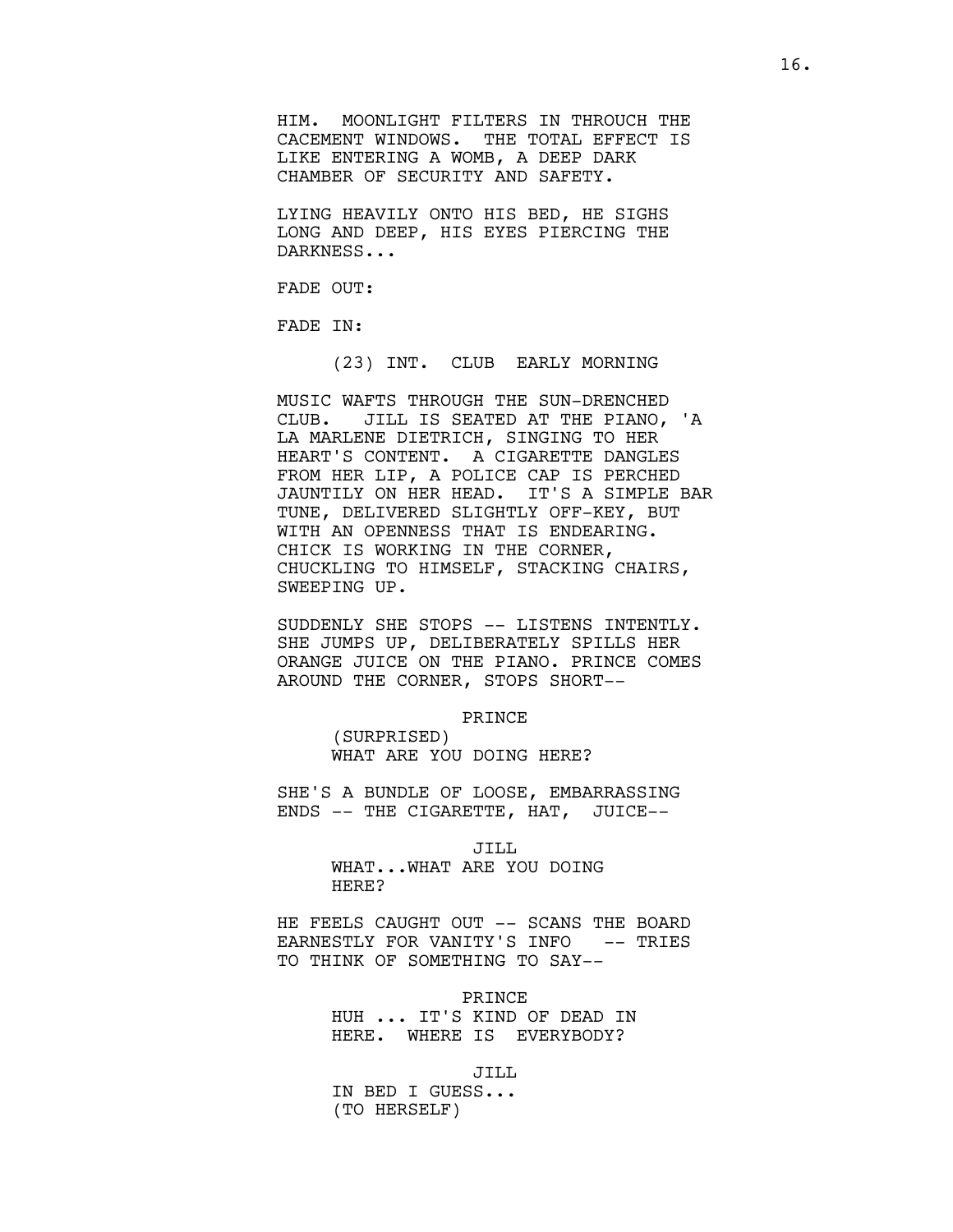HIM. MOONLIGHT FILTERS IN THROUCH THE CACEMENT WINDOWS. THE TOTAL EFFECT IS LIKE ENTERING A WOMB, A DEEP DARK CHAMBER OF SECURITY AND SAFETY.

LYING HEAVILY ONTO HIS BED, HE SIGHS LONG AND DEEP, HIS EYES PIERCING THE DARKNESS...

FADE OUT:

FADE IN:

(23) INT. CLUB EARLY MORNING

MUSIC WAFTS THROUGH THE SUN-DRENCHED CLUB. JILL IS SEATED AT THE PIANO, 'A LA MARLENE DIETRICH, SINGING TO HER HEART'S CONTENT. A CIGARETTE DANGLES FROM HER LIP, A POLICE CAP IS PERCHED JAUNTILY ON HER HEAD. IT'S A SIMPLE BAR TUNE, DELIVERED SLIGHTLY OFF-KEY, BUT WITH AN OPENNESS THAT IS ENDEARING. CHICK IS WORKING IN THE CORNER, CHUCKLING TO HIMSELF, STACKING CHAIRS, SWEEPING UP.

SUDDENLY SHE STOPS -- LISTENS INTENTLY. SHE JUMPS UP, DELIBERATELY SPILLS HER ORANGE JUICE ON THE PIANO. PRINCE COMES AROUND THE CORNER, STOPS SHORT--

PRINCE
(SURPRISED)
WHAT ARE YOU DOING HERE?

SHE'S A BUNDLE OF LOOSE, EMBARRASSING ENDS -- THE CIGARETTE, HAT, JUICE--

JILL
WHAT...WHAT ARE YOU DOING HERE?

HE FEELS CAUGHT OUT -- SCANS THE BOARD EARNESTLY FOR VANITY'S INFO -- TRIES TO THINK OF SOMETHING TO SAY--

PRINCE
HUH ... IT'S KIND OF DEAD IN HERE. WHERE IS EVERYBODY?

JILL
IN BED I GUESS...
(TO HERSELF)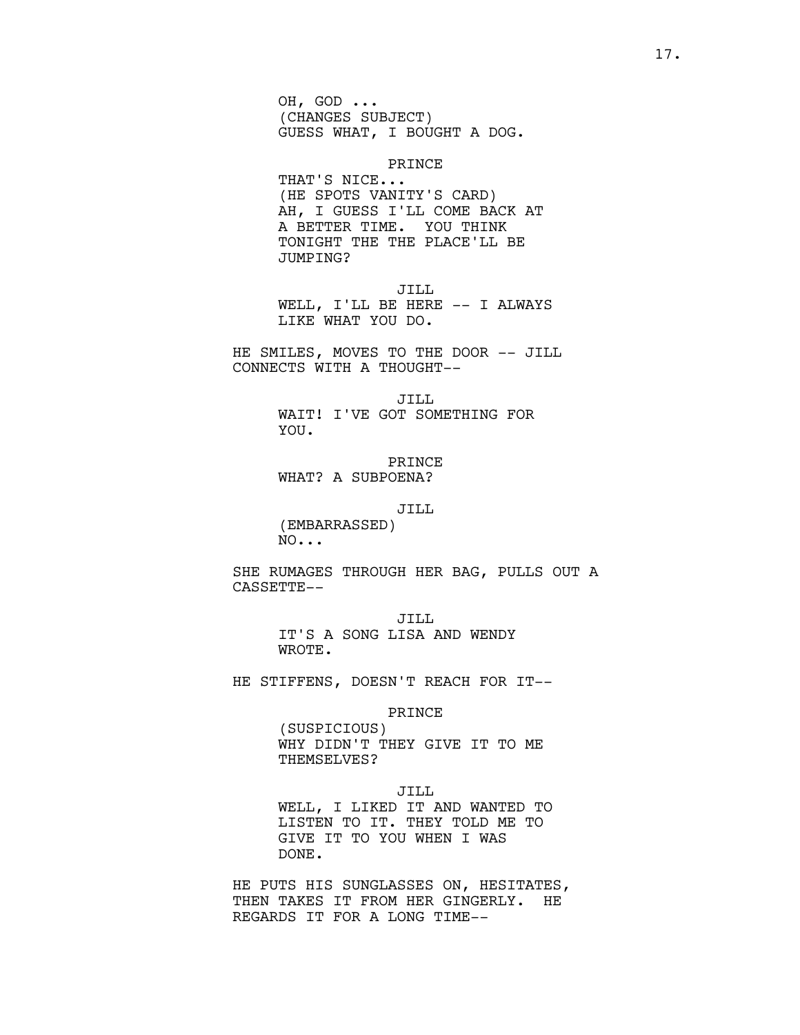OH, GOD ...
(CHANGES SUBJECT)
GUESS WHAT, I BOUGHT A DOG.

PRINCE
THAT'S NICE...
(HE SPOTS VANITY'S CARD)
AH, I GUESS I'LL COME BACK AT A BETTER TIME. YOU THINK TONIGHT THE THE PLACE'LL BE JUMPING?

JILL
WELL, I'LL BE HERE -- I ALWAYS LIKE WHAT YOU DO.

HE SMILES, MOVES TO THE DOOR -- JILL CONNECTS WITH A THOUGHT--

JILL
WAIT! I'VE GOT SOMETHING FOR YOU.

PRINCE
WHAT? A SUBPOENA?

JILL
(EMBARRASSED)
NO...

SHE RUMAGES THROUGH HER BAG, PULLS OUT A CASSETTE--

JILL
IT'S A SONG LISA AND WENDY WROTE.

HE STIFFENS, DOESN'T REACH FOR IT--

PRINCE
(SUSPICIOUS)
WHY DIDN'T THEY GIVE IT TO ME THEMSELVES?

JILL
WELL, I LIKED IT AND WANTED TO LISTEN TO IT. THEY TOLD ME TO GIVE IT TO YOU WHEN I WAS DONE.

HE PUTS HIS SUNGLASSES ON, HESITATES, THEN TAKES IT FROM HER GINGERLY. HE REGARDS IT FOR A LONG TIME--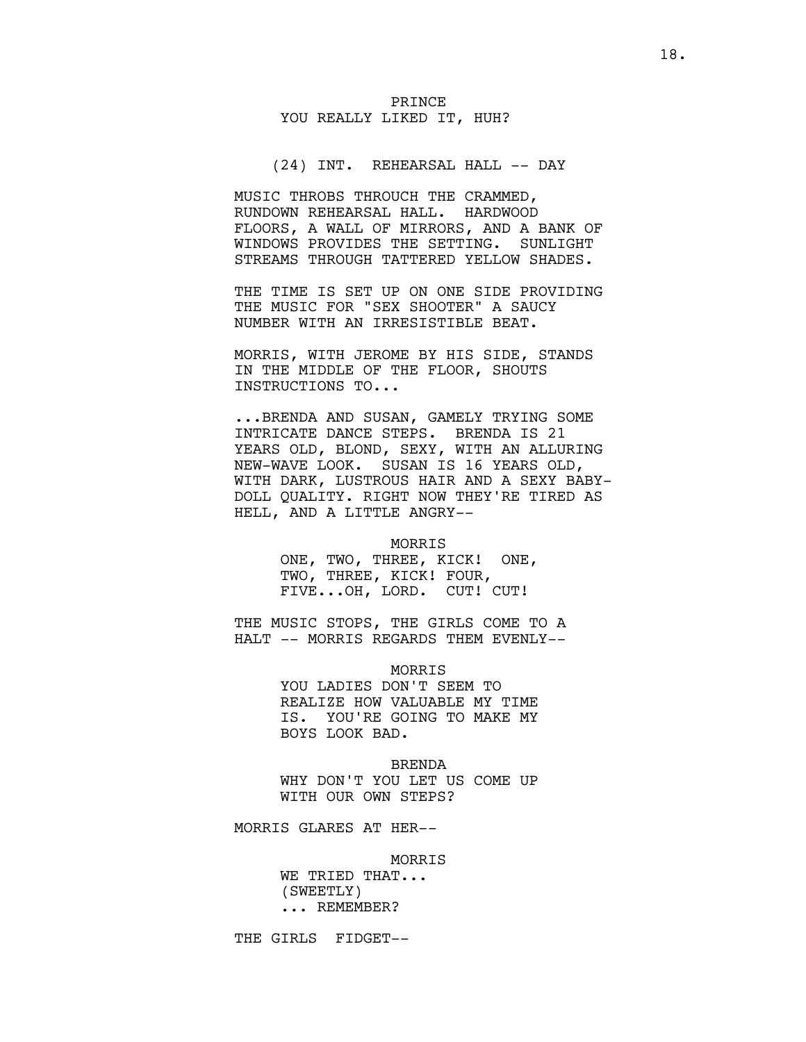PRINCE
YOU REALLY LIKED IT, HUH?

(24) INT. REHEARSAL HALL -- DAY

MUSIC THROBS THROUCH THE CRAMMED, RUNDOWN REHEARSAL HALL. HARDWOOD FLOORS, A WALL OF MIRRORS, AND A BANK OF WINDOWS PROVIDES THE SETTING. SUNLIGHT STREAMS THROUGH TATTERED YELLOW SHADES.

THE TIME IS SET UP ON ONE SIDE PROVIDING THE MUSIC FOR "SEX SHOOTER" A SAUCY NUMBER WITH AN IRRESISTIBLE BEAT.

MORRIS, WITH JEROME BY HIS SIDE, STANDS IN THE MIDDLE OF THE FLOOR, SHOUTS INSTRUCTIONS TO...

...BRENDA AND SUSAN, GAMELY TRYING SOME INTRICATE DANCE STEPS. BRENDA IS 21 YEARS OLD, BLOND, SEXY, WITH AN ALLURING NEW-WAVE LOOK. SUSAN IS 16 YEARS OLD, WITH DARK, LUSTROUS HAIR AND A SEXY BABY-DOLL QUALITY. RIGHT NOW THEY'RE TIRED AS HELL, AND A LITTLE ANGRY--

MORRIS
ONE, TWO, THREE, KICK! ONE, TWO, THREE, KICK! FOUR, FIVE...OH, LORD. CUT! CUT!

THE MUSIC STOPS, THE GIRLS COME TO A HALT -- MORRIS REGARDS THEM EVENLY--

MORRIS
YOU LADIES DON'T SEEM TO REALIZE HOW VALUABLE MY TIME IS. YOU'RE GOING TO MAKE MY BOYS LOOK BAD.

BRENDA
WHY DON'T YOU LET US COME UP WITH OUR OWN STEPS?

MORRIS GLARES AT HER--

MORRIS
WE TRIED THAT...
(SWEETLY)
... REMEMBER?

THE GIRLS FIDGET--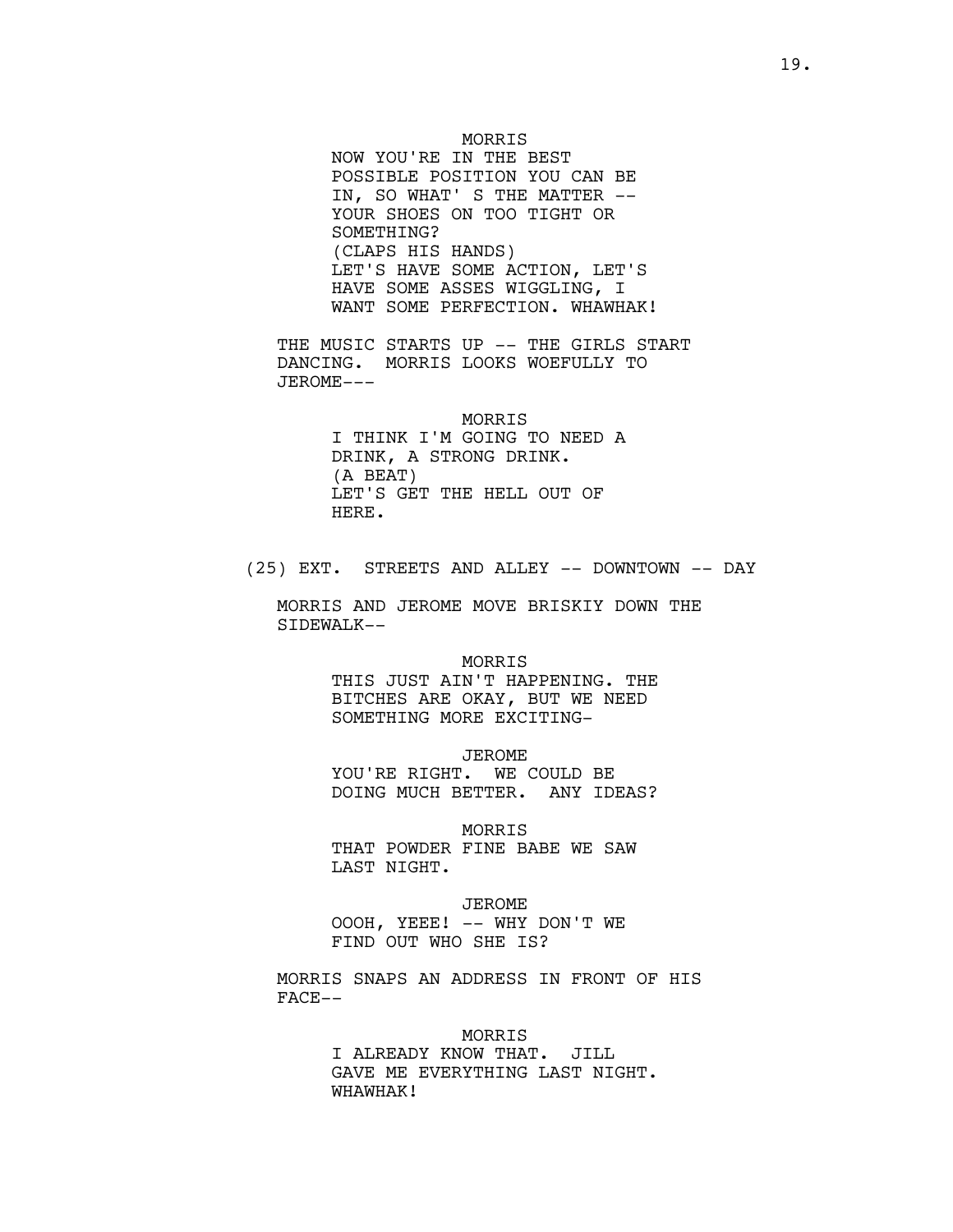MORRIS
NOW YOU'RE IN THE BEST POSSIBLE POSITION YOU CAN BE IN, SO WHAT' S THE MATTER -- YOUR SHOES ON TOO TIGHT OR SOMETHING?
(CLAPS HIS HANDS)
LET'S HAVE SOME ACTION, LET'S HAVE SOME ASSES WIGGLING, I WANT SOME PERFECTION. WHAWHAK!

THE MUSIC STARTS UP -- THE GIRLS START DANCING. MORRIS LOOKS WOEFULLY TO JEROME---

MORRIS
I THINK I'M GOING TO NEED A DRINK, A STRONG DRINK.
(A BEAT)
LET'S GET THE HELL OUT OF HERE.

(25) EXT. STREETS AND ALLEY -- DOWNTOWN -- DAY

MORRIS AND JEROME MOVE BRISKIY DOWN THE SIDEWALK--

MORRIS
THIS JUST AIN'T HAPPENING. THE BITCHES ARE OKAY, BUT WE NEED SOMETHING MORE EXCITING-

JEROME
YOU'RE RIGHT. WE COULD BE DOING MUCH BETTER. ANY IDEAS?

MORRIS
THAT POWDER FINE BABE WE SAW LAST NIGHT.

JEROME
OOOH, YEEE! -- WHY DON'T WE FIND OUT WHO SHE IS?

MORRIS SNAPS AN ADDRESS IN FRONT OF HIS FACE--

MORRIS
I ALREADY KNOW THAT. JILL GAVE ME EVERYTHING LAST NIGHT. WHAWHAK!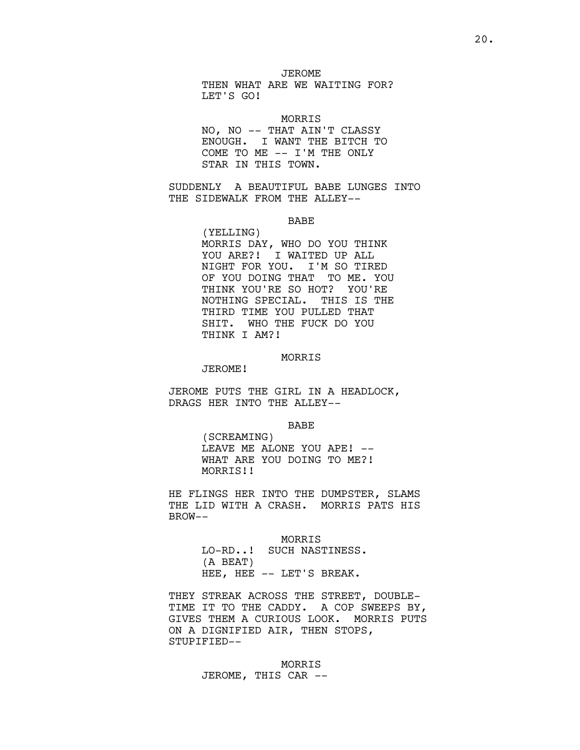JEROME
THEN WHAT ARE WE WAITING FOR? LET'S GO!

MORRIS
NO, NO -- THAT AIN'T CLASSY ENOUGH. I WANT THE BITCH TO COME TO ME -- I'M THE ONLY STAR IN THIS TOWN.

SUDDENLY A BEAUTIFUL BABE LUNGES INTO THE SIDEWALK FROM THE ALLEY--

BABE
(YELLING)
MORRIS DAY, WHO DO YOU THINK YOU ARE?! I WAITED UP ALL NIGHT FOR YOU. I'M SO TIRED OF YOU DOING THAT TO ME. YOU THINK YOU'RE SO HOT? YOU'RE NOTHING SPECIAL. THIS IS THE THIRD TIME YOU PULLED THAT SHIT. WHO THE FUCK DO YOU THINK I AM?!

MORRIS
JEROME!

JEROME PUTS THE GIRL IN A HEADLOCK, DRAGS HER INTO THE ALLEY--

BABE
(SCREAMING)
LEAVE ME ALONE YOU APE! -- WHAT ARE YOU DOING TO ME?! MORRIS!!

HE FLINGS HER INTO THE DUMPSTER, SLAMS THE LID WITH A CRASH. MORRIS PATS HIS BROW--

MORRIS
LO-RD..! SUCH NASTINESS.
(A BEAT)
HEE, HEE -- LET'S BREAK.

THEY STREAK ACROSS THE STREET, DOUBLE-TIME IT TO THE CADDY. A COP SWEEPS BY, GIVES THEM A CURIOUS LOOK. MORRIS PUTS ON A DIGNIFIED AIR, THEN STOPS, STUPIFIED--

MORRIS
JEROME, THIS CAR --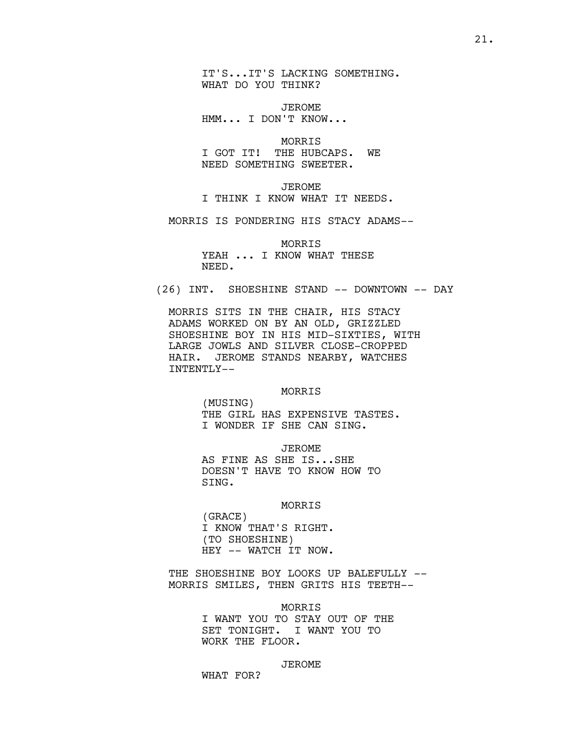IT'S...IT'S LACKING SOMETHING.
WHAT DO YOU THINK?

JEROME
HMM... I DON'T KNOW...

MORRIS
I GOT IT! THE HUBCAPS. WE
NEED SOMETHING SWEETER.

JEROME
I THINK I KNOW WHAT IT NEEDS.

MORRIS IS PONDERING HIS STACY ADAMS--

MORRIS
YEAH ... I KNOW WHAT THESE
NEED.

(26) INT. SHOESHINE STAND -- DOWNTOWN -- DAY

MORRIS SITS IN THE CHAIR, HIS STACY
ADAMS WORKED ON BY AN OLD, GRIZZLED
SHOESHINE BOY IN HIS MID-SIXTIES, WITH
LARGE JOWLS AND SILVER CLOSE-CROPPED
HAIR. JEROME STANDS NEARBY, WATCHES
INTENTLY--

MORRIS
(MUSING)
THE GIRL HAS EXPENSIVE TASTES.
I WONDER IF SHE CAN SING.

JEROME
AS FINE AS SHE IS...SHE
DOESN'T HAVE TO KNOW HOW TO
SING.

MORRIS
(GRACE)
I KNOW THAT'S RIGHT.
(TO SHOESHINE)
HEY -- WATCH IT NOW.

THE SHOESHINE BOY LOOKS UP BALEFULLY --
MORRIS SMILES, THEN GRITS HIS TEETH--

MORRIS
I WANT YOU TO STAY OUT OF THE
SET TONIGHT. I WANT YOU TO
WORK THE FLOOR.

JEROME
WHAT FOR?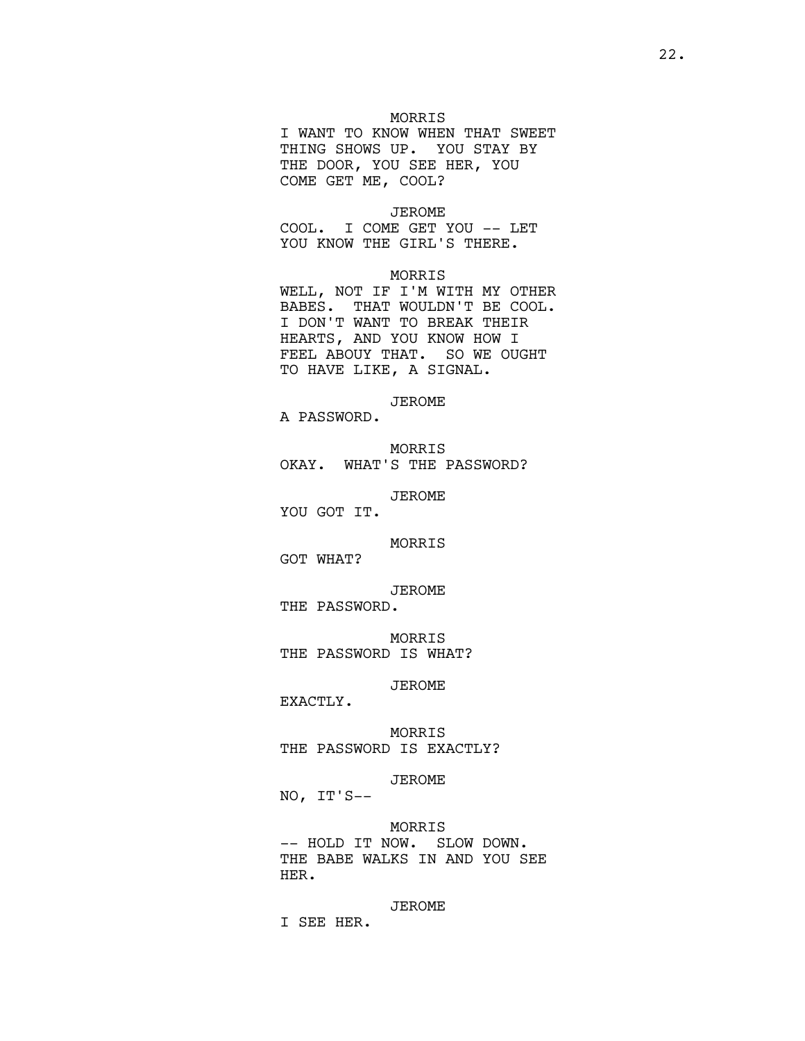MORRIS
I WANT TO KNOW WHEN THAT SWEET THING SHOWS UP. YOU STAY BY THE DOOR, YOU SEE HER, YOU COME GET ME, COOL?

JEROME
COOL. I COME GET YOU -- LET YOU KNOW THE GIRL'S THERE.

MORRIS
WELL, NOT IF I'M WITH MY OTHER BABES. THAT WOULDN'T BE COOL. I DON'T WANT TO BREAK THEIR HEARTS, AND YOU KNOW HOW I FEEL ABOUY THAT. SO WE OUGHT TO HAVE LIKE, A SIGNAL.

JEROME
A PASSWORD.

MORRIS
OKAY. WHAT'S THE PASSWORD?

JEROME
YOU GOT IT.

MORRIS
GOT WHAT?

JEROME
THE PASSWORD.

MORRIS
THE PASSWORD IS WHAT?

JEROME
EXACTLY.

MORRIS
THE PASSWORD IS EXACTLY?

JEROME
NO, IT'S--

MORRIS
-- HOLD IT NOW. SLOW DOWN. THE BABE WALKS IN AND YOU SEE HER.

JEROME
I SEE HER.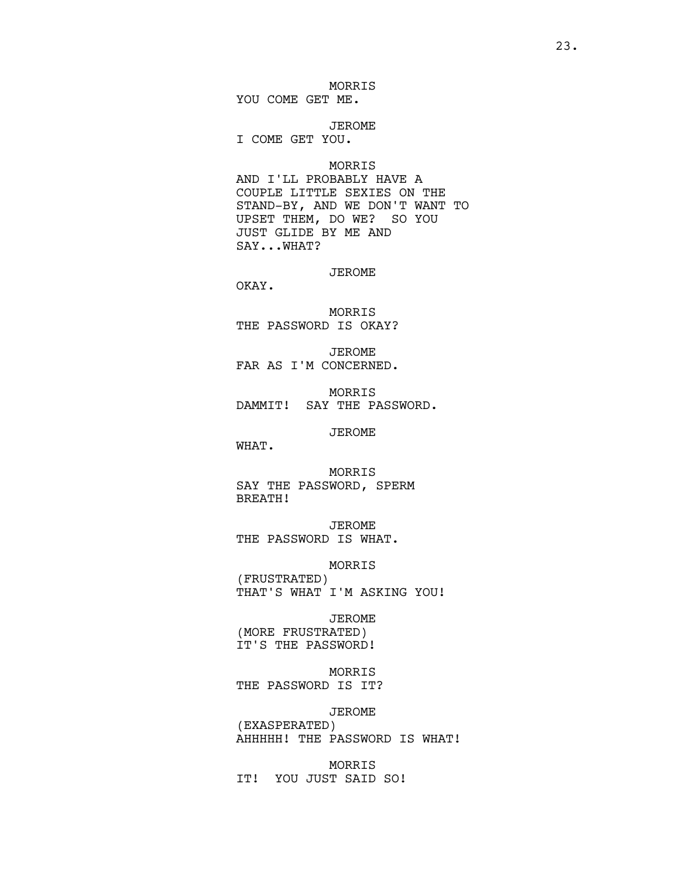MORRIS
YOU COME GET ME.

JEROME
I COME GET YOU.

MORRIS
AND I'LL PROBABLY HAVE A COUPLE LITTLE SEXIES ON THE STAND-BY, AND WE DON'T WANT TO UPSET THEM, DO WE? SO YOU JUST GLIDE BY ME AND SAY...WHAT?

JEROME
OKAY.

MORRIS
THE PASSWORD IS OKAY?

JEROME
FAR AS I'M CONCERNED.

MORRIS
DAMMIT! SAY THE PASSWORD.

JEROME
WHAT.

MORRIS
SAY THE PASSWORD, SPERM BREATH!

JEROME
THE PASSWORD IS WHAT.

MORRIS
(FRUSTRATED)
THAT'S WHAT I'M ASKING YOU!

JEROME
(MORE FRUSTRATED)
IT'S THE PASSWORD!

MORRIS
THE PASSWORD IS IT?

JEROME
(EXASPERATED)
AHHHHH! THE PASSWORD IS WHAT!

MORRIS
IT! YOU JUST SAID SO!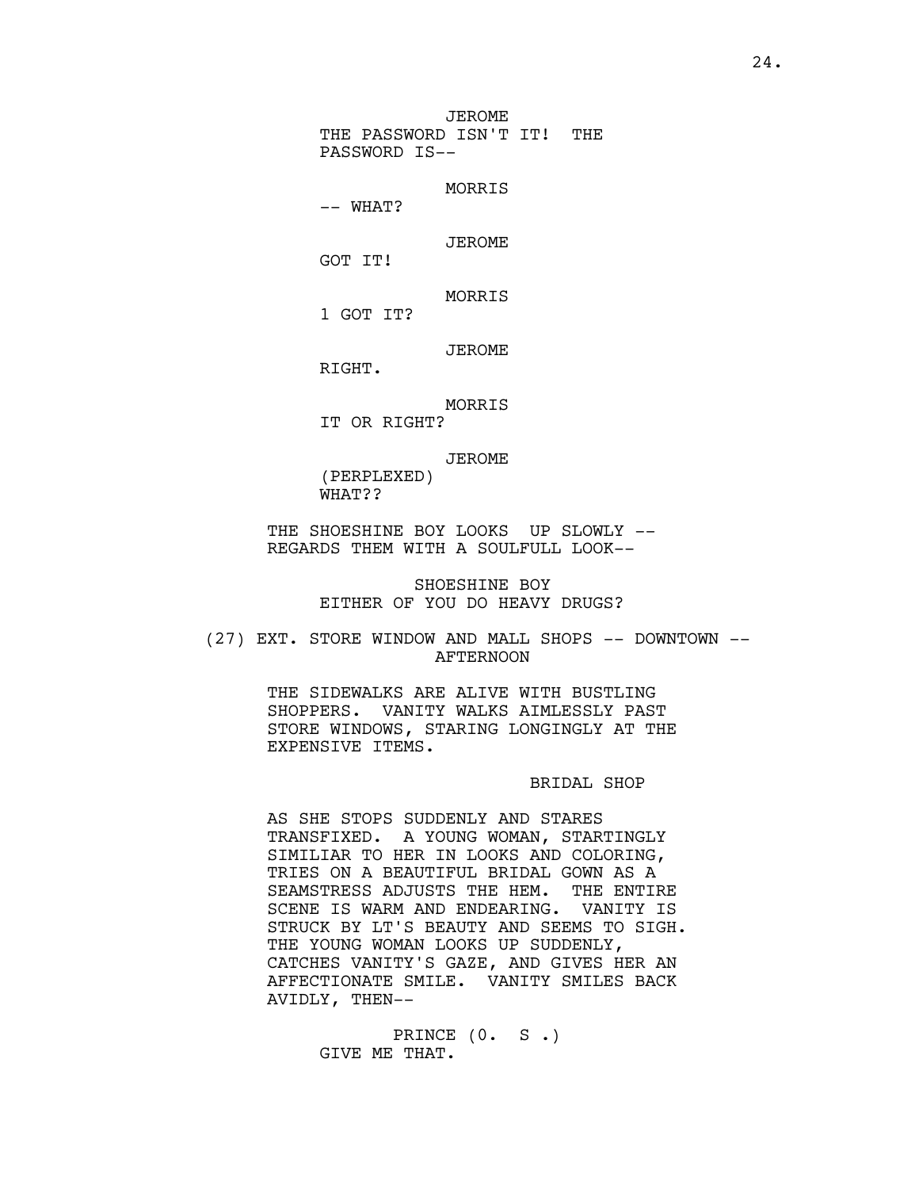JEROME
THE PASSWORD ISN'T IT! THE PASSWORD IS--

MORRIS
-- WHAT?

JEROME
GOT IT!

MORRIS
1 GOT IT?

JEROME
RIGHT.

MORRIS
IT OR RIGHT?

JEROME
(PERPLEXED)
WHAT??

THE SHOESHINE BOY LOOKS UP SLOWLY -- REGARDS THEM WITH A SOULFULL LOOK--

SHOESHINE BOY
EITHER OF YOU DO HEAVY DRUGS?

(27) EXT. STORE WINDOW AND MALL SHOPS -- DOWNTOWN -- AFTERNOON

THE SIDEWALKS ARE ALIVE WITH BUSTLING SHOPPERS. VANITY WALKS AIMLESSLY PAST STORE WINDOWS, STARING LONGINGLY AT THE EXPENSIVE ITEMS.

BRIDAL SHOP

AS SHE STOPS SUDDENLY AND STARES TRANSFIXED. A YOUNG WOMAN, STARTINGLY SIMILIAR TO HER IN LOOKS AND COLORING, TRIES ON A BEAUTIFUL BRIDAL GOWN AS A SEAMSTRESS ADJUSTS THE HEM. THE ENTIRE SCENE IS WARM AND ENDEARING. VANITY IS STRUCK BY LT'S BEAUTY AND SEEMS TO SIGH. THE YOUNG WOMAN LOOKS UP SUDDENLY, CATCHES VANITY'S GAZE, AND GIVES HER AN AFFECTIONATE SMILE. VANITY SMILES BACK AVIDLY, THEN--

PRINCE (0. S .)
GIVE ME THAT.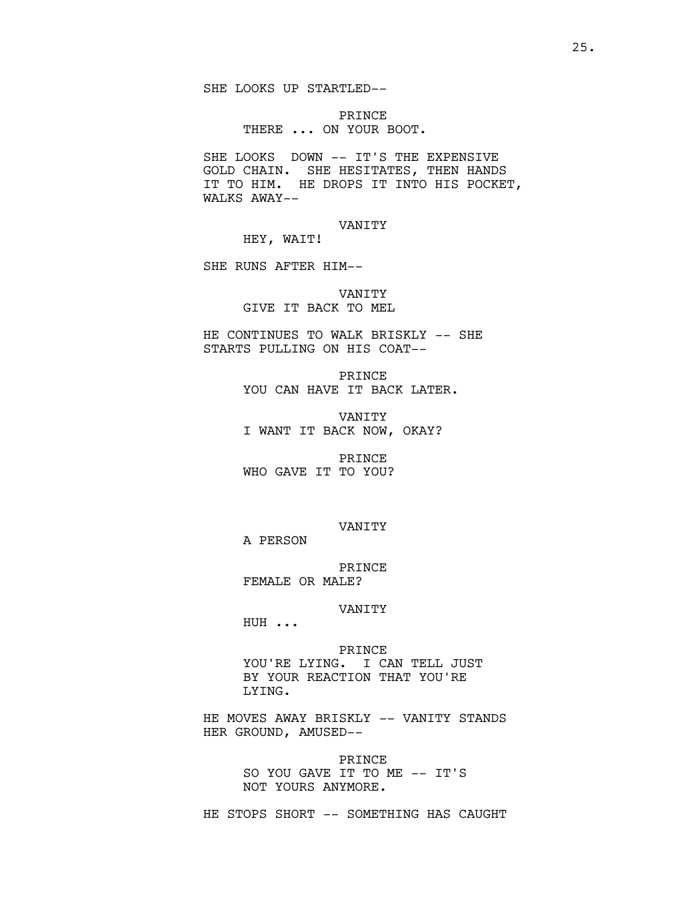SHE LOOKS UP STARTLED--

PRINCE
THERE ... ON YOUR BOOT.

SHE LOOKS  DOWN -- IT'S THE EXPENSIVE GOLD CHAIN.  SHE HESITATES, THEN HANDS IT TO HIM.  HE DROPS IT INTO HIS POCKET, WALKS AWAY--

VANITY
HEY, WAIT!

SHE RUNS AFTER HIM--

VANITY
GIVE IT BACK TO MEL

HE CONTINUES TO WALK BRISKLY -- SHE STARTS PULLING ON HIS COAT--

PRINCE
YOU CAN HAVE IT BACK LATER.

VANITY
I WANT IT BACK NOW, OKAY?

PRINCE
WHO GAVE IT TO YOU?

VANITY
A PERSON

PRINCE
FEMALE OR MALE?

VANITY
HUH ...

PRINCE
YOU'RE LYING.  I CAN TELL JUST BY YOUR REACTION THAT YOU'RE LYING.

HE MOVES AWAY BRISKLY -- VANITY STANDS HER GROUND, AMUSED--

PRINCE
SO YOU GAVE IT TO ME -- IT'S NOT YOURS ANYMORE.

HE STOPS SHORT -- SOMETHING HAS CAUGHT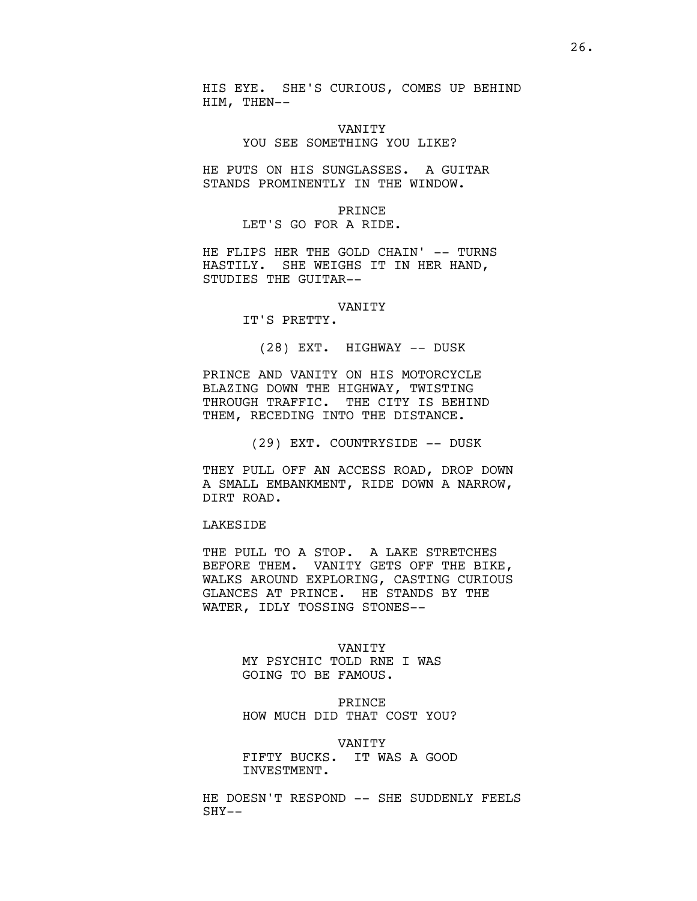HIS EYE. SHE'S CURIOUS, COMES UP BEHIND HIM, THEN--

VANITY
YOU SEE SOMETHING YOU LIKE?

HE PUTS ON HIS SUNGLASSES. A GUITAR STANDS PROMINENTLY IN THE WINDOW.

PRINCE
LET'S GO FOR A RIDE.

HE FLIPS HER THE GOLD CHAIN' -- TURNS HASTILY. SHE WEIGHS IT IN HER HAND, STUDIES THE GUITAR--

VANITY
IT'S PRETTY.

(28) EXT. HIGHWAY -- DUSK

PRINCE AND VANITY ON HIS MOTORCYCLE BLAZING DOWN THE HIGHWAY, TWISTING THROUGH TRAFFIC. THE CITY IS BEHIND THEM, RECEDING INTO THE DISTANCE.

(29) EXT. COUNTRYSIDE -- DUSK

THEY PULL OFF AN ACCESS ROAD, DROP DOWN A SMALL EMBANKMENT, RIDE DOWN A NARROW, DIRT ROAD.

LAKESIDE

THE PULL TO A STOP. A LAKE STRETCHES BEFORE THEM. VANITY GETS OFF THE BIKE, WALKS AROUND EXPLORING, CASTING CURIOUS GLANCES AT PRINCE. HE STANDS BY THE WATER, IDLY TOSSING STONES--

VANITY
MY PSYCHIC TOLD RNE I WAS GOING TO BE FAMOUS.

PRINCE
HOW MUCH DID THAT COST YOU?

VANITY
FIFTY BUCKS. IT WAS A GOOD INVESTMENT.

HE DOESN'T RESPOND -- SHE SUDDENLY FEELS SHY--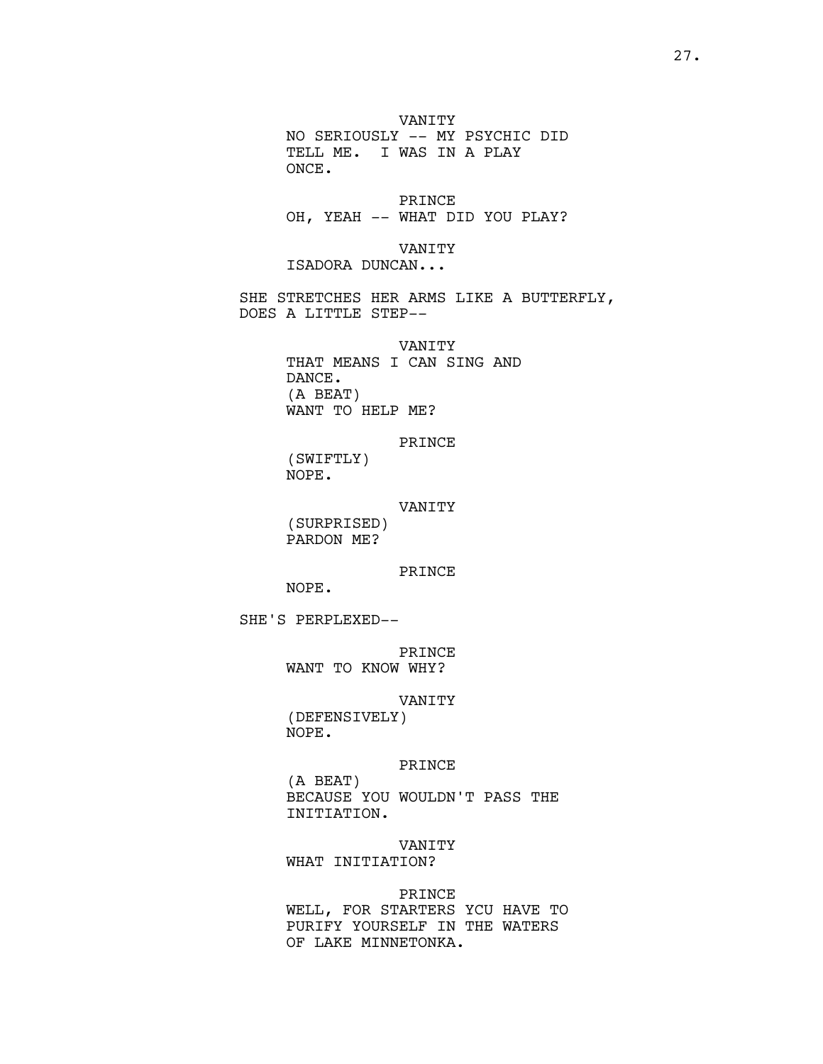VANITY
NO SERIOUSLY -- MY PSYCHIC DID TELL ME. I WAS IN A PLAY ONCE.

PRINCE
OH, YEAH -- WHAT DID YOU PLAY?

VANITY
ISADORA DUNCAN...

SHE STRETCHES HER ARMS LIKE A BUTTERFLY, DOES A LITTLE STEP--

VANITY
THAT MEANS I CAN SING AND DANCE.
(A BEAT)
WANT TO HELP ME?

PRINCE
(SWIFTLY)
NOPE.

VANITY
(SURPRISED)
PARDON ME?

PRINCE
NOPE.

SHE'S PERPLEXED--

PRINCE
WANT TO KNOW WHY?

VANITY
(DEFENSIVELY)
NOPE.

PRINCE
(A BEAT)
BECAUSE YOU WOULDN'T PASS THE INITIATION.

VANITY
WHAT INITIATION?

PRINCE
WELL, FOR STARTERS YCU HAVE TO PURIFY YOURSELF IN THE WATERS OF LAKE MINNETONKA.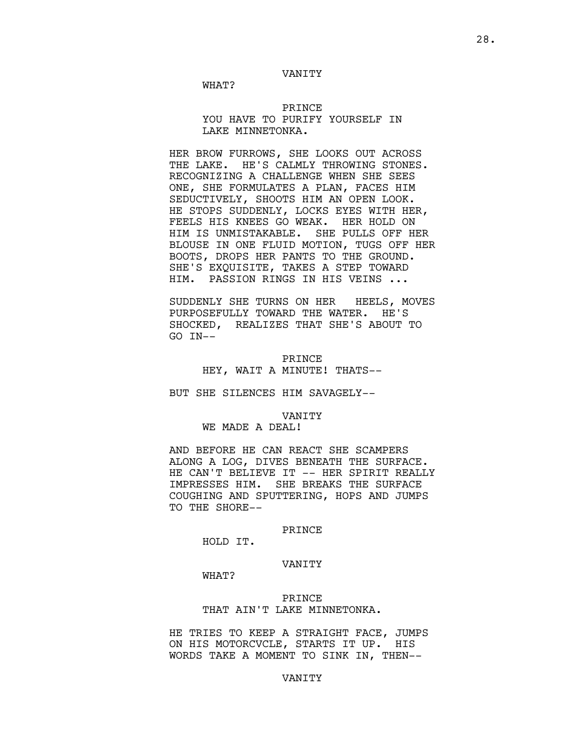VANITY

WHAT?

PRINCE

YOU HAVE TO PURIFY YOURSELF IN LAKE MINNETONKA.

HER BROW FURROWS, SHE LOOKS OUT ACROSS THE LAKE. HE'S CALMLY THROWING STONES. RECOGNIZING A CHALLENGE WHEN SHE SEES ONE, SHE FORMULATES A PLAN, FACES HIM SEDUCTIVELY, SHOOTS HIM AN OPEN LOOK. HE STOPS SUDDENLY, LOCKS EYES WITH HER, FEELS HIS KNEES GO WEAK. HER HOLD ON HIM IS UNMISTAKABLE. SHE PULLS OFF HER BLOUSE IN ONE FLUID MOTION, TUGS OFF HER BOOTS, DROPS HER PANTS TO THE GROUND. SHE'S EXQUISITE, TAKES A STEP TOWARD HIM. PASSION RINGS IN HIS VEINS ...

SUDDENLY SHE TURNS ON HER HEELS, MOVES PURPOSEFULLY TOWARD THE WATER. HE'S SHOCKED, REALIZES THAT SHE'S ABOUT TO GO IN--

PRINCE

HEY, WAIT A MINUTE! THATS--

BUT SHE SILENCES HIM SAVAGELY--

VANITY

WE MADE A DEAL!

AND BEFORE HE CAN REACT SHE SCAMPERS ALONG A LOG, DIVES BENEATH THE SURFACE. HE CAN'T BELIEVE IT -- HER SPIRIT REALLY IMPRESSES HIM. SHE BREAKS THE SURFACE COUGHING AND SPUTTERING, HOPS AND JUMPS TO THE SHORE--

PRINCE

HOLD IT.

VANITY

WHAT?

PRINCE

THAT AIN'T LAKE MINNETONKA.

HE TRIES TO KEEP A STRAIGHT FACE, JUMPS ON HIS MOTORCVCLE, STARTS IT UP. HIS WORDS TAKE A MOMENT TO SINK IN, THEN--

VANITY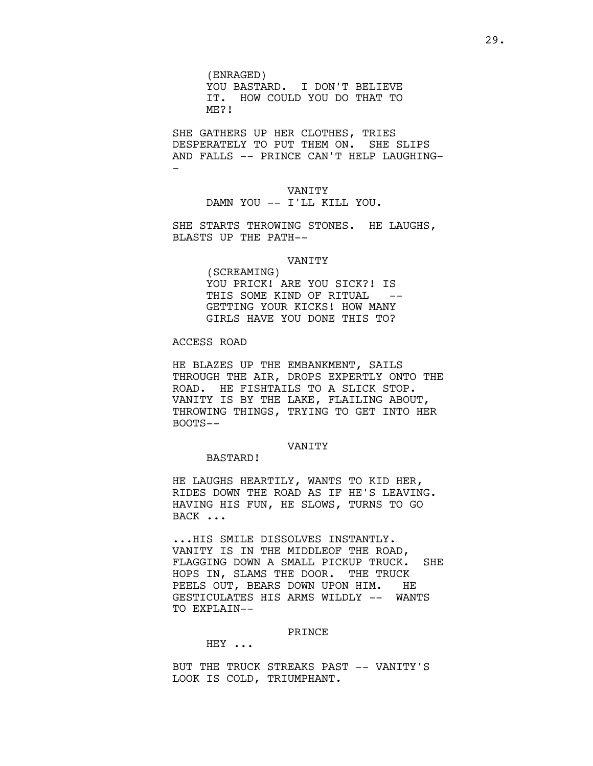(ENRAGED)
YOU BASTARD. I DON'T BELIEVE IT. HOW COULD YOU DO THAT TO ME?!

SHE GATHERS UP HER CLOTHES, TRIES DESPERATELY TO PUT THEM ON. SHE SLIPS AND FALLS -- PRINCE CAN'T HELP LAUGHING--

VANITY
DAMN YOU -- I'LL KILL YOU.

SHE STARTS THROWING STONES. HE LAUGHS, BLASTS UP THE PATH--

VANITY
(SCREAMING)
YOU PRICK! ARE YOU SICK?! IS THIS SOME KIND OF RITUAL -- GETTING YOUR KICKS! HOW MANY GIRLS HAVE YOU DONE THIS TO?

ACCESS ROAD

HE BLAZES UP THE EMBANKMENT, SAILS THROUGH THE AIR, DROPS EXPERTLY ONTO THE ROAD. HE FISHTAILS TO A SLICK STOP. VANITY IS BY THE LAKE, FLAILING ABOUT, THROWING THINGS, TRYING TO GET INTO HER BOOTS--

VANITY
BASTARD!

HE LAUGHS HEARTILY, WANTS TO KID HER, RIDES DOWN THE ROAD AS IF HE'S LEAVING. HAVING HIS FUN, HE SLOWS, TURNS TO GO BACK ...

...HIS SMILE DISSOLVES INSTANTLY. VANITY IS IN THE MIDDLEOF THE ROAD, FLAGGING DOWN A SMALL PICKUP TRUCK. SHE HOPS IN, SLAMS THE DOOR. THE TRUCK PEELS OUT, BEARS DOWN UPON HIM. HE GESTICULATES HIS ARMS WILDLY -- WANTS TO EXPLAIN--

PRINCE
HEY ...

BUT THE TRUCK STREAKS PAST -- VANITY'S LOOK IS COLD, TRIUMPHANT.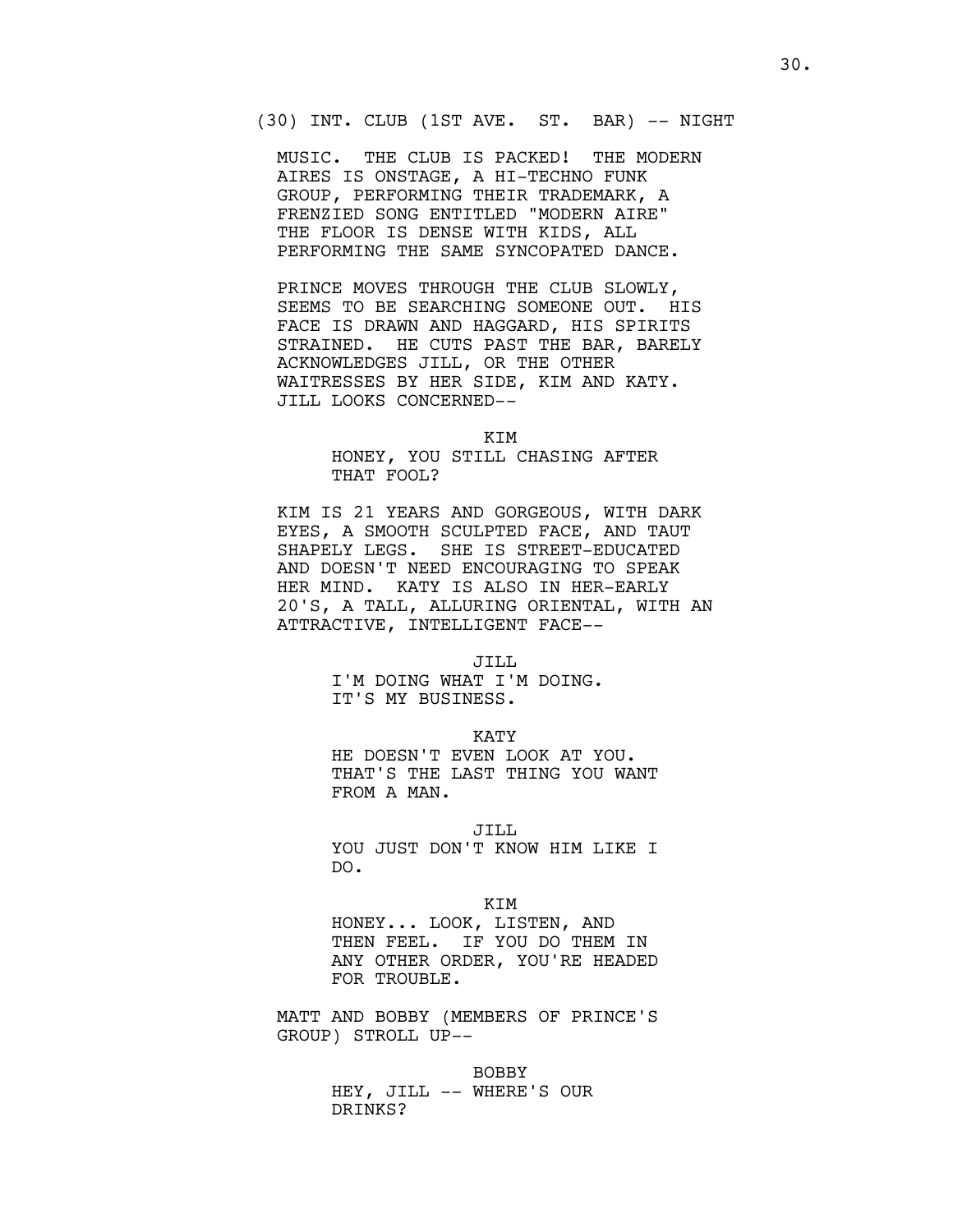(30) INT. CLUB (1ST AVE. ST. BAR) -- NIGHT

MUSIC. THE CLUB IS PACKED! THE MODERN AIRES IS ONSTAGE, A HI-TECHNO FUNK GROUP, PERFORMING THEIR TRADEMARK, A FRENZIED SONG ENTITLED "MODERN AIRE" THE FLOOR IS DENSE WITH KIDS, ALL PERFORMING THE SAME SYNCOPATED DANCE.

PRINCE MOVES THROUGH THE CLUB SLOWLY, SEEMS TO BE SEARCHING SOMEONE OUT. HIS FACE IS DRAWN AND HAGGARD, HIS SPIRITS STRAINED. HE CUTS PAST THE BAR, BARELY ACKNOWLEDGES JILL, OR THE OTHER WAITRESSES BY HER SIDE, KIM AND KATY. JILL LOOKS CONCERNED--

KIM
HONEY, YOU STILL CHASING AFTER THAT FOOL?

KIM IS 21 YEARS AND GORGEOUS, WITH DARK EYES, A SMOOTH SCULPTED FACE, AND TAUT SHAPELY LEGS. SHE IS STREET-EDUCATED AND DOESN'T NEED ENCOURAGING TO SPEAK HER MIND. KATY IS ALSO IN HER-EARLY 20'S, A TALL, ALLURING ORIENTAL, WITH AN ATTRACTIVE, INTELLIGENT FACE--

JILL
I'M DOING WHAT I'M DOING. IT'S MY BUSINESS.

KATY
HE DOESN'T EVEN LOOK AT YOU. THAT'S THE LAST THING YOU WANT FROM A MAN.

JILL
YOU JUST DON'T KNOW HIM LIKE I DO.

KIM
HONEY... LOOK, LISTEN, AND THEN FEEL. IF YOU DO THEM IN ANY OTHER ORDER, YOU'RE HEADED FOR TROUBLE.

MATT AND BOBBY (MEMBERS OF PRINCE'S GROUP) STROLL UP--

BOBBY
HEY, JILL -- WHERE'S OUR DRINKS?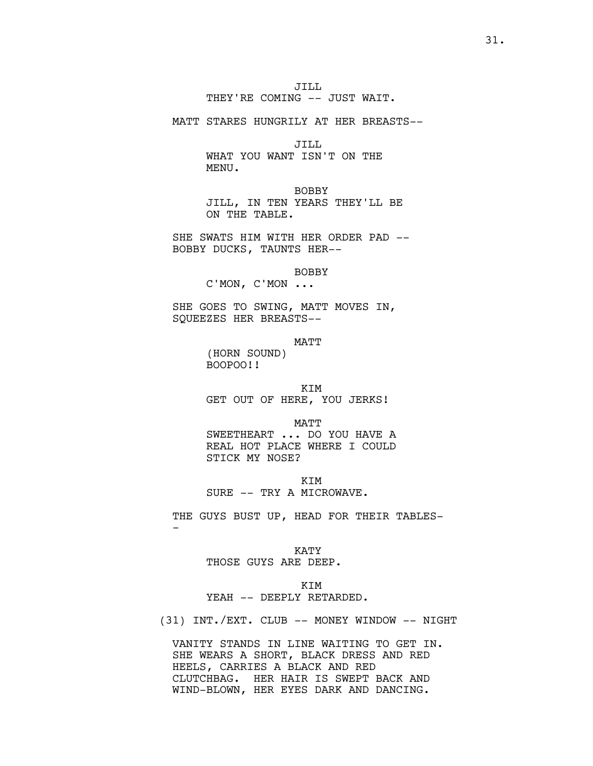JILL
THEY'RE COMING -- JUST WAIT.

MATT STARES HUNGRILY AT HER BREASTS--

JILL
WHAT YOU WANT ISN'T ON THE MENU.

BOBBY
JILL, IN TEN YEARS THEY'LL BE ON THE TABLE.

SHE SWATS HIM WITH HER ORDER PAD -- BOBBY DUCKS, TAUNTS HER--

BOBBY
C'MON, C'MON ...

SHE GOES TO SWING, MATT MOVES IN, SQUEEZES HER BREASTS--

MATT
(HORN SOUND)
BOOPOO!!

KIM
GET OUT OF HERE, YOU JERKS!

MATT
SWEETHEART ... DO YOU HAVE A REAL HOT PLACE WHERE I COULD STICK MY NOSE?

KIM
SURE -- TRY A MICROWAVE.

THE GUYS BUST UP, HEAD FOR THEIR TABLES--

KATY
THOSE GUYS ARE DEEP.

KIM
YEAH -- DEEPLY RETARDED.

(31) INT./EXT. CLUB -- MONEY WINDOW -- NIGHT

VANITY STANDS IN LINE WAITING TO GET IN. SHE WEARS A SHORT, BLACK DRESS AND RED HEELS, CARRIES A BLACK AND RED CLUTCHBAG. HER HAIR IS SWEPT BACK AND WIND-BLOWN, HER EYES DARK AND DANCING.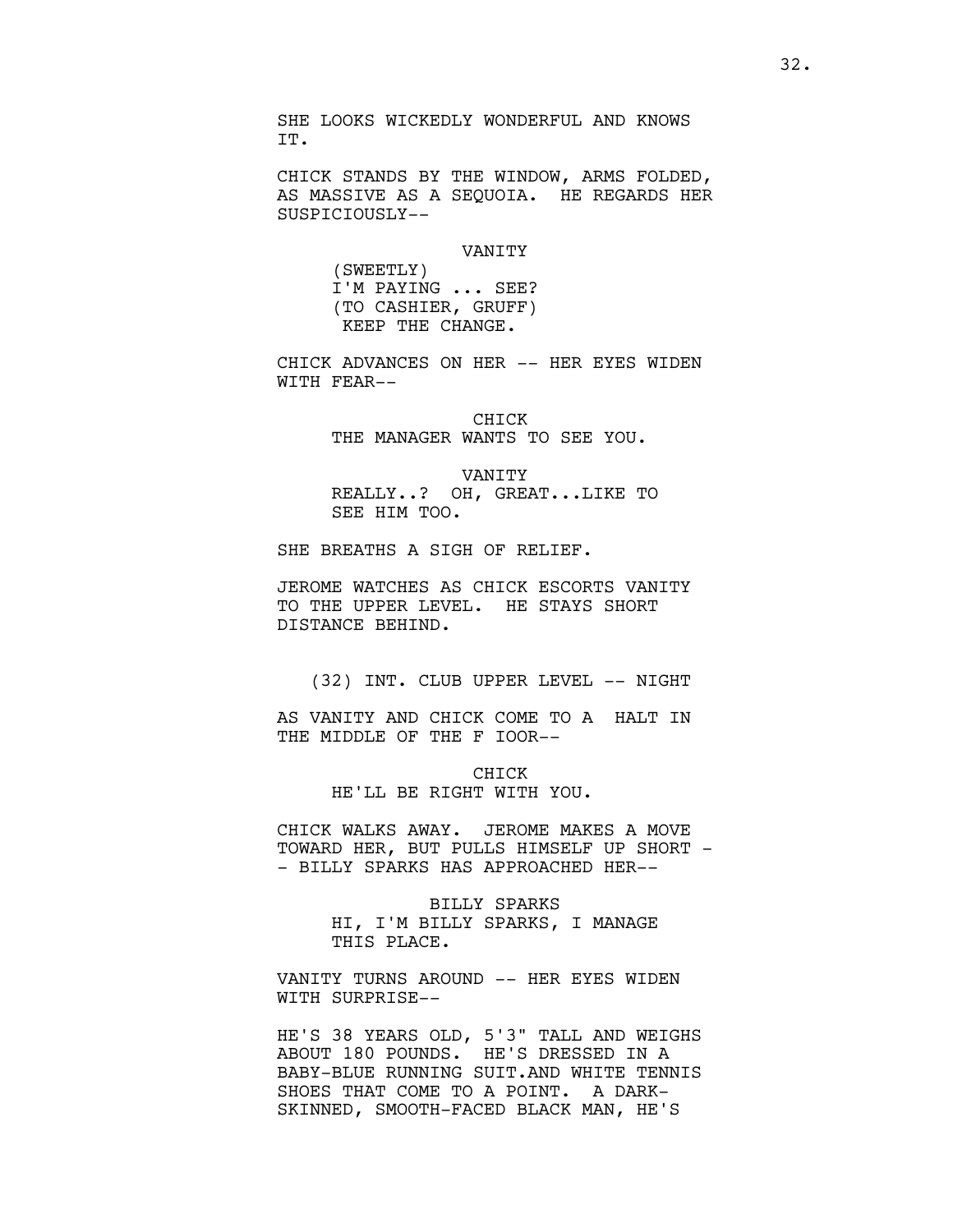SHE LOOKS WICKEDLY WONDERFUL AND KNOWS IT.

CHICK STANDS BY THE WINDOW, ARMS FOLDED, AS MASSIVE AS A SEQUOIA. HE REGARDS HER SUSPICIOUSLY--

VANITY
(SWEETLY)
I'M PAYING ... SEE?
(TO CASHIER, GRUFF)
KEEP THE CHANGE.

CHICK ADVANCES ON HER -- HER EYES WIDEN WITH FEAR--

CHICK
THE MANAGER WANTS TO SEE YOU.

VANITY
REALLY..? OH, GREAT...LIKE TO SEE HIM TOO.

SHE BREATHS A SIGH OF RELIEF.

JEROME WATCHES AS CHICK ESCORTS VANITY TO THE UPPER LEVEL. HE STAYS SHORT DISTANCE BEHIND.

(32) INT. CLUB UPPER LEVEL -- NIGHT

AS VANITY AND CHICK COME TO A HALT IN THE MIDDLE OF THE F IOOR--

CHICK
HE'LL BE RIGHT WITH YOU.

CHICK WALKS AWAY. JEROME MAKES A MOVE TOWARD HER, BUT PULLS HIMSELF UP SHORT -- BILLY SPARKS HAS APPROACHED HER--

BILLY SPARKS
HI, I'M BILLY SPARKS, I MANAGE THIS PLACE.

VANITY TURNS AROUND -- HER EYES WIDEN WITH SURPRISE--

HE'S 38 YEARS OLD, 5'3" TALL AND WEIGHS ABOUT 180 POUNDS. HE'S DRESSED IN A BABY-BLUE RUNNING SUIT.AND WHITE TENNIS SHOES THAT COME TO A POINT. A DARK-SKINNED, SMOOTH-FACED BLACK MAN, HE'S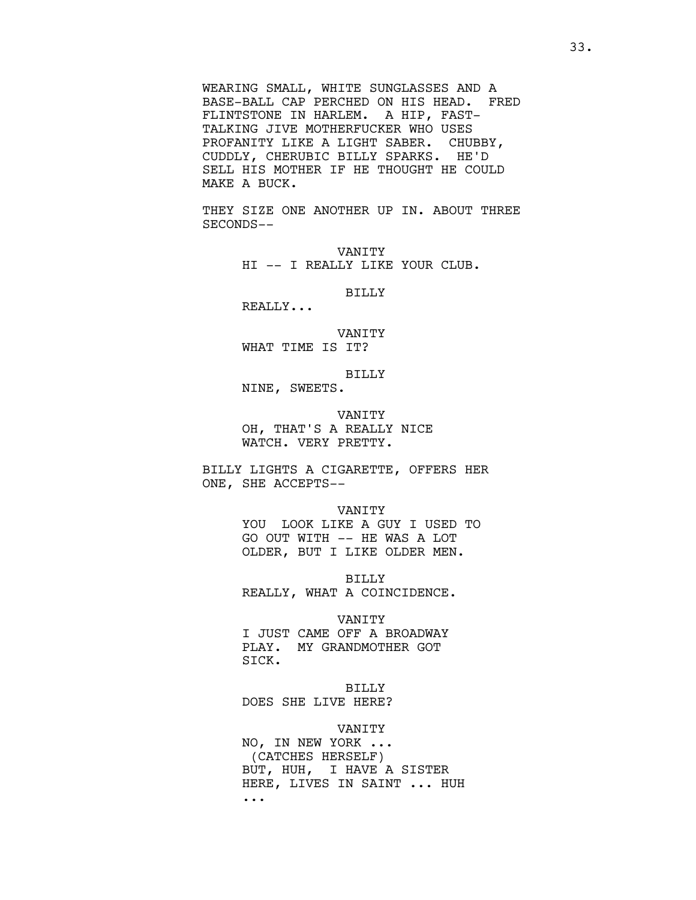WEARING SMALL, WHITE SUNGLASSES AND A BASE-BALL CAP PERCHED ON HIS HEAD. FRED FLINTSTONE IN HARLEM. A HIP, FAST-TALKING JIVE MOTHERFUCKER WHO USES PROFANITY LIKE A LIGHT SABER. CHUBBY, CUDDLY, CHERUBIC BILLY SPARKS. HE'D SELL HIS MOTHER IF HE THOUGHT HE COULD MAKE A BUCK.

THEY SIZE ONE ANOTHER UP IN. ABOUT THREE SECONDS--

VANITY
HI -- I REALLY LIKE YOUR CLUB.

BILLY
REALLY...

VANITY
WHAT TIME IS IT?

BILLY
NINE, SWEETS.

VANITY
OH, THAT'S A REALLY NICE WATCH. VERY PRETTY.

BILLY LIGHTS A CIGARETTE, OFFERS HER ONE, SHE ACCEPTS--

VANITY
YOU LOOK LIKE A GUY I USED TO GO OUT WITH -- HE WAS A LOT OLDER, BUT I LIKE OLDER MEN.

BILLY
REALLY, WHAT A COINCIDENCE.

VANITY
I JUST CAME OFF A BROADWAY PLAY. MY GRANDMOTHER GOT SICK.

BILLY
DOES SHE LIVE HERE?

VANITY
NO, IN NEW YORK ...
(CATCHES HERSELF)
BUT, HUH, I HAVE A SISTER HERE, LIVES IN SAINT ... HUH ...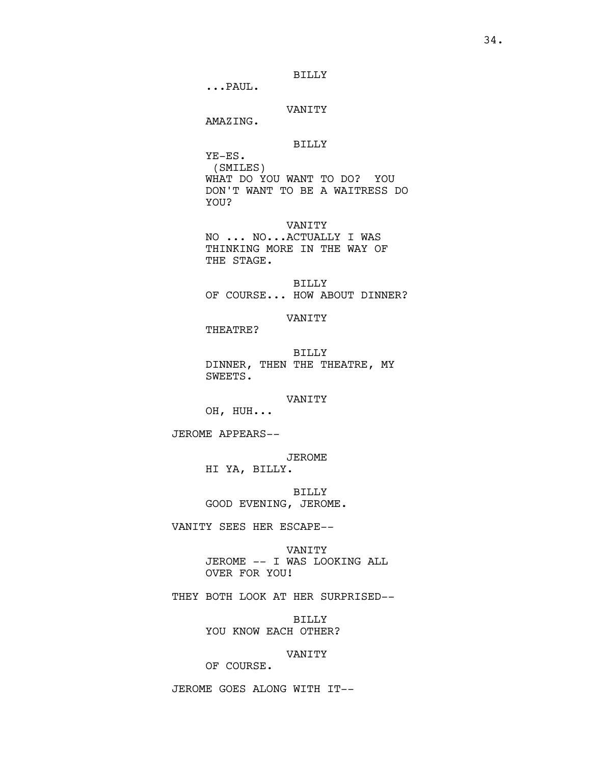BILLY
...PAUL.

VANITY
AMAZING.

BILLY
YE-ES.
(SMILES)
WHAT DO YOU WANT TO DO? YOU DON'T WANT TO BE A WAITRESS DO YOU?

VANITY
NO ... NO...ACTUALLY I WAS THINKING MORE IN THE WAY OF THE STAGE.

BILLY
OF COURSE... HOW ABOUT DINNER?

VANITY
THEATRE?

BILLY
DINNER, THEN THE THEATRE, MY SWEETS.

VANITY
OH, HUH...

JEROME APPEARS--

JEROME
HI YA, BILLY.

BILLY
GOOD EVENING, JEROME.

VANITY SEES HER ESCAPE--

VANITY
JEROME -- I WAS LOOKING ALL OVER FOR YOU!

THEY BOTH LOOK AT HER SURPRISED--

BILLY
YOU KNOW EACH OTHER?

VANITY
OF COURSE.

JEROME GOES ALONG WITH IT--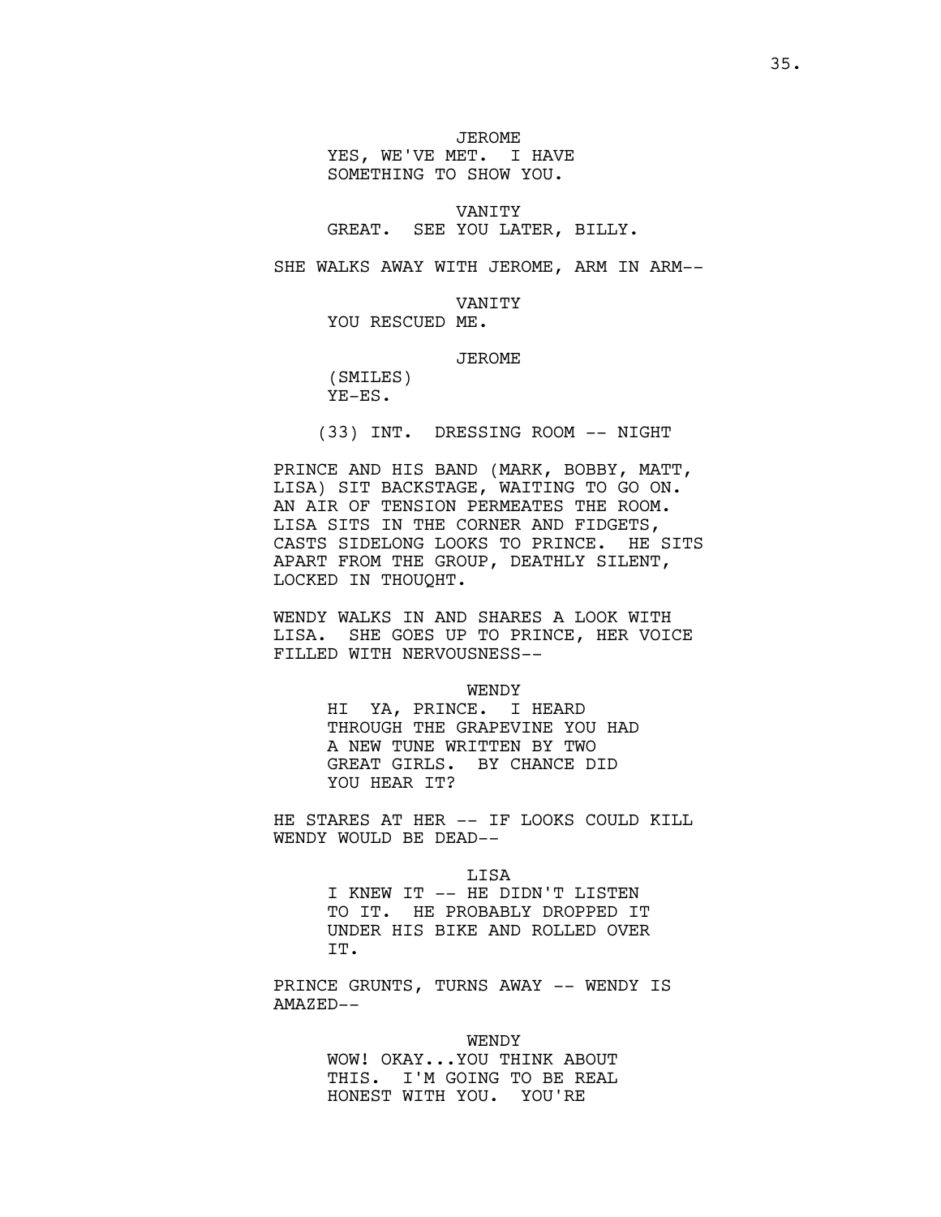JEROME
YES, WE'VE MET. I HAVE SOMETHING TO SHOW YOU.

VANITY
GREAT. SEE YOU LATER, BILLY.

SHE WALKS AWAY WITH JEROME, ARM IN ARM--

VANITY
YOU RESCUED ME.

JEROME
(SMILES)
YE-ES.

(33) INT. DRESSING ROOM -- NIGHT

PRINCE AND HIS BAND (MARK, BOBBY, MATT, LISA) SIT BACKSTAGE, WAITING TO GO ON. AN AIR OF TENSION PERMEATES THE ROOM. LISA SITS IN THE CORNER AND FIDGETS, CASTS SIDELONG LOOKS TO PRINCE. HE SITS APART FROM THE GROUP, DEATHLY SILENT, LOCKED IN THOUQHT.

WENDY WALKS IN AND SHARES A LOOK WITH LISA. SHE GOES UP TO PRINCE, HER VOICE FILLED WITH NERVOUSNESS--

WENDY
HI YA, PRINCE. I HEARD THROUGH THE GRAPEVINE YOU HAD A NEW TUNE WRITTEN BY TWO GREAT GIRLS. BY CHANCE DID YOU HEAR IT?

HE STARES AT HER -- IF LOOKS COULD KILL WENDY WOULD BE DEAD--

LISA
I KNEW IT -- HE DIDN'T LISTEN TO IT. HE PROBABLY DROPPED IT UNDER HIS BIKE AND ROLLED OVER IT.

PRINCE GRUNTS, TURNS AWAY -- WENDY IS AMAZED--

WENDY
WOW! OKAY...YOU THINK ABOUT THIS. I'M GOING TO BE REAL HONEST WITH YOU. YOU'RE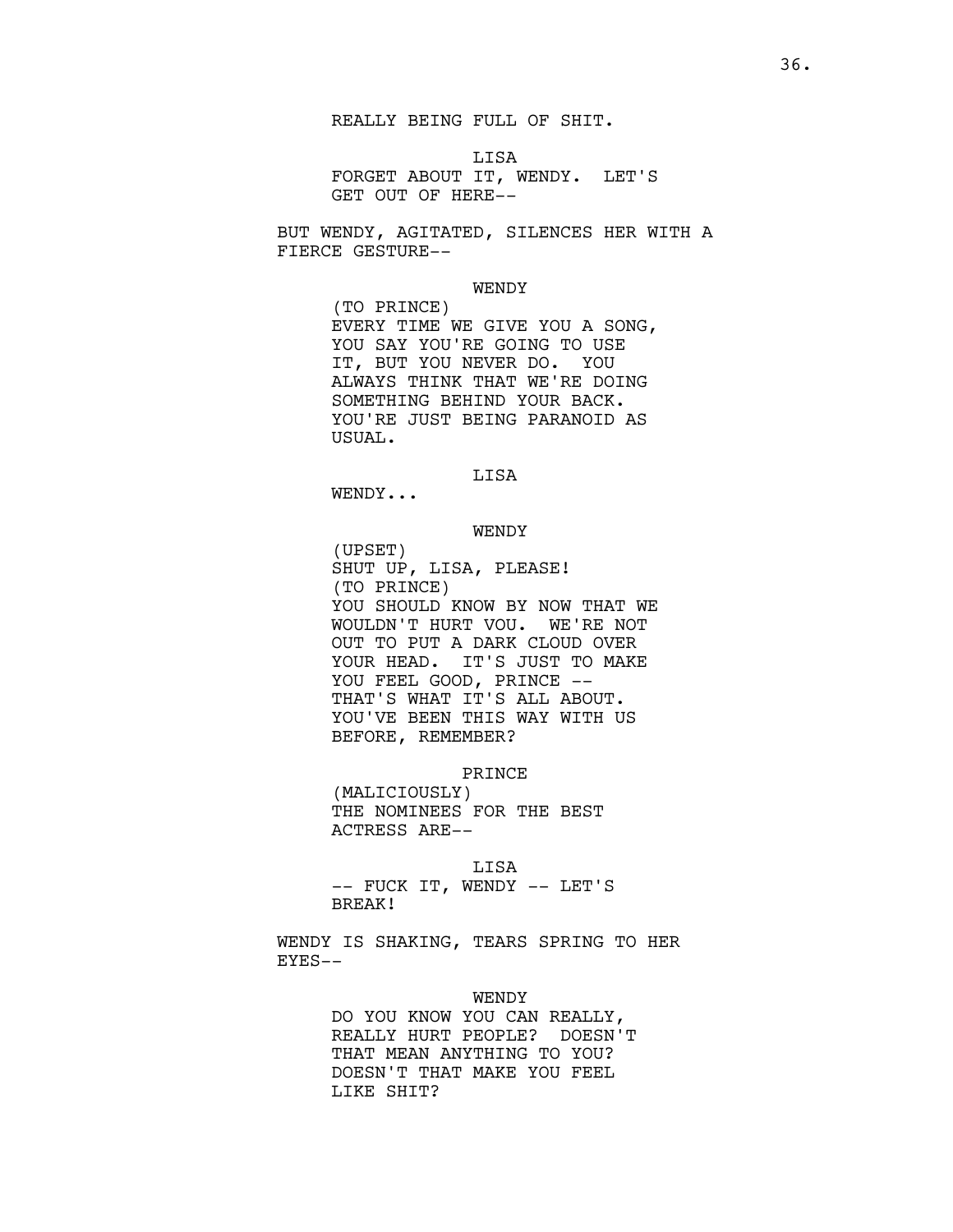REALLY BEING FULL OF SHIT.

LISA
FORGET ABOUT IT, WENDY. LET'S GET OUT OF HERE--

BUT WENDY, AGITATED, SILENCES HER WITH A FIERCE GESTURE--

WENDY
(TO PRINCE)
EVERY TIME WE GIVE YOU A SONG, YOU SAY YOU'RE GOING TO USE IT, BUT YOU NEVER DO. YOU ALWAYS THINK THAT WE'RE DOING SOMETHING BEHIND YOUR BACK. YOU'RE JUST BEING PARANOID AS USUAL.

LISA
WENDY...

WENDY
(UPSET)
SHUT UP, LISA, PLEASE!
(TO PRINCE)
YOU SHOULD KNOW BY NOW THAT WE WOULDN'T HURT VOU. WE'RE NOT OUT TO PUT A DARK CLOUD OVER YOUR HEAD. IT'S JUST TO MAKE YOU FEEL GOOD, PRINCE -- THAT'S WHAT IT'S ALL ABOUT. YOU'VE BEEN THIS WAY WITH US BEFORE, REMEMBER?

PRINCE
(MALICIOUSLY)
THE NOMINEES FOR THE BEST ACTRESS ARE--

LISA
-- FUCK IT, WENDY -- LET'S BREAK!

WENDY IS SHAKING, TEARS SPRING TO HER EYES--

WENDY
DO YOU KNOW YOU CAN REALLY, REALLY HURT PEOPLE? DOESN'T THAT MEAN ANYTHING TO YOU? DOESN'T THAT MAKE YOU FEEL LIKE SHIT?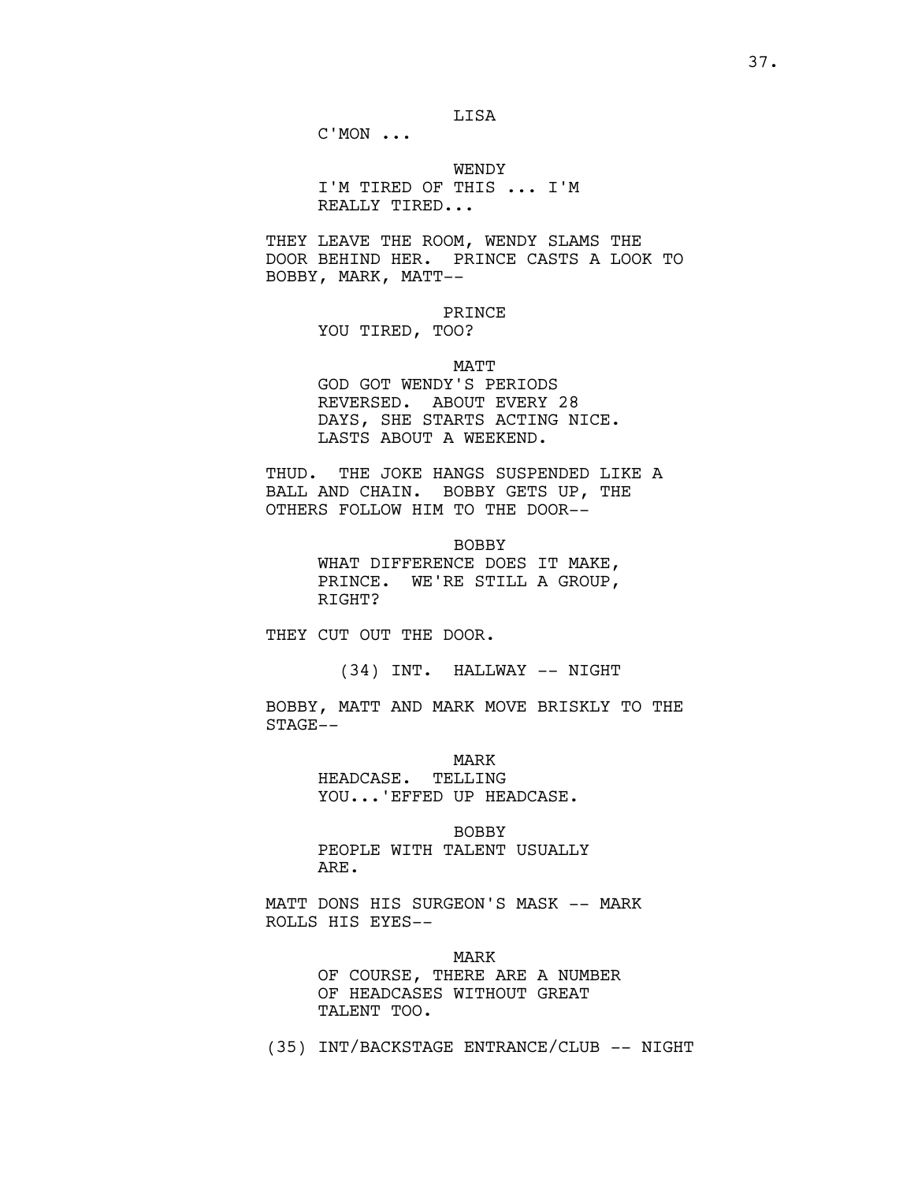LISA

C'MON ...

WENDY

I'M TIRED OF THIS ... I'M REALLY TIRED...

THEY LEAVE THE ROOM, WENDY SLAMS THE DOOR BEHIND HER. PRINCE CASTS A LOOK TO BOBBY, MARK, MATT--

PRINCE

YOU TIRED, TOO?

MATT

GOD GOT WENDY'S PERIODS REVERSED. ABOUT EVERY 28 DAYS, SHE STARTS ACTING NICE. LASTS ABOUT A WEEKEND.

THUD. THE JOKE HANGS SUSPENDED LIKE A BALL AND CHAIN. BOBBY GETS UP, THE OTHERS FOLLOW HIM TO THE DOOR--

BOBBY

WHAT DIFFERENCE DOES IT MAKE, PRINCE. WE'RE STILL A GROUP, RIGHT?

THEY CUT OUT THE DOOR.

(34) INT. HALLWAY -- NIGHT

BOBBY, MATT AND MARK MOVE BRISKLY TO THE STAGE--

MARK

HEADCASE. TELLING YOU...'EFFED UP HEADCASE.

BOBBY

PEOPLE WITH TALENT USUALLY ARE.

MATT DONS HIS SURGEON'S MASK -- MARK ROLLS HIS EYES--

MARK

OF COURSE, THERE ARE A NUMBER OF HEADCASES WITHOUT GREAT TALENT TOO.

(35) INT/BACKSTAGE ENTRANCE/CLUB -- NIGHT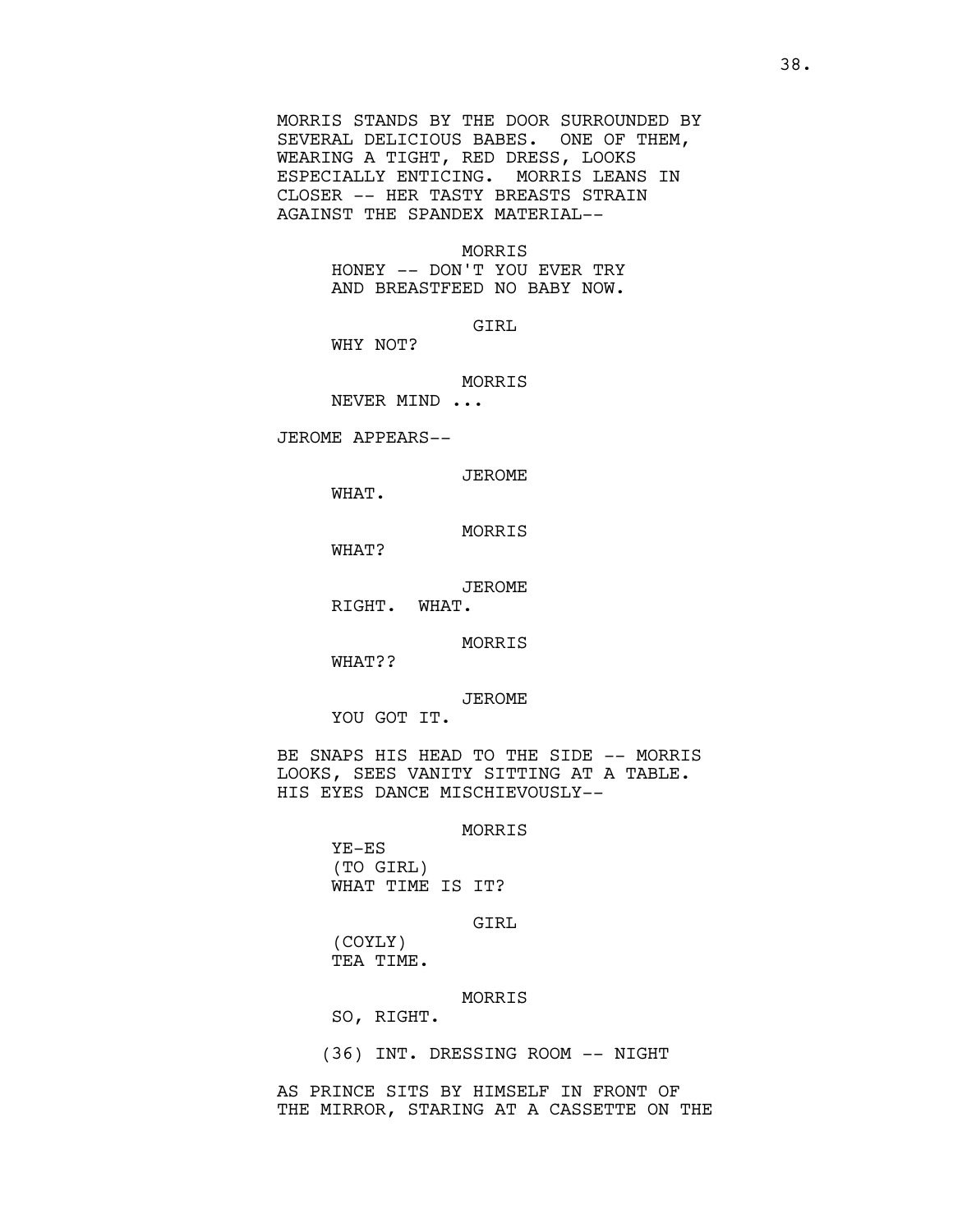MORRIS STANDS BY THE DOOR SURROUNDED BY SEVERAL DELICIOUS BABES. ONE OF THEM, WEARING A TIGHT, RED DRESS, LOOKS ESPECIALLY ENTICING. MORRIS LEANS IN CLOSER -- HER TASTY BREASTS STRAIN AGAINST THE SPANDEX MATERIAL--

MORRIS
HONEY -- DON'T YOU EVER TRY AND BREASTFEED NO BABY NOW.

GIRL
WHY NOT?

MORRIS
NEVER MIND ...

JEROME APPEARS--

JEROME
WHAT.

MORRIS
WHAT?

JEROME
RIGHT. WHAT.

MORRIS
WHAT??

JEROME
YOU GOT IT.

BE SNAPS HIS HEAD TO THE SIDE -- MORRIS LOOKS, SEES VANITY SITTING AT A TABLE. HIS EYES DANCE MISCHIEVOUSLY--

MORRIS
YE-ES
(TO GIRL)
WHAT TIME IS IT?

GIRL
(COYLY)
TEA TIME.

MORRIS
SO, RIGHT.

(36) INT. DRESSING ROOM -- NIGHT

AS PRINCE SITS BY HIMSELF IN FRONT OF THE MIRROR, STARING AT A CASSETTE ON THE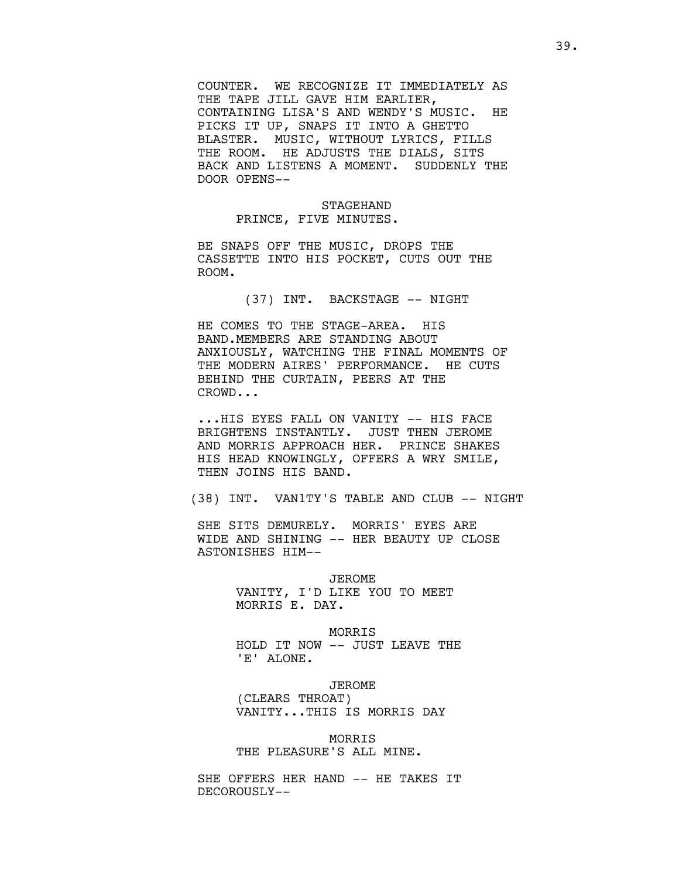COUNTER. WE RECOGNIZE IT IMMEDIATELY AS THE TAPE JILL GAVE HIM EARLIER, CONTAINING LISA'S AND WENDY'S MUSIC. HE PICKS IT UP, SNAPS IT INTO A GHETTO BLASTER. MUSIC, WITHOUT LYRICS, FILLS THE ROOM. HE ADJUSTS THE DIALS, SITS BACK AND LISTENS A MOMENT. SUDDENLY THE DOOR OPENS--

STAGEHAND
PRINCE, FIVE MINUTES.

BE SNAPS OFF THE MUSIC, DROPS THE CASSETTE INTO HIS POCKET, CUTS OUT THE ROOM.

(37) INT. BACKSTAGE -- NIGHT

HE COMES TO THE STAGE-AREA. HIS BAND.MEMBERS ARE STANDING ABOUT ANXIOUSLY, WATCHING THE FINAL MOMENTS OF THE MODERN AIRES' PERFORMANCE. HE CUTS BEHIND THE CURTAIN, PEERS AT THE CROWD...

...HIS EYES FALL ON VANITY -- HIS FACE BRIGHTENS INSTANTLY. JUST THEN JEROME AND MORRIS APPROACH HER. PRINCE SHAKES HIS HEAD KNOWINGLY, OFFERS A WRY SMILE, THEN JOINS HIS BAND.

(38) INT. VAN1TY'S TABLE AND CLUB -- NIGHT

SHE SITS DEMURELY. MORRIS' EYES ARE WIDE AND SHINING -- HER BEAUTY UP CLOSE ASTONISHES HIM--

JEROME
VANITY, I'D LIKE YOU TO MEET MORRIS E. DAY.

MORRIS
HOLD IT NOW -- JUST LEAVE THE 'E' ALONE.

JEROME
(CLEARS THROAT)
VANITY...THIS IS MORRIS DAY

MORRIS
THE PLEASURE'S ALL MINE.

SHE OFFERS HER HAND -- HE TAKES IT DECOROUSLY--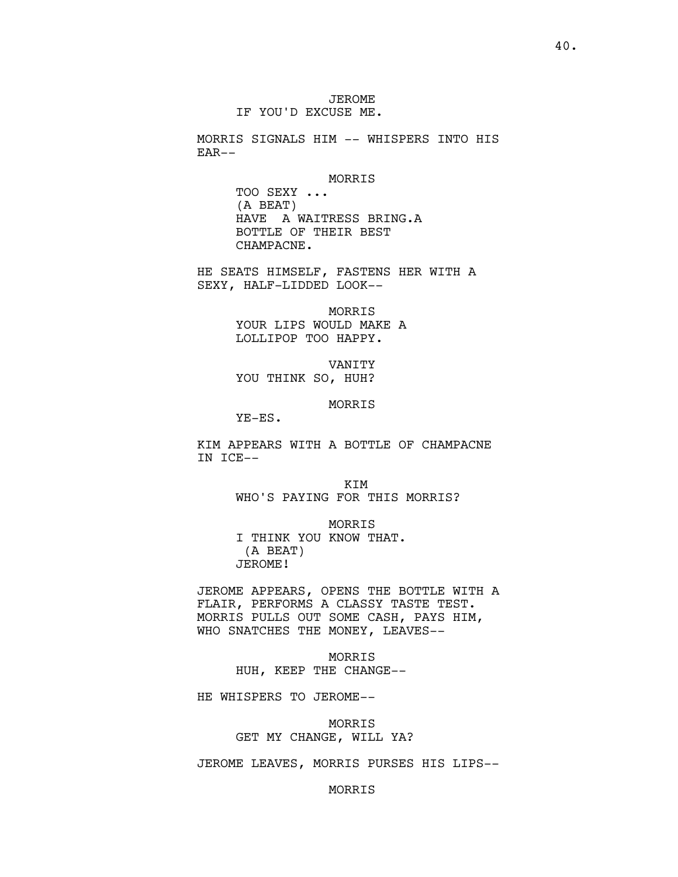JEROME
IF YOU'D EXCUSE ME.

MORRIS SIGNALS HIM -- WHISPERS INTO HIS EAR--

MORRIS
TOO SEXY ...
(A BEAT)
HAVE A WAITRESS BRING.A BOTTLE OF THEIR BEST CHAMPACNE.

HE SEATS HIMSELF, FASTENS HER WITH A SEXY, HALF-LIDDED LOOK--

MORRIS
YOUR LIPS WOULD MAKE A LOLLIPOP TOO HAPPY.

VANITY
YOU THINK SO, HUH?

MORRIS
YE-ES.

KIM APPEARS WITH A BOTTLE OF CHAMPACNE IN ICE--

KIM
WHO'S PAYING FOR THIS MORRIS?

MORRIS
I THINK YOU KNOW THAT.
(A BEAT)
JEROME!

JEROME APPEARS, OPENS THE BOTTLE WITH A FLAIR, PERFORMS A CLASSY TASTE TEST. MORRIS PULLS OUT SOME CASH, PAYS HIM, WHO SNATCHES THE MONEY, LEAVES--

MORRIS
HUH, KEEP THE CHANGE--

HE WHISPERS TO JEROME--

MORRIS
GET MY CHANGE, WILL YA?

JEROME LEAVES, MORRIS PURSES HIS LIPS--

MORRIS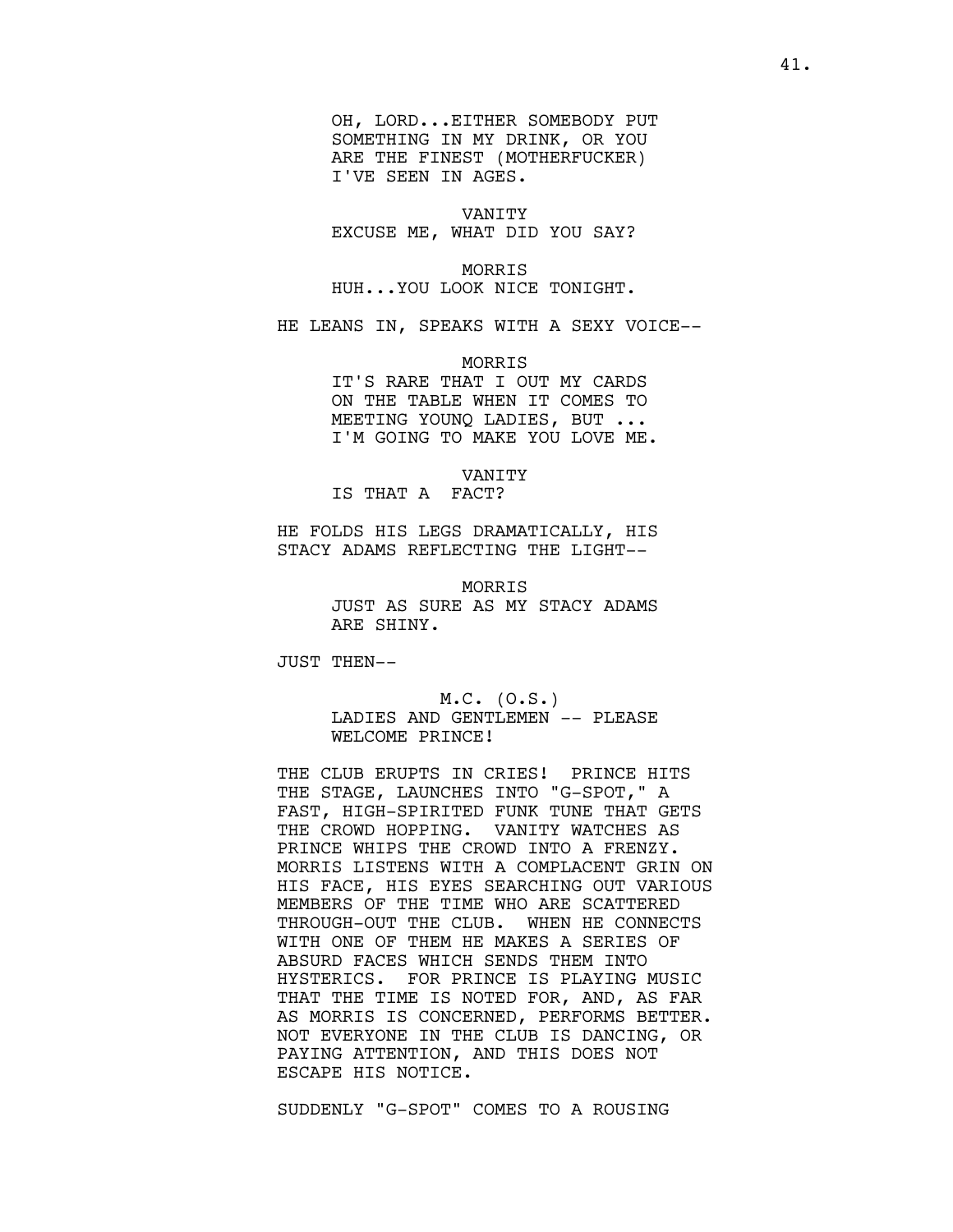OH, LORD...EITHER SOMEBODY PUT SOMETHING IN MY DRINK, OR YOU ARE THE FINEST (MOTHERFUCKER) I'VE SEEN IN AGES.

VANITY
EXCUSE ME, WHAT DID YOU SAY?

MORRIS
HUH...YOU LOOK NICE TONIGHT.

HE LEANS IN, SPEAKS WITH A SEXY VOICE--

MORRIS
IT'S RARE THAT I OUT MY CARDS ON THE TABLE WHEN IT COMES TO MEETING YOUNQ LADIES, BUT ... I'M GOING TO MAKE YOU LOVE ME.

VANITY
IS THAT A FACT?

HE FOLDS HIS LEGS DRAMATICALLY, HIS STACY ADAMS REFLECTING THE LIGHT--

MORRIS
JUST AS SURE AS MY STACY ADAMS ARE SHINY.

JUST THEN--

M.C. (O.S.)
LADIES AND GENTLEMEN -- PLEASE WELCOME PRINCE!

THE CLUB ERUPTS IN CRIES! PRINCE HITS THE STAGE, LAUNCHES INTO "G-SPOT," A FAST, HIGH-SPIRITED FUNK TUNE THAT GETS THE CROWD HOPPING. VANITY WATCHES AS PRINCE WHIPS THE CROWD INTO A FRENZY. MORRIS LISTENS WITH A COMPLACENT GRIN ON HIS FACE, HIS EYES SEARCHING OUT VARIOUS MEMBERS OF THE TIME WHO ARE SCATTERED THROUGH-OUT THE CLUB. WHEN HE CONNECTS WITH ONE OF THEM HE MAKES A SERIES OF ABSURD FACES WHICH SENDS THEM INTO HYSTERICS. FOR PRINCE IS PLAYING MUSIC THAT THE TIME IS NOTED FOR, AND, AS FAR AS MORRIS IS CONCERNED, PERFORMS BETTER. NOT EVERYONE IN THE CLUB IS DANCING, OR PAYING ATTENTION, AND THIS DOES NOT ESCAPE HIS NOTICE.

SUDDENLY "G-SPOT" COMES TO A ROUSING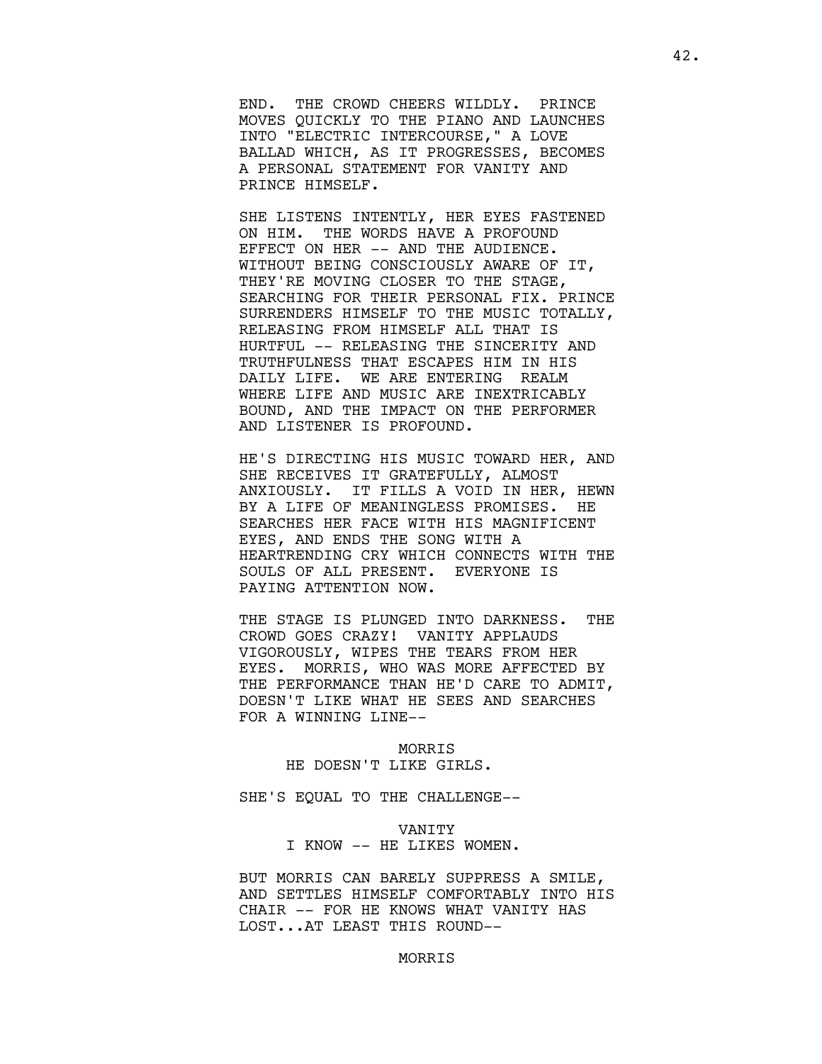END. THE CROWD CHEERS WILDLY. PRINCE MOVES QUICKLY TO THE PIANO AND LAUNCHES INTO "ELECTRIC INTERCOURSE," A LOVE BALLAD WHICH, AS IT PROGRESSES, BECOMES A PERSONAL STATEMENT FOR VANITY AND PRINCE HIMSELF.

SHE LISTENS INTENTLY, HER EYES FASTENED ON HIM. THE WORDS HAVE A PROFOUND EFFECT ON HER -- AND THE AUDIENCE. WITHOUT BEING CONSCIOUSLY AWARE OF IT, THEY'RE MOVING CLOSER TO THE STAGE, SEARCHING FOR THEIR PERSONAL FIX. PRINCE SURRENDERS HIMSELF TO THE MUSIC TOTALLY, RELEASING FROM HIMSELF ALL THAT IS HURTFUL -- RELEASING THE SINCERITY AND TRUTHFULNESS THAT ESCAPES HIM IN HIS DAILY LIFE. WE ARE ENTERING REALM WHERE LIFE AND MUSIC ARE INEXTRICABLY BOUND, AND THE IMPACT ON THE PERFORMER AND LISTENER IS PROFOUND.

HE'S DIRECTING HIS MUSIC TOWARD HER, AND SHE RECEIVES IT GRATEFULLY, ALMOST ANXIOUSLY. IT FILLS A VOID IN HER, HEWN BY A LIFE OF MEANINGLESS PROMISES. HE SEARCHES HER FACE WITH HIS MAGNIFICENT EYES, AND ENDS THE SONG WITH A HEARTRENDING CRY WHICH CONNECTS WITH THE SOULS OF ALL PRESENT. EVERYONE IS PAYING ATTENTION NOW.

THE STAGE IS PLUNGED INTO DARKNESS. THE CROWD GOES CRAZY! VANITY APPLAUDS VIGOROUSLY, WIPES THE TEARS FROM HER EYES. MORRIS, WHO WAS MORE AFFECTED BY THE PERFORMANCE THAN HE'D CARE TO ADMIT, DOESN'T LIKE WHAT HE SEES AND SEARCHES FOR A WINNING LINE--

MORRIS
HE DOESN'T LIKE GIRLS.

SHE'S EQUAL TO THE CHALLENGE--

VANITY
I KNOW -- HE LIKES WOMEN.

BUT MORRIS CAN BARELY SUPPRESS A SMILE, AND SETTLES HIMSELF COMFORTABLY INTO HIS CHAIR -- FOR HE KNOWS WHAT VANITY HAS LOST...AT LEAST THIS ROUND--

MORRIS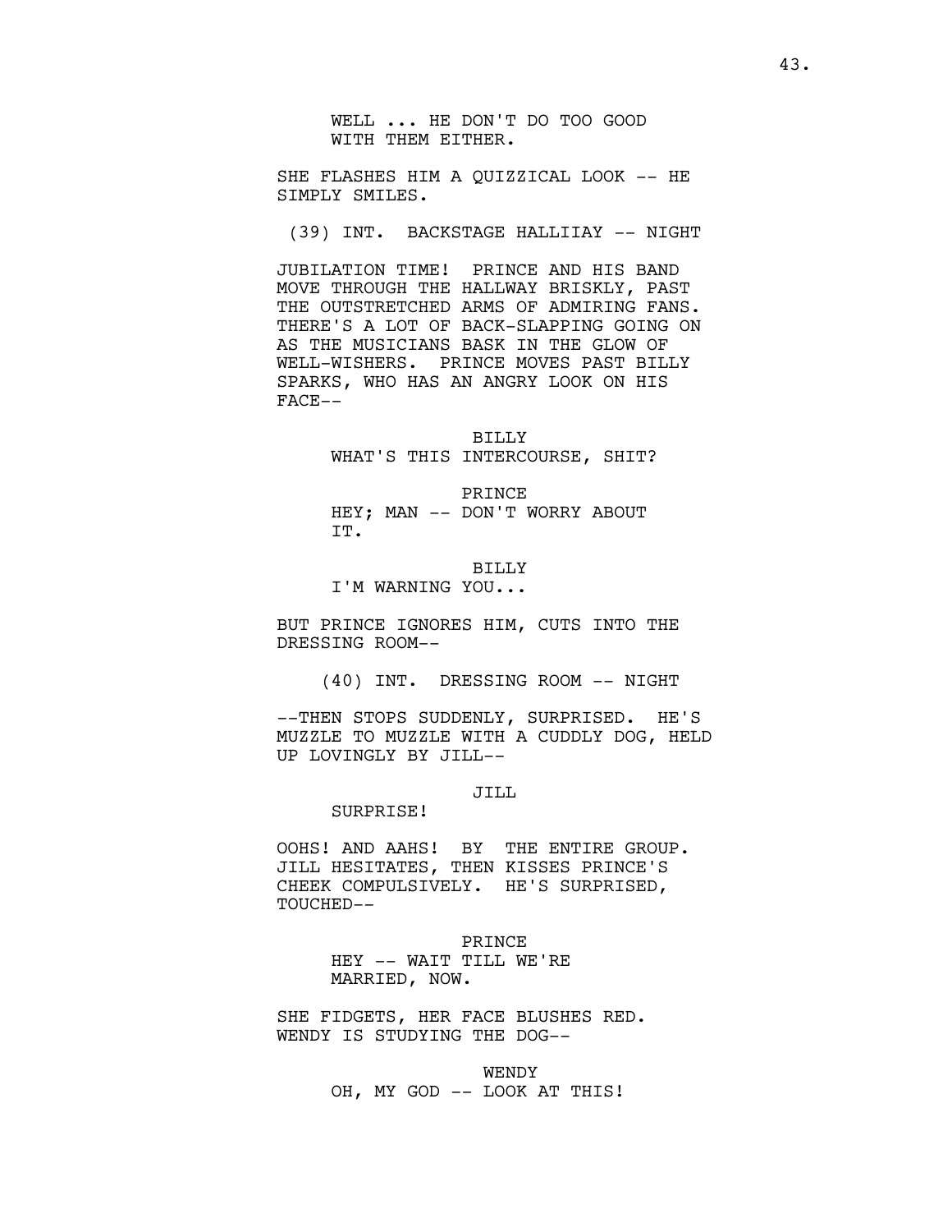WELL ... HE DON'T DO TOO GOOD
WITH THEM EITHER.

SHE FLASHES HIM A QUIZZICAL LOOK -- HE SIMPLY SMILES.

(39) INT. BACKSTAGE HALLIIAY -- NIGHT

JUBILATION TIME! PRINCE AND HIS BAND MOVE THROUGH THE HALLWAY BRISKLY, PAST THE OUTSTRETCHED ARMS OF ADMIRING FANS. THERE'S A LOT OF BACK-SLAPPING GOING ON AS THE MUSICIANS BASK IN THE GLOW OF WELL-WISHERS. PRINCE MOVES PAST BILLY SPARKS, WHO HAS AN ANGRY LOOK ON HIS FACE--

BILLY
WHAT'S THIS INTERCOURSE, SHIT?

PRINCE
HEY; MAN -- DON'T WORRY ABOUT
IT.

BILLY
I'M WARNING YOU...

BUT PRINCE IGNORES HIM, CUTS INTO THE DRESSING ROOM--

(40) INT. DRESSING ROOM -- NIGHT

--THEN STOPS SUDDENLY, SURPRISED. HE'S MUZZLE TO MUZZLE WITH A CUDDLY DOG, HELD UP LOVINGLY BY JILL--

JILL
SURPRISE!

OOHS! AND AAHS! BY THE ENTIRE GROUP. JILL HESITATES, THEN KISSES PRINCE'S CHEEK COMPULSIVELY. HE'S SURPRISED, TOUCHED--

PRINCE
HEY -- WAIT TILL WE'RE
MARRIED, NOW.

SHE FIDGETS, HER FACE BLUSHES RED. WENDY IS STUDYING THE DOG--

WENDY
OH, MY GOD -- LOOK AT THIS!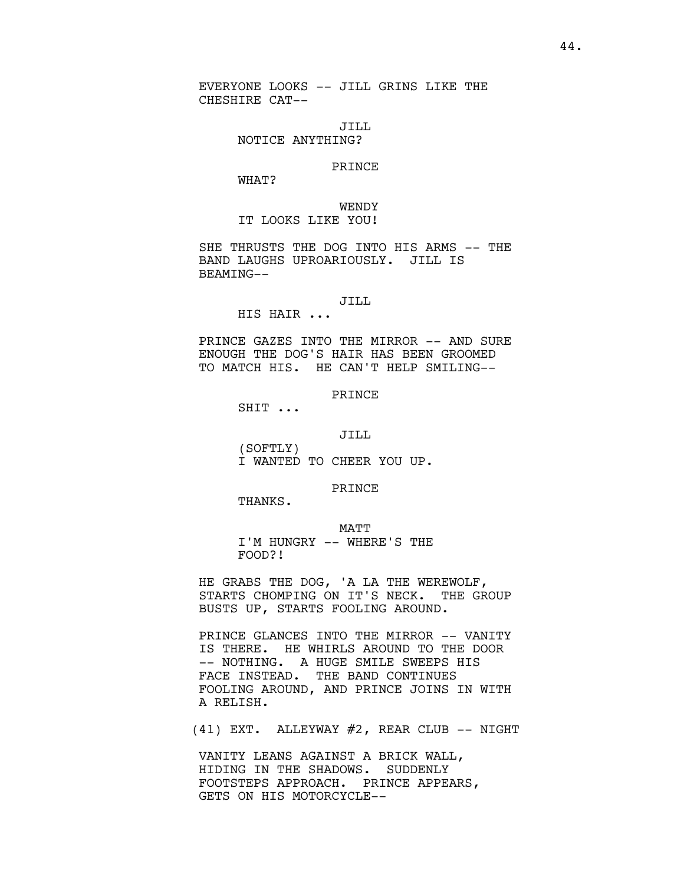EVERYONE LOOKS -- JILL GRINS LIKE THE CHESHIRE CAT--

JILL
NOTICE ANYTHING?

PRINCE
WHAT?

WENDY
IT LOOKS LIKE YOU!

SHE THRUSTS THE DOG INTO HIS ARMS -- THE BAND LAUGHS UPROARIOUSLY. JILL IS BEAMING--

JILL
HIS HAIR ...

PRINCE GAZES INTO THE MIRROR -- AND SURE ENOUGH THE DOG'S HAIR HAS BEEN GROOMED TO MATCH HIS. HE CAN'T HELP SMILING--

PRINCE
SHIT ...

JILL
(SOFTLY)
I WANTED TO CHEER YOU UP.

PRINCE
THANKS.

MATT
I'M HUNGRY -- WHERE'S THE FOOD?!

HE GRABS THE DOG, 'A LA THE WEREWOLF, STARTS CHOMPING ON IT'S NECK. THE GROUP BUSTS UP, STARTS FOOLING AROUND.

PRINCE GLANCES INTO THE MIRROR -- VANITY IS THERE. HE WHIRLS AROUND TO THE DOOR -- NOTHING. A HUGE SMILE SWEEPS HIS FACE INSTEAD. THE BAND CONTINUES FOOLING AROUND, AND PRINCE JOINS IN WITH A RELISH.

(41) EXT. ALLEYWAY #2, REAR CLUB -- NIGHT

VANITY LEANS AGAINST A BRICK WALL, HIDING IN THE SHADOWS. SUDDENLY FOOTSTEPS APPROACH. PRINCE APPEARS, GETS ON HIS MOTORCYCLE--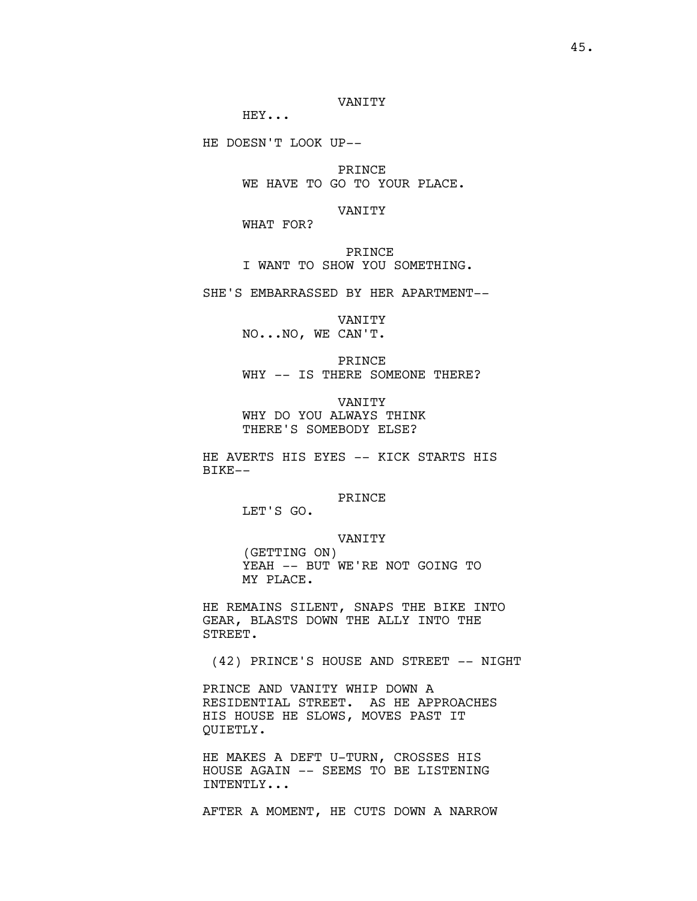VANITY

HEY...

HE DOESN'T LOOK UP--

PRINCE

WE HAVE TO GO TO YOUR PLACE.

VANITY

WHAT FOR?

PRINCE

I WANT TO SHOW YOU SOMETHING.

SHE'S EMBARRASSED BY HER APARTMENT--

VANITY

NO...NO, WE CAN'T.

PRINCE

WHY -- IS THERE SOMEONE THERE?

VANITY

WHY DO YOU ALWAYS THINK
THERE'S SOMEBODY ELSE?

HE AVERTS HIS EYES -- KICK STARTS HIS BIKE--

PRINCE

LET'S GO.

VANITY

(GETTING ON)
YEAH -- BUT WE'RE NOT GOING TO
MY PLACE.

HE REMAINS SILENT, SNAPS THE BIKE INTO GEAR, BLASTS DOWN THE ALLY INTO THE STREET.

(42) PRINCE'S HOUSE AND STREET -- NIGHT

PRINCE AND VANITY WHIP DOWN A RESIDENTIAL STREET. AS HE APPROACHES HIS HOUSE HE SLOWS, MOVES PAST IT QUIETLY.

HE MAKES A DEFT U-TURN, CROSSES HIS HOUSE AGAIN -- SEEMS TO BE LISTENING INTENTLY...

AFTER A MOMENT, HE CUTS DOWN A NARROW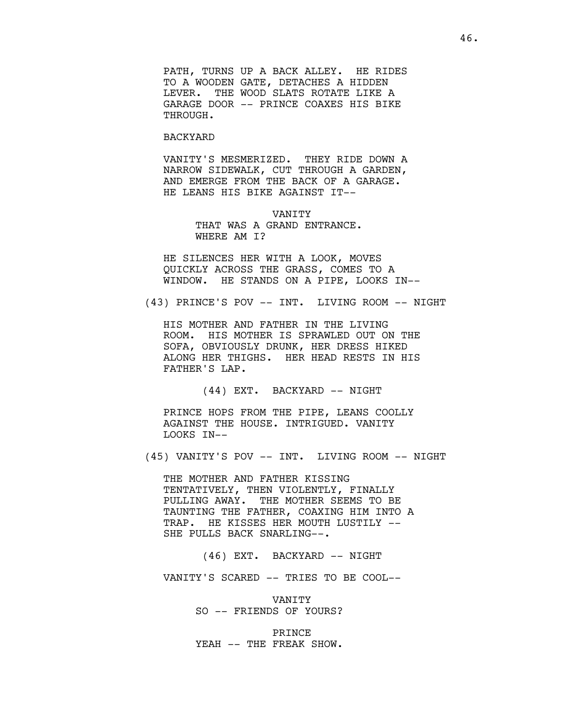PATH, TURNS UP A BACK ALLEY. HE RIDES TO A WOODEN GATE, DETACHES A HIDDEN LEVER. THE WOOD SLATS ROTATE LIKE A GARAGE DOOR -- PRINCE COAXES HIS BIKE THROUGH.

BACKYARD

VANITY'S MESMERIZED. THEY RIDE DOWN A NARROW SIDEWALK, CUT THROUGH A GARDEN, AND EMERGE FROM THE BACK OF A GARAGE. HE LEANS HIS BIKE AGAINST IT--

VANITY

THAT WAS A GRAND ENTRANCE. WHERE AM I?

HE SILENCES HER WITH A LOOK, MOVES QUICKLY ACROSS THE GRASS, COMES TO A WINDOW. HE STANDS ON A PIPE, LOOKS IN--

(43) PRINCE'S POV -- INT. LIVING ROOM -- NIGHT

HIS MOTHER AND FATHER IN THE LIVING ROOM. HIS MOTHER IS SPRAWLED OUT ON THE SOFA, OBVIOUSLY DRUNK, HER DRESS HIKED ALONG HER THIGHS. HER HEAD RESTS IN HIS FATHER'S LAP.

(44) EXT. BACKYARD -- NIGHT

PRINCE HOPS FROM THE PIPE, LEANS COOLLY AGAINST THE HOUSE. INTRIGUED. VANITY LOOKS IN--

(45) VANITY'S POV -- INT. LIVING ROOM -- NIGHT

THE MOTHER AND FATHER KISSING TENTATIVELY, THEN VIOLENTLY, FINALLY PULLING AWAY. THE MOTHER SEEMS TO BE TAUNTING THE FATHER, COAXING HIM INTO A TRAP. HE KISSES HER MOUTH LUSTILY -- SHE PULLS BACK SNARLING--.

(46) EXT. BACKYARD -- NIGHT

VANITY'S SCARED -- TRIES TO BE COOL--

VANITY

SO -- FRIENDS OF YOURS?

PRINCE

YEAH -- THE FREAK SHOW.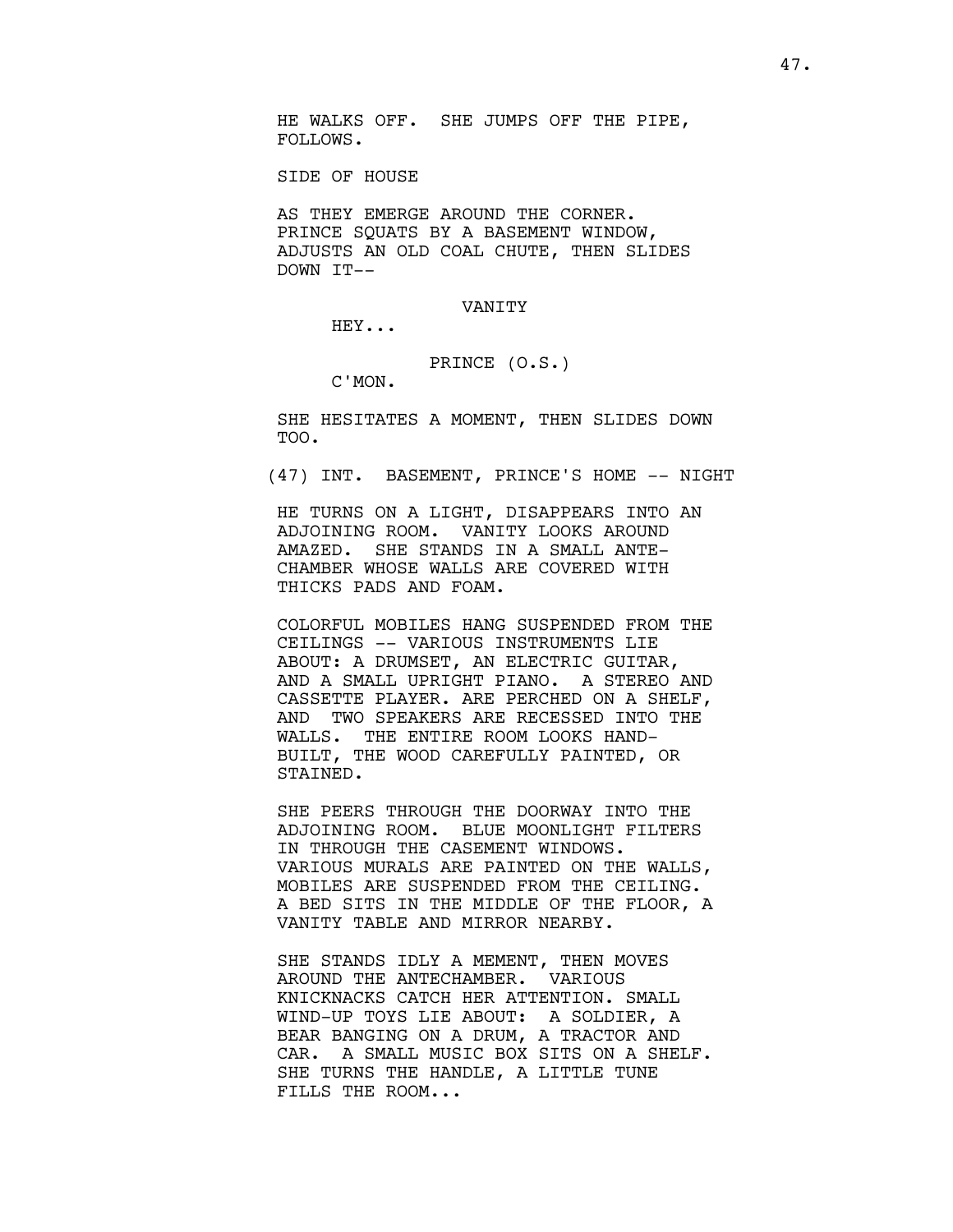HE WALKS OFF. SHE JUMPS OFF THE PIPE, FOLLOWS.

SIDE OF HOUSE

AS THEY EMERGE AROUND THE CORNER. PRINCE SQUATS BY A BASEMENT WINDOW, ADJUSTS AN OLD COAL CHUTE, THEN SLIDES DOWN IT--

VANITY

HEY...

PRINCE (O.S.)

C'MON.

SHE HESITATES A MOMENT, THEN SLIDES DOWN TOO.

(47) INT. BASEMENT, PRINCE'S HOME -- NIGHT

HE TURNS ON A LIGHT, DISAPPEARS INTO AN ADJOINING ROOM. VANITY LOOKS AROUND AMAZED. SHE STANDS IN A SMALL ANTE-CHAMBER WHOSE WALLS ARE COVERED WITH THICKS PADS AND FOAM.

COLORFUL MOBILES HANG SUSPENDED FROM THE CEILINGS -- VARIOUS INSTRUMENTS LIE ABOUT: A DRUMSET, AN ELECTRIC GUITAR, AND A SMALL UPRIGHT PIANO. A STEREO AND CASSETTE PLAYER. ARE PERCHED ON A SHELF, AND TWO SPEAKERS ARE RECESSED INTO THE WALLS. THE ENTIRE ROOM LOOKS HAND-BUILT, THE WOOD CAREFULLY PAINTED, OR STAINED.

SHE PEERS THROUGH THE DOORWAY INTO THE ADJOINING ROOM. BLUE MOONLIGHT FILTERS IN THROUGH THE CASEMENT WINDOWS. VARIOUS MURALS ARE PAINTED ON THE WALLS, MOBILES ARE SUSPENDED FROM THE CEILING. A BED SITS IN THE MIDDLE OF THE FLOOR, A VANITY TABLE AND MIRROR NEARBY.

SHE STANDS IDLY A MEMENT, THEN MOVES AROUND THE ANTECHAMBER. VARIOUS KNICKNACKS CATCH HER ATTENTION. SMALL WIND-UP TOYS LIE ABOUT: A SOLDIER, A BEAR BANGING ON A DRUM, A TRACTOR AND CAR. A SMALL MUSIC BOX SITS ON A SHELF. SHE TURNS THE HANDLE, A LITTLE TUNE FILLS THE ROOM...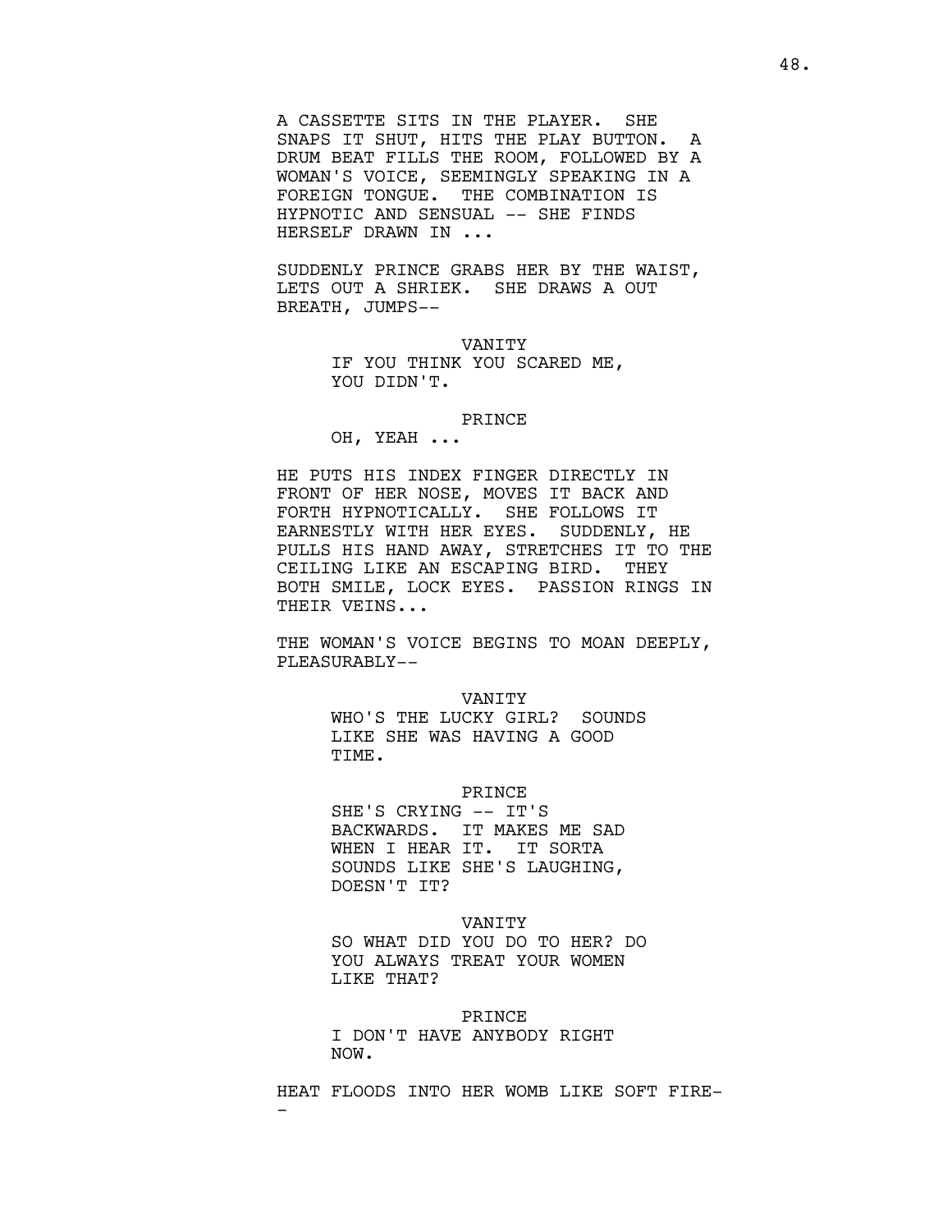A CASSETTE SITS IN THE PLAYER. SHE SNAPS IT SHUT, HITS THE PLAY BUTTON. A DRUM BEAT FILLS THE ROOM, FOLLOWED BY A WOMAN'S VOICE, SEEMINGLY SPEAKING IN A FOREIGN TONGUE. THE COMBINATION IS HYPNOTIC AND SENSUAL -- SHE FINDS HERSELF DRAWN IN ...

SUDDENLY PRINCE GRABS HER BY THE WAIST, LETS OUT A SHRIEK. SHE DRAWS A OUT BREATH, JUMPS--

VANITY
IF YOU THINK YOU SCARED ME, YOU DIDN'T.

PRINCE
OH, YEAH ...

HE PUTS HIS INDEX FINGER DIRECTLY IN FRONT OF HER NOSE, MOVES IT BACK AND FORTH HYPNOTICALLY. SHE FOLLOWS IT EARNESTLY WITH HER EYES. SUDDENLY, HE PULLS HIS HAND AWAY, STRETCHES IT TO THE CEILING LIKE AN ESCAPING BIRD. THEY BOTH SMILE, LOCK EYES. PASSION RINGS IN THEIR VEINS...

THE WOMAN'S VOICE BEGINS TO MOAN DEEPLY, PLEASURABLY--

VANITY
WHO'S THE LUCKY GIRL? SOUNDS LIKE SHE WAS HAVING A GOOD TIME.

PRINCE
SHE'S CRYING -- IT'S BACKWARDS. IT MAKES ME SAD WHEN I HEAR IT. IT SORTA SOUNDS LIKE SHE'S LAUGHING, DOESN'T IT?

VANITY
SO WHAT DID YOU DO TO HER? DO YOU ALWAYS TREAT YOUR WOMEN LIKE THAT?

PRINCE
I DON'T HAVE ANYBODY RIGHT NOW.

HEAT FLOODS INTO HER WOMB LIKE SOFT FIRE--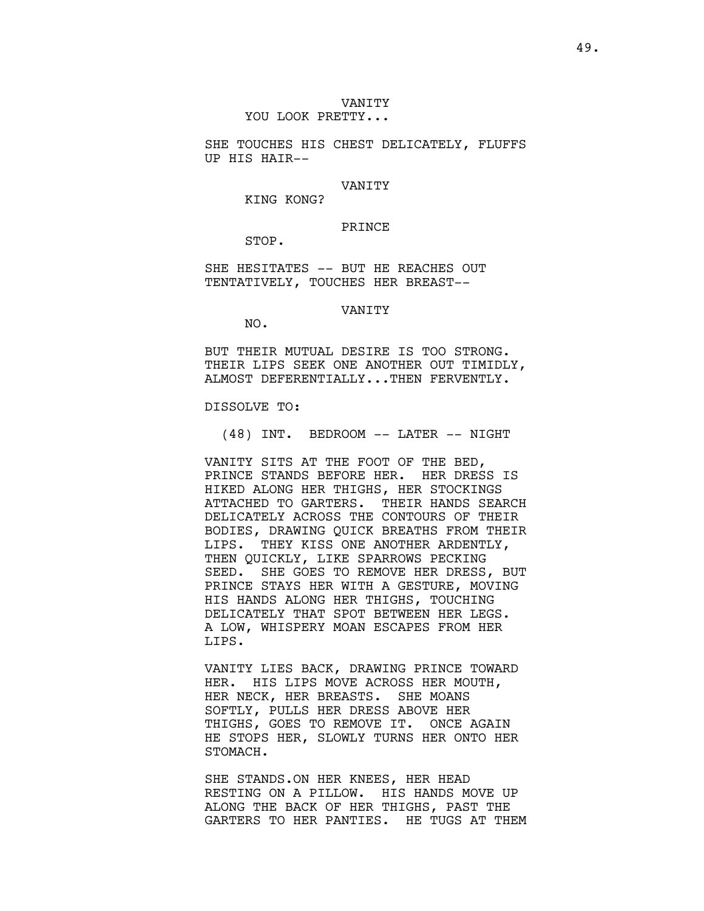VANITY

YOU LOOK PRETTY...

SHE TOUCHES HIS CHEST DELICATELY, FLUFFS UP HIS HAIR--

VANITY

KING KONG?

PRINCE

STOP.

SHE HESITATES -- BUT HE REACHES OUT TENTATIVELY, TOUCHES HER BREAST--

VANITY

NO.

BUT THEIR MUTUAL DESIRE IS TOO STRONG. THEIR LIPS SEEK ONE ANOTHER OUT TIMIDLY, ALMOST DEFERENTIALLY...THEN FERVENTLY.

DISSOLVE TO:

(48) INT. BEDROOM -- LATER -- NIGHT

VANITY SITS AT THE FOOT OF THE BED, PRINCE STANDS BEFORE HER. HER DRESS IS HIKED ALONG HER THIGHS, HER STOCKINGS ATTACHED TO GARTERS. THEIR HANDS SEARCH DELICATELY ACROSS THE CONTOURS OF THEIR BODIES, DRAWING QUICK BREATHS FROM THEIR LIPS. THEY KISS ONE ANOTHER ARDENTLY, THEN QUICKLY, LIKE SPARROWS PECKING SEED. SHE GOES TO REMOVE HER DRESS, BUT PRINCE STAYS HER WITH A GESTURE, MOVING HIS HANDS ALONG HER THIGHS, TOUCHING DELICATELY THAT SPOT BETWEEN HER LEGS. A LOW, WHISPERY MOAN ESCAPES FROM HER LIPS.

VANITY LIES BACK, DRAWING PRINCE TOWARD HER. HIS LIPS MOVE ACROSS HER MOUTH, HER NECK, HER BREASTS. SHE MOANS SOFTLY, PULLS HER DRESS ABOVE HER THIGHS, GOES TO REMOVE IT. ONCE AGAIN HE STOPS HER, SLOWLY TURNS HER ONTO HER STOMACH.

SHE STANDS.ON HER KNEES, HER HEAD RESTING ON A PILLOW. HIS HANDS MOVE UP ALONG THE BACK OF HER THIGHS, PAST THE GARTERS TO HER PANTIES. HE TUGS AT THEM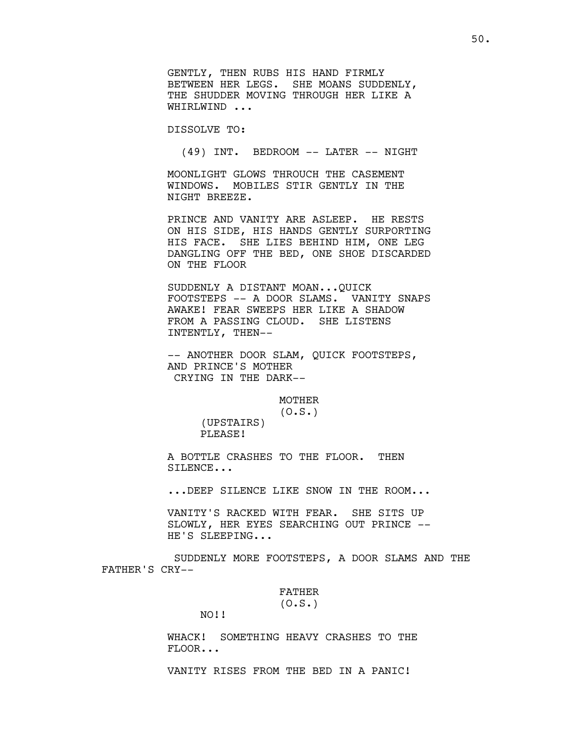GENTLY, THEN RUBS HIS HAND FIRMLY BETWEEN HER LEGS. SHE MOANS SUDDENLY, THE SHUDDER MOVING THROUGH HER LIKE A WHIRLWIND ...

DISSOLVE TO:

(49) INT. BEDROOM -- LATER -- NIGHT

MOONLIGHT GLOWS THROUCH THE CASEMENT WINDOWS. MOBILES STIR GENTLY IN THE NIGHT BREEZE.

PRINCE AND VANITY ARE ASLEEP. HE RESTS ON HIS SIDE, HIS HANDS GENTLY SURPORTING HIS FACE. SHE LIES BEHIND HIM, ONE LEG DANGLING OFF THE BED, ONE SHOE DISCARDED ON THE FLOOR

SUDDENLY A DISTANT MOAN...QUICK FOOTSTEPS -- A DOOR SLAMS. VANITY SNAPS AWAKE! FEAR SWEEPS HER LIKE A SHADOW FROM A PASSING CLOUD. SHE LISTENS INTENTLY, THEN--

-- ANOTHER DOOR SLAM, QUICK FOOTSTEPS, AND PRINCE'S MOTHER CRYING IN THE DARK--

MOTHER
(O.S.)
(UPSTAIRS)
PLEASE!

A BOTTLE CRASHES TO THE FLOOR. THEN SILENCE...

...DEEP SILENCE LIKE SNOW IN THE ROOM...

VANITY'S RACKED WITH FEAR. SHE SITS UP SLOWLY, HER EYES SEARCHING OUT PRINCE -- HE'S SLEEPING...

SUDDENLY MORE FOOTSTEPS, A DOOR SLAMS AND THE FATHER'S CRY--

FATHER
(O.S.)
NO!!

WHACK! SOMETHING HEAVY CRASHES TO THE FLOOR...

VANITY RISES FROM THE BED IN A PANIC!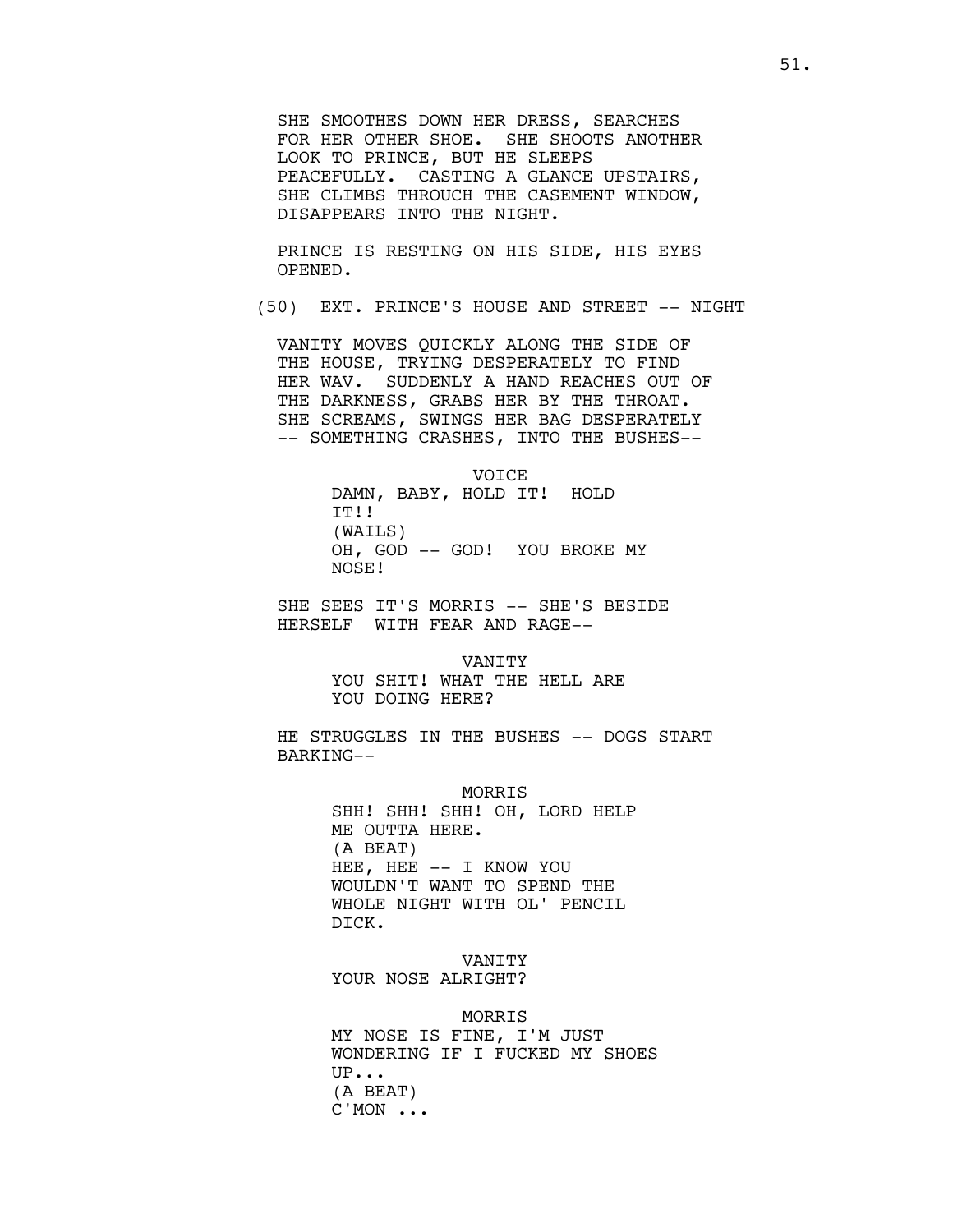SHE SMOOTHES DOWN HER DRESS, SEARCHES FOR HER OTHER SHOE. SHE SHOOTS ANOTHER LOOK TO PRINCE, BUT HE SLEEPS PEACEFULLY. CASTING A GLANCE UPSTAIRS, SHE CLIMBS THROUCH THE CASEMENT WINDOW, DISAPPEARS INTO THE NIGHT.

PRINCE IS RESTING ON HIS SIDE, HIS EYES OPENED.

(50) EXT. PRINCE'S HOUSE AND STREET -- NIGHT

VANITY MOVES QUICKLY ALONG THE SIDE OF THE HOUSE, TRYING DESPERATELY TO FIND HER WAV. SUDDENLY A HAND REACHES OUT OF THE DARKNESS, GRABS HER BY THE THROAT. SHE SCREAMS, SWINGS HER BAG DESPERATELY -- SOMETHING CRASHES, INTO THE BUSHES--

VOICE

DAMN, BABY, HOLD IT! HOLD IT!!

(WAILS)

OH, GOD -- GOD! YOU BROKE MY NOSE!

SHE SEES IT'S MORRIS -- SHE'S BESIDE HERSELF WITH FEAR AND RAGE--

VANITY

YOU SHIT! WHAT THE HELL ARE YOU DOING HERE?

HE STRUGGLES IN THE BUSHES -- DOGS START BARKING--

MORRIS

SHH! SHH! SHH! OH, LORD HELP ME OUTTA HERE.

(A BEAT)

HEE, HEE -- I KNOW YOU WOULDN'T WANT TO SPEND THE WHOLE NIGHT WITH OL' PENCIL DICK.

VANITY

YOUR NOSE ALRIGHT?

MORRIS

MY NOSE IS FINE, I'M JUST WONDERING IF I FUCKED MY SHOES UP...

(A BEAT)

C'MON ...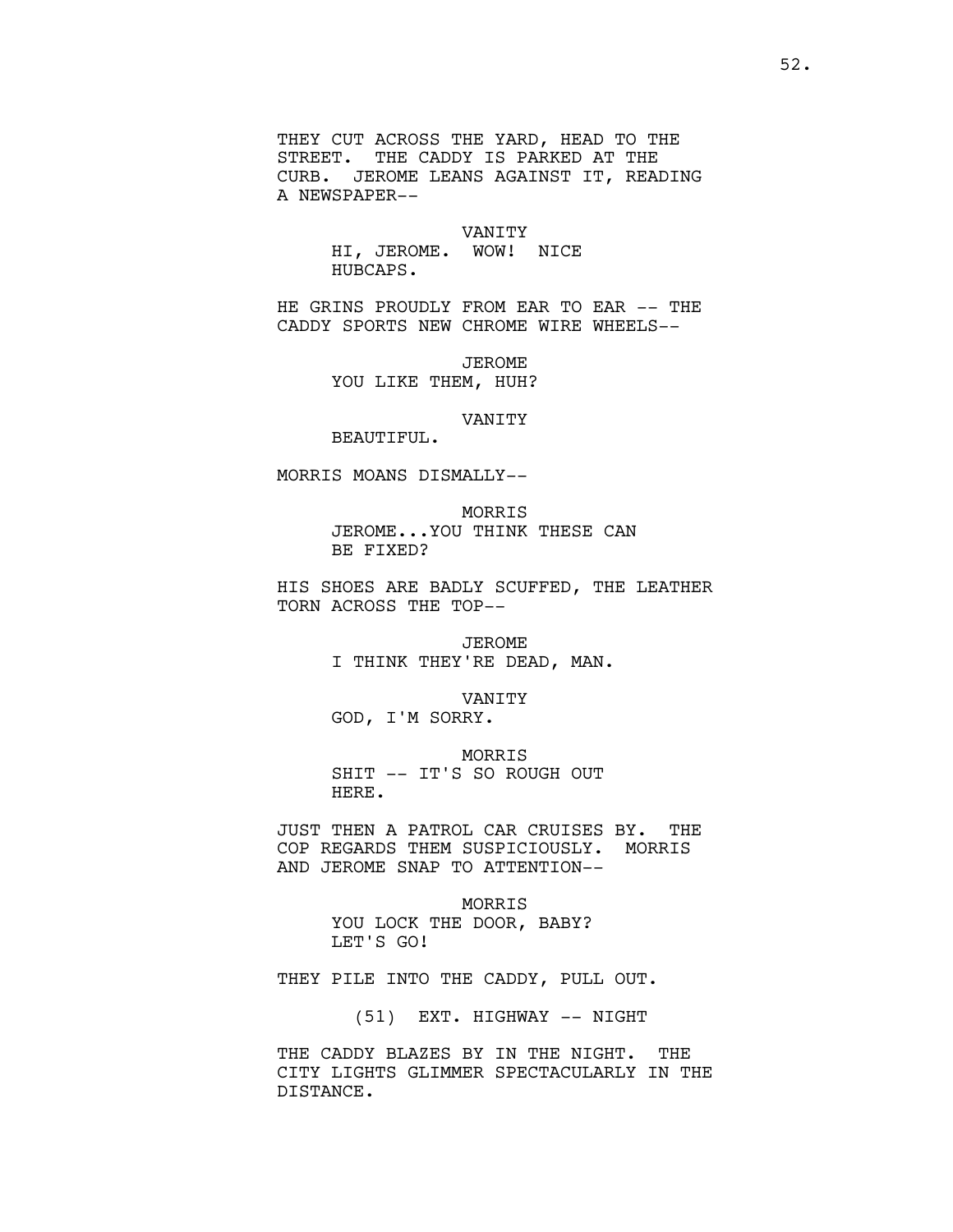THEY CUT ACROSS THE YARD, HEAD TO THE STREET. THE CADDY IS PARKED AT THE CURB. JEROME LEANS AGAINST IT, READING A NEWSPAPER--

VANITY
HI, JEROME. WOW! NICE HUBCAPS.

HE GRINS PROUDLY FROM EAR TO EAR -- THE CADDY SPORTS NEW CHROME WIRE WHEELS--

JEROME
YOU LIKE THEM, HUH?

VANITY
BEAUTIFUL.

MORRIS MOANS DISMALLY--

MORRIS
JEROME...YOU THINK THESE CAN BE FIXED?

HIS SHOES ARE BADLY SCUFFED, THE LEATHER TORN ACROSS THE TOP--

JEROME
I THINK THEY'RE DEAD, MAN.

VANITY
GOD, I'M SORRY.

MORRIS
SHIT -- IT'S SO ROUGH OUT HERE.

JUST THEN A PATROL CAR CRUISES BY. THE COP REGARDS THEM SUSPICIOUSLY. MORRIS AND JEROME SNAP TO ATTENTION--

MORRIS
YOU LOCK THE DOOR, BABY? LET'S GO!

THEY PILE INTO THE CADDY, PULL OUT.

(51) EXT. HIGHWAY -- NIGHT

THE CADDY BLAZES BY IN THE NIGHT. THE CITY LIGHTS GLIMMER SPECTACULARLY IN THE DISTANCE.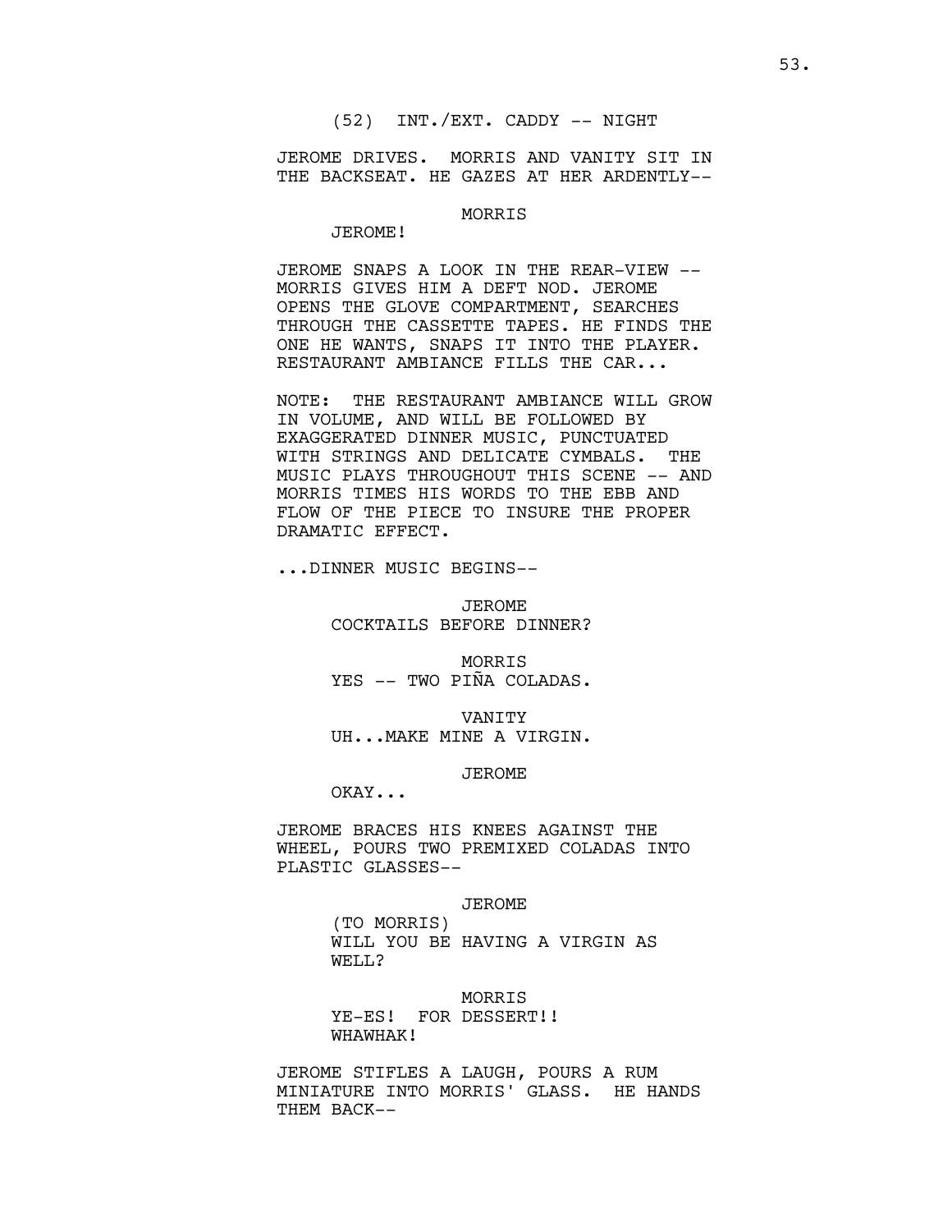(52) INT./EXT. CADDY -- NIGHT

JEROME DRIVES. MORRIS AND VANITY SIT IN THE BACKSEAT. HE GAZES AT HER ARDENTLY--

MORRIS
JEROME!

JEROME SNAPS A LOOK IN THE REAR-VIEW -- MORRIS GIVES HIM A DEFT NOD. JEROME OPENS THE GLOVE COMPARTMENT, SEARCHES THROUGH THE CASSETTE TAPES. HE FINDS THE ONE HE WANTS, SNAPS IT INTO THE PLAYER. RESTAURANT AMBIANCE FILLS THE CAR...

NOTE: THE RESTAURANT AMBIANCE WILL GROW IN VOLUME, AND WILL BE FOLLOWED BY EXAGGERATED DINNER MUSIC, PUNCTUATED WITH STRINGS AND DELICATE CYMBALS. THE MUSIC PLAYS THROUGHOUT THIS SCENE -- AND MORRIS TIMES HIS WORDS TO THE EBB AND FLOW OF THE PIECE TO INSURE THE PROPER DRAMATIC EFFECT.

...DINNER MUSIC BEGINS--

JEROME
COCKTAILS BEFORE DINNER?

MORRIS
YES -- TWO PIÑA COLADAS.

VANITY
UH...MAKE MINE A VIRGIN.

JEROME
OKAY...

JEROME BRACES HIS KNEES AGAINST THE WHEEL, POURS TWO PREMIXED COLADAS INTO PLASTIC GLASSES--

JEROME
(TO MORRIS)
WILL YOU BE HAVING A VIRGIN AS WELL?

MORRIS
YE-ES! FOR DESSERT!!
WHAWHAK!

JEROME STIFLES A LAUGH, POURS A RUM MINIATURE INTO MORRIS' GLASS. HE HANDS THEM BACK--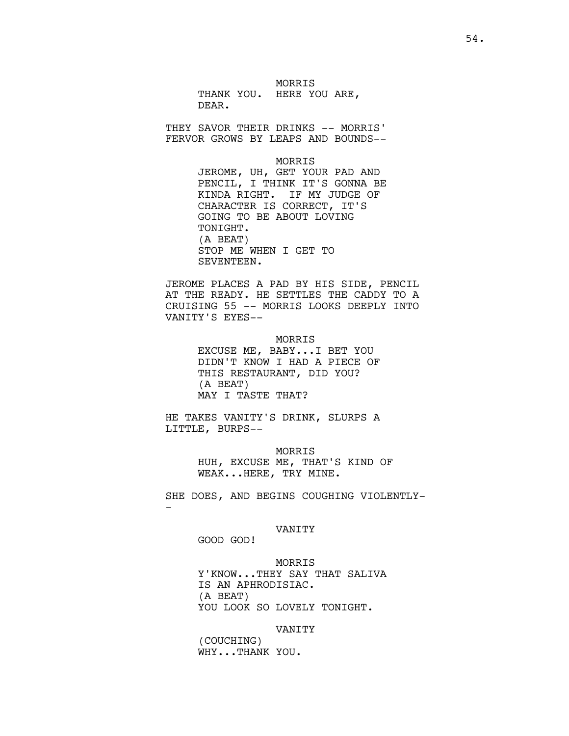MORRIS
THANK YOU. HERE YOU ARE,
DEAR.

THEY SAVOR THEIR DRINKS -- MORRIS' FERVOR GROWS BY LEAPS AND BOUNDS--

MORRIS
JEROME, UH, GET YOUR PAD AND
PENCIL, I THINK IT'S GONNA BE
KINDA RIGHT. IF MY JUDGE OF
CHARACTER IS CORRECT, IT'S
GOING TO BE ABOUT LOVING
TONIGHT.
(A BEAT)
STOP ME WHEN I GET TO
SEVENTEEN.

JEROME PLACES A PAD BY HIS SIDE, PENCIL AT THE READY. HE SETTLES THE CADDY TO A CRUISING 55 -- MORRIS LOOKS DEEPLY INTO VANITY'S EYES--

MORRIS
EXCUSE ME, BABY...I BET YOU
DIDN'T KNOW I HAD A PIECE OF
THIS RESTAURANT, DID YOU?
(A BEAT)
MAY I TASTE THAT?

HE TAKES VANITY'S DRINK, SLURPS A LITTLE, BURPS--

MORRIS
HUH, EXCUSE ME, THAT'S KIND OF
WEAK...HERE, TRY MINE.

SHE DOES, AND BEGINS COUGHING VIOLENTLY--

VANITY
GOOD GOD!

MORRIS
Y'KNOW...THEY SAY THAT SALIVA
IS AN APHRODISIAC.
(A BEAT)
YOU LOOK SO LOVELY TONIGHT.

VANITY
(COUCHING)
WHY...THANK YOU.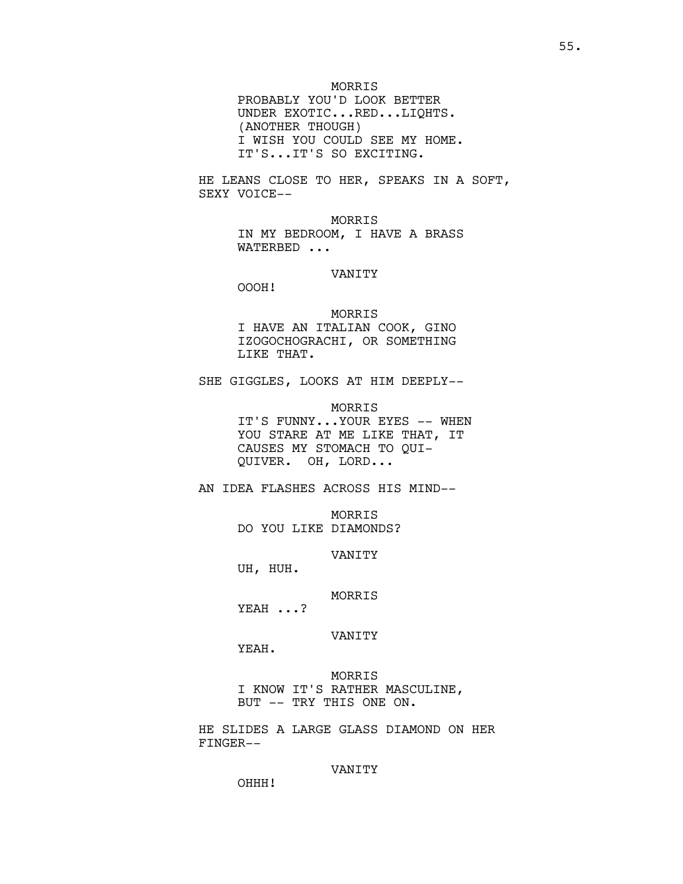MORRIS

PROBABLY YOU'D LOOK BETTER UNDER EXOTIC...RED...LIQHTS.

(ANOTHER THOUGH)

I WISH YOU COULD SEE MY HOME. IT'S...IT'S SO EXCITING.

HE LEANS CLOSE TO HER, SPEAKS IN A SOFT, SEXY VOICE--

MORRIS

IN MY BEDROOM, I HAVE A BRASS WATERBED ...

VANITY

OOOH!

MORRIS

I HAVE AN ITALIAN COOK, GINO IZOGOCHOGRACHI, OR SOMETHING LIKE THAT.

SHE GIGGLES, LOOKS AT HIM DEEPLY--

MORRIS

IT'S FUNNY...YOUR EYES -- WHEN YOU STARE AT ME LIKE THAT, IT CAUSES MY STOMACH TO QUI-QUIVER. OH, LORD...

AN IDEA FLASHES ACROSS HIS MIND--

MORRIS

DO YOU LIKE DIAMONDS?

VANITY

UH, HUH.

MORRIS

YEAH ...?

VANITY

YEAH.

MORRIS

I KNOW IT'S RATHER MASCULINE, BUT -- TRY THIS ONE ON.

HE SLIDES A LARGE GLASS DIAMOND ON HER FINGER--

VANITY

OHHH!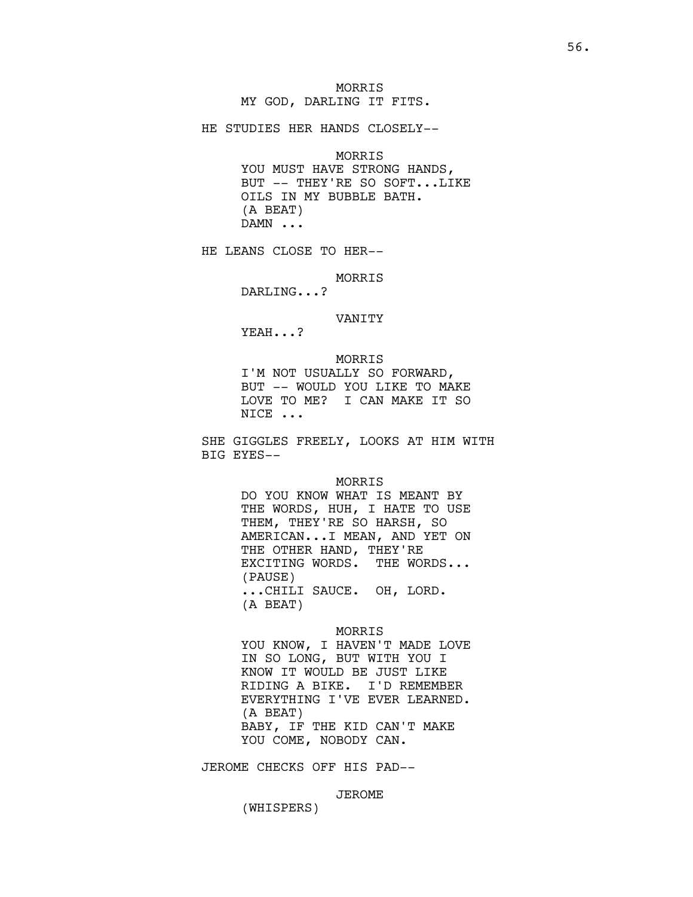MORRIS
MY GOD, DARLING IT FITS.

HE STUDIES HER HANDS CLOSELY--

MORRIS
YOU MUST HAVE STRONG HANDS, BUT -- THEY'RE SO SOFT...LIKE OILS IN MY BUBBLE BATH.
(A BEAT)
DAMN ...

HE LEANS CLOSE TO HER--

MORRIS
DARLING...?

VANITY
YEAH...?

MORRIS
I'M NOT USUALLY SO FORWARD, BUT -- WOULD YOU LIKE TO MAKE LOVE TO ME? I CAN MAKE IT SO NICE ...

SHE GIGGLES FREELY, LOOKS AT HIM WITH BIG EYES--

MORRIS
DO YOU KNOW WHAT IS MEANT BY THE WORDS, HUH, I HATE TO USE THEM, THEY'RE SO HARSH, SO AMERICAN...I MEAN, AND YET ON THE OTHER HAND, THEY'RE EXCITING WORDS. THE WORDS...
(PAUSE)
...CHILI SAUCE. OH, LORD.
(A BEAT)

MORRIS
YOU KNOW, I HAVEN'T MADE LOVE IN SO LONG, BUT WITH YOU I KNOW IT WOULD BE JUST LIKE RIDING A BIKE. I'D REMEMBER EVERYTHING I'VE EVER LEARNED.
(A BEAT)
BABY, IF THE KID CAN'T MAKE YOU COME, NOBODY CAN.

JEROME CHECKS OFF HIS PAD--

JEROME
(WHISPERS)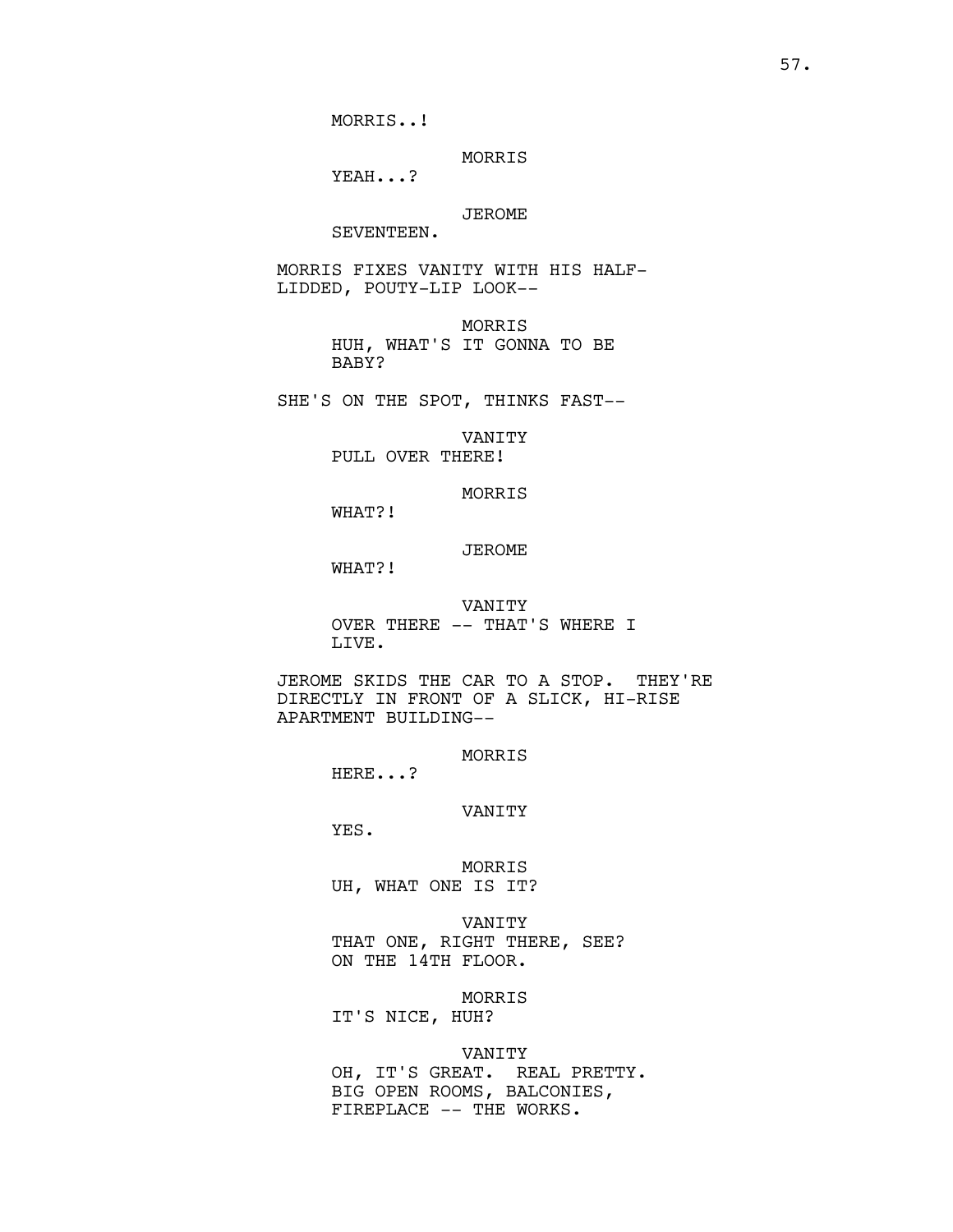MORRIS..!

MORRIS
YEAH...?

JEROME
SEVENTEEN.

MORRIS FIXES VANITY WITH HIS HALF-LIDDED, POUTY-LIP LOOK--

MORRIS
HUH, WHAT'S IT GONNA TO BE BABY?

SHE'S ON THE SPOT, THINKS FAST--

VANITY
PULL OVER THERE!

MORRIS
WHAT?!

JEROME
WHAT?!

VANITY
OVER THERE -- THAT'S WHERE I LIVE.

JEROME SKIDS THE CAR TO A STOP. THEY'RE DIRECTLY IN FRONT OF A SLICK, HI-RISE APARTMENT BUILDING--

MORRIS
HERE...?

VANITY
YES.

MORRIS
UH, WHAT ONE IS IT?

VANITY
THAT ONE, RIGHT THERE, SEE? ON THE 14TH FLOOR.

MORRIS
IT'S NICE, HUH?

VANITY
OH, IT'S GREAT. REAL PRETTY. BIG OPEN ROOMS, BALCONIES, FIREPLACE -- THE WORKS.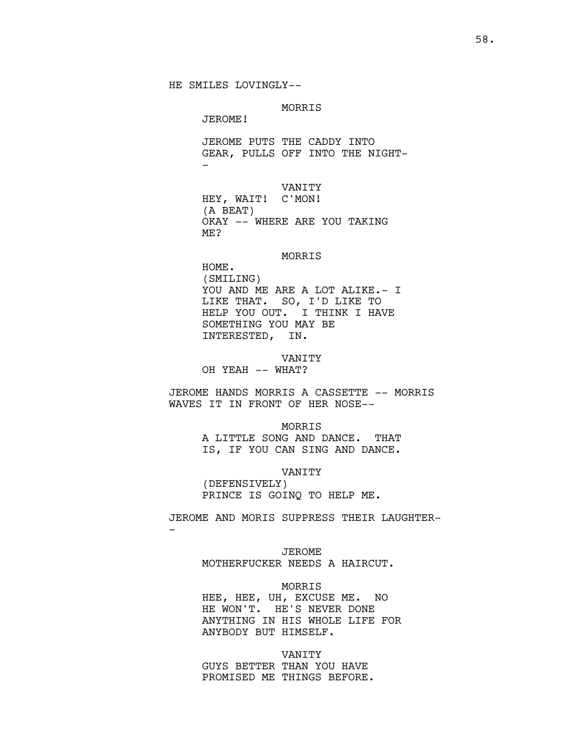HE SMILES LOVINGLY--

MORRIS
JEROME!

JEROME PUTS THE CADDY INTO GEAR, PULLS OFF INTO THE NIGHT--

VANITY
HEY, WAIT! C'MON!
(A BEAT)
OKAY -- WHERE ARE YOU TAKING ME?

MORRIS
HOME.
(SMILING)
YOU AND ME ARE A LOT ALIKE.- I LIKE THAT. SO, I'D LIKE TO HELP YOU OUT. I THINK I HAVE SOMETHING YOU MAY BE INTERESTED, IN.

VANITY
OH YEAH -- WHAT?

JEROME HANDS MORRIS A CASSETTE -- MORRIS WAVES IT IN FRONT OF HER NOSE--

MORRIS
A LITTLE SONG AND DANCE. THAT IS, IF YOU CAN SING AND DANCE.

VANITY
(DEFENSIVELY)
PRINCE IS GOINQ TO HELP ME.

JEROME AND MORIS SUPPRESS THEIR LAUGHTER--

JEROME
MOTHERFUCKER NEEDS A HAIRCUT.

MORRIS
HEE, HEE, UH, EXCUSE ME. NO HE WON'T. HE'S NEVER DONE ANYTHING IN HIS WHOLE LIFE FOR ANYBODY BUT HIMSELF.

VANITY
GUYS BETTER THAN YOU HAVE PROMISED ME THINGS BEFORE.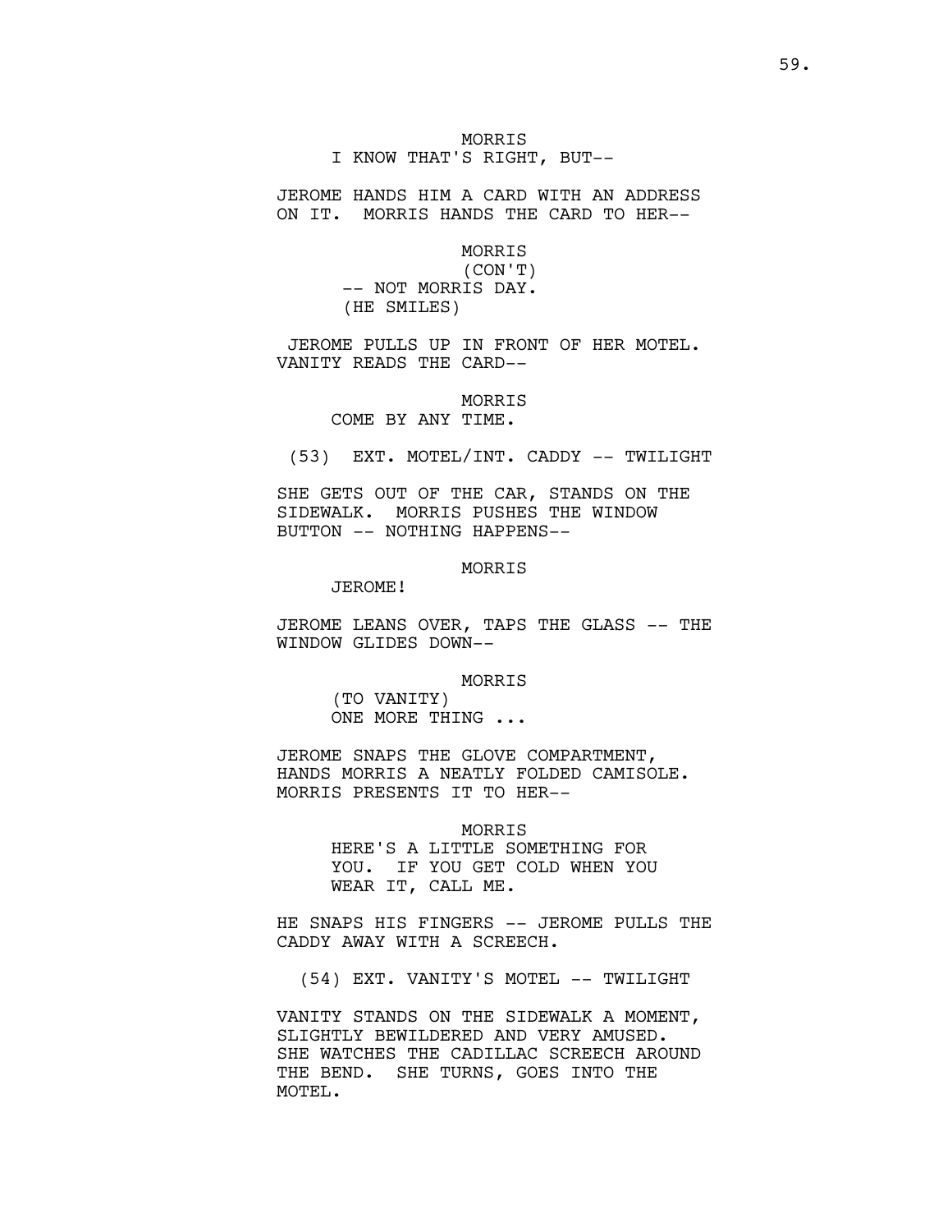MORRIS
I KNOW THAT'S RIGHT, BUT--

JEROME HANDS HIM A CARD WITH AN ADDRESS ON IT. MORRIS HANDS THE CARD TO HER--

MORRIS
(CON'T)
-- NOT MORRIS DAY.
(HE SMILES)

JEROME PULLS UP IN FRONT OF HER MOTEL. VANITY READS THE CARD--

MORRIS
COME BY ANY TIME.

(53) EXT. MOTEL/INT. CADDY -- TWILIGHT

SHE GETS OUT OF THE CAR, STANDS ON THE SIDEWALK. MORRIS PUSHES THE WINDOW BUTTON -- NOTHING HAPPENS--

MORRIS
JEROME!

JEROME LEANS OVER, TAPS THE GLASS -- THE WINDOW GLIDES DOWN--

MORRIS
(TO VANITY)
ONE MORE THING ...

JEROME SNAPS THE GLOVE COMPARTMENT, HANDS MORRIS A NEATLY FOLDED CAMISOLE. MORRIS PRESENTS IT TO HER--

MORRIS
HERE'S A LITTLE SOMETHING FOR YOU. IF YOU GET COLD WHEN YOU WEAR IT, CALL ME.

HE SNAPS HIS FINGERS -- JEROME PULLS THE CADDY AWAY WITH A SCREECH.

(54) EXT. VANITY'S MOTEL -- TWILIGHT

VANITY STANDS ON THE SIDEWALK A MOMENT, SLIGHTLY BEWILDERED AND VERY AMUSED. SHE WATCHES THE CADILLAC SCREECH AROUND THE BEND. SHE TURNS, GOES INTO THE MOTEL.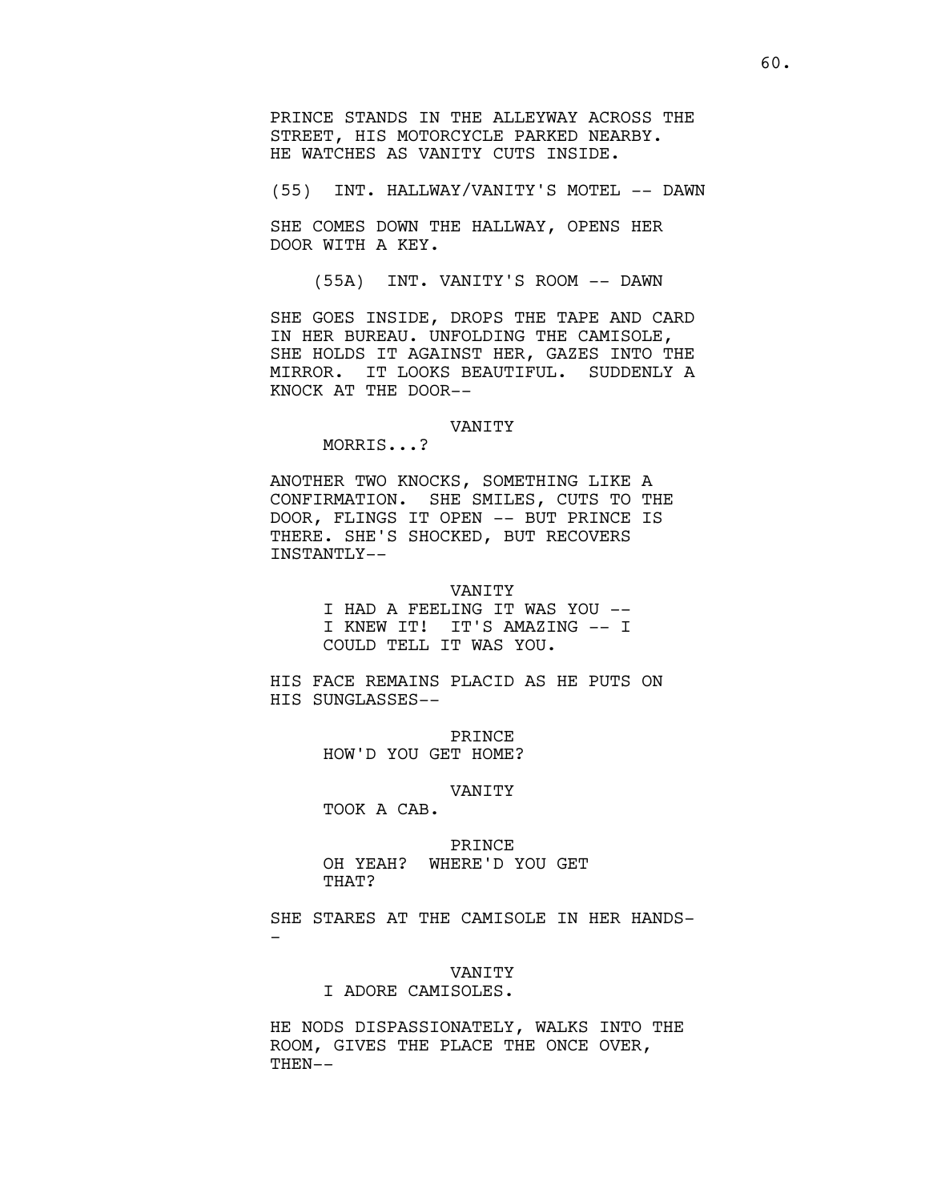PRINCE STANDS IN THE ALLEYWAY ACROSS THE STREET, HIS MOTORCYCLE PARKED NEARBY. HE WATCHES AS VANITY CUTS INSIDE.

(55) INT. HALLWAY/VANITY'S MOTEL -- DAWN

SHE COMES DOWN THE HALLWAY, OPENS HER DOOR WITH A KEY.

(55A) INT. VANITY'S ROOM -- DAWN

SHE GOES INSIDE, DROPS THE TAPE AND CARD IN HER BUREAU. UNFOLDING THE CAMISOLE, SHE HOLDS IT AGAINST HER, GAZES INTO THE MIRROR. IT LOOKS BEAUTIFUL. SUDDENLY A KNOCK AT THE DOOR--

VANITY

MORRIS...?

ANOTHER TWO KNOCKS, SOMETHING LIKE A CONFIRMATION. SHE SMILES, CUTS TO THE DOOR, FLINGS IT OPEN -- BUT PRINCE IS THERE. SHE'S SHOCKED, BUT RECOVERS INSTANTLY--

VANITY

I HAD A FEELING IT WAS YOU -- I KNEW IT! IT'S AMAZING -- I COULD TELL IT WAS YOU.

HIS FACE REMAINS PLACID AS HE PUTS ON HIS SUNGLASSES--

PRINCE

HOW'D YOU GET HOME?

VANITY

TOOK A CAB.

PRINCE

OH YEAH? WHERE'D YOU GET THAT?

SHE STARES AT THE CAMISOLE IN HER HANDS--

VANITY

I ADORE CAMISOLES.

HE NODS DISPASSIONATELY, WALKS INTO THE ROOM, GIVES THE PLACE THE ONCE OVER, THEN--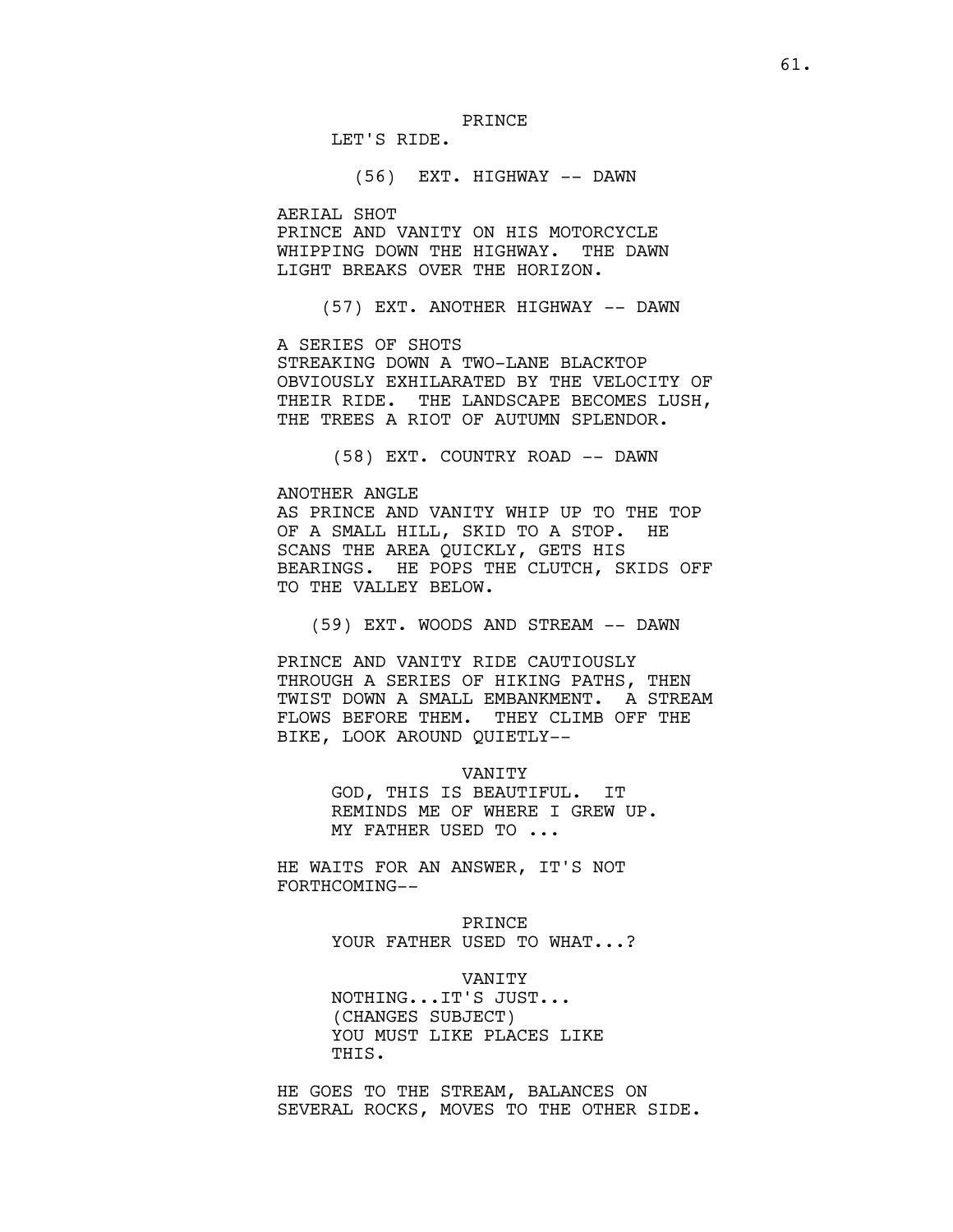PRINCE

LET'S RIDE.

(56) EXT. HIGHWAY -- DAWN

AERIAL SHOT
PRINCE AND VANITY ON HIS MOTORCYCLE WHIPPING DOWN THE HIGHWAY. THE DAWN LIGHT BREAKS OVER THE HORIZON.

(57) EXT. ANOTHER HIGHWAY -- DAWN

A SERIES OF SHOTS
STREAKING DOWN A TWO-LANE BLACKTOP OBVIOUSLY EXHILARATED BY THE VELOCITY OF THEIR RIDE. THE LANDSCAPE BECOMES LUSH, THE TREES A RIOT OF AUTUMN SPLENDOR.

(58) EXT. COUNTRY ROAD -- DAWN

ANOTHER ANGLE
AS PRINCE AND VANITY WHIP UP TO THE TOP OF A SMALL HILL, SKID TO A STOP. HE SCANS THE AREA QUICKLY, GETS HIS BEARINGS. HE POPS THE CLUTCH, SKIDS OFF TO THE VALLEY BELOW.

(59) EXT. WOODS AND STREAM -- DAWN

PRINCE AND VANITY RIDE CAUTIOUSLY THROUGH A SERIES OF HIKING PATHS, THEN TWIST DOWN A SMALL EMBANKMENT. A STREAM FLOWS BEFORE THEM. THEY CLIMB OFF THE BIKE, LOOK AROUND QUIETLY--

VANITY

GOD, THIS IS BEAUTIFUL. IT REMINDS ME OF WHERE I GREW UP. MY FATHER USED TO ...

HE WAITS FOR AN ANSWER, IT'S NOT FORTHCOMING--

PRINCE

YOUR FATHER USED TO WHAT...?

VANITY

NOTHING...IT'S JUST...
(CHANGES SUBJECT)
YOU MUST LIKE PLACES LIKE THIS.

HE GOES TO THE STREAM, BALANCES ON SEVERAL ROCKS, MOVES TO THE OTHER SIDE.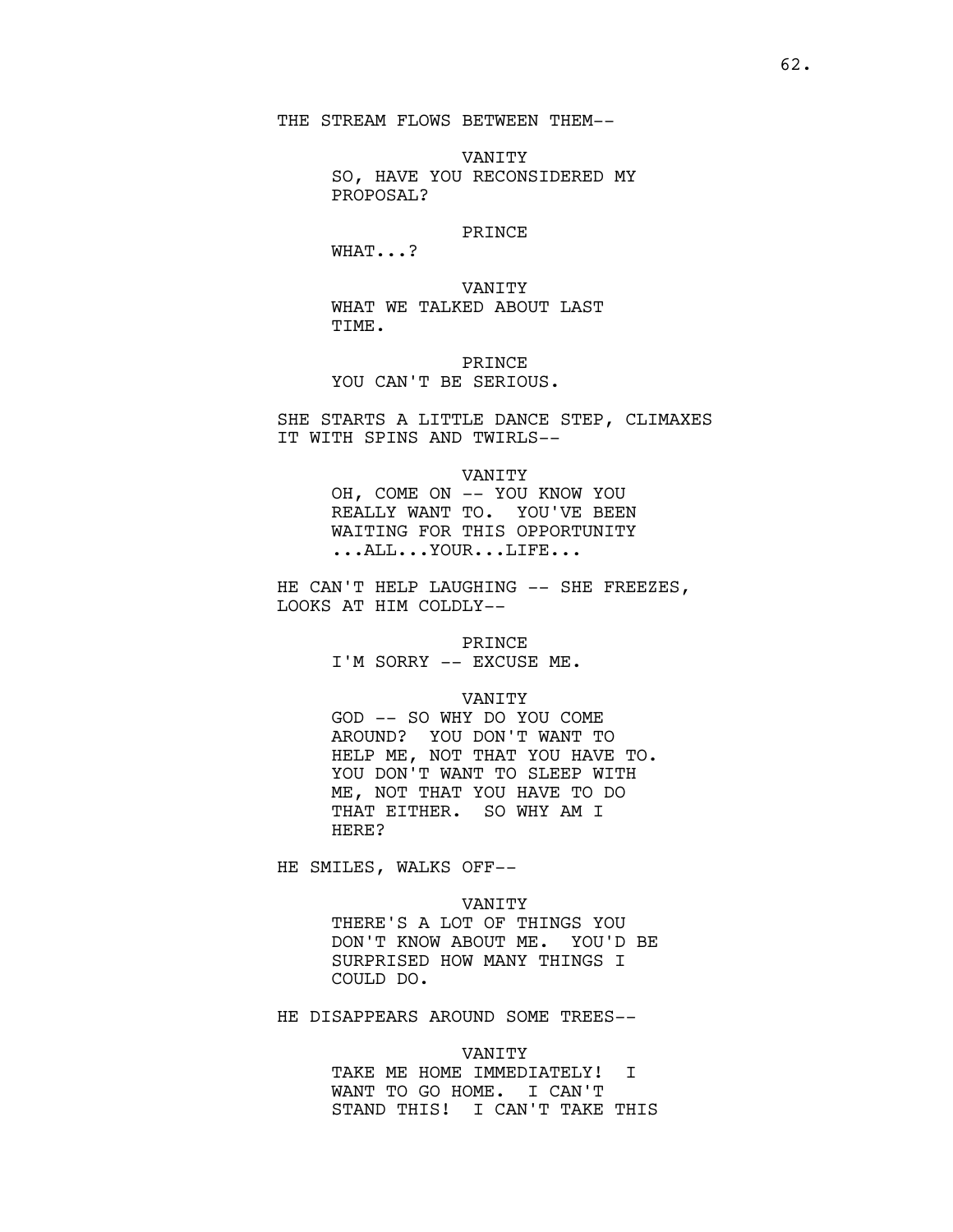THE STREAM FLOWS BETWEEN THEM--

VANITY
SO, HAVE YOU RECONSIDERED MY PROPOSAL?

PRINCE
WHAT...?

VANITY
WHAT WE TALKED ABOUT LAST TIME.

PRINCE
YOU CAN'T BE SERIOUS.

SHE STARTS A LITTLE DANCE STEP, CLIMAXES IT WITH SPINS AND TWIRLS--

VANITY
OH, COME ON -- YOU KNOW YOU REALLY WANT TO. YOU'VE BEEN WAITING FOR THIS OPPORTUNITY ...ALL...YOUR...LIFE...

HE CAN'T HELP LAUGHING -- SHE FREEZES, LOOKS AT HIM COLDLY--

PRINCE
I'M SORRY -- EXCUSE ME.

VANITY
GOD -- SO WHY DO YOU COME AROUND? YOU DON'T WANT TO HELP ME, NOT THAT YOU HAVE TO. YOU DON'T WANT TO SLEEP WITH ME, NOT THAT YOU HAVE TO DO THAT EITHER. SO WHY AM I HERE?

HE SMILES, WALKS OFF--

VANITY
THERE'S A LOT OF THINGS YOU DON'T KNOW ABOUT ME. YOU'D BE SURPRISED HOW MANY THINGS I COULD DO.

HE DISAPPEARS AROUND SOME TREES--

VANITY
TAKE ME HOME IMMEDIATELY! I WANT TO GO HOME. I CAN'T STAND THIS! I CAN'T TAKE THIS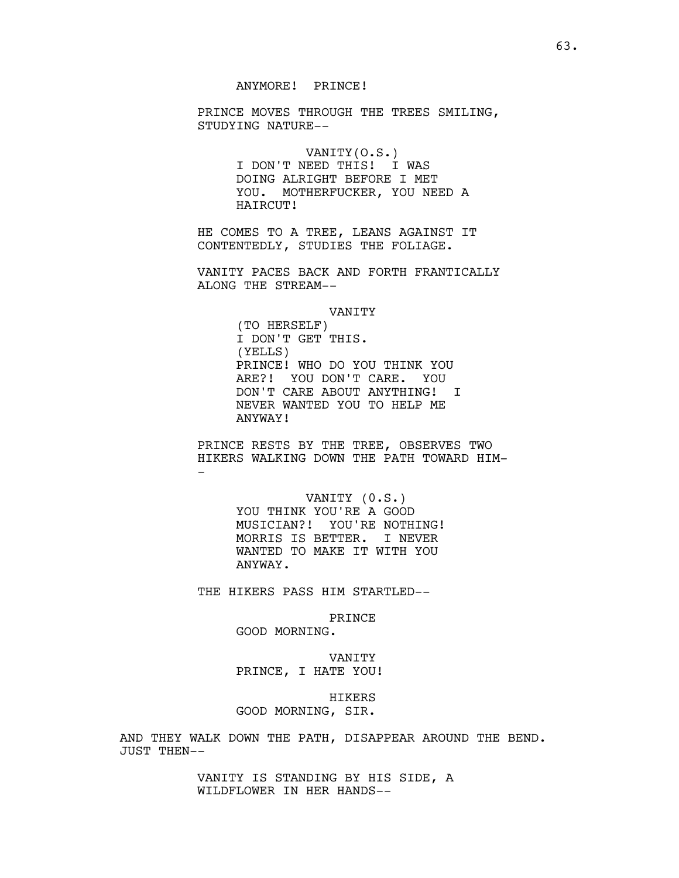ANYMORE! PRINCE!

PRINCE MOVES THROUGH THE TREES SMILING, STUDYING NATURE--

VANITY(O.S.)
I DON'T NEED THIS! I WAS DOING ALRIGHT BEFORE I MET YOU. MOTHERFUCKER, YOU NEED A HAIRCUT!

HE COMES TO A TREE, LEANS AGAINST IT CONTENTEDLY, STUDIES THE FOLIAGE.

VANITY PACES BACK AND FORTH FRANTICALLY ALONG THE STREAM--

VANITY
(TO HERSELF)
I DON'T GET THIS.
(YELLS)
PRINCE! WHO DO YOU THINK YOU ARE?! YOU DON'T CARE. YOU DON'T CARE ABOUT ANYTHING! I NEVER WANTED YOU TO HELP ME ANYWAY!

PRINCE RESTS BY THE TREE, OBSERVES TWO HIKERS WALKING DOWN THE PATH TOWARD HIM--

VANITY (0.S.)
YOU THINK YOU'RE A GOOD MUSICIAN?! YOU'RE NOTHING! MORRIS IS BETTER. I NEVER WANTED TO MAKE IT WITH YOU ANYWAY.

THE HIKERS PASS HIM STARTLED--

PRINCE
GOOD MORNING.

VANITY
PRINCE, I HATE YOU!

HIKERS
GOOD MORNING, SIR.

AND THEY WALK DOWN THE PATH, DISAPPEAR AROUND THE BEND. JUST THEN--

VANITY IS STANDING BY HIS SIDE, A WILDFLOWER IN HER HANDS--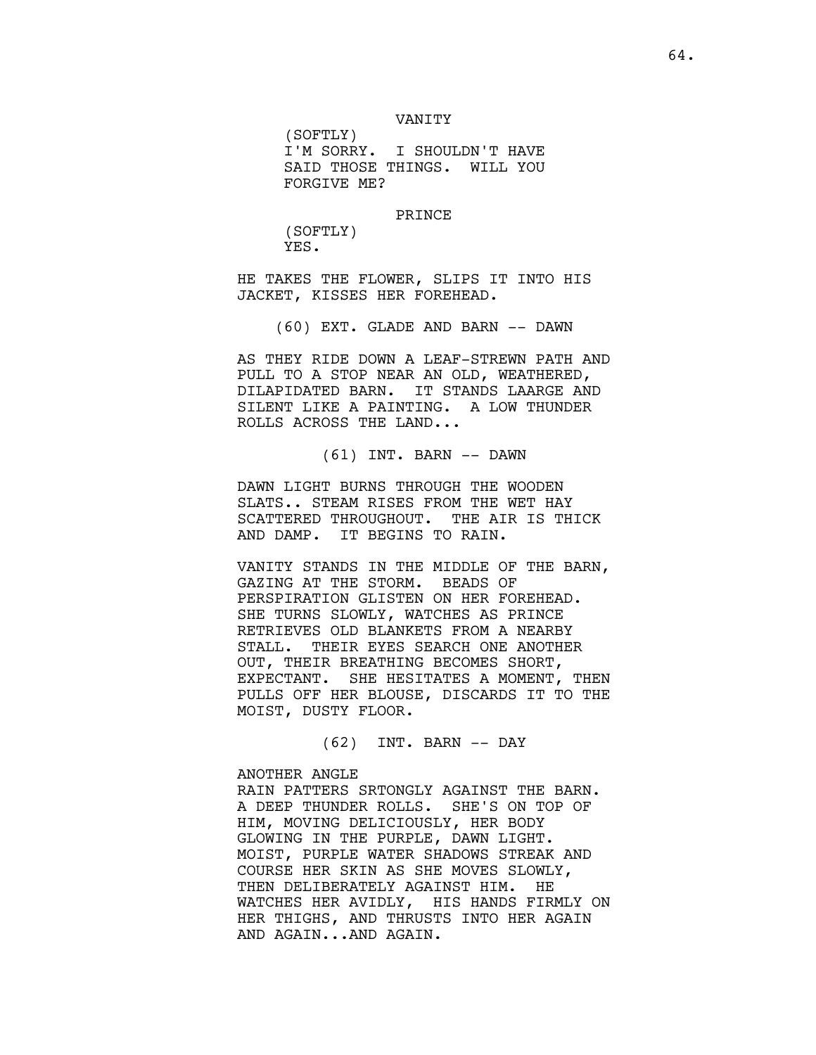VANITY

(SOFTLY)
I'M SORRY. I SHOULDN'T HAVE SAID THOSE THINGS. WILL YOU FORGIVE ME?

PRINCE

(SOFTLY)
YES.

HE TAKES THE FLOWER, SLIPS IT INTO HIS JACKET, KISSES HER FOREHEAD.

(60) EXT. GLADE AND BARN -- DAWN

AS THEY RIDE DOWN A LEAF-STREWN PATH AND PULL TO A STOP NEAR AN OLD, WEATHERED, DILAPIDATED BARN. IT STANDS LAARGE AND SILENT LIKE A PAINTING. A LOW THUNDER ROLLS ACROSS THE LAND...

(61) INT. BARN -- DAWN

DAWN LIGHT BURNS THROUGH THE WOODEN SLATS.. STEAM RISES FROM THE WET HAY SCATTERED THROUGHOUT. THE AIR IS THICK AND DAMP. IT BEGINS TO RAIN.

VANITY STANDS IN THE MIDDLE OF THE BARN, GAZING AT THE STORM. BEADS OF PERSPIRATION GLISTEN ON HER FOREHEAD. SHE TURNS SLOWLY, WATCHES AS PRINCE RETRIEVES OLD BLANKETS FROM A NEARBY STALL. THEIR EYES SEARCH ONE ANOTHER OUT, THEIR BREATHING BECOMES SHORT, EXPECTANT. SHE HESITATES A MOMENT, THEN PULLS OFF HER BLOUSE, DISCARDS IT TO THE MOIST, DUSTY FLOOR.

(62) INT. BARN -- DAY

ANOTHER ANGLE
RAIN PATTERS SRTONGLY AGAINST THE BARN. A DEEP THUNDER ROLLS. SHE'S ON TOP OF HIM, MOVING DELICIOUSLY, HER BODY GLOWING IN THE PURPLE, DAWN LIGHT. MOIST, PURPLE WATER SHADOWS STREAK AND COURSE HER SKIN AS SHE MOVES SLOWLY, THEN DELIBERATELY AGAINST HIM. HE WATCHES HER AVIDLY, HIS HANDS FIRMLY ON HER THIGHS, AND THRUSTS INTO HER AGAIN AND AGAIN...AND AGAIN.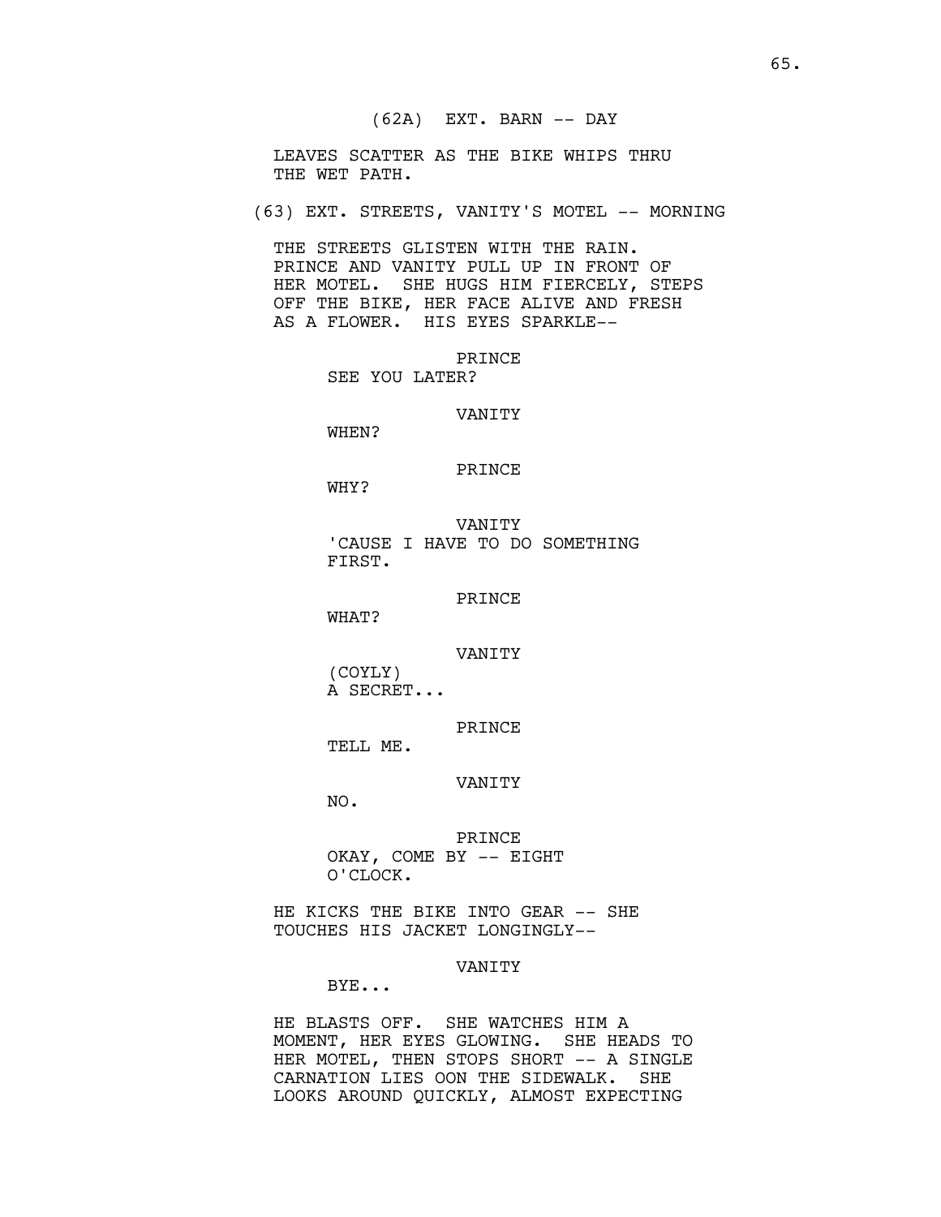(62A) EXT. BARN -- DAY

LEAVES SCATTER AS THE BIKE WHIPS THRU THE WET PATH.

(63) EXT. STREETS, VANITY'S MOTEL -- MORNING

THE STREETS GLISTEN WITH THE RAIN. PRINCE AND VANITY PULL UP IN FRONT OF HER MOTEL. SHE HUGS HIM FIERCELY, STEPS OFF THE BIKE, HER FACE ALIVE AND FRESH AS A FLOWER. HIS EYES SPARKLE--

PRINCE
SEE YOU LATER?

VANITY
WHEN?

PRINCE
WHY?

VANITY
'CAUSE I HAVE TO DO SOMETHING FIRST.

PRINCE
WHAT?

VANITY
(COYLY)
A SECRET...

PRINCE
TELL ME.

VANITY
NO.

PRINCE
OKAY, COME BY -- EIGHT O'CLOCK.

HE KICKS THE BIKE INTO GEAR -- SHE TOUCHES HIS JACKET LONGINGLY--

VANITY
BYE...

HE BLASTS OFF. SHE WATCHES HIM A MOMENT, HER EYES GLOWING. SHE HEADS TO HER MOTEL, THEN STOPS SHORT -- A SINGLE CARNATION LIES OON THE SIDEWALK. SHE LOOKS AROUND QUICKLY, ALMOST EXPECTING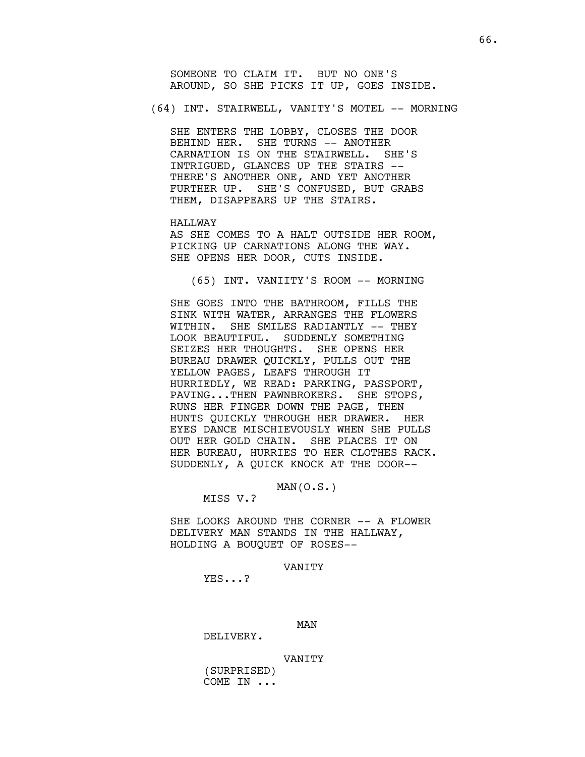SOMEONE TO CLAIM IT. BUT NO ONE'S AROUND, SO SHE PICKS IT UP, GOES INSIDE.

(64) INT. STAIRWELL, VANITY'S MOTEL -- MORNING

SHE ENTERS THE LOBBY, CLOSES THE DOOR BEHIND HER. SHE TURNS -- ANOTHER CARNATION IS ON THE STAIRWELL. SHE'S INTRIGUED, GLANCES UP THE STAIRS -- THERE'S ANOTHER ONE, AND YET ANOTHER FURTHER UP. SHE'S CONFUSED, BUT GRABS THEM, DISAPPEARS UP THE STAIRS.

HALLWAY
AS SHE COMES TO A HALT OUTSIDE HER ROOM, PICKING UP CARNATIONS ALONG THE WAY. SHE OPENS HER DOOR, CUTS INSIDE.

(65) INT. VANIITY'S ROOM -- MORNING

SHE GOES INTO THE BATHROOM, FILLS THE SINK WITH WATER, ARRANGES THE FLOWERS WITHIN. SHE SMILES RADIANTLY -- THEY LOOK BEAUTIFUL. SUDDENLY SOMETHING SEIZES HER THOUGHTS. SHE OPENS HER BUREAU DRAWER QUICKLY, PULLS OUT THE YELLOW PAGES, LEAFS THROUGH IT HURRIEDLY, WE READ: PARKING, PASSPORT, PAVING...THEN PAWNBROKERS. SHE STOPS, RUNS HER FINGER DOWN THE PAGE, THEN HUNTS QUICKLY THROUGH HER DRAWER. HER EYES DANCE MISCHIEVOUSLY WHEN SHE PULLS OUT HER GOLD CHAIN. SHE PLACES IT ON HER BUREAU, HURRIES TO HER CLOTHES RACK. SUDDENLY, A QUICK KNOCK AT THE DOOR--

MAN(O.S.)
MISS V.?

SHE LOOKS AROUND THE CORNER -- A FLOWER DELIVERY MAN STANDS IN THE HALLWAY, HOLDING A BOUQUET OF ROSES--

VANITY
YES...?

MAN
DELIVERY.

VANITY
(SURPRISED)
COME IN ...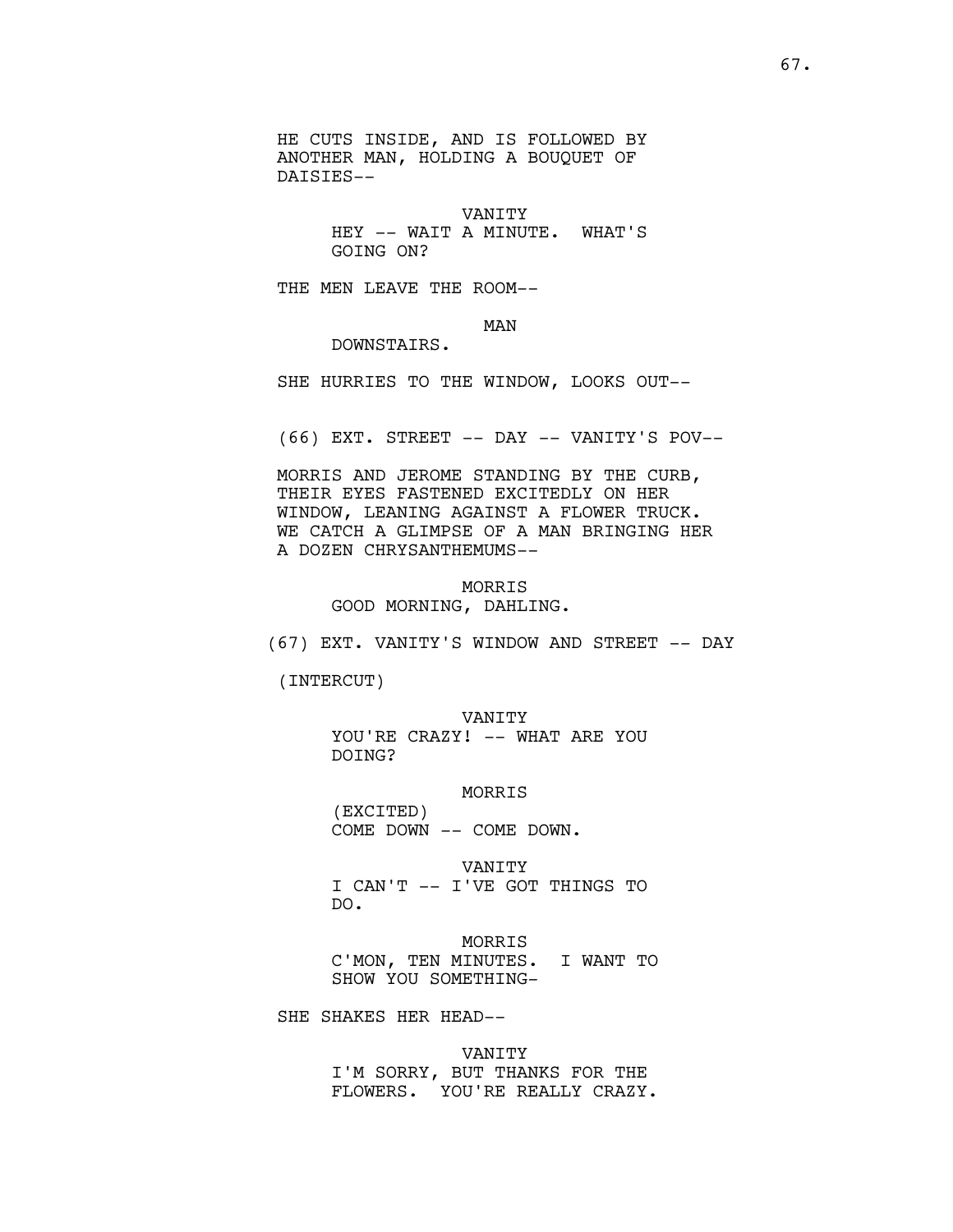HE CUTS INSIDE, AND IS FOLLOWED BY ANOTHER MAN, HOLDING A BOUQUET OF DAISIES--

VANITY
HEY -- WAIT A MINUTE. WHAT'S GOING ON?

THE MEN LEAVE THE ROOM--

MAN
DOWNSTAIRS.

SHE HURRIES TO THE WINDOW, LOOKS OUT--

(66) EXT. STREET -- DAY -- VANITY'S POV--

MORRIS AND JEROME STANDING BY THE CURB, THEIR EYES FASTENED EXCITEDLY ON HER WINDOW, LEANING AGAINST A FLOWER TRUCK. WE CATCH A GLIMPSE OF A MAN BRINGING HER A DOZEN CHRYSANTHEMUMS--

MORRIS
GOOD MORNING, DAHLING.

(67) EXT. VANITY'S WINDOW AND STREET -- DAY

(INTERCUT)

VANITY
YOU'RE CRAZY! -- WHAT ARE YOU DOING?

MORRIS
(EXCITED)
COME DOWN -- COME DOWN.

VANITY
I CAN'T -- I'VE GOT THINGS TO DO.

MORRIS
C'MON, TEN MINUTES. I WANT TO SHOW YOU SOMETHING-

SHE SHAKES HER HEAD--

VANITY
I'M SORRY, BUT THANKS FOR THE FLOWERS. YOU'RE REALLY CRAZY.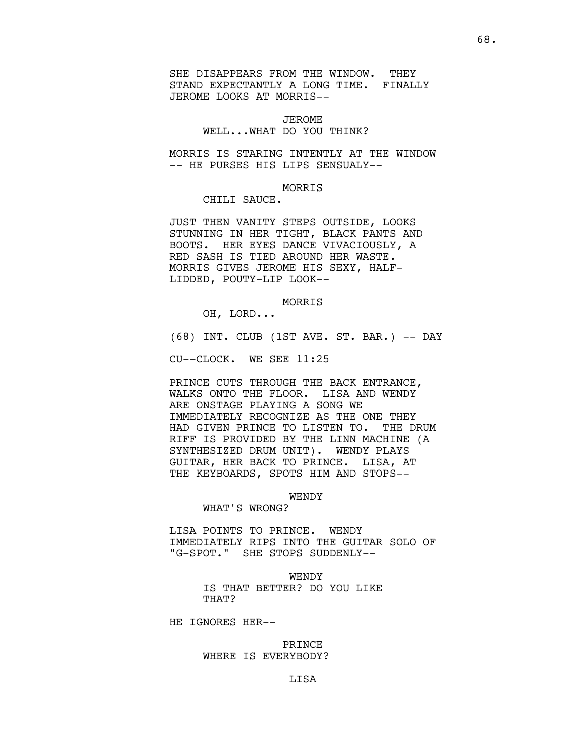SHE DISAPPEARS FROM THE WINDOW. THEY STAND EXPECTANTLY A LONG TIME. FINALLY JEROME LOOKS AT MORRIS--

JEROME
WELL...WHAT DO YOU THINK?

MORRIS IS STARING INTENTLY AT THE WINDOW -- HE PURSES HIS LIPS SENSUALY--

MORRIS
CHILI SAUCE.

JUST THEN VANITY STEPS OUTSIDE, LOOKS STUNNING IN HER TIGHT, BLACK PANTS AND BOOTS. HER EYES DANCE VIVACIOUSLY, A RED SASH IS TIED AROUND HER WASTE. MORRIS GIVES JEROME HIS SEXY, HALF-LIDDED, POUTY-LIP LOOK--

MORRIS
OH, LORD...

(68) INT. CLUB (1ST AVE. ST. BAR.) -- DAY

CU--CLOCK. WE SEE 11:25

PRINCE CUTS THROUGH THE BACK ENTRANCE, WALKS ONTO THE FLOOR. LISA AND WENDY ARE ONSTAGE PLAYING A SONG WE IMMEDIATELY RECOGNIZE AS THE ONE THEY HAD GIVEN PRINCE TO LISTEN TO. THE DRUM RIFF IS PROVIDED BY THE LINN MACHINE (A SYNTHESIZED DRUM UNIT). WENDY PLAYS GUITAR, HER BACK TO PRINCE. LISA, AT THE KEYBOARDS, SPOTS HIM AND STOPS--

WENDY
WHAT'S WRONG?

LISA POINTS TO PRINCE. WENDY IMMEDIATELY RIPS INTO THE GUITAR SOLO OF "G-SPOT." SHE STOPS SUDDENLY--

WENDY
IS THAT BETTER? DO YOU LIKE THAT?

HE IGNORES HER--

PRINCE
WHERE IS EVERYBODY?

LISA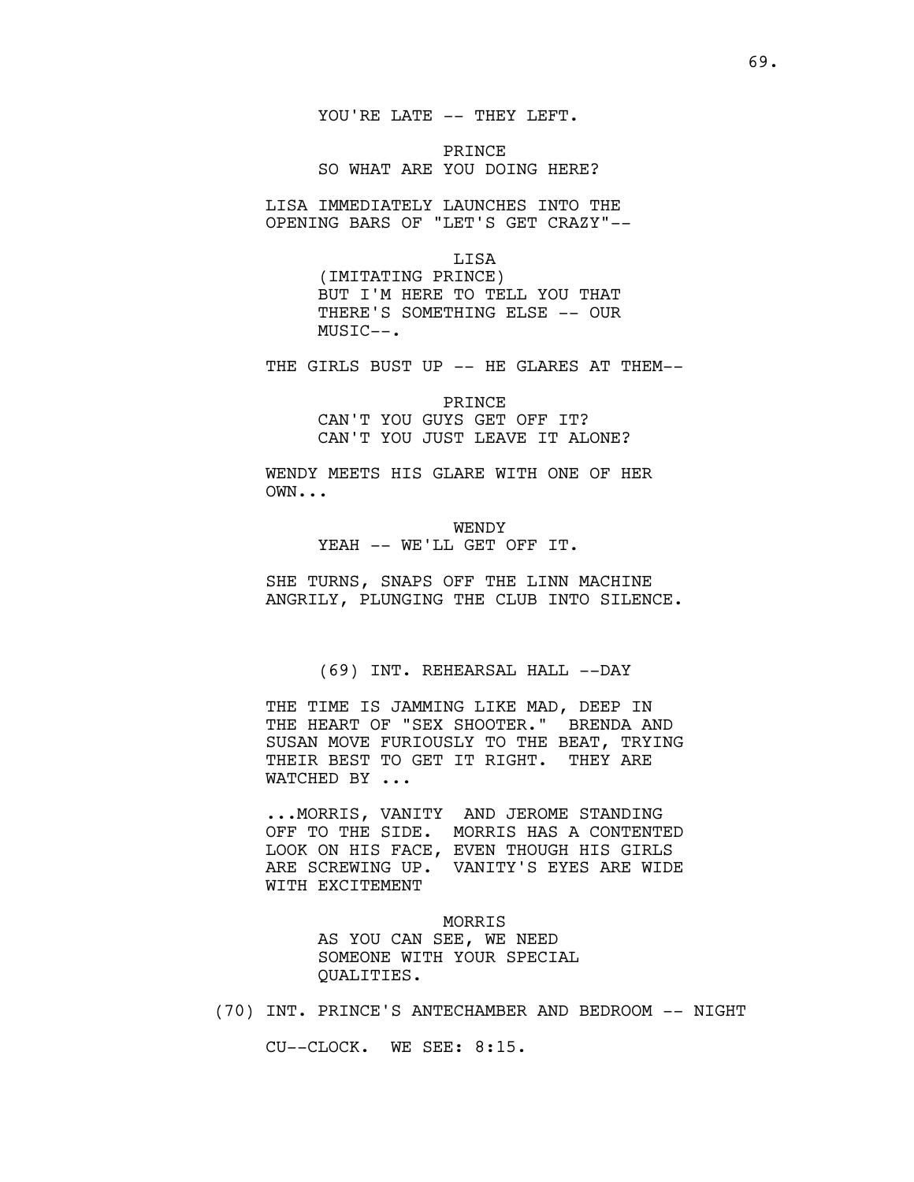YOU'RE LATE -- THEY LEFT.

PRINCE
SO WHAT ARE YOU DOING HERE?

LISA IMMEDIATELY LAUNCHES INTO THE OPENING BARS OF "LET'S GET CRAZY"--

LISA
(IMITATING PRINCE)
BUT I'M HERE TO TELL YOU THAT THERE'S SOMETHING ELSE -- OUR MUSIC--.

THE GIRLS BUST UP -- HE GLARES AT THEM--

PRINCE
CAN'T YOU GUYS GET OFF IT? CAN'T YOU JUST LEAVE IT ALONE?

WENDY MEETS HIS GLARE WITH ONE OF HER OWN...

WENDY
YEAH -- WE'LL GET OFF IT.

SHE TURNS, SNAPS OFF THE LINN MACHINE ANGRILY, PLUNGING THE CLUB INTO SILENCE.

(69) INT. REHEARSAL HALL --DAY

THE TIME IS JAMMING LIKE MAD, DEEP IN THE HEART OF "SEX SHOOTER." BRENDA AND SUSAN MOVE FURIOUSLY TO THE BEAT, TRYING THEIR BEST TO GET IT RIGHT. THEY ARE WATCHED BY ...

...MORRIS, VANITY AND JEROME STANDING OFF TO THE SIDE. MORRIS HAS A CONTENTED LOOK ON HIS FACE, EVEN THOUGH HIS GIRLS ARE SCREWING UP. VANITY'S EYES ARE WIDE WITH EXCITEMENT

MORRIS
AS YOU CAN SEE, WE NEED SOMEONE WITH YOUR SPECIAL QUALITIES.

(70) INT. PRINCE'S ANTECHAMBER AND BEDROOM -- NIGHT

CU--CLOCK. WE SEE: 8:15.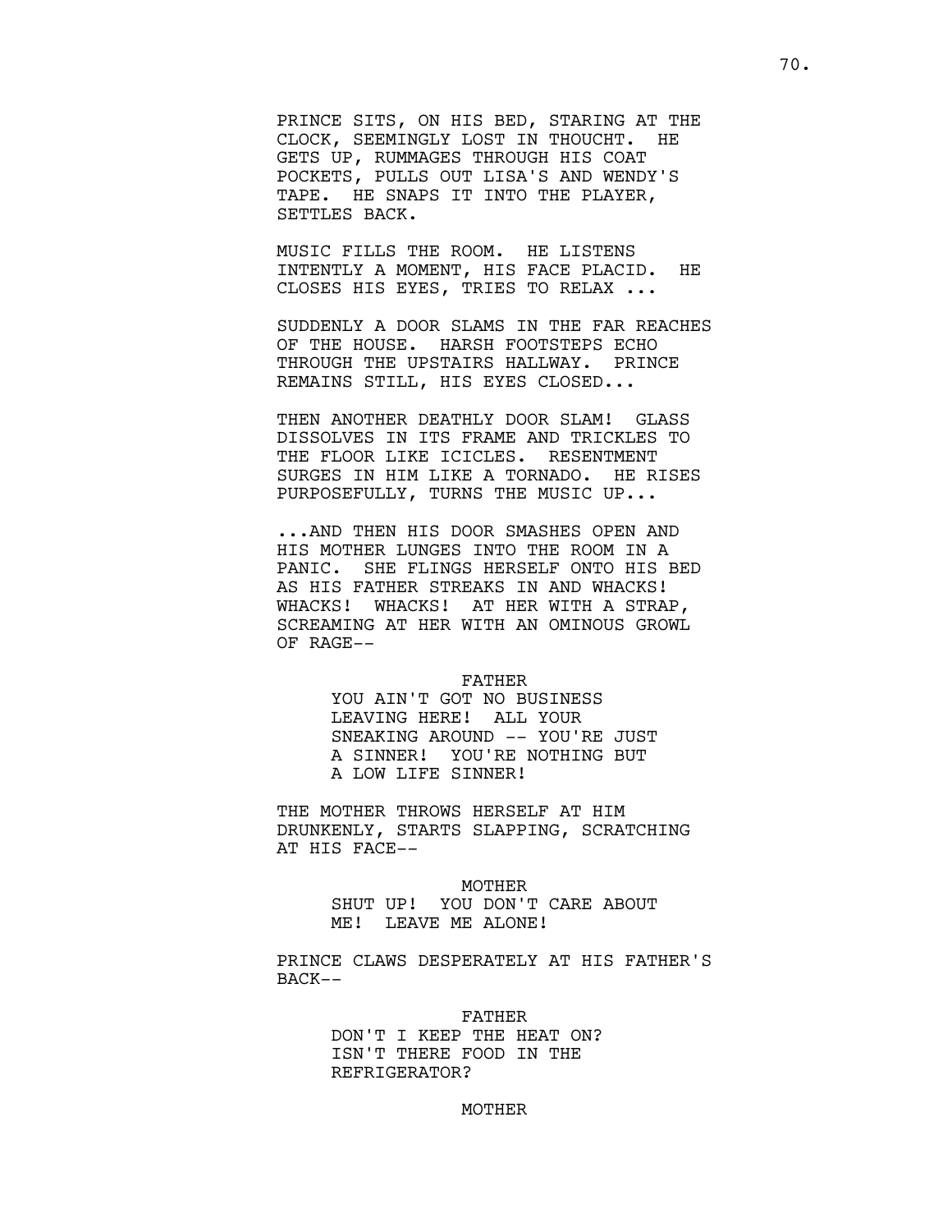PRINCE SITS, ON HIS BED, STARING AT THE CLOCK, SEEMINGLY LOST IN THOUCHT. HE GETS UP, RUMMAGES THROUGH HIS COAT POCKETS, PULLS OUT LISA'S AND WENDY'S TAPE. HE SNAPS IT INTO THE PLAYER, SETTLES BACK.

MUSIC FILLS THE ROOM. HE LISTENS INTENTLY A MOMENT, HIS FACE PLACID. HE CLOSES HIS EYES, TRIES TO RELAX ...

SUDDENLY A DOOR SLAMS IN THE FAR REACHES OF THE HOUSE. HARSH FOOTSTEPS ECHO THROUGH THE UPSTAIRS HALLWAY. PRINCE REMAINS STILL, HIS EYES CLOSED...

THEN ANOTHER DEATHLY DOOR SLAM! GLASS DISSOLVES IN ITS FRAME AND TRICKLES TO THE FLOOR LIKE ICICLES. RESENTMENT SURGES IN HIM LIKE A TORNADO. HE RISES PURPOSEFULLY, TURNS THE MUSIC UP...

...AND THEN HIS DOOR SMASHES OPEN AND HIS MOTHER LUNGES INTO THE ROOM IN A PANIC. SHE FLINGS HERSELF ONTO HIS BED AS HIS FATHER STREAKS IN AND WHACKS! WHACKS! WHACKS! AT HER WITH A STRAP, SCREAMING AT HER WITH AN OMINOUS GROWL OF RAGE--

FATHER
YOU AIN'T GOT NO BUSINESS LEAVING HERE! ALL YOUR SNEAKING AROUND -- YOU'RE JUST A SINNER! YOU'RE NOTHING BUT A LOW LIFE SINNER!

THE MOTHER THROWS HERSELF AT HIM DRUNKENLY, STARTS SLAPPING, SCRATCHING AT HIS FACE--

MOTHER
SHUT UP! YOU DON'T CARE ABOUT ME! LEAVE ME ALONE!

PRINCE CLAWS DESPERATELY AT HIS FATHER'S BACK--

FATHER
DON'T I KEEP THE HEAT ON? ISN'T THERE FOOD IN THE REFRIGERATOR?

MOTHER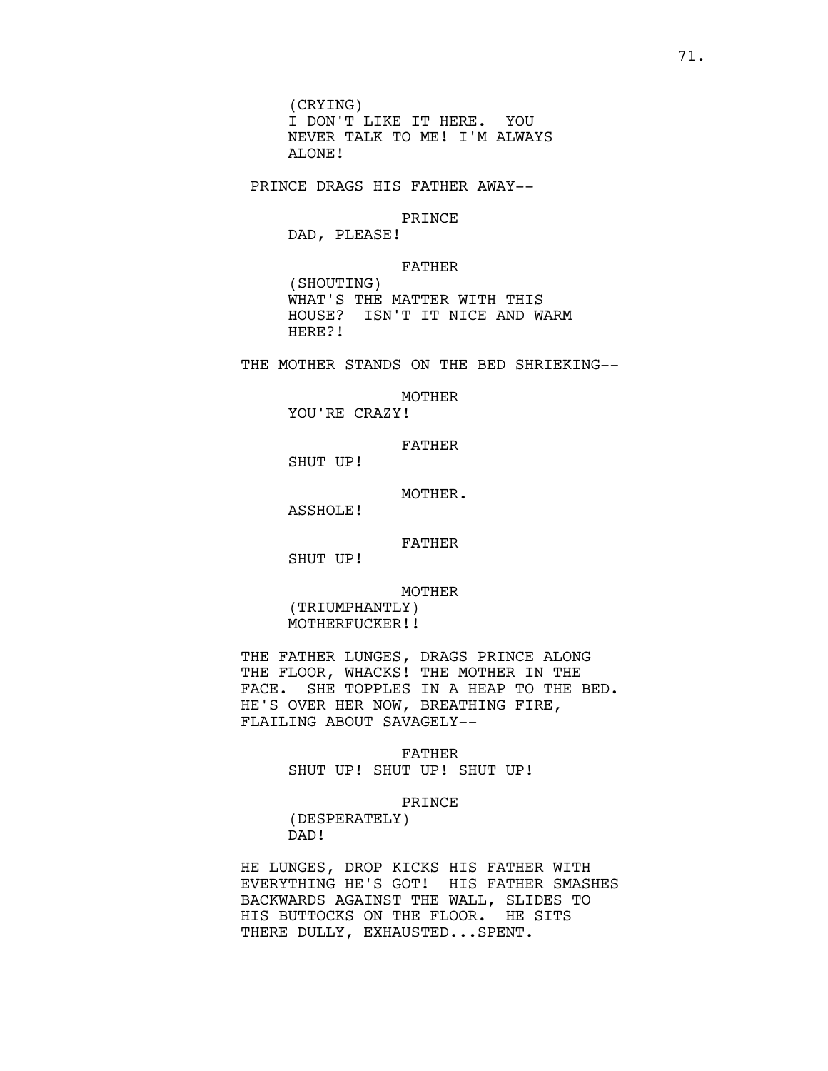(CRYING)
I DON'T LIKE IT HERE.  YOU NEVER TALK TO ME! I'M ALWAYS ALONE!

PRINCE DRAGS HIS FATHER AWAY--

PRINCE
DAD, PLEASE!

FATHER
(SHOUTING)
WHAT'S THE MATTER WITH THIS HOUSE?  ISN'T IT NICE AND WARM HERE?!

THE MOTHER STANDS ON THE BED SHRIEKING--

MOTHER
YOU'RE CRAZY!

FATHER
SHUT UP!

MOTHER.
ASSHOLE!

FATHER
SHUT UP!

MOTHER
(TRIUMPHANTLY)
MOTHERFUCKER!!

THE FATHER LUNGES, DRAGS PRINCE ALONG THE FLOOR, WHACKS! THE MOTHER IN THE FACE.  SHE TOPPLES IN A HEAP TO THE BED. HE'S OVER HER NOW, BREATHING FIRE, FLAILING ABOUT SAVAGELY--

FATHER
SHUT UP! SHUT UP! SHUT UP!

PRINCE
(DESPERATELY)
DAD!

HE LUNGES, DROP KICKS HIS FATHER WITH EVERYTHING HE'S GOT!  HIS FATHER SMASHES BACKWARDS AGAINST THE WALL, SLIDES TO HIS BUTTOCKS ON THE FLOOR.  HE SITS THERE DULLY, EXHAUSTED...SPENT.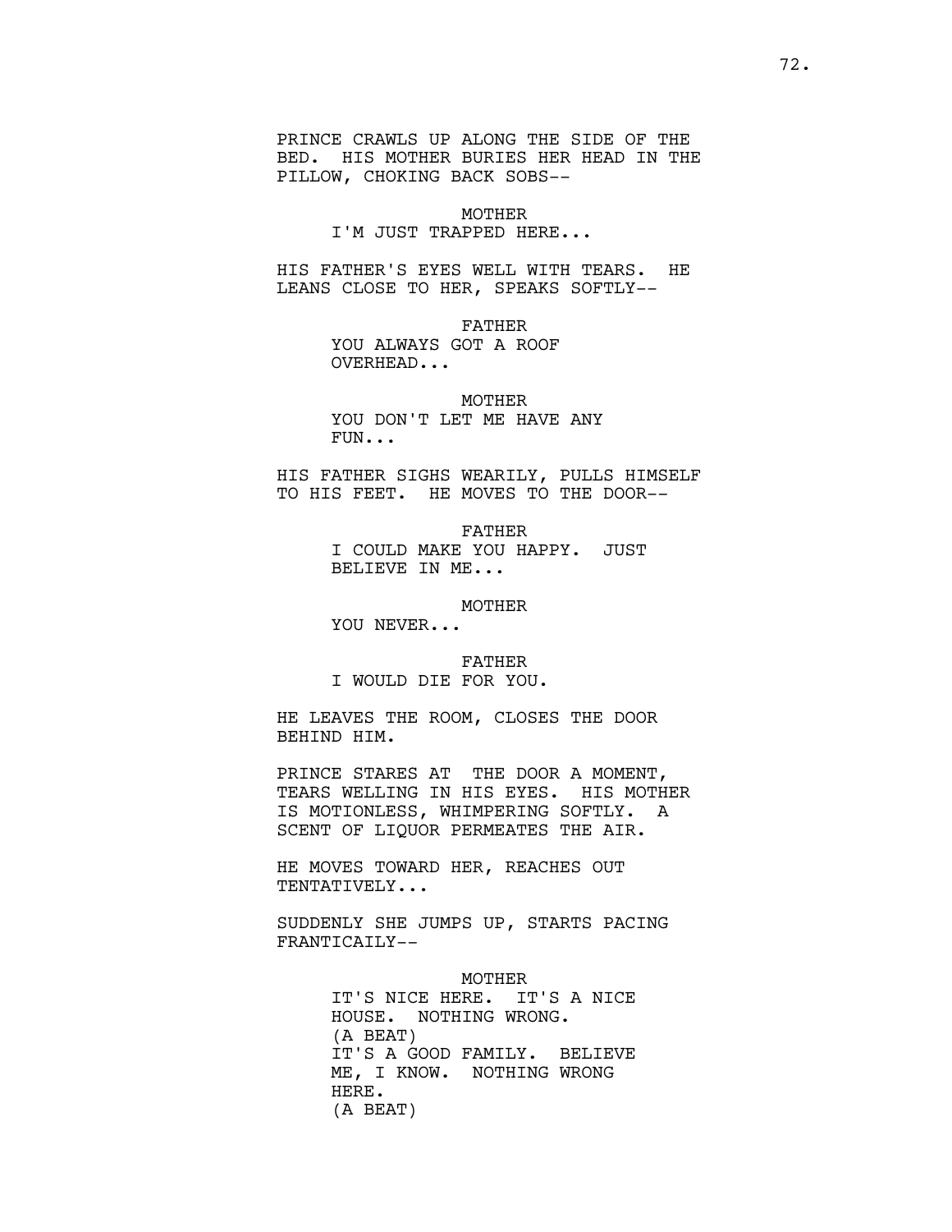PRINCE CRAWLS UP ALONG THE SIDE OF THE BED. HIS MOTHER BURIES HER HEAD IN THE PILLOW, CHOKING BACK SOBS--

MOTHER
I'M JUST TRAPPED HERE...

HIS FATHER'S EYES WELL WITH TEARS. HE LEANS CLOSE TO HER, SPEAKS SOFTLY--

FATHER
YOU ALWAYS GOT A ROOF OVERHEAD...

MOTHER
YOU DON'T LET ME HAVE ANY FUN...

HIS FATHER SIGHS WEARILY, PULLS HIMSELF TO HIS FEET. HE MOVES TO THE DOOR--

FATHER
I COULD MAKE YOU HAPPY. JUST BELIEVE IN ME...

MOTHER
YOU NEVER...

FATHER
I WOULD DIE FOR YOU.

HE LEAVES THE ROOM, CLOSES THE DOOR BEHIND HIM.

PRINCE STARES AT THE DOOR A MOMENT, TEARS WELLING IN HIS EYES. HIS MOTHER IS MOTIONLESS, WHIMPERING SOFTLY. A SCENT OF LIQUOR PERMEATES THE AIR.

HE MOVES TOWARD HER, REACHES OUT TENTATIVELY...

SUDDENLY SHE JUMPS UP, STARTS PACING FRANTICAILY--

MOTHER
IT'S NICE HERE. IT'S A NICE HOUSE. NOTHING WRONG.
(A BEAT)
IT'S A GOOD FAMILY. BELIEVE ME, I KNOW. NOTHING WRONG HERE.
(A BEAT)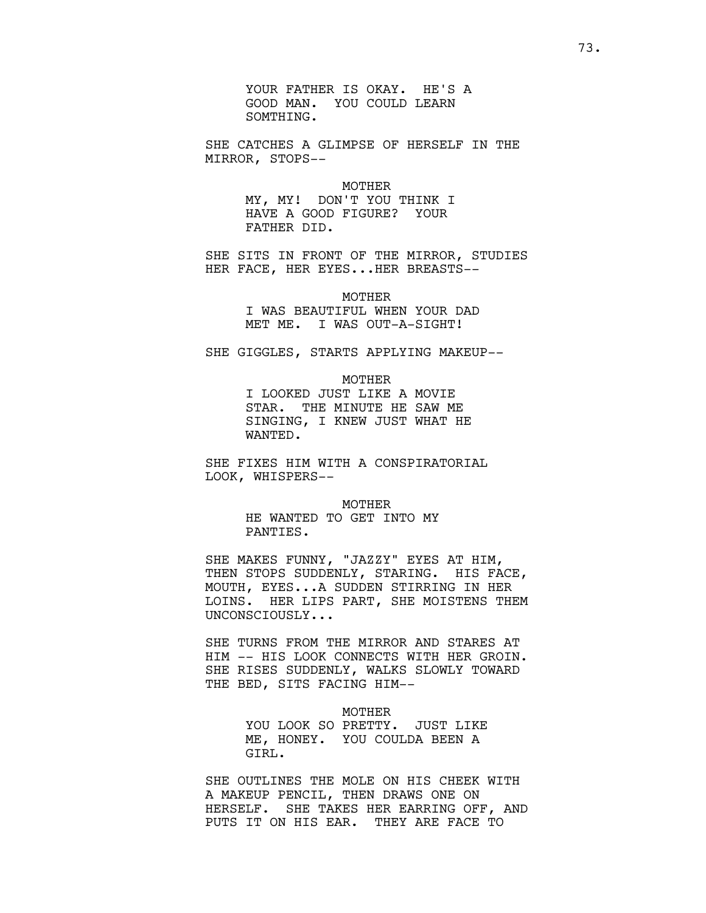YOUR FATHER IS OKAY. HE'S A GOOD MAN. YOU COULD LEARN SOMTHING.

SHE CATCHES A GLIMPSE OF HERSELF IN THE MIRROR, STOPS--

MOTHER

MY, MY! DON'T YOU THINK I HAVE A GOOD FIGURE? YOUR FATHER DID.

SHE SITS IN FRONT OF THE MIRROR, STUDIES HER FACE, HER EYES...HER BREASTS--

MOTHER

I WAS BEAUTIFUL WHEN YOUR DAD MET ME. I WAS OUT-A-SIGHT!

SHE GIGGLES, STARTS APPLYING MAKEUP--

MOTHER

I LOOKED JUST LIKE A MOVIE STAR. THE MINUTE HE SAW ME SINGING, I KNEW JUST WHAT HE WANTED.

SHE FIXES HIM WITH A CONSPIRATORIAL LOOK, WHISPERS--

MOTHER

HE WANTED TO GET INTO MY PANTIES.

SHE MAKES FUNNY, "JAZZY" EYES AT HIM, THEN STOPS SUDDENLY, STARING. HIS FACE, MOUTH, EYES...A SUDDEN STIRRING IN HER LOINS. HER LIPS PART, SHE MOISTENS THEM UNCONSCIOUSLY...

SHE TURNS FROM THE MIRROR AND STARES AT HIM -- HIS LOOK CONNECTS WITH HER GROIN. SHE RISES SUDDENLY, WALKS SLOWLY TOWARD THE BED, SITS FACING HIM--

MOTHER

YOU LOOK SO PRETTY. JUST LIKE ME, HONEY. YOU COULDA BEEN A GIRL.

SHE OUTLINES THE MOLE ON HIS CHEEK WITH A MAKEUP PENCIL, THEN DRAWS ONE ON HERSELF. SHE TAKES HER EARRING OFF, AND PUTS IT ON HIS EAR. THEY ARE FACE TO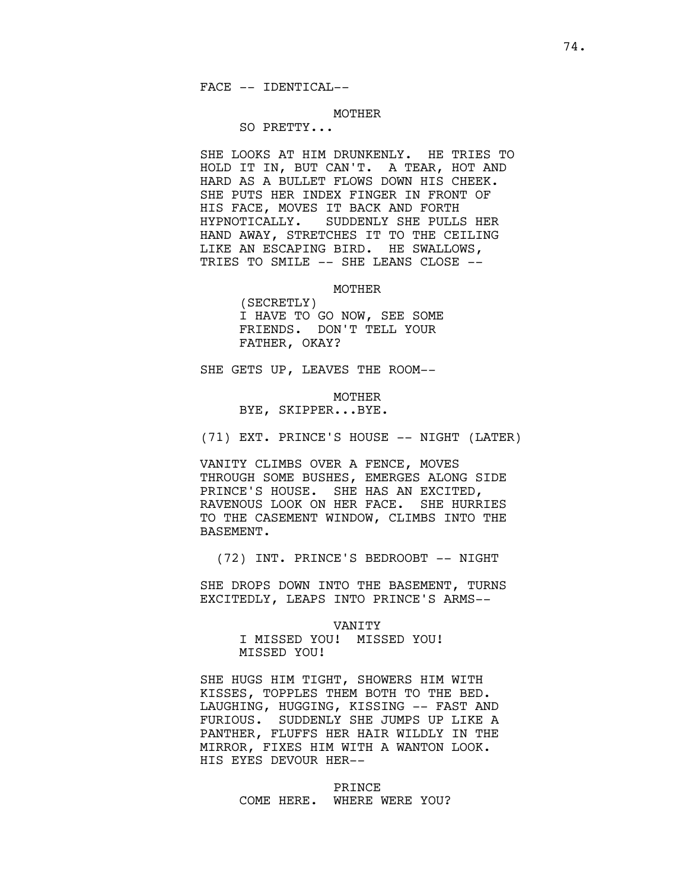FACE -- IDENTICAL--

MOTHER

SO PRETTY...

SHE LOOKS AT HIM DRUNKENLY. HE TRIES TO HOLD IT IN, BUT CAN'T. A TEAR, HOT AND HARD AS A BULLET FLOWS DOWN HIS CHEEK. SHE PUTS HER INDEX FINGER IN FRONT OF HIS FACE, MOVES IT BACK AND FORTH HYPNOTICALLY. SUDDENLY SHE PULLS HER HAND AWAY, STRETCHES IT TO THE CEILING LIKE AN ESCAPING BIRD. HE SWALLOWS, TRIES TO SMILE -- SHE LEANS CLOSE --

MOTHER

(SECRETLY)

I HAVE TO GO NOW, SEE SOME FRIENDS. DON'T TELL YOUR FATHER, OKAY?

SHE GETS UP, LEAVES THE ROOM--

MOTHER

BYE, SKIPPER...BYE.

(71) EXT. PRINCE'S HOUSE -- NIGHT (LATER)

VANITY CLIMBS OVER A FENCE, MOVES THROUGH SOME BUSHES, EMERGES ALONG SIDE PRINCE'S HOUSE. SHE HAS AN EXCITED, RAVENOUS LOOK ON HER FACE. SHE HURRIES TO THE CASEMENT WINDOW, CLIMBS INTO THE BASEMENT.

(72) INT. PRINCE'S BEDROOBT -- NIGHT

SHE DROPS DOWN INTO THE BASEMENT, TURNS EXCITEDLY, LEAPS INTO PRINCE'S ARMS--

VANITY

I MISSED YOU! MISSED YOU! MISSED YOU!

SHE HUGS HIM TIGHT, SHOWERS HIM WITH KISSES, TOPPLES THEM BOTH TO THE BED. LAUGHING, HUGGING, KISSING -- FAST AND FURIOUS. SUDDENLY SHE JUMPS UP LIKE A PANTHER, FLUFFS HER HAIR WILDLY IN THE MIRROR, FIXES HIM WITH A WANTON LOOK. HIS EYES DEVOUR HER--

PRINCE

COME HERE. WHERE WERE YOU?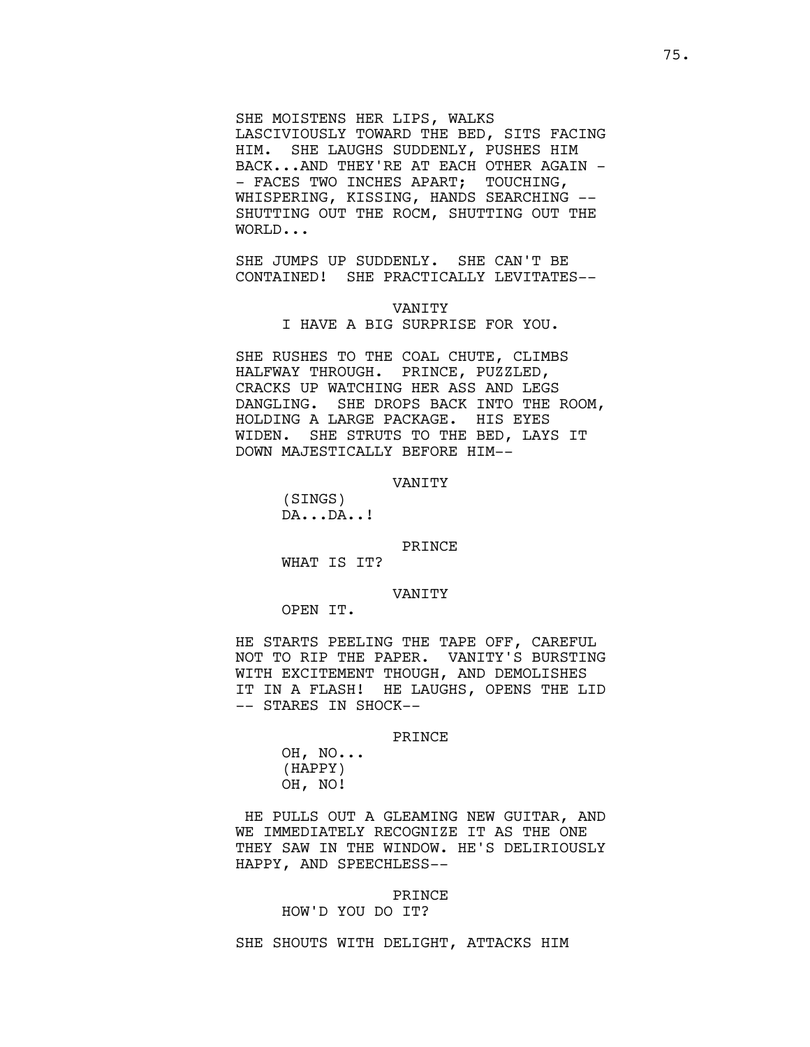SHE MOISTENS HER LIPS, WALKS LASCIVIOUSLY TOWARD THE BED, SITS FACING HIM. SHE LAUGHS SUDDENLY, PUSHES HIM BACK...AND THEY'RE AT EACH OTHER AGAIN -- FACES TWO INCHES APART; TOUCHING, WHISPERING, KISSING, HANDS SEARCHING -- SHUTTING OUT THE ROCM, SHUTTING OUT THE WORLD...

SHE JUMPS UP SUDDENLY. SHE CAN'T BE CONTAINED! SHE PRACTICALLY LEVITATES--

VANITY
I HAVE A BIG SURPRISE FOR YOU.

SHE RUSHES TO THE COAL CHUTE, CLIMBS HALFWAY THROUGH. PRINCE, PUZZLED, CRACKS UP WATCHING HER ASS AND LEGS DANGLING. SHE DROPS BACK INTO THE ROOM, HOLDING A LARGE PACKAGE. HIS EYES WIDEN. SHE STRUTS TO THE BED, LAYS IT DOWN MAJESTICALLY BEFORE HIM--

VANITY
(SINGS)
DA...DA..!

PRINCE
WHAT IS IT?

VANITY
OPEN IT.

HE STARTS PEELING THE TAPE OFF, CAREFUL NOT TO RIP THE PAPER. VANITY'S BURSTING WITH EXCITEMENT THOUGH, AND DEMOLISHES IT IN A FLASH! HE LAUGHS, OPENS THE LID -- STARES IN SHOCK--

PRINCE
OH, NO...
(HAPPY)
OH, NO!

HE PULLS OUT A GLEAMING NEW GUITAR, AND WE IMMEDIATELY RECOGNIZE IT AS THE ONE THEY SAW IN THE WINDOW. HE'S DELIRIOUSLY HAPPY, AND SPEECHLESS--

PRINCE
HOW'D YOU DO IT?

SHE SHOUTS WITH DELIGHT, ATTACKS HIM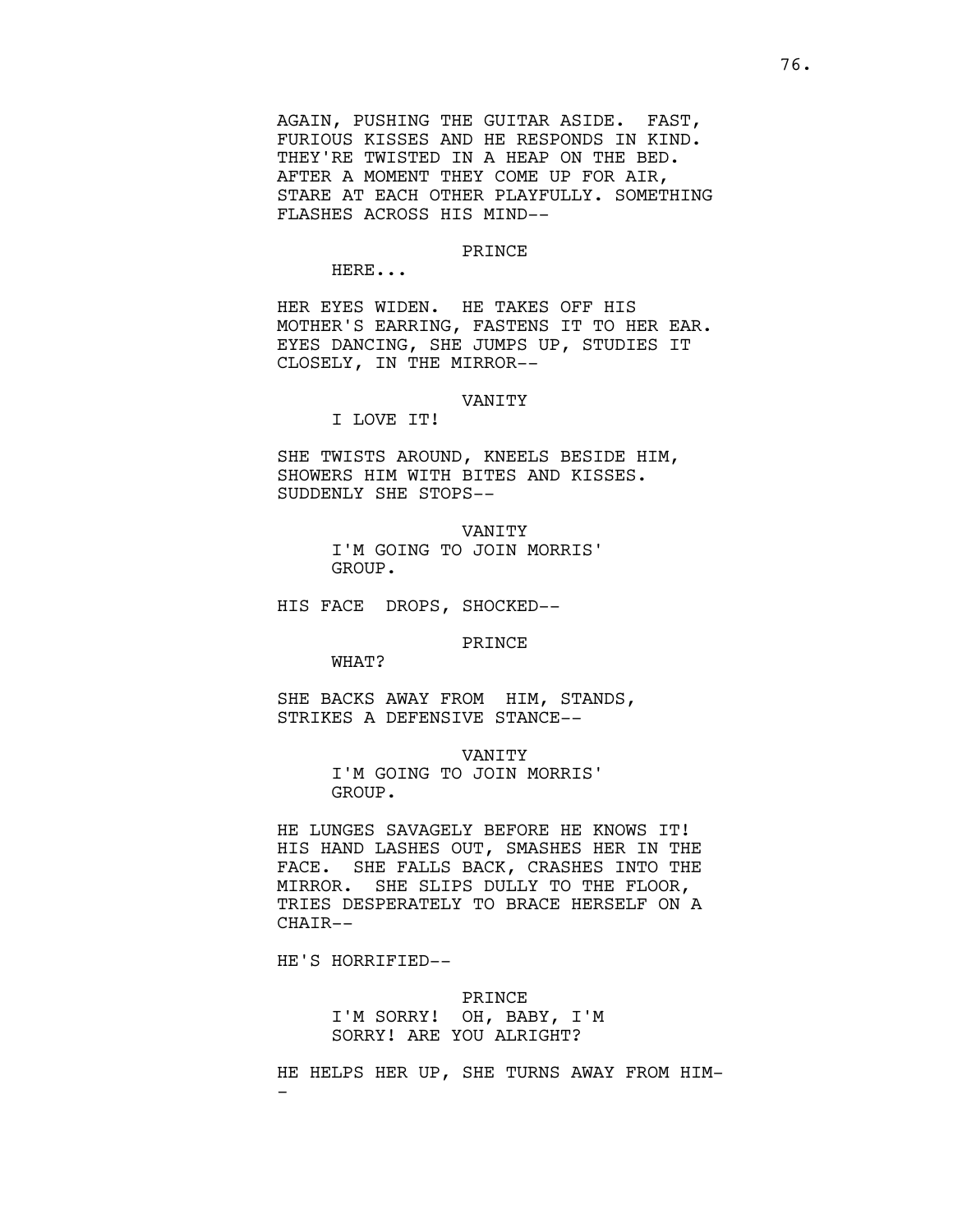AGAIN, PUSHING THE GUITAR ASIDE. FAST, FURIOUS KISSES AND HE RESPONDS IN KIND. THEY'RE TWISTED IN A HEAP ON THE BED. AFTER A MOMENT THEY COME UP FOR AIR, STARE AT EACH OTHER PLAYFULLY. SOMETHING FLASHES ACROSS HIS MIND--

PRINCE
HERE...

HER EYES WIDEN. HE TAKES OFF HIS MOTHER'S EARRING, FASTENS IT TO HER EAR. EYES DANCING, SHE JUMPS UP, STUDIES IT CLOSELY, IN THE MIRROR--

VANITY
I LOVE IT!

SHE TWISTS AROUND, KNEELS BESIDE HIM, SHOWERS HIM WITH BITES AND KISSES. SUDDENLY SHE STOPS--

VANITY
I'M GOING TO JOIN MORRIS' GROUP.

HIS FACE DROPS, SHOCKED--

PRINCE
WHAT?

SHE BACKS AWAY FROM HIM, STANDS, STRIKES A DEFENSIVE STANCE--

VANITY
I'M GOING TO JOIN MORRIS' GROUP.

HE LUNGES SAVAGELY BEFORE HE KNOWS IT! HIS HAND LASHES OUT, SMASHES HER IN THE FACE. SHE FALLS BACK, CRASHES INTO THE MIRROR. SHE SLIPS DULLY TO THE FLOOR, TRIES DESPERATELY TO BRACE HERSELF ON A CHAIR--

HE'S HORRIFIED--

PRINCE
I'M SORRY! OH, BABY, I'M SORRY! ARE YOU ALRIGHT?

HE HELPS HER UP, SHE TURNS AWAY FROM HIM--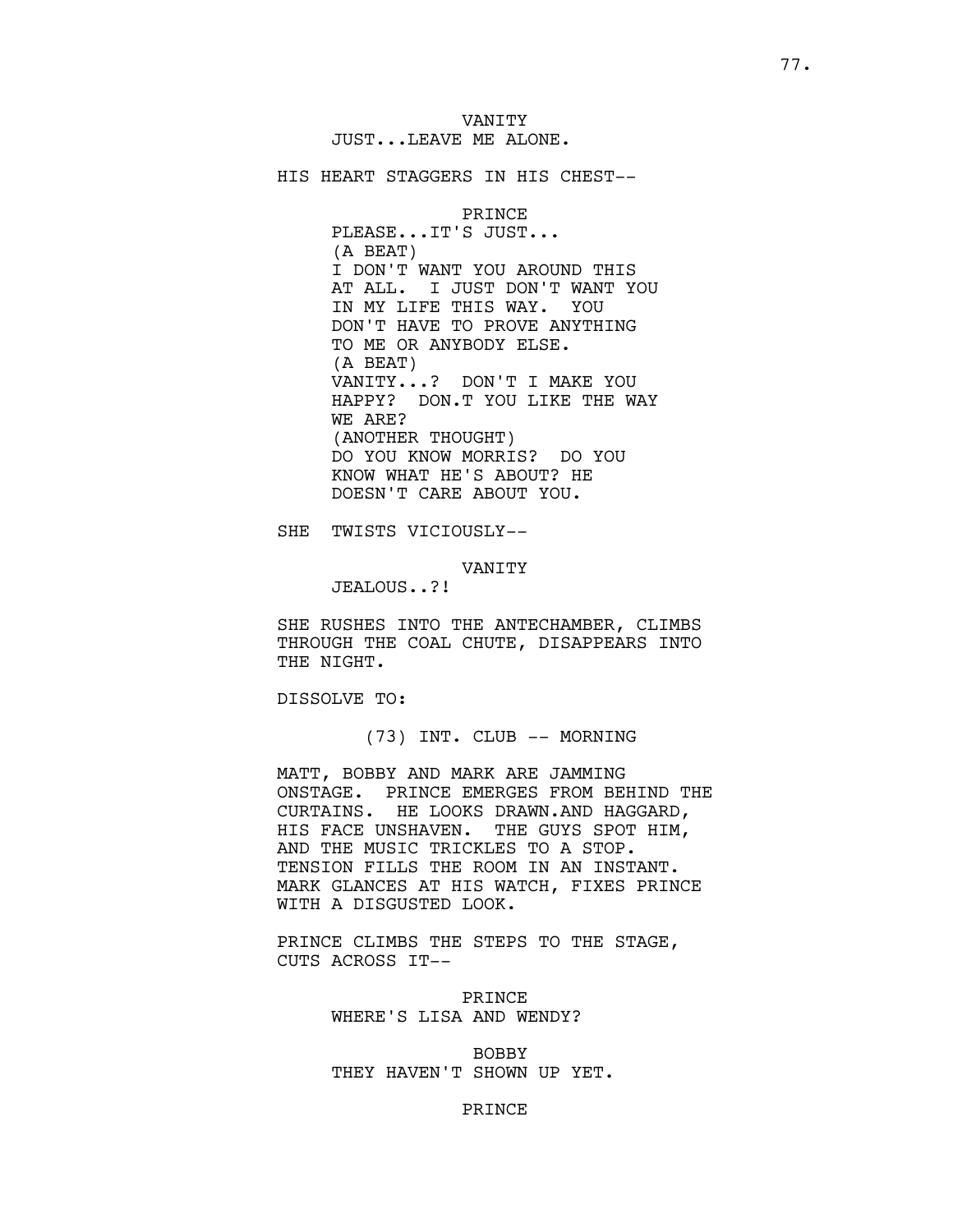VANITY

JUST...LEAVE ME ALONE.

HIS HEART STAGGERS IN HIS CHEST--

PRINCE

PLEASE...IT'S JUST...
(A BEAT)
I DON'T WANT YOU AROUND THIS AT ALL. I JUST DON'T WANT YOU IN MY LIFE THIS WAY. YOU DON'T HAVE TO PROVE ANYTHING TO ME OR ANYBODY ELSE.
(A BEAT)
VANITY...? DON'T I MAKE YOU HAPPY? DON.T YOU LIKE THE WAY WE ARE?
(ANOTHER THOUGHT)
DO YOU KNOW MORRIS? DO YOU KNOW WHAT HE'S ABOUT? HE DOESN'T CARE ABOUT YOU.

SHE TWISTS VICIOUSLY--

VANITY

JEALOUS..?!

SHE RUSHES INTO THE ANTECHAMBER, CLIMBS THROUGH THE COAL CHUTE, DISAPPEARS INTO THE NIGHT.

DISSOLVE TO:

(73) INT. CLUB -- MORNING

MATT, BOBBY AND MARK ARE JAMMING ONSTAGE. PRINCE EMERGES FROM BEHIND THE CURTAINS. HE LOOKS DRAWN.AND HAGGARD, HIS FACE UNSHAVEN. THE GUYS SPOT HIM, AND THE MUSIC TRICKLES TO A STOP. TENSION FILLS THE ROOM IN AN INSTANT. MARK GLANCES AT HIS WATCH, FIXES PRINCE WITH A DISGUSTED LOOK.

PRINCE CLIMBS THE STEPS TO THE STAGE, CUTS ACROSS IT--

PRINCE

WHERE'S LISA AND WENDY?

BOBBY

THEY HAVEN'T SHOWN UP YET.

PRINCE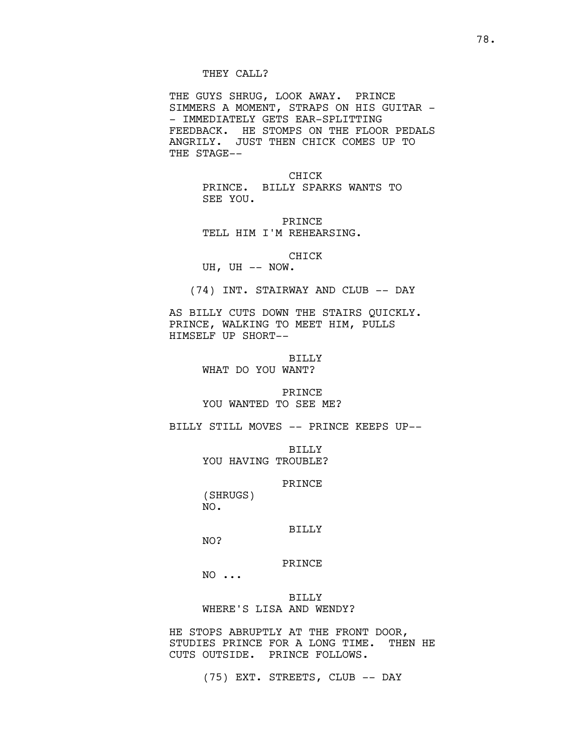THEY CALL?

THE GUYS SHRUG, LOOK AWAY. PRINCE SIMMERS A MOMENT, STRAPS ON HIS GUITAR -- IMMEDIATELY GETS EAR-SPLITTING FEEDBACK. HE STOMPS ON THE FLOOR PEDALS ANGRILY. JUST THEN CHICK COMES UP TO THE STAGE--

CHICK
PRINCE. BILLY SPARKS WANTS TO SEE YOU.

PRINCE
TELL HIM I'M REHEARSING.

CHICK
UH, UH -- NOW.

(74) INT. STAIRWAY AND CLUB -- DAY

AS BILLY CUTS DOWN THE STAIRS QUICKLY. PRINCE, WALKING TO MEET HIM, PULLS HIMSELF UP SHORT--

BILLY
WHAT DO YOU WANT?

PRINCE
YOU WANTED TO SEE ME?

BILLY STILL MOVES -- PRINCE KEEPS UP--

BILLY
YOU HAVING TROUBLE?

PRINCE
(SHRUGS)
NO.

BILLY
NO?

PRINCE
NO ...

BILLY
WHERE'S LISA AND WENDY?

HE STOPS ABRUPTLY AT THE FRONT DOOR, STUDIES PRINCE FOR A LONG TIME. THEN HE CUTS OUTSIDE. PRINCE FOLLOWS.

(75) EXT. STREETS, CLUB -- DAY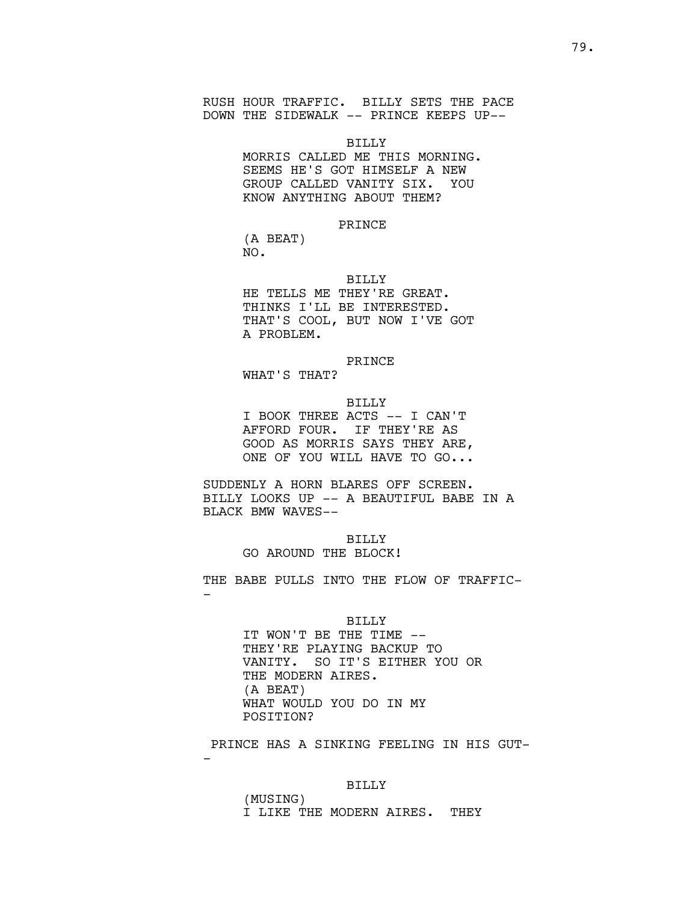RUSH HOUR TRAFFIC. BILLY SETS THE PACE DOWN THE SIDEWALK -- PRINCE KEEPS UP--

BILLY
MORRIS CALLED ME THIS MORNING. SEEMS HE'S GOT HIMSELF A NEW GROUP CALLED VANITY SIX. YOU KNOW ANYTHING ABOUT THEM?

PRINCE
(A BEAT)
NO.

BILLY
HE TELLS ME THEY'RE GREAT. THINKS I'LL BE INTERESTED. THAT'S COOL, BUT NOW I'VE GOT A PROBLEM.

PRINCE
WHAT'S THAT?

BILLY
I BOOK THREE ACTS -- I CAN'T AFFORD FOUR. IF THEY'RE AS GOOD AS MORRIS SAYS THEY ARE, ONE OF YOU WILL HAVE TO GO...

SUDDENLY A HORN BLARES OFF SCREEN. BILLY LOOKS UP -- A BEAUTIFUL BABE IN A BLACK BMW WAVES--

BILLY
GO AROUND THE BLOCK!

THE BABE PULLS INTO THE FLOW OF TRAFFIC--

BILLY
IT WON'T BE THE TIME -- THEY'RE PLAYING BACKUP TO VANITY. SO IT'S EITHER YOU OR THE MODERN AIRES.
(A BEAT)
WHAT WOULD YOU DO IN MY POSITION?

PRINCE HAS A SINKING FEELING IN HIS GUT--

BILLY
(MUSING)
I LIKE THE MODERN AIRES. THEY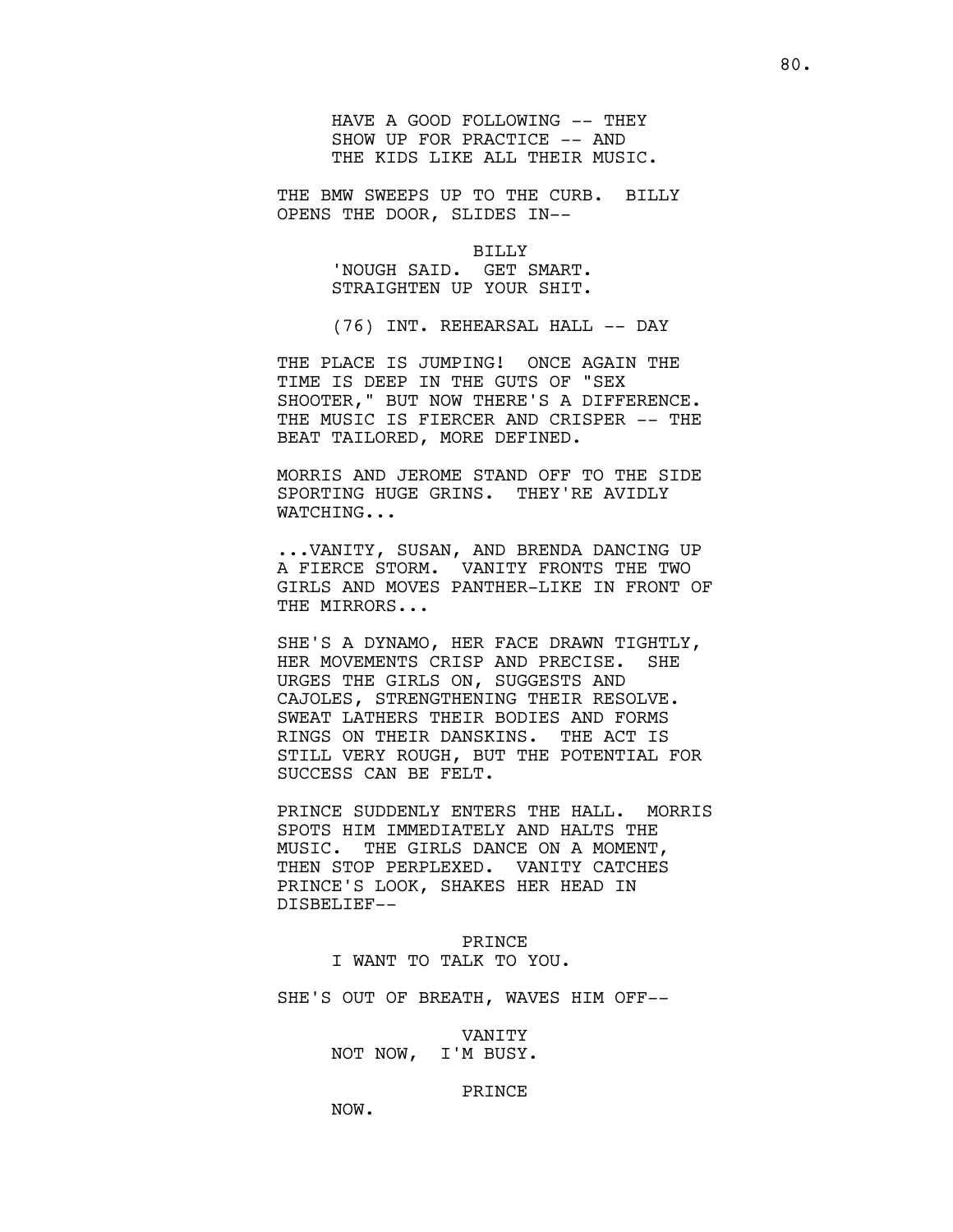HAVE A GOOD FOLLOWING -- THEY
SHOW UP FOR PRACTICE -- AND
THE KIDS LIKE ALL THEIR MUSIC.

THE BMW SWEEPS UP TO THE CURB. BILLY OPENS THE DOOR, SLIDES IN--

BILLY
'NOUGH SAID. GET SMART.
STRAIGHTEN UP YOUR SHIT.

(76) INT. REHEARSAL HALL -- DAY

THE PLACE IS JUMPING! ONCE AGAIN THE TIME IS DEEP IN THE GUTS OF "SEX SHOOTER," BUT NOW THERE'S A DIFFERENCE. THE MUSIC IS FIERCER AND CRISPER -- THE BEAT TAILORED, MORE DEFINED.

MORRIS AND JEROME STAND OFF TO THE SIDE SPORTING HUGE GRINS. THEY'RE AVIDLY WATCHING...

...VANITY, SUSAN, AND BRENDA DANCING UP A FIERCE STORM. VANITY FRONTS THE TWO GIRLS AND MOVES PANTHER-LIKE IN FRONT OF THE MIRRORS...

SHE'S A DYNAMO, HER FACE DRAWN TIGHTLY, HER MOVEMENTS CRISP AND PRECISE. SHE URGES THE GIRLS ON, SUGGESTS AND CAJOLES, STRENGTHENING THEIR RESOLVE. SWEAT LATHERS THEIR BODIES AND FORMS RINGS ON THEIR DANSKINS. THE ACT IS STILL VERY ROUGH, BUT THE POTENTIAL FOR SUCCESS CAN BE FELT.

PRINCE SUDDENLY ENTERS THE HALL. MORRIS SPOTS HIM IMMEDIATELY AND HALTS THE MUSIC. THE GIRLS DANCE ON A MOMENT, THEN STOP PERPLEXED. VANITY CATCHES PRINCE'S LOOK, SHAKES HER HEAD IN DISBELIEF--

PRINCE
I WANT TO TALK TO YOU.

SHE'S OUT OF BREATH, WAVES HIM OFF--

VANITY
NOT NOW, I'M BUSY.

PRINCE
NOW.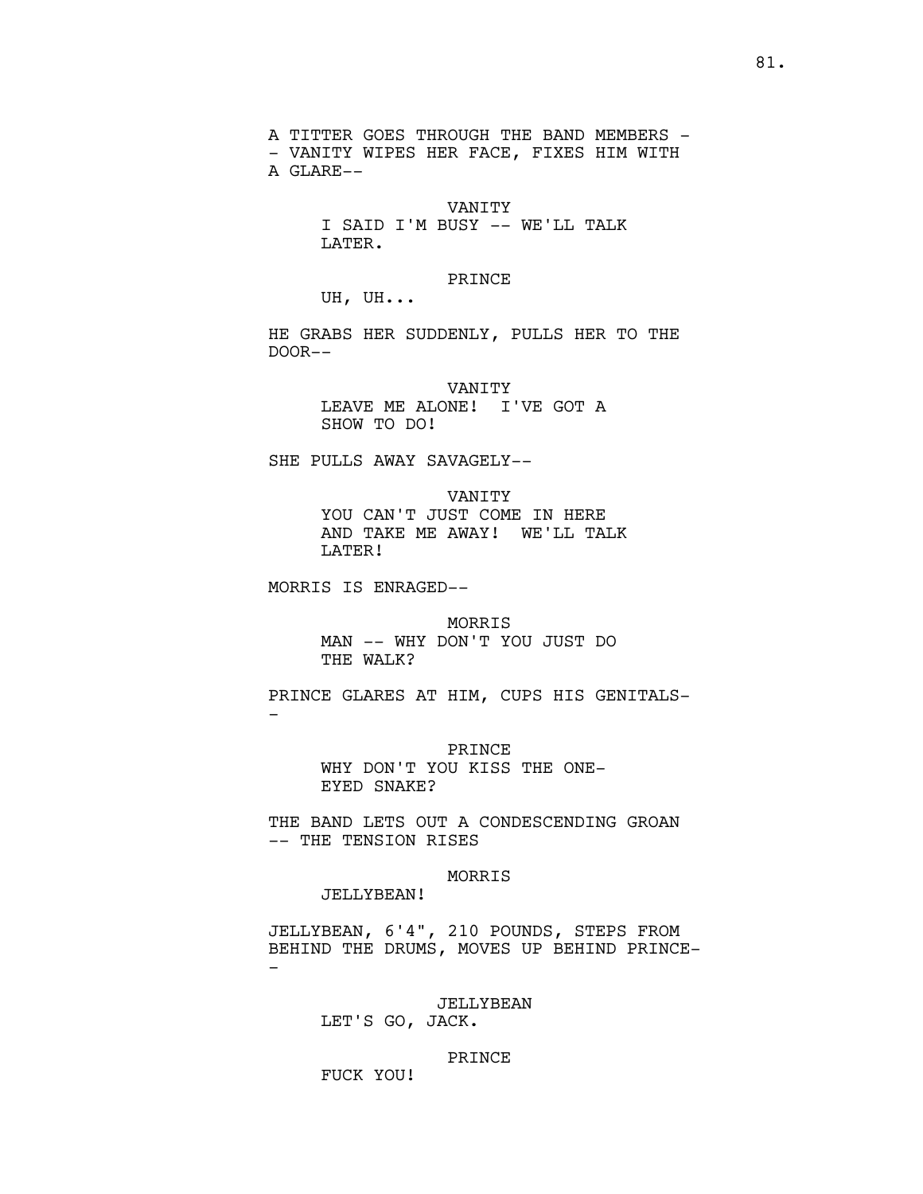A TITTER GOES THROUGH THE BAND MEMBERS -- VANITY WIPES HER FACE, FIXES HIM WITH A GLARE--

VANITY
I SAID I'M BUSY -- WE'LL TALK LATER.

PRINCE
UH, UH...

HE GRABS HER SUDDENLY, PULLS HER TO THE DOOR--

VANITY
LEAVE ME ALONE! I'VE GOT A SHOW TO DO!

SHE PULLS AWAY SAVAGELY--

VANITY
YOU CAN'T JUST COME IN HERE AND TAKE ME AWAY! WE'LL TALK LATER!

MORRIS IS ENRAGED--

MORRIS
MAN -- WHY DON'T YOU JUST DO THE WALK?

PRINCE GLARES AT HIM, CUPS HIS GENITALS--

PRINCE
WHY DON'T YOU KISS THE ONE-EYED SNAKE?

THE BAND LETS OUT A CONDESCENDING GROAN -- THE TENSION RISES

MORRIS
JELLYBEAN!

JELLYBEAN, 6'4", 210 POUNDS, STEPS FROM BEHIND THE DRUMS, MOVES UP BEHIND PRINCE--

JELLYBEAN
LET'S GO, JACK.

PRINCE
FUCK YOU!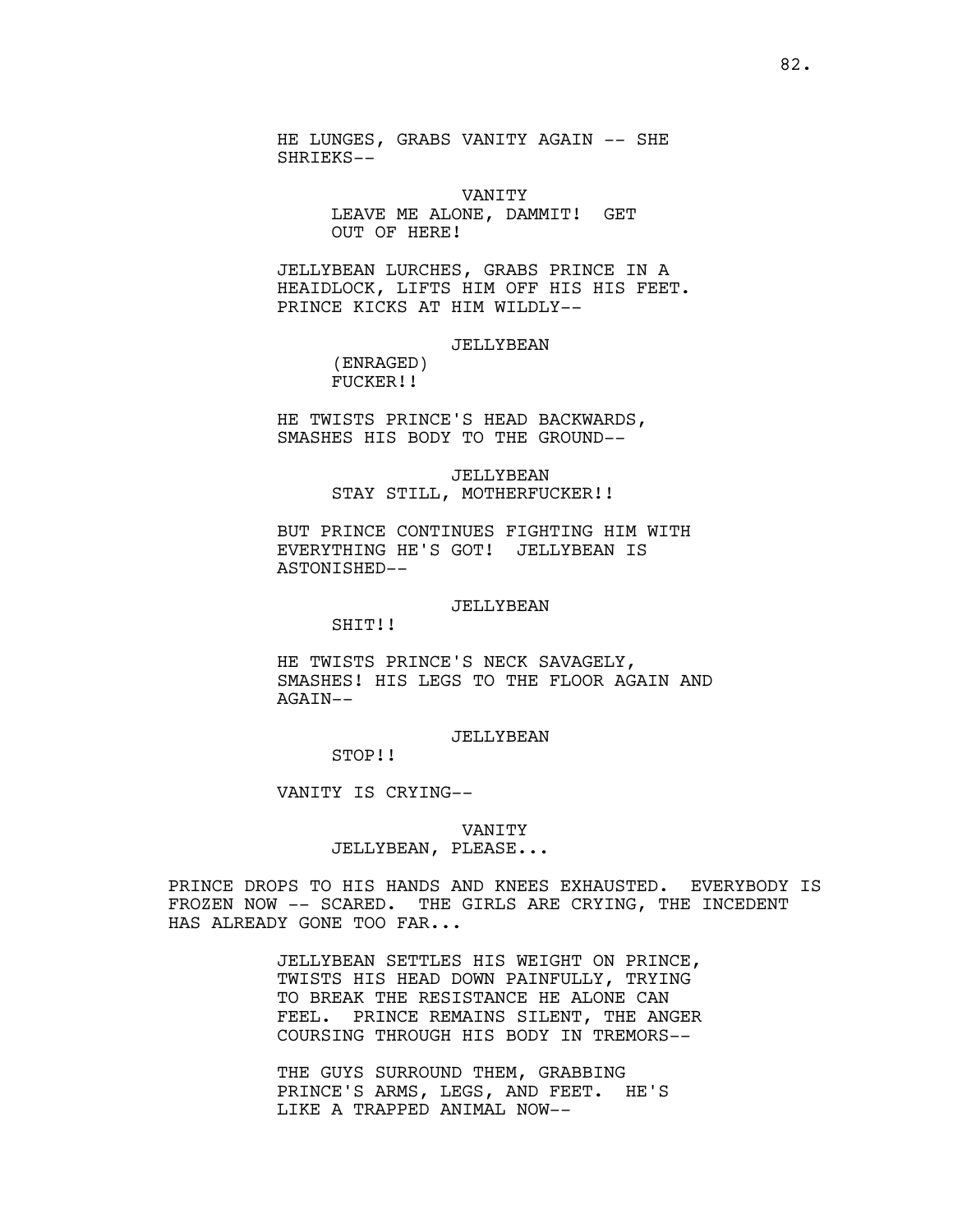HE LUNGES, GRABS VANITY AGAIN -- SHE SHRIEKS--

VANITY
LEAVE ME ALONE, DAMMIT! GET OUT OF HERE!

JELLYBEAN LURCHES, GRABS PRINCE IN A HEAIDLOCK, LIFTS HIM OFF HIS HIS FEET. PRINCE KICKS AT HIM WILDLY--

JELLYBEAN
(ENRAGED)
FUCKER!!

HE TWISTS PRINCE'S HEAD BACKWARDS, SMASHES HIS BODY TO THE GROUND--

JELLYBEAN
STAY STILL, MOTHERFUCKER!!

BUT PRINCE CONTINUES FIGHTING HIM WITH EVERYTHING HE'S GOT! JELLYBEAN IS ASTONISHED--

JELLYBEAN
SHIT!!

HE TWISTS PRINCE'S NECK SAVAGELY, SMASHES! HIS LEGS TO THE FLOOR AGAIN AND AGAIN--

JELLYBEAN
STOP!!

VANITY IS CRYING--

VANITY
JELLYBEAN, PLEASE...

PRINCE DROPS TO HIS HANDS AND KNEES EXHAUSTED. EVERYBODY IS FROZEN NOW -- SCARED. THE GIRLS ARE CRYING, THE INCEDENT HAS ALREADY GONE TOO FAR...

JELLYBEAN SETTLES HIS WEIGHT ON PRINCE, TWISTS HIS HEAD DOWN PAINFULLY, TRYING TO BREAK THE RESISTANCE HE ALONE CAN FEEL. PRINCE REMAINS SILENT, THE ANGER COURSING THROUGH HIS BODY IN TREMORS--

THE GUYS SURROUND THEM, GRABBING PRINCE'S ARMS, LEGS, AND FEET. HE'S LIKE A TRAPPED ANIMAL NOW--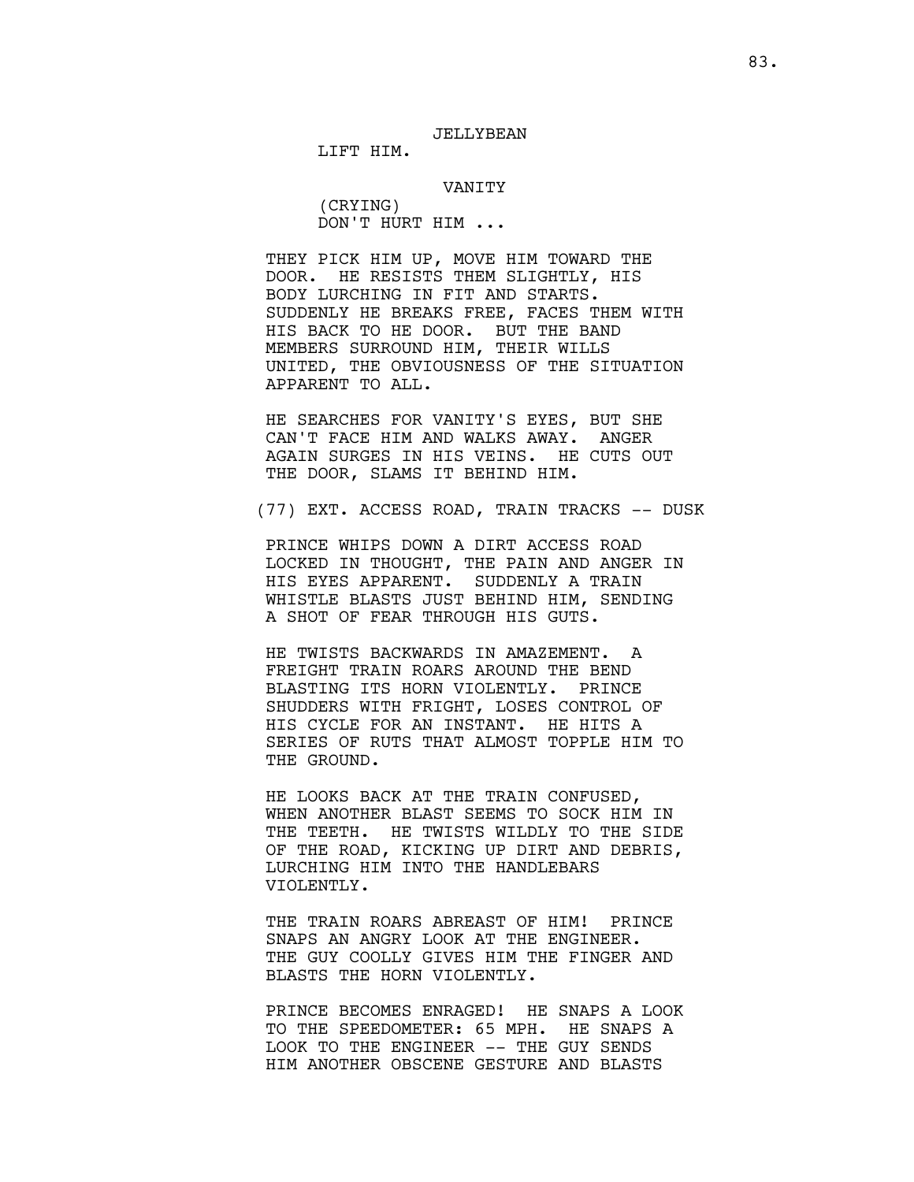JELLYBEAN

LIFT HIM.

VANITY

(CRYING)

DON'T HURT HIM ...

THEY PICK HIM UP, MOVE HIM TOWARD THE DOOR. HE RESISTS THEM SLIGHTLY, HIS BODY LURCHING IN FIT AND STARTS. SUDDENLY HE BREAKS FREE, FACES THEM WITH HIS BACK TO HE DOOR. BUT THE BAND MEMBERS SURROUND HIM, THEIR WILLS UNITED, THE OBVIOUSNESS OF THE SITUATION APPARENT TO ALL.

HE SEARCHES FOR VANITY'S EYES, BUT SHE CAN'T FACE HIM AND WALKS AWAY. ANGER AGAIN SURGES IN HIS VEINS. HE CUTS OUT THE DOOR, SLAMS IT BEHIND HIM.

(77) EXT. ACCESS ROAD, TRAIN TRACKS -- DUSK

PRINCE WHIPS DOWN A DIRT ACCESS ROAD LOCKED IN THOUGHT, THE PAIN AND ANGER IN HIS EYES APPARENT. SUDDENLY A TRAIN WHISTLE BLASTS JUST BEHIND HIM, SENDING A SHOT OF FEAR THROUGH HIS GUTS.

HE TWISTS BACKWARDS IN AMAZEMENT. A FREIGHT TRAIN ROARS AROUND THE BEND BLASTING ITS HORN VIOLENTLY. PRINCE SHUDDERS WITH FRIGHT, LOSES CONTROL OF HIS CYCLE FOR AN INSTANT. HE HITS A SERIES OF RUTS THAT ALMOST TOPPLE HIM TO THE GROUND.

HE LOOKS BACK AT THE TRAIN CONFUSED, WHEN ANOTHER BLAST SEEMS TO SOCK HIM IN THE TEETH. HE TWISTS WILDLY TO THE SIDE OF THE ROAD, KICKING UP DIRT AND DEBRIS, LURCHING HIM INTO THE HANDLEBARS VIOLENTLY.

THE TRAIN ROARS ABREAST OF HIM! PRINCE SNAPS AN ANGRY LOOK AT THE ENGINEER. THE GUY COOLLY GIVES HIM THE FINGER AND BLASTS THE HORN VIOLENTLY.

PRINCE BECOMES ENRAGED! HE SNAPS A LOOK TO THE SPEEDOMETER: 65 MPH. HE SNAPS A LOOK TO THE ENGINEER -- THE GUY SENDS HIM ANOTHER OBSCENE GESTURE AND BLASTS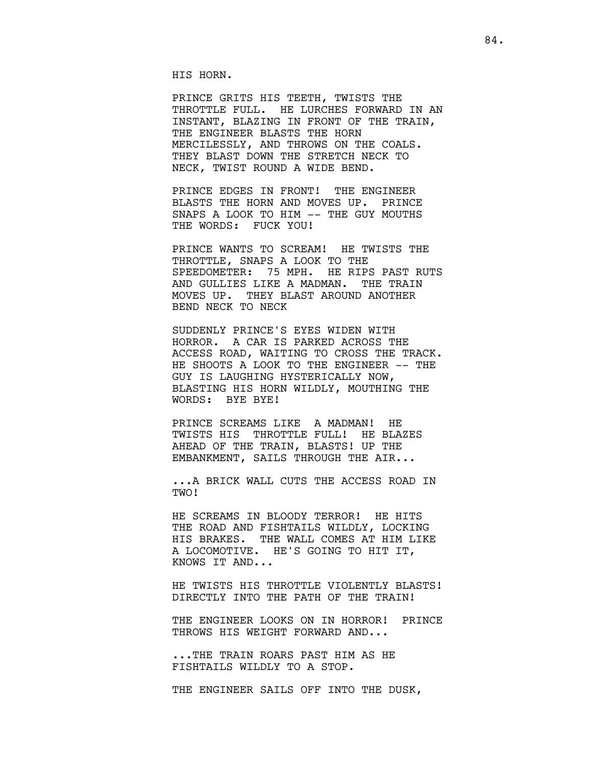HIS HORN.

PRINCE GRITS HIS TEETH, TWISTS THE THROTTLE FULL. HE LURCHES FORWARD IN AN INSTANT, BLAZING IN FRONT OF THE TRAIN, THE ENGINEER BLASTS THE HORN MERCILESSLY, AND THROWS ON THE COALS. THEY BLAST DOWN THE STRETCH NECK TO NECK, TWIST ROUND A WIDE BEND.

PRINCE EDGES IN FRONT! THE ENGINEER BLASTS THE HORN AND MOVES UP. PRINCE SNAPS A LOOK TO HIM -- THE GUY MOUTHS THE WORDS: FUCK YOU!

PRINCE WANTS TO SCREAM! HE TWISTS THE THROTTLE, SNAPS A LOOK TO THE SPEEDOMETER: 75 MPH. HE RIPS PAST RUTS AND GULLIES LIKE A MADMAN. THE TRAIN MOVES UP. THEY BLAST AROUND ANOTHER BEND NECK TO NECK

SUDDENLY PRINCE'S EYES WIDEN WITH HORROR. A CAR IS PARKED ACROSS THE ACCESS ROAD, WAITING TO CROSS THE TRACK. HE SHOOTS A LOOK TO THE ENGINEER -- THE GUY IS LAUGHING HYSTERICALLY NOW, BLASTING HIS HORN WILDLY, MOUTHING THE WORDS: BYE BYE!

PRINCE SCREAMS LIKE A MADMAN! HE TWISTS HIS THROTTLE FULL! HE BLAZES AHEAD OF THE TRAIN, BLASTS! UP THE EMBANKMENT, SAILS THROUGH THE AIR...

...A BRICK WALL CUTS THE ACCESS ROAD IN TWO!

HE SCREAMS IN BLOODY TERROR! HE HITS THE ROAD AND FISHTAILS WILDLY, LOCKING HIS BRAKES. THE WALL COMES AT HIM LIKE A LOCOMOTIVE. HE'S GOING TO HIT IT, KNOWS IT AND...

HE TWISTS HIS THROTTLE VIOLENTLY BLASTS! DIRECTLY INTO THE PATH OF THE TRAIN!

THE ENGINEER LOOKS ON IN HORROR! PRINCE THROWS HIS WEIGHT FORWARD AND...

...THE TRAIN ROARS PAST HIM AS HE FISHTAILS WILDLY TO A STOP.

THE ENGINEER SAILS OFF INTO THE DUSK,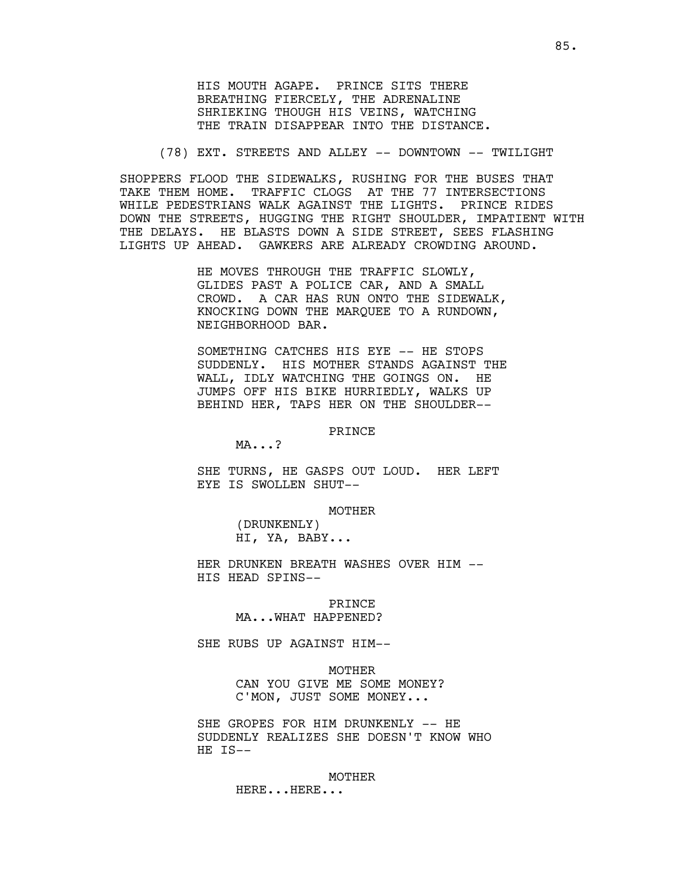HIS MOUTH AGAPE. PRINCE SITS THERE BREATHING FIERCELY, THE ADRENALINE SHRIEKING THOUGH HIS VEINS, WATCHING THE TRAIN DISAPPEAR INTO THE DISTANCE.

(78) EXT. STREETS AND ALLEY -- DOWNTOWN -- TWILIGHT

SHOPPERS FLOOD THE SIDEWALKS, RUSHING FOR THE BUSES THAT TAKE THEM HOME. TRAFFIC CLOGS AT THE 77 INTERSECTIONS WHILE PEDESTRIANS WALK AGAINST THE LIGHTS. PRINCE RIDES DOWN THE STREETS, HUGGING THE RIGHT SHOULDER, IMPATIENT WITH THE DELAYS. HE BLASTS DOWN A SIDE STREET, SEES FLASHING LIGHTS UP AHEAD. GAWKERS ARE ALREADY CROWDING AROUND.

HE MOVES THROUGH THE TRAFFIC SLOWLY, GLIDES PAST A POLICE CAR, AND A SMALL CROWD. A CAR HAS RUN ONTO THE SIDEWALK, KNOCKING DOWN THE MARQUEE TO A RUNDOWN, NEIGHBORHOOD BAR.

SOMETHING CATCHES HIS EYE -- HE STOPS SUDDENLY. HIS MOTHER STANDS AGAINST THE WALL, IDLY WATCHING THE GOINGS ON. HE JUMPS OFF HIS BIKE HURRIEDLY, WALKS UP BEHIND HER, TAPS HER ON THE SHOULDER--

PRINCE
MA...?

SHE TURNS, HE GASPS OUT LOUD. HER LEFT EYE IS SWOLLEN SHUT--

MOTHER
(DRUNKENLY)
HI, YA, BABY...

HER DRUNKEN BREATH WASHES OVER HIM -- HIS HEAD SPINS--

PRINCE
MA...WHAT HAPPENED?

SHE RUBS UP AGAINST HIM--

MOTHER
CAN YOU GIVE ME SOME MONEY? C'MON, JUST SOME MONEY...

SHE GROPES FOR HIM DRUNKENLY -- HE SUDDENLY REALIZES SHE DOESN'T KNOW WHO HE IS--

MOTHER
HERE...HERE...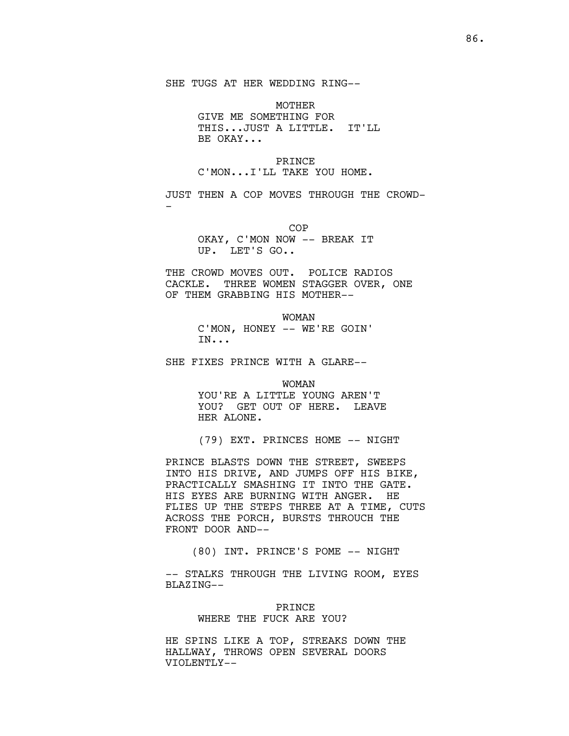SHE TUGS AT HER WEDDING RING--

MOTHER
GIVE ME SOMETHING FOR THIS...JUST A LITTLE. IT'LL BE OKAY...

PRINCE
C'MON...I'LL TAKE YOU HOME.

JUST THEN A COP MOVES THROUGH THE CROWD--

COP
OKAY, C'MON NOW -- BREAK IT UP. LET'S GO..

THE CROWD MOVES OUT. POLICE RADIOS CACKLE. THREE WOMEN STAGGER OVER, ONE OF THEM GRABBING HIS MOTHER--

WOMAN
C'MON, HONEY -- WE'RE GOIN' IN...

SHE FIXES PRINCE WITH A GLARE--

WOMAN
YOU'RE A LITTLE YOUNG AREN'T YOU? GET OUT OF HERE. LEAVE HER ALONE.

(79) EXT. PRINCES HOME -- NIGHT

PRINCE BLASTS DOWN THE STREET, SWEEPS INTO HIS DRIVE, AND JUMPS OFF HIS BIKE, PRACTICALLY SMASHING IT INTO THE GATE. HIS EYES ARE BURNING WITH ANGER. HE FLIES UP THE STEPS THREE AT A TIME, CUTS ACROSS THE PORCH, BURSTS THROUCH THE FRONT DOOR AND--

(80) INT. PRINCE'S POME -- NIGHT

-- STALKS THROUGH THE LIVING ROOM, EYES BLAZING--

PRINCE
WHERE THE FUCK ARE YOU?

HE SPINS LIKE A TOP, STREAKS DOWN THE HALLWAY, THROWS OPEN SEVERAL DOORS VIOLENTLY--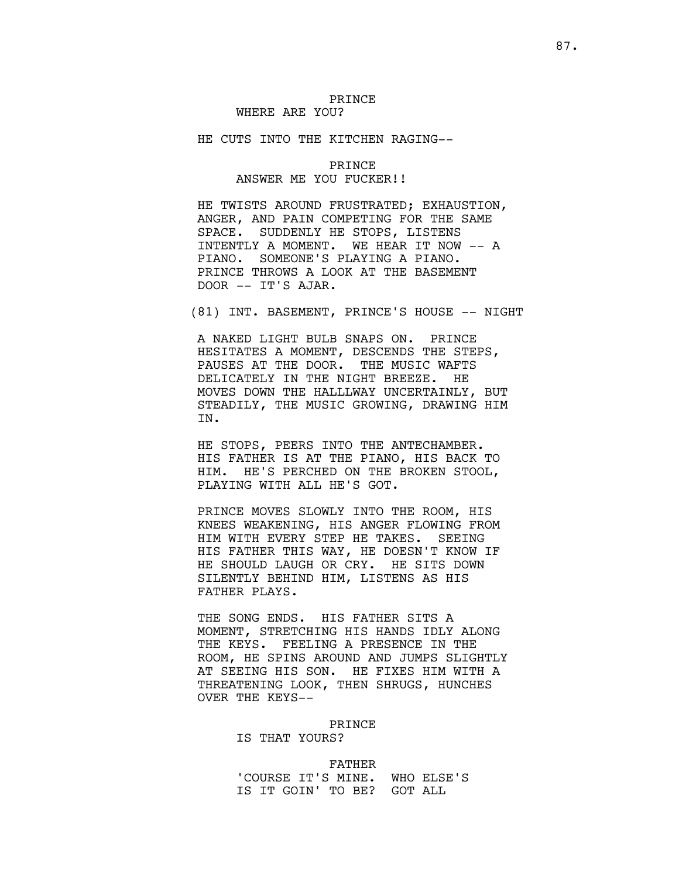PRINCE
WHERE ARE YOU?

HE CUTS INTO THE KITCHEN RAGING--

PRINCE
ANSWER ME YOU FUCKER!!

HE TWISTS AROUND FRUSTRATED; EXHAUSTION, ANGER, AND PAIN COMPETING FOR THE SAME SPACE. SUDDENLY HE STOPS, LISTENS INTENTLY A MOMENT. WE HEAR IT NOW -- A PIANO. SOMEONE'S PLAYING A PIANO. PRINCE THROWS A LOOK AT THE BASEMENT DOOR -- IT'S AJAR.

(81) INT. BASEMENT, PRINCE'S HOUSE -- NIGHT

A NAKED LIGHT BULB SNAPS ON. PRINCE HESITATES A MOMENT, DESCENDS THE STEPS, PAUSES AT THE DOOR. THE MUSIC WAFTS DELICATELY IN THE NIGHT BREEZE. HE MOVES DOWN THE HALLLWAY UNCERTAINLY, BUT STEADILY, THE MUSIC GROWING, DRAWING HIM IN.

HE STOPS, PEERS INTO THE ANTECHAMBER. HIS FATHER IS AT THE PIANO, HIS BACK TO HIM. HE'S PERCHED ON THE BROKEN STOOL, PLAYING WITH ALL HE'S GOT.

PRINCE MOVES SLOWLY INTO THE ROOM, HIS KNEES WEAKENING, HIS ANGER FLOWING FROM HIM WITH EVERY STEP HE TAKES. SEEING HIS FATHER THIS WAY, HE DOESN'T KNOW IF HE SHOULD LAUGH OR CRY. HE SITS DOWN SILENTLY BEHIND HIM, LISTENS AS HIS FATHER PLAYS.

THE SONG ENDS. HIS FATHER SITS A MOMENT, STRETCHING HIS HANDS IDLY ALONG THE KEYS. FEELING A PRESENCE IN THE ROOM, HE SPINS AROUND AND JUMPS SLIGHTLY AT SEEING HIS SON. HE FIXES HIM WITH A THREATENING LOOK, THEN SHRUGS, HUNCHES OVER THE KEYS--

PRINCE
IS THAT YOURS?

FATHER
'COURSE IT'S MINE. WHO ELSE'S IS IT GOIN' TO BE? GOT ALL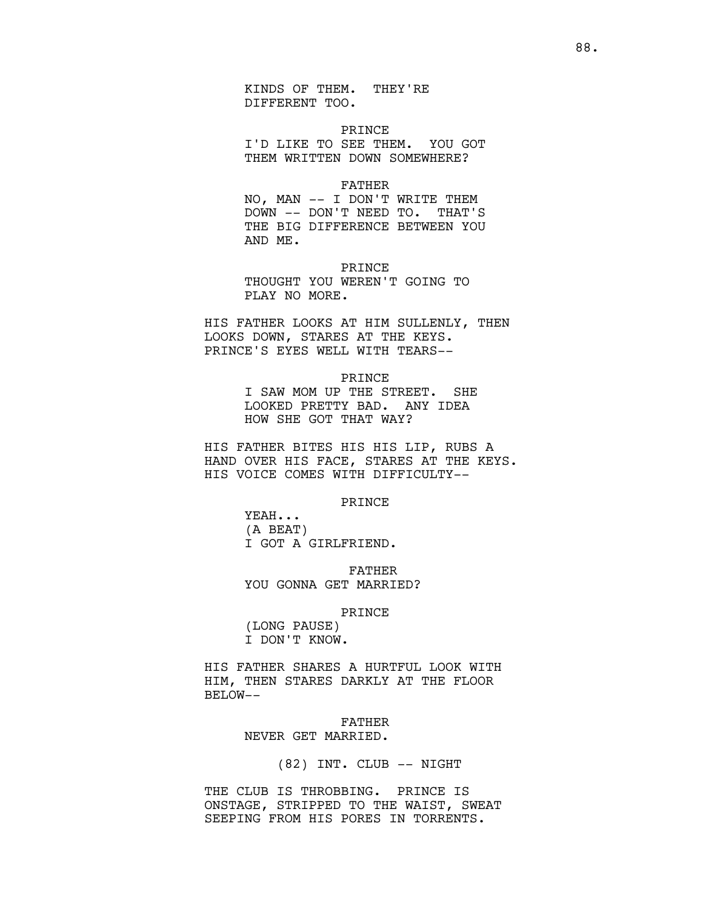KINDS OF THEM. THEY'RE DIFFERENT TOO.

PRINCE
I'D LIKE TO SEE THEM. YOU GOT THEM WRITTEN DOWN SOMEWHERE?

FATHER
NO, MAN -- I DON'T WRITE THEM DOWN -- DON'T NEED TO. THAT'S THE BIG DIFFERENCE BETWEEN YOU AND ME.

PRINCE
THOUGHT YOU WEREN'T GOING TO PLAY NO MORE.

HIS FATHER LOOKS AT HIM SULLENLY, THEN LOOKS DOWN, STARES AT THE KEYS. PRINCE'S EYES WELL WITH TEARS--

PRINCE
I SAW MOM UP THE STREET. SHE LOOKED PRETTY BAD. ANY IDEA HOW SHE GOT THAT WAY?

HIS FATHER BITES HIS HIS LIP, RUBS A HAND OVER HIS FACE, STARES AT THE KEYS. HIS VOICE COMES WITH DIFFICULTY--

PRINCE
YEAH...
(A BEAT)
I GOT A GIRLFRIEND.

FATHER
YOU GONNA GET MARRIED?

PRINCE
(LONG PAUSE)
I DON'T KNOW.

HIS FATHER SHARES A HURTFUL LOOK WITH HIM, THEN STARES DARKLY AT THE FLOOR BELOW--

FATHER
NEVER GET MARRIED.

(82) INT. CLUB -- NIGHT

THE CLUB IS THROBBING. PRINCE IS ONSTAGE, STRIPPED TO THE WAIST, SWEAT SEEPING FROM HIS PORES IN TORRENTS.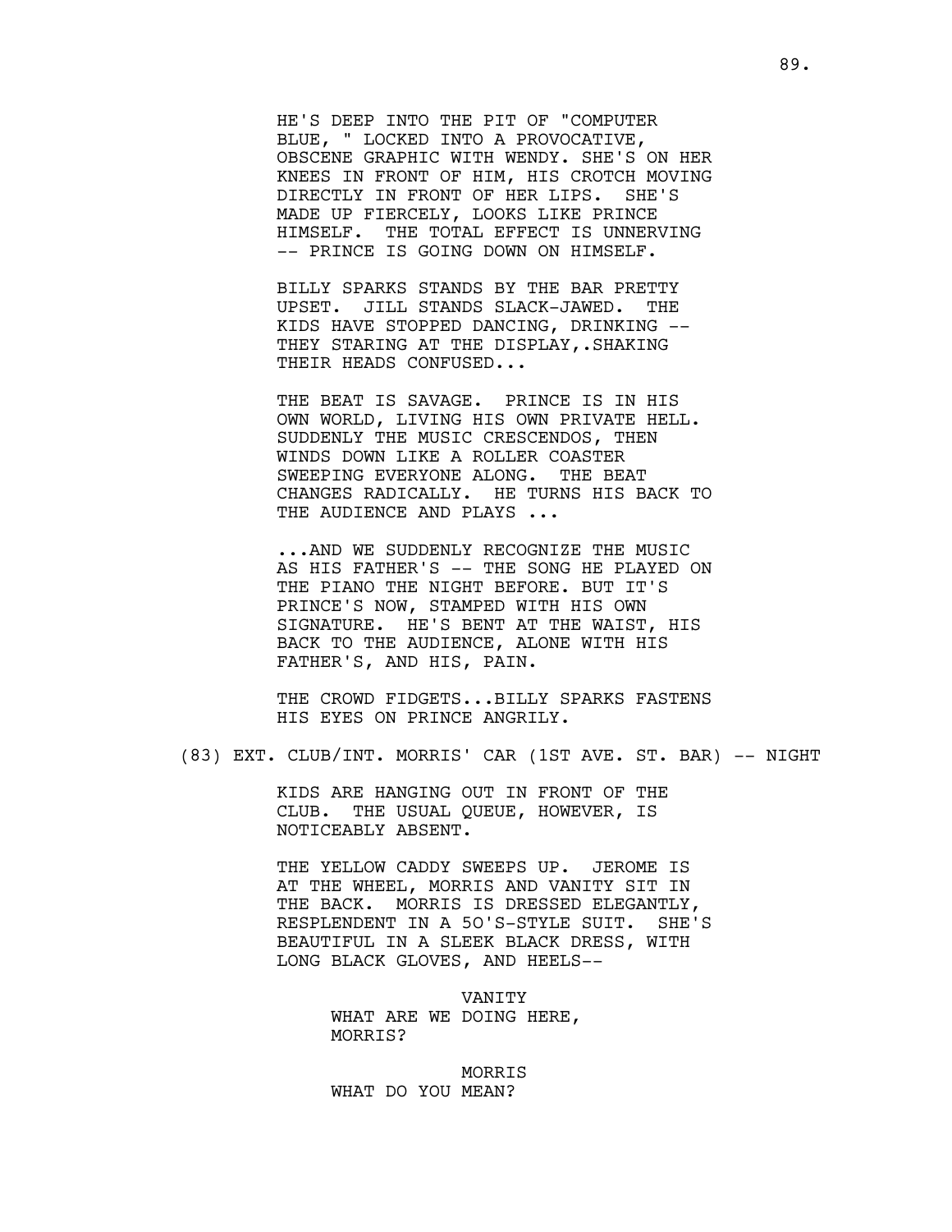HE'S DEEP INTO THE PIT OF "COMPUTER BLUE, " LOCKED INTO A PROVOCATIVE, OBSCENE GRAPHIC WITH WENDY. SHE'S ON HER KNEES IN FRONT OF HIM, HIS CROTCH MOVING DIRECTLY IN FRONT OF HER LIPS. SHE'S MADE UP FIERCELY, LOOKS LIKE PRINCE HIMSELF. THE TOTAL EFFECT IS UNNERVING -- PRINCE IS GOING DOWN ON HIMSELF.

BILLY SPARKS STANDS BY THE BAR PRETTY UPSET. JILL STANDS SLACK-JAWED. THE KIDS HAVE STOPPED DANCING, DRINKING -- THEY STARING AT THE DISPLAY,.SHAKING THEIR HEADS CONFUSED...

THE BEAT IS SAVAGE. PRINCE IS IN HIS OWN WORLD, LIVING HIS OWN PRIVATE HELL. SUDDENLY THE MUSIC CRESCENDOS, THEN WINDS DOWN LIKE A ROLLER COASTER SWEEPING EVERYONE ALONG. THE BEAT CHANGES RADICALLY. HE TURNS HIS BACK TO THE AUDIENCE AND PLAYS ...

...AND WE SUDDENLY RECOGNIZE THE MUSIC AS HIS FATHER'S -- THE SONG HE PLAYED ON THE PIANO THE NIGHT BEFORE. BUT IT'S PRINCE'S NOW, STAMPED WITH HIS OWN SIGNATURE. HE'S BENT AT THE WAIST, HIS BACK TO THE AUDIENCE, ALONE WITH HIS FATHER'S, AND HIS, PAIN.

THE CROWD FIDGETS...BILLY SPARKS FASTENS HIS EYES ON PRINCE ANGRILY.

(83) EXT. CLUB/INT. MORRIS' CAR (1ST AVE. ST. BAR) -- NIGHT

KIDS ARE HANGING OUT IN FRONT OF THE CLUB. THE USUAL QUEUE, HOWEVER, IS NOTICEABLY ABSENT.

THE YELLOW CADDY SWEEPS UP. JEROME IS AT THE WHEEL, MORRIS AND VANITY SIT IN THE BACK. MORRIS IS DRESSED ELEGANTLY, RESPLENDENT IN A 50'S-STYLE SUIT. SHE'S BEAUTIFUL IN A SLEEK BLACK DRESS, WITH LONG BLACK GLOVES, AND HEELS--

VANITY
WHAT ARE WE DOING HERE, MORRIS?

MORRIS
WHAT DO YOU MEAN?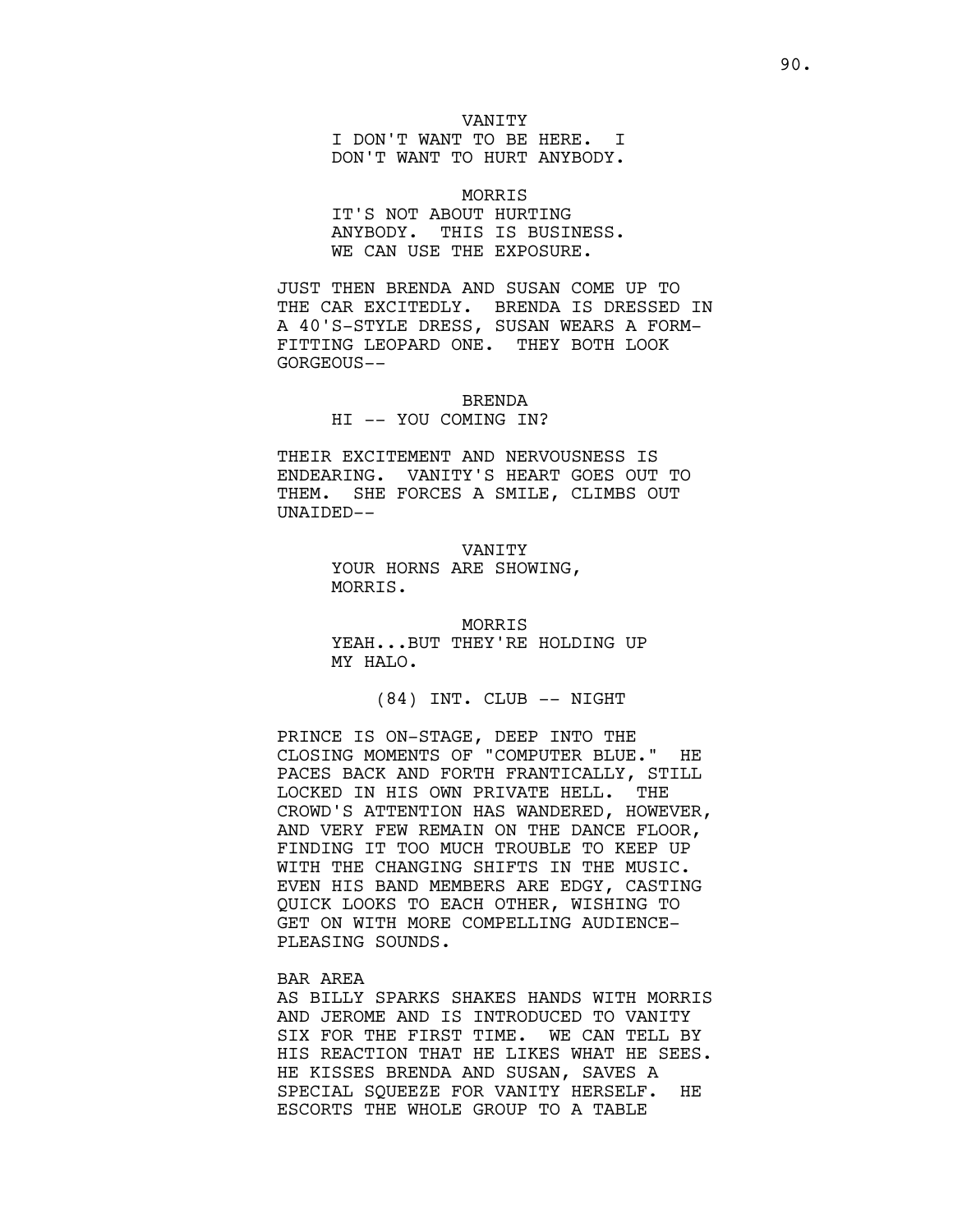VANITY
I DON'T WANT TO BE HERE. I DON'T WANT TO HURT ANYBODY.

MORRIS
IT'S NOT ABOUT HURTING ANYBODY. THIS IS BUSINESS. WE CAN USE THE EXPOSURE.

JUST THEN BRENDA AND SUSAN COME UP TO THE CAR EXCITEDLY. BRENDA IS DRESSED IN A 40'S-STYLE DRESS, SUSAN WEARS A FORM-FITTING LEOPARD ONE. THEY BOTH LOOK GORGEOUS--

BRENDA
HI -- YOU COMING IN?

THEIR EXCITEMENT AND NERVOUSNESS IS ENDEARING. VANITY'S HEART GOES OUT TO THEM. SHE FORCES A SMILE, CLIMBS OUT UNAIDED--

VANITY
YOUR HORNS ARE SHOWING, MORRIS.

MORRIS
YEAH...BUT THEY'RE HOLDING UP MY HALO.

(84) INT. CLUB -- NIGHT

PRINCE IS ON-STAGE, DEEP INTO THE CLOSING MOMENTS OF "COMPUTER BLUE." HE PACES BACK AND FORTH FRANTICALLY, STILL LOCKED IN HIS OWN PRIVATE HELL. THE CROWD'S ATTENTION HAS WANDERED, HOWEVER, AND VERY FEW REMAIN ON THE DANCE FLOOR, FINDING IT TOO MUCH TROUBLE TO KEEP UP WITH THE CHANGING SHIFTS IN THE MUSIC. EVEN HIS BAND MEMBERS ARE EDGY, CASTING QUICK LOOKS TO EACH OTHER, WISHING TO GET ON WITH MORE COMPELLING AUDIENCE-PLEASING SOUNDS.

BAR AREA

AS BILLY SPARKS SHAKES HANDS WITH MORRIS AND JEROME AND IS INTRODUCED TO VANITY SIX FOR THE FIRST TIME. WE CAN TELL BY HIS REACTION THAT HE LIKES WHAT HE SEES. HE KISSES BRENDA AND SUSAN, SAVES A SPECIAL SQUEEZE FOR VANITY HERSELF. HE ESCORTS THE WHOLE GROUP TO A TABLE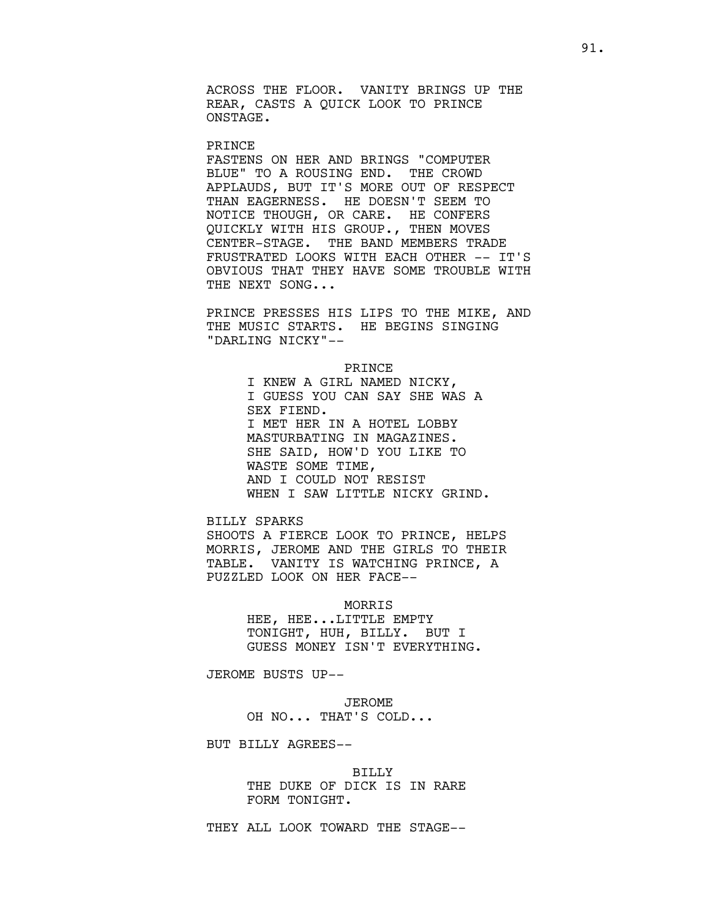ACROSS THE FLOOR. VANITY BRINGS UP THE REAR, CASTS A QUICK LOOK TO PRINCE ONSTAGE.

PRINCE
FASTENS ON HER AND BRINGS "COMPUTER BLUE" TO A ROUSING END. THE CROWD APPLAUDS, BUT IT'S MORE OUT OF RESPECT THAN EAGERNESS. HE DOESN'T SEEM TO NOTICE THOUGH, OR CARE. HE CONFERS QUICKLY WITH HIS GROUP., THEN MOVES CENTER-STAGE. THE BAND MEMBERS TRADE FRUSTRATED LOOKS WITH EACH OTHER -- IT'S OBVIOUS THAT THEY HAVE SOME TROUBLE WITH THE NEXT SONG...

PRINCE PRESSES HIS LIPS TO THE MIKE, AND THE MUSIC STARTS. HE BEGINS SINGING "DARLING NICKY"--

PRINCE
I KNEW A GIRL NAMED NICKY,
I GUESS YOU CAN SAY SHE WAS A SEX FIEND.
I MET HER IN A HOTEL LOBBY
MASTURBATING IN MAGAZINES.
SHE SAID, HOW'D YOU LIKE TO WASTE SOME TIME,
AND I COULD NOT RESIST
WHEN I SAW LITTLE NICKY GRIND.

BILLY SPARKS
SHOOTS A FIERCE LOOK TO PRINCE, HELPS MORRIS, JEROME AND THE GIRLS TO THEIR TABLE. VANITY IS WATCHING PRINCE, A PUZZLED LOOK ON HER FACE--

MORRIS
HEE, HEE...LITTLE EMPTY TONIGHT, HUH, BILLY. BUT I GUESS MONEY ISN'T EVERYTHING.

JEROME BUSTS UP--

JEROME
OH NO... THAT'S COLD...

BUT BILLY AGREES--

BILLY
THE DUKE OF DICK IS IN RARE FORM TONIGHT.

THEY ALL LOOK TOWARD THE STAGE--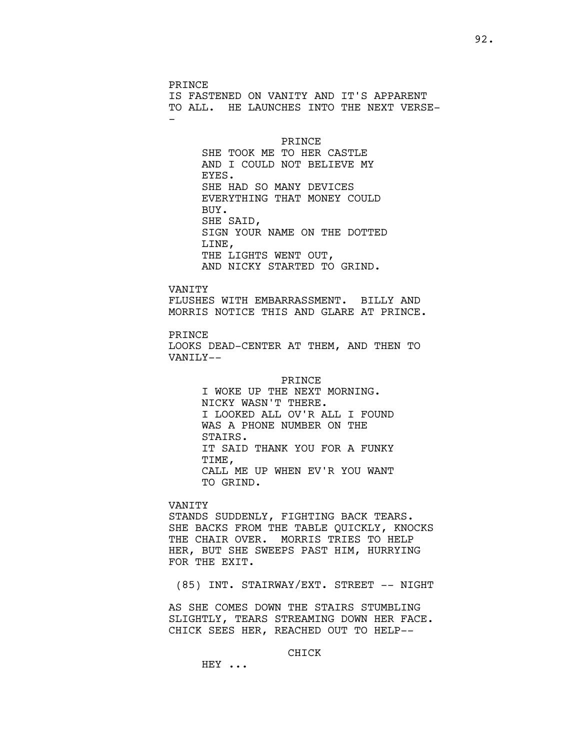PRINCE
IS FASTENED ON VANITY AND IT'S APPARENT TO ALL. HE LAUNCHES INTO THE NEXT VERSE--

PRINCE
SHE TOOK ME TO HER CASTLE
AND I COULD NOT BELIEVE MY EYES.
SHE HAD SO MANY DEVICES
EVERYTHING THAT MONEY COULD BUY.
SHE SAID,
SIGN YOUR NAME ON THE DOTTED LINE,
THE LIGHTS WENT OUT,
AND NICKY STARTED TO GRIND.

VANITY
FLUSHES WITH EMBARRASSMENT. BILLY AND MORRIS NOTICE THIS AND GLARE AT PRINCE.

PRINCE
LOOKS DEAD-CENTER AT THEM, AND THEN TO VANILY--

PRINCE
I WOKE UP THE NEXT MORNING.
NICKY WASN'T THERE.
I LOOKED ALL OV'R ALL I FOUND
WAS A PHONE NUMBER ON THE STAIRS.
IT SAID THANK YOU FOR A FUNKY TIME,
CALL ME UP WHEN EV'R YOU WANT
TO GRIND.

VANITY
STANDS SUDDENLY, FIGHTING BACK TEARS. SHE BACKS FROM THE TABLE QUICKLY, KNOCKS THE CHAIR OVER. MORRIS TRIES TO HELP HER, BUT SHE SWEEPS PAST HIM, HURRYING FOR THE EXIT.

(85) INT. STAIRWAY/EXT. STREET -- NIGHT

AS SHE COMES DOWN THE STAIRS STUMBLING SLIGHTLY, TEARS STREAMING DOWN HER FACE. CHICK SEES HER, REACHED OUT TO HELP--

CHICK
HEY ...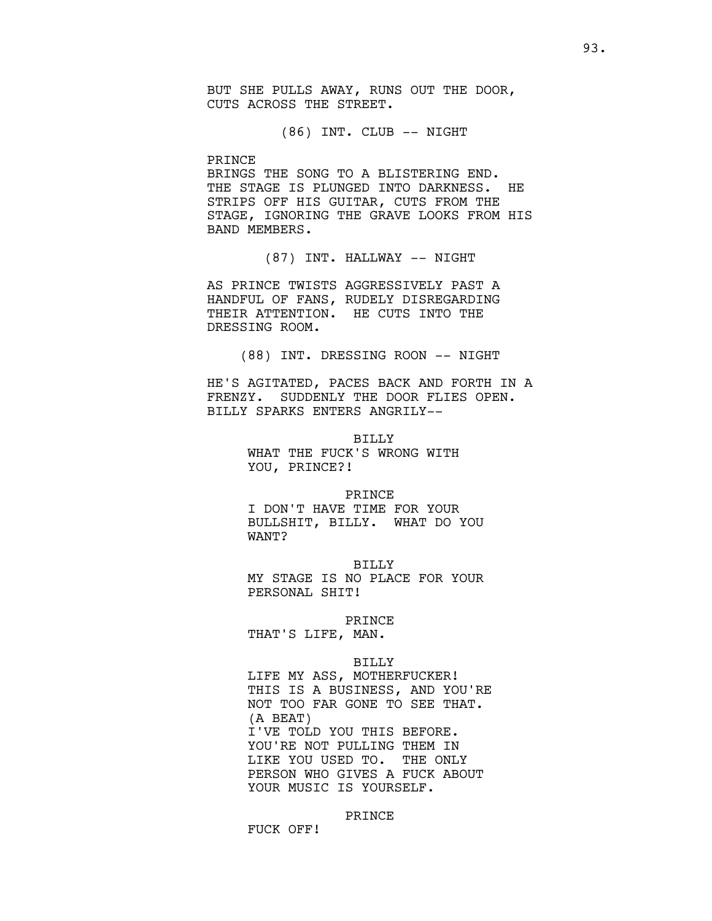BUT SHE PULLS AWAY, RUNS OUT THE DOOR, CUTS ACROSS THE STREET.

(86) INT. CLUB -- NIGHT

PRINCE
BRINGS THE SONG TO A BLISTERING END. THE STAGE IS PLUNGED INTO DARKNESS. HE STRIPS OFF HIS GUITAR, CUTS FROM THE STAGE, IGNORING THE GRAVE LOOKS FROM HIS BAND MEMBERS.

(87) INT. HALLWAY -- NIGHT

AS PRINCE TWISTS AGGRESSIVELY PAST A HANDFUL OF FANS, RUDELY DISREGARDING THEIR ATTENTION. HE CUTS INTO THE DRESSING ROOM.

(88) INT. DRESSING ROON -- NIGHT

HE'S AGITATED, PACES BACK AND FORTH IN A FRENZY. SUDDENLY THE DOOR FLIES OPEN. BILLY SPARKS ENTERS ANGRILY--

BILLY
WHAT THE FUCK'S WRONG WITH YOU, PRINCE?!

PRINCE
I DON'T HAVE TIME FOR YOUR BULLSHIT, BILLY. WHAT DO YOU WANT?

BILLY
MY STAGE IS NO PLACE FOR YOUR PERSONAL SHIT!

PRINCE
THAT'S LIFE, MAN.

BILLY
LIFE MY ASS, MOTHERFUCKER! THIS IS A BUSINESS, AND YOU'RE NOT TOO FAR GONE TO SEE THAT.
(A BEAT)
I'VE TOLD YOU THIS BEFORE. YOU'RE NOT PULLING THEM IN LIKE YOU USED TO. THE ONLY PERSON WHO GIVES A FUCK ABOUT YOUR MUSIC IS YOURSELF.

PRINCE
FUCK OFF!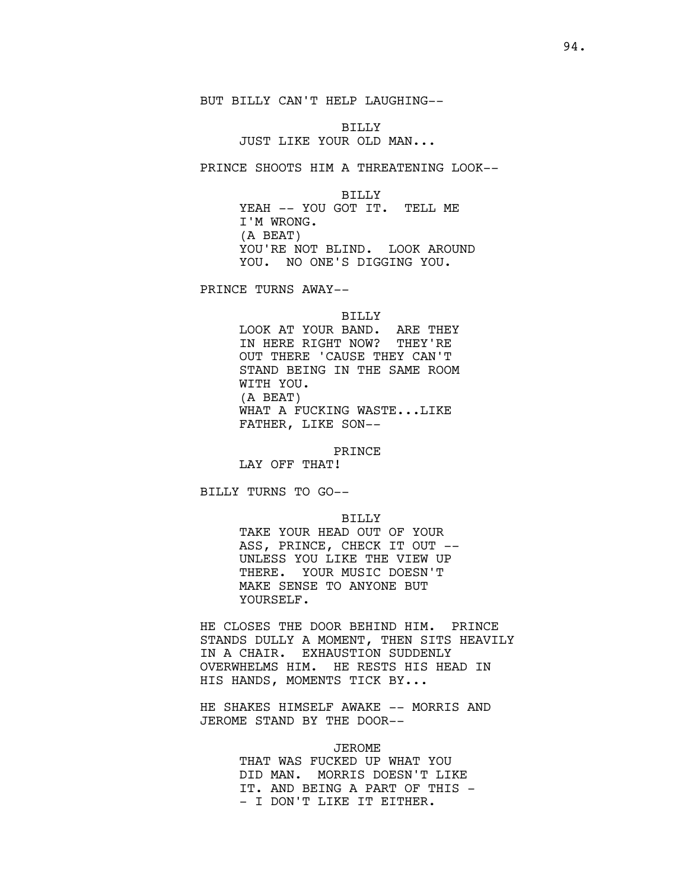BUT BILLY CAN'T HELP LAUGHING--

BILLY
JUST LIKE YOUR OLD MAN...

PRINCE SHOOTS HIM A THREATENING LOOK--

BILLY
YEAH -- YOU GOT IT. TELL ME I'M WRONG.
(A BEAT)
YOU'RE NOT BLIND. LOOK AROUND YOU. NO ONE'S DIGGING YOU.

PRINCE TURNS AWAY--

BILLY
LOOK AT YOUR BAND. ARE THEY IN HERE RIGHT NOW? THEY'RE OUT THERE 'CAUSE THEY CAN'T STAND BEING IN THE SAME ROOM WITH YOU.
(A BEAT)
WHAT A FUCKING WASTE...LIKE FATHER, LIKE SON--

PRINCE
LAY OFF THAT!

BILLY TURNS TO GO--

BILLY
TAKE YOUR HEAD OUT OF YOUR ASS, PRINCE, CHECK IT OUT -- UNLESS YOU LIKE THE VIEW UP THERE. YOUR MUSIC DOESN'T MAKE SENSE TO ANYONE BUT YOURSELF.

HE CLOSES THE DOOR BEHIND HIM. PRINCE STANDS DULLY A MOMENT, THEN SITS HEAVILY IN A CHAIR. EXHAUSTION SUDDENLY OVERWHELMS HIM. HE RESTS HIS HEAD IN HIS HANDS, MOMENTS TICK BY...

HE SHAKES HIMSELF AWAKE -- MORRIS AND JEROME STAND BY THE DOOR--

JEROME
THAT WAS FUCKED UP WHAT YOU DID MAN. MORRIS DOESN'T LIKE IT. AND BEING A PART OF THIS -- I DON'T LIKE IT EITHER.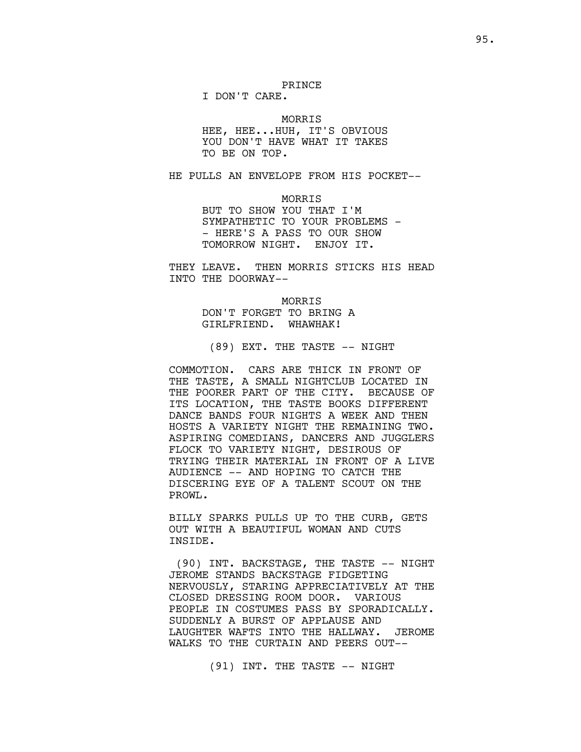PRINCE
I DON'T CARE.

MORRIS
HEE, HEE...HUH, IT'S OBVIOUS YOU DON'T HAVE WHAT IT TAKES TO BE ON TOP.

HE PULLS AN ENVELOPE FROM HIS POCKET--

MORRIS
BUT TO SHOW YOU THAT I'M SYMPATHETIC TO YOUR PROBLEMS -- HERE'S A PASS TO OUR SHOW TOMORROW NIGHT. ENJOY IT.

THEY LEAVE. THEN MORRIS STICKS HIS HEAD INTO THE DOORWAY--

MORRIS
DON'T FORGET TO BRING A GIRLFRIEND. WHAWHAK!

(89) EXT. THE TASTE -- NIGHT

COMMOTION. CARS ARE THICK IN FRONT OF THE TASTE, A SMALL NIGHTCLUB LOCATED IN THE POORER PART OF THE CITY. BECAUSE OF ITS LOCATION, THE TASTE BOOKS DIFFERENT DANCE BANDS FOUR NIGHTS A WEEK AND THEN HOSTS A VARIETY NIGHT THE REMAINING TWO. ASPIRING COMEDIANS, DANCERS AND JUGGLERS FLOCK TO VARIETY NIGHT, DESIROUS OF TRYING THEIR MATERIAL IN FRONT OF A LIVE AUDIENCE -- AND HOPING TO CATCH THE DISCERING EYE OF A TALENT SCOUT ON THE PROWL.

BILLY SPARKS PULLS UP TO THE CURB, GETS OUT WITH A BEAUTIFUL WOMAN AND CUTS INSIDE.

(90) INT. BACKSTAGE, THE TASTE -- NIGHT
JEROME STANDS BACKSTAGE FIDGETING NERVOUSLY, STARING APPRECIATIVELY AT THE CLOSED DRESSING ROOM DOOR. VARIOUS PEOPLE IN COSTUMES PASS BY SPORADICALLY. SUDDENLY A BURST OF APPLAUSE AND LAUGHTER WAFTS INTO THE HALLWAY. JEROME WALKS TO THE CURTAIN AND PEERS OUT--

(91) INT. THE TASTE -- NIGHT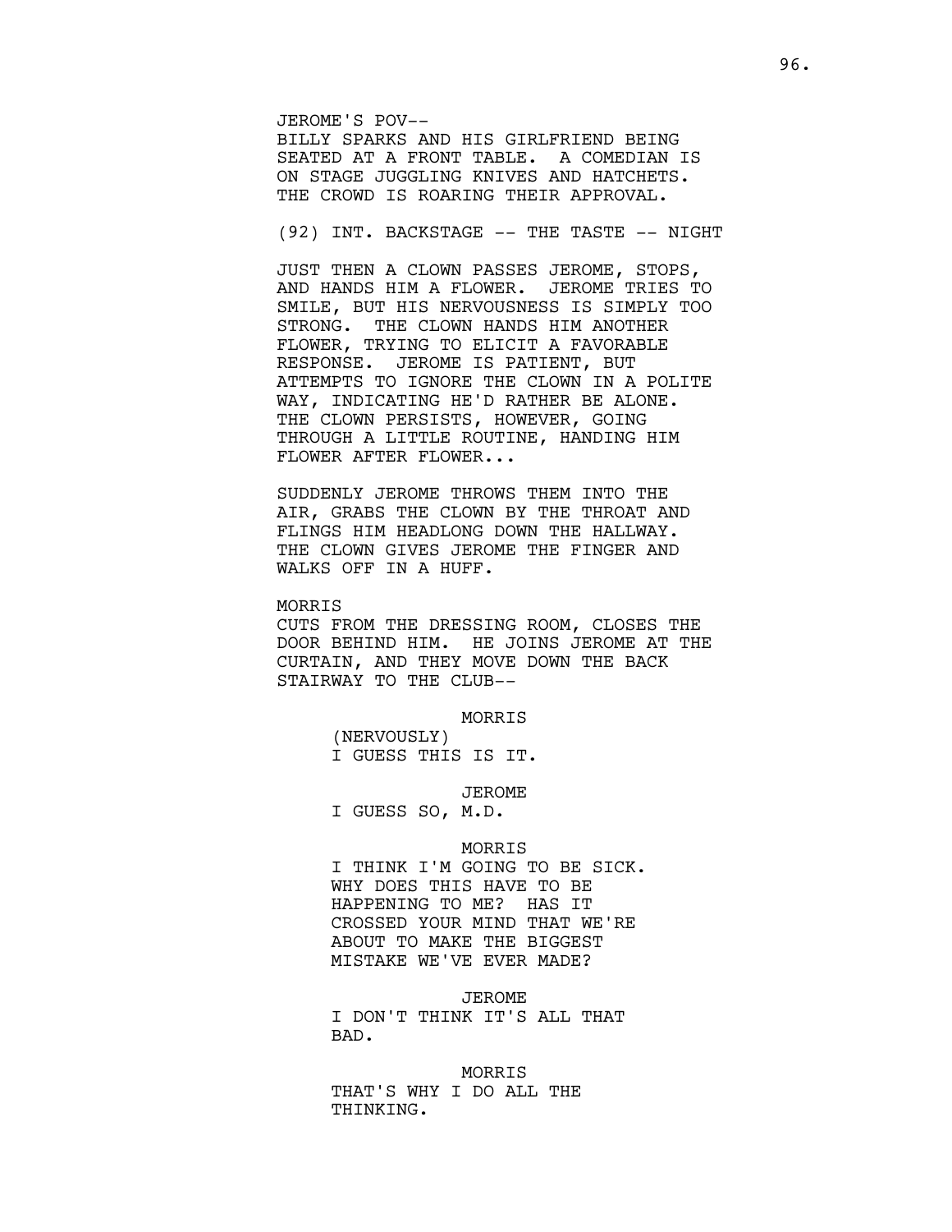JEROME'S POV--
BILLY SPARKS AND HIS GIRLFRIEND BEING SEATED AT A FRONT TABLE. A COMEDIAN IS ON STAGE JUGGLING KNIVES AND HATCHETS. THE CROWD IS ROARING THEIR APPROVAL.

(92) INT. BACKSTAGE -- THE TASTE -- NIGHT

JUST THEN A CLOWN PASSES JEROME, STOPS, AND HANDS HIM A FLOWER. JEROME TRIES TO SMILE, BUT HIS NERVOUSNESS IS SIMPLY TOO STRONG. THE CLOWN HANDS HIM ANOTHER FLOWER, TRYING TO ELICIT A FAVORABLE RESPONSE. JEROME IS PATIENT, BUT ATTEMPTS TO IGNORE THE CLOWN IN A POLITE WAY, INDICATING HE'D RATHER BE ALONE. THE CLOWN PERSISTS, HOWEVER, GOING THROUGH A LITTLE ROUTINE, HANDING HIM FLOWER AFTER FLOWER...

SUDDENLY JEROME THROWS THEM INTO THE AIR, GRABS THE CLOWN BY THE THROAT AND FLINGS HIM HEADLONG DOWN THE HALLWAY. THE CLOWN GIVES JEROME THE FINGER AND WALKS OFF IN A HUFF.

MORRIS
CUTS FROM THE DRESSING ROOM, CLOSES THE DOOR BEHIND HIM. HE JOINS JEROME AT THE CURTAIN, AND THEY MOVE DOWN THE BACK STAIRWAY TO THE CLUB--

MORRIS
(NERVOUSLY)
I GUESS THIS IS IT.

JEROME
I GUESS SO, M.D.

MORRIS
I THINK I'M GOING TO BE SICK. WHY DOES THIS HAVE TO BE HAPPENING TO ME? HAS IT CROSSED YOUR MIND THAT WE'RE ABOUT TO MAKE THE BIGGEST MISTAKE WE'VE EVER MADE?

JEROME
I DON'T THINK IT'S ALL THAT BAD.

MORRIS
THAT'S WHY I DO ALL THE THINKING.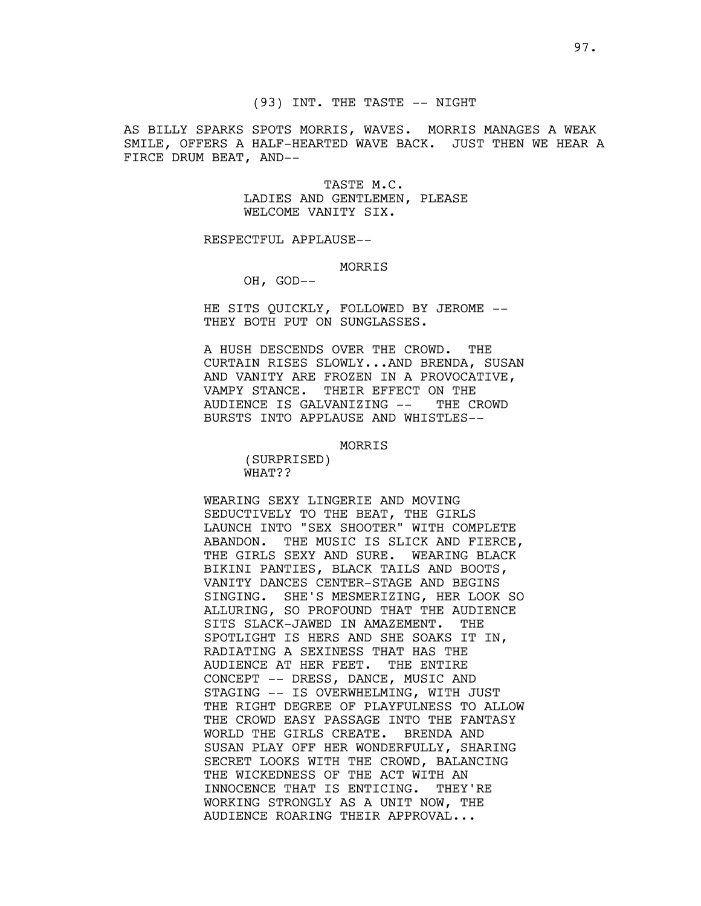(93) INT. THE TASTE -- NIGHT

AS BILLY SPARKS SPOTS MORRIS, WAVES. MORRIS MANAGES A WEAK SMILE, OFFERS A HALF-HEARTED WAVE BACK. JUST THEN WE HEAR A FIRCE DRUM BEAT, AND--

TASTE M.C.
LADIES AND GENTLEMEN, PLEASE WELCOME VANITY SIX.

RESPECTFUL APPLAUSE--

MORRIS
OH, GOD--

HE SITS QUICKLY, FOLLOWED BY JEROME -- THEY BOTH PUT ON SUNGLASSES.

A HUSH DESCENDS OVER THE CROWD. THE CURTAIN RISES SLOWLY...AND BRENDA, SUSAN AND VANITY ARE FROZEN IN A PROVOCATIVE, VAMPY STANCE. THEIR EFFECT ON THE AUDIENCE IS GALVANIZING -- THE CROWD BURSTS INTO APPLAUSE AND WHISTLES--

MORRIS
(SURPRISED)
WHAT??

WEARING SEXY LINGERIE AND MOVING SEDUCTIVELY TO THE BEAT, THE GIRLS LAUNCH INTO "SEX SHOOTER" WITH COMPLETE ABANDON. THE MUSIC IS SLICK AND FIERCE, THE GIRLS SEXY AND SURE. WEARING BLACK BIKINI PANTIES, BLACK TAILS AND BOOTS, VANITY DANCES CENTER-STAGE AND BEGINS SINGING. SHE'S MESMERIZING, HER LOOK SO ALLURING, SO PROFOUND THAT THE AUDIENCE SITS SLACK-JAWED IN AMAZEMENT. THE SPOTLIGHT IS HERS AND SHE SOAKS IT IN, RADIATING A SEXINESS THAT HAS THE AUDIENCE AT HER FEET. THE ENTIRE CONCEPT -- DRESS, DANCE, MUSIC AND STAGING -- IS OVERWHELMING, WITH JUST THE RIGHT DEGREE OF PLAYFULNESS TO ALLOW THE CROWD EASY PASSAGE INTO THE FANTASY WORLD THE GIRLS CREATE. BRENDA AND SUSAN PLAY OFF HER WONDERFULLY, SHARING SECRET LOOKS WITH THE CROWD, BALANCING THE WICKEDNESS OF THE ACT WITH AN INNOCENCE THAT IS ENTICING. THEY'RE WORKING STRONGLY AS A UNIT NOW, THE AUDIENCE ROARING THEIR APPROVAL...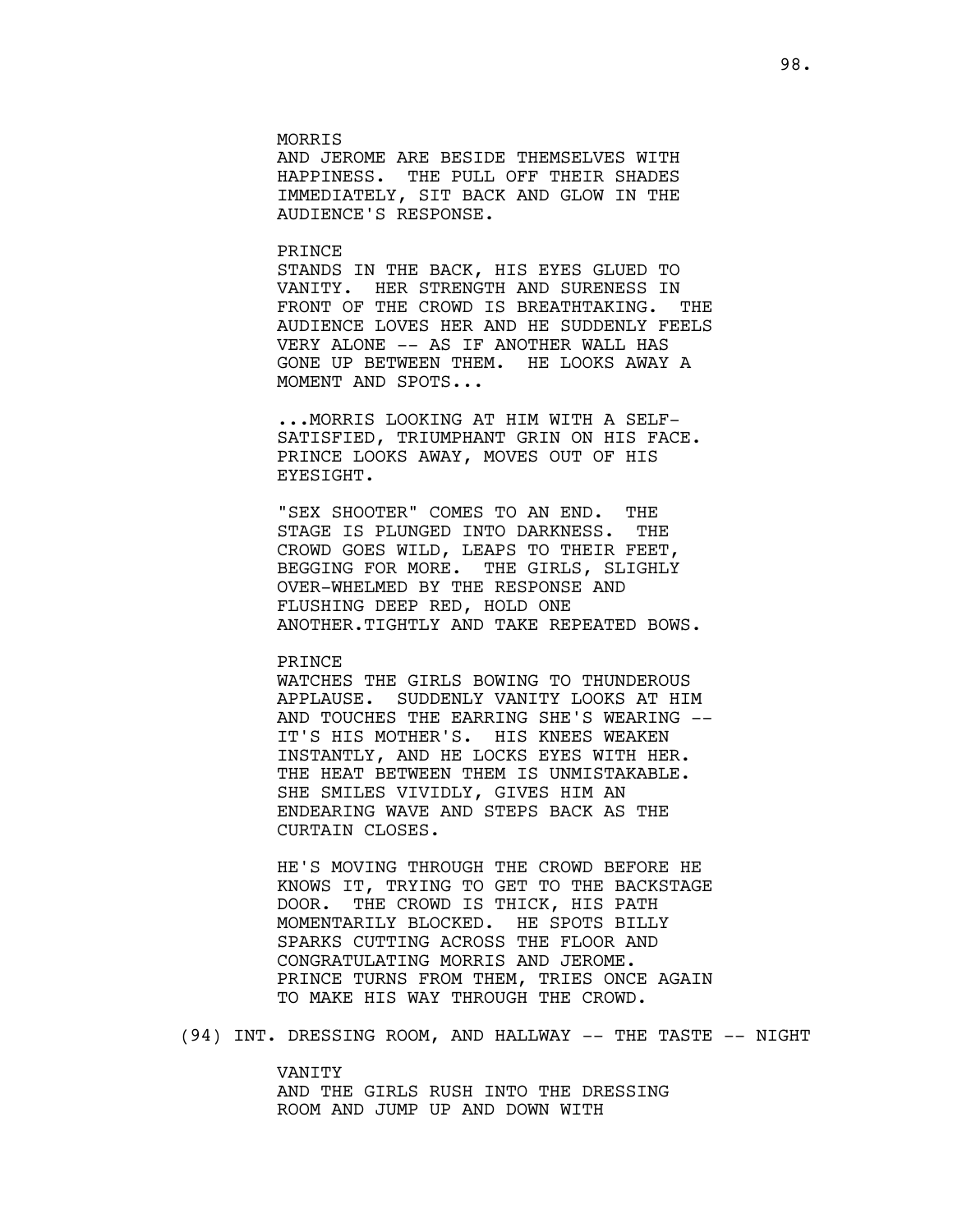MORRIS
AND JEROME ARE BESIDE THEMSELVES WITH HAPPINESS. THE PULL OFF THEIR SHADES IMMEDIATELY, SIT BACK AND GLOW IN THE AUDIENCE'S RESPONSE.

PRINCE
STANDS IN THE BACK, HIS EYES GLUED TO VANITY. HER STRENGTH AND SURENESS IN FRONT OF THE CROWD IS BREATHTAKING. THE AUDIENCE LOVES HER AND HE SUDDENLY FEELS VERY ALONE -- AS IF ANOTHER WALL HAS GONE UP BETWEEN THEM. HE LOOKS AWAY A MOMENT AND SPOTS...

...MORRIS LOOKING AT HIM WITH A SELF-SATISFIED, TRIUMPHANT GRIN ON HIS FACE. PRINCE LOOKS AWAY, MOVES OUT OF HIS EYESIGHT.

"SEX SHOOTER" COMES TO AN END. THE STAGE IS PLUNGED INTO DARKNESS. THE CROWD GOES WILD, LEAPS TO THEIR FEET, BEGGING FOR MORE. THE GIRLS, SLIGHLY OVER-WHELMED BY THE RESPONSE AND FLUSHING DEEP RED, HOLD ONE ANOTHER.TIGHTLY AND TAKE REPEATED BOWS.

PRINCE
WATCHES THE GIRLS BOWING TO THUNDEROUS APPLAUSE. SUDDENLY VANITY LOOKS AT HIM AND TOUCHES THE EARRING SHE'S WEARING -- IT'S HIS MOTHER'S. HIS KNEES WEAKEN INSTANTLY, AND HE LOCKS EYES WITH HER. THE HEAT BETWEEN THEM IS UNMISTAKABLE. SHE SMILES VIVIDLY, GIVES HIM AN ENDEARING WAVE AND STEPS BACK AS THE CURTAIN CLOSES.

HE'S MOVING THROUGH THE CROWD BEFORE HE KNOWS IT, TRYING TO GET TO THE BACKSTAGE DOOR. THE CROWD IS THICK, HIS PATH MOMENTARILY BLOCKED. HE SPOTS BILLY SPARKS CUTTING ACROSS THE FLOOR AND CONGRATULATING MORRIS AND JEROME. PRINCE TURNS FROM THEM, TRIES ONCE AGAIN TO MAKE HIS WAY THROUGH THE CROWD.

(94) INT. DRESSING ROOM, AND HALLWAY -- THE TASTE -- NIGHT

VANITY
AND THE GIRLS RUSH INTO THE DRESSING ROOM AND JUMP UP AND DOWN WITH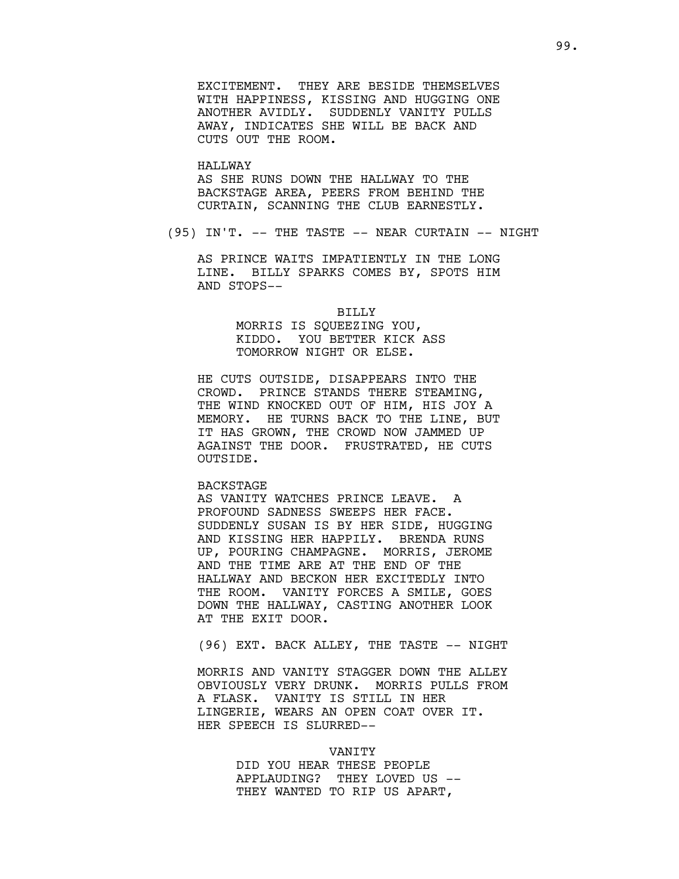EXCITEMENT. THEY ARE BESIDE THEMSELVES WITH HAPPINESS, KISSING AND HUGGING ONE ANOTHER AVIDLY. SUDDENLY VANITY PULLS AWAY, INDICATES SHE WILL BE BACK AND CUTS OUT THE ROOM.

HALLWAY
AS SHE RUNS DOWN THE HALLWAY TO THE BACKSTAGE AREA, PEERS FROM BEHIND THE CURTAIN, SCANNING THE CLUB EARNESTLY.

(95) IN'T. -- THE TASTE -- NEAR CURTAIN -- NIGHT

AS PRINCE WAITS IMPATIENTLY IN THE LONG LINE. BILLY SPARKS COMES BY, SPOTS HIM AND STOPS--

BILLY
MORRIS IS SQUEEZING YOU, KIDDO. YOU BETTER KICK ASS TOMORROW NIGHT OR ELSE.

HE CUTS OUTSIDE, DISAPPEARS INTO THE CROWD. PRINCE STANDS THERE STEAMING, THE WIND KNOCKED OUT OF HIM, HIS JOY A MEMORY. HE TURNS BACK TO THE LINE, BUT IT HAS GROWN, THE CROWD NOW JAMMED UP AGAINST THE DOOR. FRUSTRATED, HE CUTS OUTSIDE.

BACKSTAGE
AS VANITY WATCHES PRINCE LEAVE. A PROFOUND SADNESS SWEEPS HER FACE. SUDDENLY SUSAN IS BY HER SIDE, HUGGING AND KISSING HER HAPPILY. BRENDA RUNS UP, POURING CHAMPAGNE. MORRIS, JEROME AND THE TIME ARE AT THE END OF THE HALLWAY AND BECKON HER EXCITEDLY INTO THE ROOM. VANITY FORCES A SMILE, GOES DOWN THE HALLWAY, CASTING ANOTHER LOOK AT THE EXIT DOOR.

(96) EXT. BACK ALLEY, THE TASTE -- NIGHT

MORRIS AND VANITY STAGGER DOWN THE ALLEY OBVIOUSLY VERY DRUNK. MORRIS PULLS FROM A FLASK. VANITY IS STILL IN HER LINGERIE, WEARS AN OPEN COAT OVER IT. HER SPEECH IS SLURRED--

VANITY
DID YOU HEAR THESE PEOPLE APPLAUDING? THEY LOVED US -- THEY WANTED TO RIP US APART,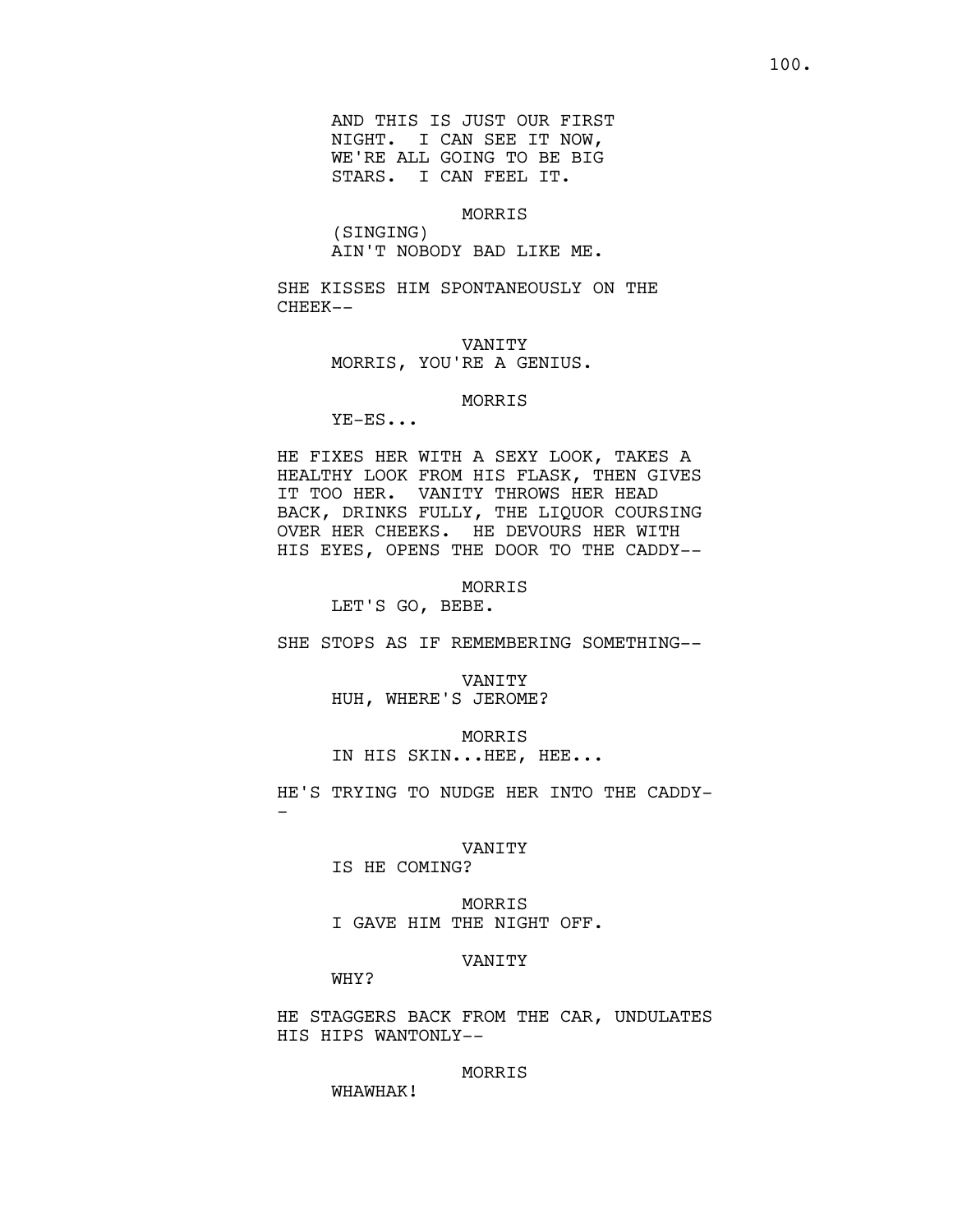AND THIS IS JUST OUR FIRST NIGHT. I CAN SEE IT NOW, WE'RE ALL GOING TO BE BIG STARS. I CAN FEEL IT.

MORRIS
(SINGING)
AIN'T NOBODY BAD LIKE ME.

SHE KISSES HIM SPONTANEOUSLY ON THE CHEEK--

VANITY
MORRIS, YOU'RE A GENIUS.

MORRIS
YE-ES...

HE FIXES HER WITH A SEXY LOOK, TAKES A HEALTHY LOOK FROM HIS FLASK, THEN GIVES IT TOO HER. VANITY THROWS HER HEAD BACK, DRINKS FULLY, THE LIQUOR COURSING OVER HER CHEEKS. HE DEVOURS HER WITH HIS EYES, OPENS THE DOOR TO THE CADDY--

MORRIS
LET'S GO, BEBE.

SHE STOPS AS IF REMEMBERING SOMETHING--

VANITY
HUH, WHERE'S JEROME?

MORRIS
IN HIS SKIN...HEE, HEE...

HE'S TRYING TO NUDGE HER INTO THE CADDY--

VANITY
IS HE COMING?

MORRIS
I GAVE HIM THE NIGHT OFF.

VANITY
WHY?

HE STAGGERS BACK FROM THE CAR, UNDULATES HIS HIPS WANTONLY--

MORRIS
WHAWHAK!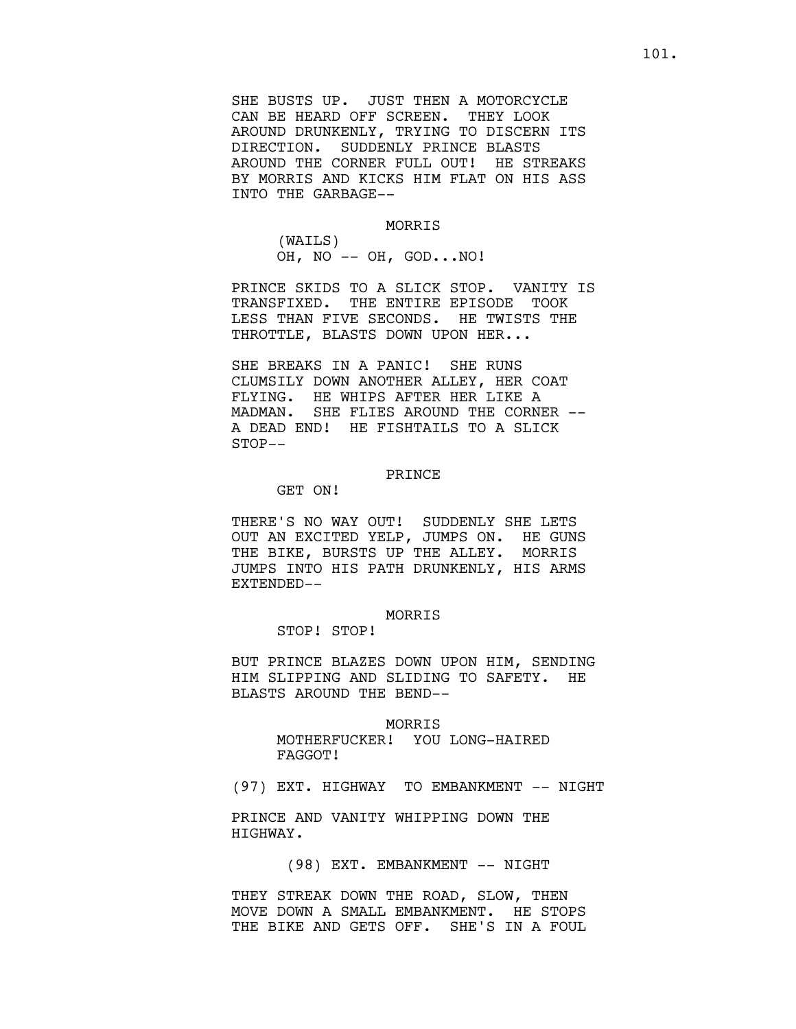SHE BUSTS UP. JUST THEN A MOTORCYCLE CAN BE HEARD OFF SCREEN. THEY LOOK AROUND DRUNKENLY, TRYING TO DISCERN ITS DIRECTION. SUDDENLY PRINCE BLASTS AROUND THE CORNER FULL OUT! HE STREAKS BY MORRIS AND KICKS HIM FLAT ON HIS ASS INTO THE GARBAGE--

MORRIS
(WAILS)
OH, NO -- OH, GOD...NO!

PRINCE SKIDS TO A SLICK STOP. VANITY IS TRANSFIXED. THE ENTIRE EPISODE TOOK LESS THAN FIVE SECONDS. HE TWISTS THE THROTTLE, BLASTS DOWN UPON HER...

SHE BREAKS IN A PANIC! SHE RUNS CLUMSILY DOWN ANOTHER ALLEY, HER COAT FLYING. HE WHIPS AFTER HER LIKE A MADMAN. SHE FLIES AROUND THE CORNER -- A DEAD END! HE FISHTAILS TO A SLICK STOP--

PRINCE
GET ON!

THERE'S NO WAY OUT! SUDDENLY SHE LETS OUT AN EXCITED YELP, JUMPS ON. HE GUNS THE BIKE, BURSTS UP THE ALLEY. MORRIS JUMPS INTO HIS PATH DRUNKENLY, HIS ARMS EXTENDED--

MORRIS
STOP! STOP!

BUT PRINCE BLAZES DOWN UPON HIM, SENDING HIM SLIPPING AND SLIDING TO SAFETY. HE BLASTS AROUND THE BEND--

MORRIS
MOTHERFUCKER! YOU LONG-HAIRED FAGGOT!

(97) EXT. HIGHWAY TO EMBANKMENT -- NIGHT

PRINCE AND VANITY WHIPPING DOWN THE HIGHWAY.

(98) EXT. EMBANKMENT -- NIGHT

THEY STREAK DOWN THE ROAD, SLOW, THEN MOVE DOWN A SMALL EMBANKMENT. HE STOPS THE BIKE AND GETS OFF. SHE'S IN A FOUL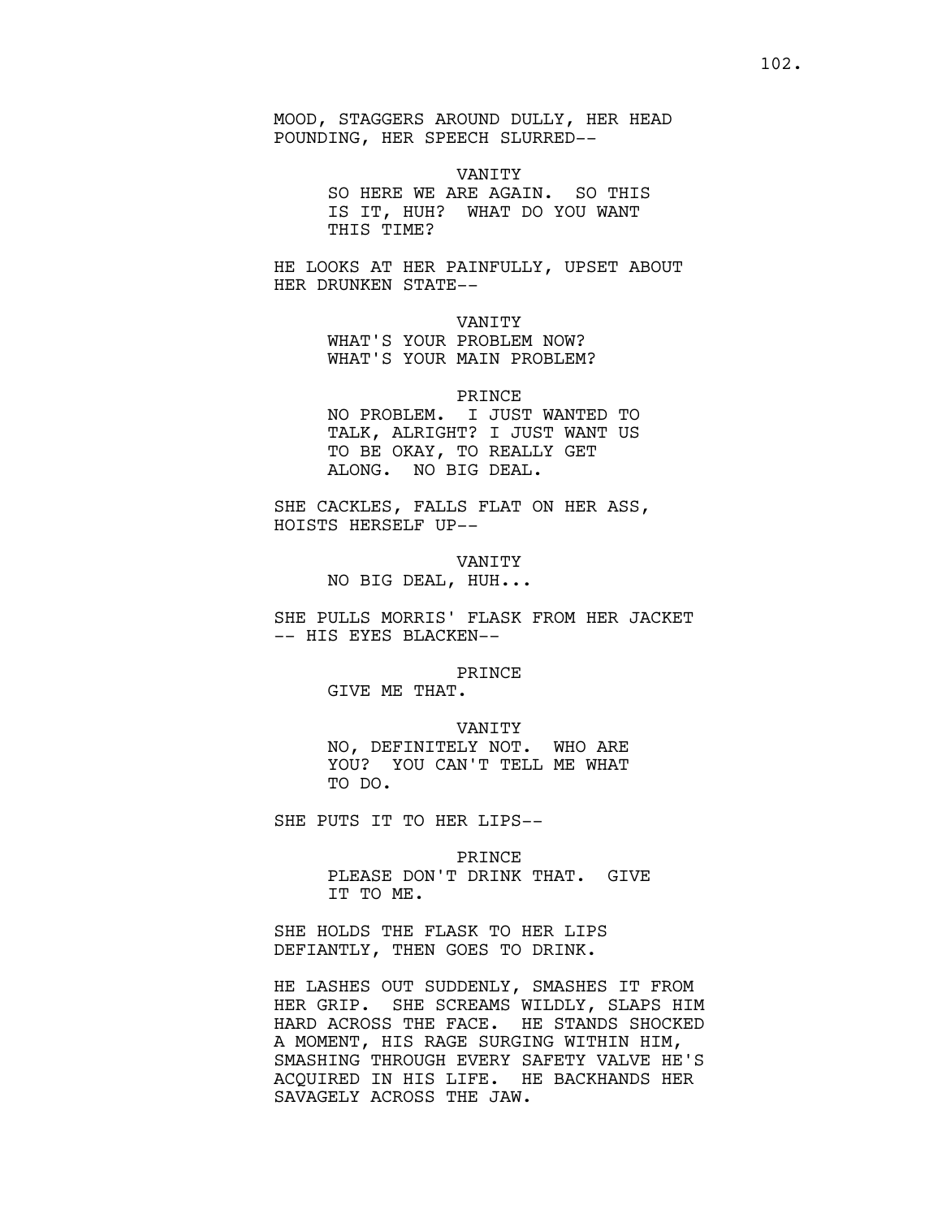MOOD, STAGGERS AROUND DULLY, HER HEAD POUNDING, HER SPEECH SLURRED--

VANITY
SO HERE WE ARE AGAIN. SO THIS IS IT, HUH? WHAT DO YOU WANT THIS TIME?

HE LOOKS AT HER PAINFULLY, UPSET ABOUT HER DRUNKEN STATE--

VANITY
WHAT'S YOUR PROBLEM NOW? WHAT'S YOUR MAIN PROBLEM?

PRINCE
NO PROBLEM. I JUST WANTED TO TALK, ALRIGHT? I JUST WANT US TO BE OKAY, TO REALLY GET ALONG. NO BIG DEAL.

SHE CACKLES, FALLS FLAT ON HER ASS, HOISTS HERSELF UP--

VANITY
NO BIG DEAL, HUH...

SHE PULLS MORRIS' FLASK FROM HER JACKET -- HIS EYES BLACKEN--

PRINCE
GIVE ME THAT.

VANITY
NO, DEFINITELY NOT. WHO ARE YOU? YOU CAN'T TELL ME WHAT TO DO.

SHE PUTS IT TO HER LIPS--

PRINCE
PLEASE DON'T DRINK THAT. GIVE IT TO ME.

SHE HOLDS THE FLASK TO HER LIPS DEFIANTLY, THEN GOES TO DRINK.

HE LASHES OUT SUDDENLY, SMASHES IT FROM HER GRIP. SHE SCREAMS WILDLY, SLAPS HIM HARD ACROSS THE FACE. HE STANDS SHOCKED A MOMENT, HIS RAGE SURGING WITHIN HIM, SMASHING THROUGH EVERY SAFETY VALVE HE'S ACQUIRED IN HIS LIFE. HE BACKHANDS HER SAVAGELY ACROSS THE JAW.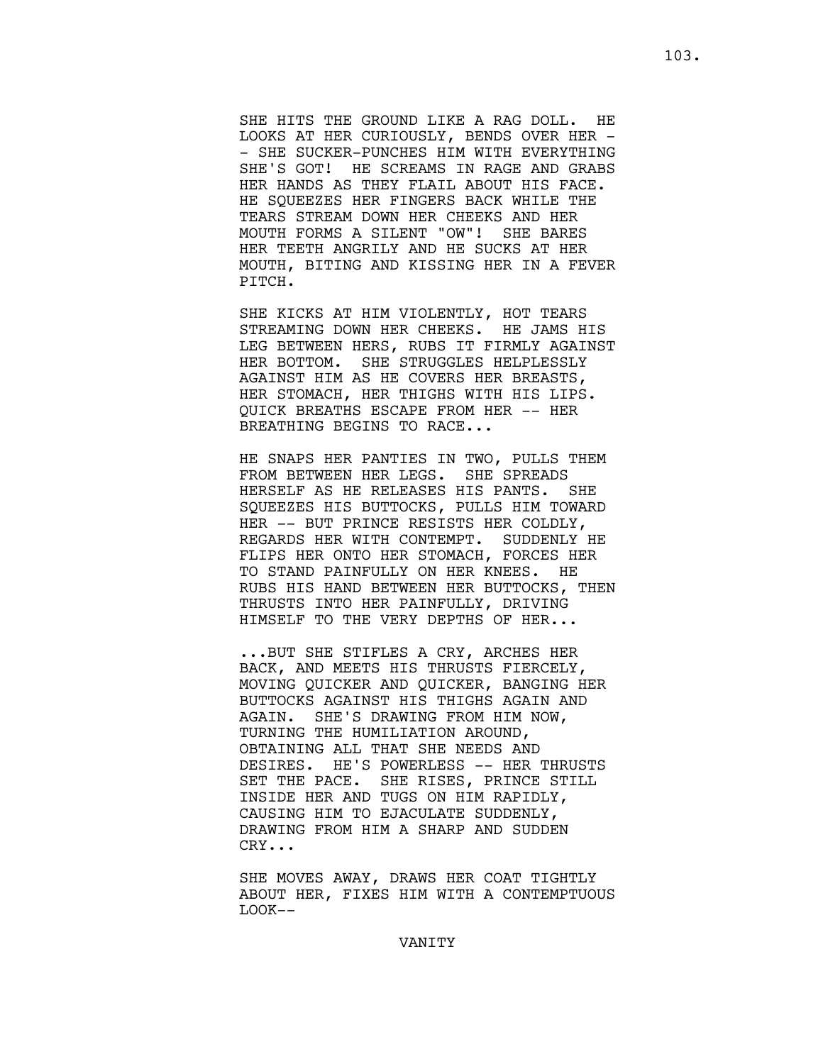SHE HITS THE GROUND LIKE A RAG DOLL. HE LOOKS AT HER CURIOUSLY, BENDS OVER HER -- SHE SUCKER-PUNCHES HIM WITH EVERYTHING SHE'S GOT! HE SCREAMS IN RAGE AND GRABS HER HANDS AS THEY FLAIL ABOUT HIS FACE. HE SQUEEZES HER FINGERS BACK WHILE THE TEARS STREAM DOWN HER CHEEKS AND HER MOUTH FORMS A SILENT "OW"! SHE BARES HER TEETH ANGRILY AND HE SUCKS AT HER MOUTH, BITING AND KISSING HER IN A FEVER PITCH.

SHE KICKS AT HIM VIOLENTLY, HOT TEARS STREAMING DOWN HER CHEEKS. HE JAMS HIS LEG BETWEEN HERS, RUBS IT FIRMLY AGAINST HER BOTTOM. SHE STRUGGLES HELPLESSLY AGAINST HIM AS HE COVERS HER BREASTS, HER STOMACH, HER THIGHS WITH HIS LIPS. QUICK BREATHS ESCAPE FROM HER -- HER BREATHING BEGINS TO RACE...

HE SNAPS HER PANTIES IN TWO, PULLS THEM FROM BETWEEN HER LEGS. SHE SPREADS HERSELF AS HE RELEASES HIS PANTS. SHE SQUEEZES HIS BUTTOCKS, PULLS HIM TOWARD HER -- BUT PRINCE RESISTS HER COLDLY, REGARDS HER WITH CONTEMPT. SUDDENLY HE FLIPS HER ONTO HER STOMACH, FORCES HER TO STAND PAINFULLY ON HER KNEES. HE RUBS HIS HAND BETWEEN HER BUTTOCKS, THEN THRUSTS INTO HER PAINFULLY, DRIVING HIMSELF TO THE VERY DEPTHS OF HER...

...BUT SHE STIFLES A CRY, ARCHES HER BACK, AND MEETS HIS THRUSTS FIERCELY, MOVING QUICKER AND QUICKER, BANGING HER BUTTOCKS AGAINST HIS THIGHS AGAIN AND AGAIN. SHE'S DRAWING FROM HIM NOW, TURNING THE HUMILIATION AROUND, OBTAINING ALL THAT SHE NEEDS AND DESIRES. HE'S POWERLESS -- HER THRUSTS SET THE PACE. SHE RISES, PRINCE STILL INSIDE HER AND TUGS ON HIM RAPIDLY, CAUSING HIM TO EJACULATE SUDDENLY, DRAWING FROM HIM A SHARP AND SUDDEN CRY...

SHE MOVES AWAY, DRAWS HER COAT TIGHTLY ABOUT HER, FIXES HIM WITH A CONTEMPTUOUS LOOK--

VANITY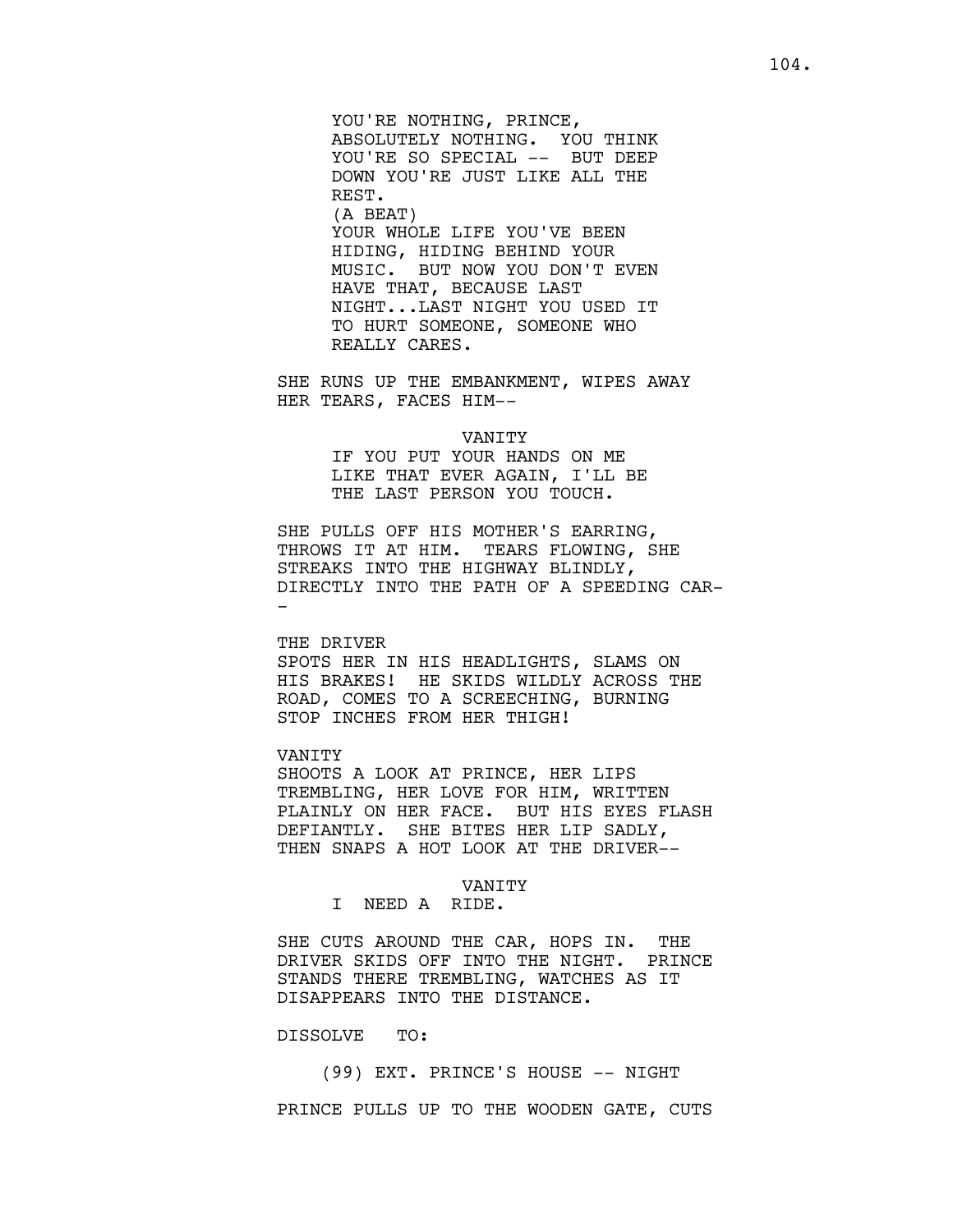YOU'RE NOTHING, PRINCE, ABSOLUTELY NOTHING. YOU THINK YOU'RE SO SPECIAL -- BUT DEEP DOWN YOU'RE JUST LIKE ALL THE REST.
(A BEAT)
YOUR WHOLE LIFE YOU'VE BEEN HIDING, HIDING BEHIND YOUR MUSIC. BUT NOW YOU DON'T EVEN HAVE THAT, BECAUSE LAST NIGHT...LAST NIGHT YOU USED IT TO HURT SOMEONE, SOMEONE WHO REALLY CARES.

SHE RUNS UP THE EMBANKMENT, WIPES AWAY HER TEARS, FACES HIM--

VANITY
IF YOU PUT YOUR HANDS ON ME LIKE THAT EVER AGAIN, I'LL BE THE LAST PERSON YOU TOUCH.

SHE PULLS OFF HIS MOTHER'S EARRING, THROWS IT AT HIM. TEARS FLOWING, SHE STREAKS INTO THE HIGHWAY BLINDLY, DIRECTLY INTO THE PATH OF A SPEEDING CAR--

THE DRIVER
SPOTS HER IN HIS HEADLIGHTS, SLAMS ON HIS BRAKES! HE SKIDS WILDLY ACROSS THE ROAD, COMES TO A SCREECHING, BURNING STOP INCHES FROM HER THIGH!

VANITY
SHOOTS A LOOK AT PRINCE, HER LIPS TREMBLING, HER LOVE FOR HIM, WRITTEN PLAINLY ON HER FACE. BUT HIS EYES FLASH DEFIANTLY. SHE BITES HER LIP SADLY, THEN SNAPS A HOT LOOK AT THE DRIVER--

VANITY
I NEED A RIDE.

SHE CUTS AROUND THE CAR, HOPS IN. THE DRIVER SKIDS OFF INTO THE NIGHT. PRINCE STANDS THERE TREMBLING, WATCHES AS IT DISAPPEARS INTO THE DISTANCE.

DISSOLVE TO:

(99) EXT. PRINCE'S HOUSE -- NIGHT

PRINCE PULLS UP TO THE WOODEN GATE, CUTS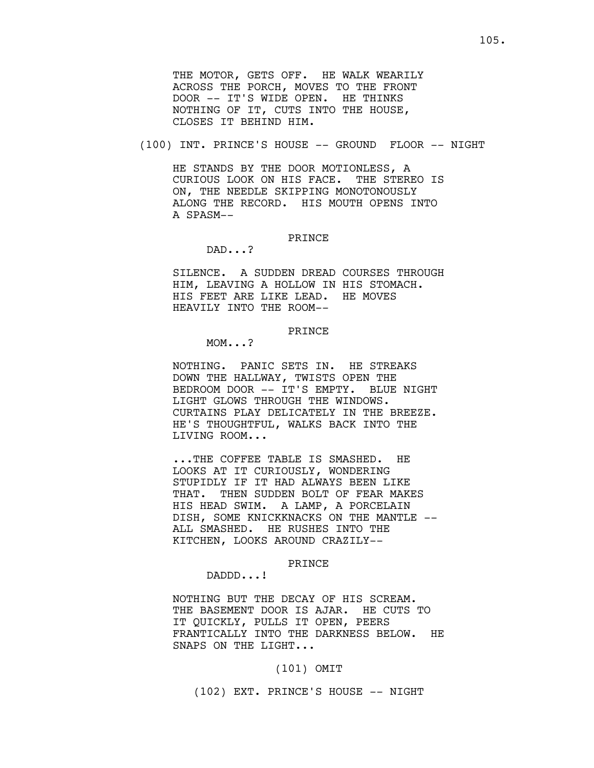THE MOTOR, GETS OFF. HE WALK WEARILY ACROSS THE PORCH, MOVES TO THE FRONT DOOR -- IT'S WIDE OPEN. HE THINKS NOTHING OF IT, CUTS INTO THE HOUSE, CLOSES IT BEHIND HIM.

(100) INT. PRINCE'S HOUSE -- GROUND FLOOR -- NIGHT

HE STANDS BY THE DOOR MOTIONLESS, A CURIOUS LOOK ON HIS FACE. THE STEREO IS ON, THE NEEDLE SKIPPING MONOTONOUSLY ALONG THE RECORD. HIS MOUTH OPENS INTO A SPASM--

PRINCE

DAD...?

SILENCE. A SUDDEN DREAD COURSES THROUGH HIM, LEAVING A HOLLOW IN HIS STOMACH. HIS FEET ARE LIKE LEAD. HE MOVES HEAVILY INTO THE ROOM--

PRINCE

MOM...?

NOTHING. PANIC SETS IN. HE STREAKS DOWN THE HALLWAY, TWISTS OPEN THE BEDROOM DOOR -- IT'S EMPTY. BLUE NIGHT LIGHT GLOWS THROUGH THE WINDOWS. CURTAINS PLAY DELICATELY IN THE BREEZE. HE'S THOUGHTFUL, WALKS BACK INTO THE LIVING ROOM...

...THE COFFEE TABLE IS SMASHED. HE LOOKS AT IT CURIOUSLY, WONDERING STUPIDLY IF IT HAD ALWAYS BEEN LIKE THAT. THEN SUDDEN BOLT OF FEAR MAKES HIS HEAD SWIM. A LAMP, A PORCELAIN DISH, SOME KNICKKNACKS ON THE MANTLE -- ALL SMASHED. HE RUSHES INTO THE KITCHEN, LOOKS AROUND CRAZILY--

PRINCE

DADDD...!

NOTHING BUT THE DECAY OF HIS SCREAM. THE BASEMENT DOOR IS AJAR. HE CUTS TO IT QUICKLY, PULLS IT OPEN, PEERS FRANTICALLY INTO THE DARKNESS BELOW. HE SNAPS ON THE LIGHT...

(101) OMIT

(102) EXT. PRINCE'S HOUSE -- NIGHT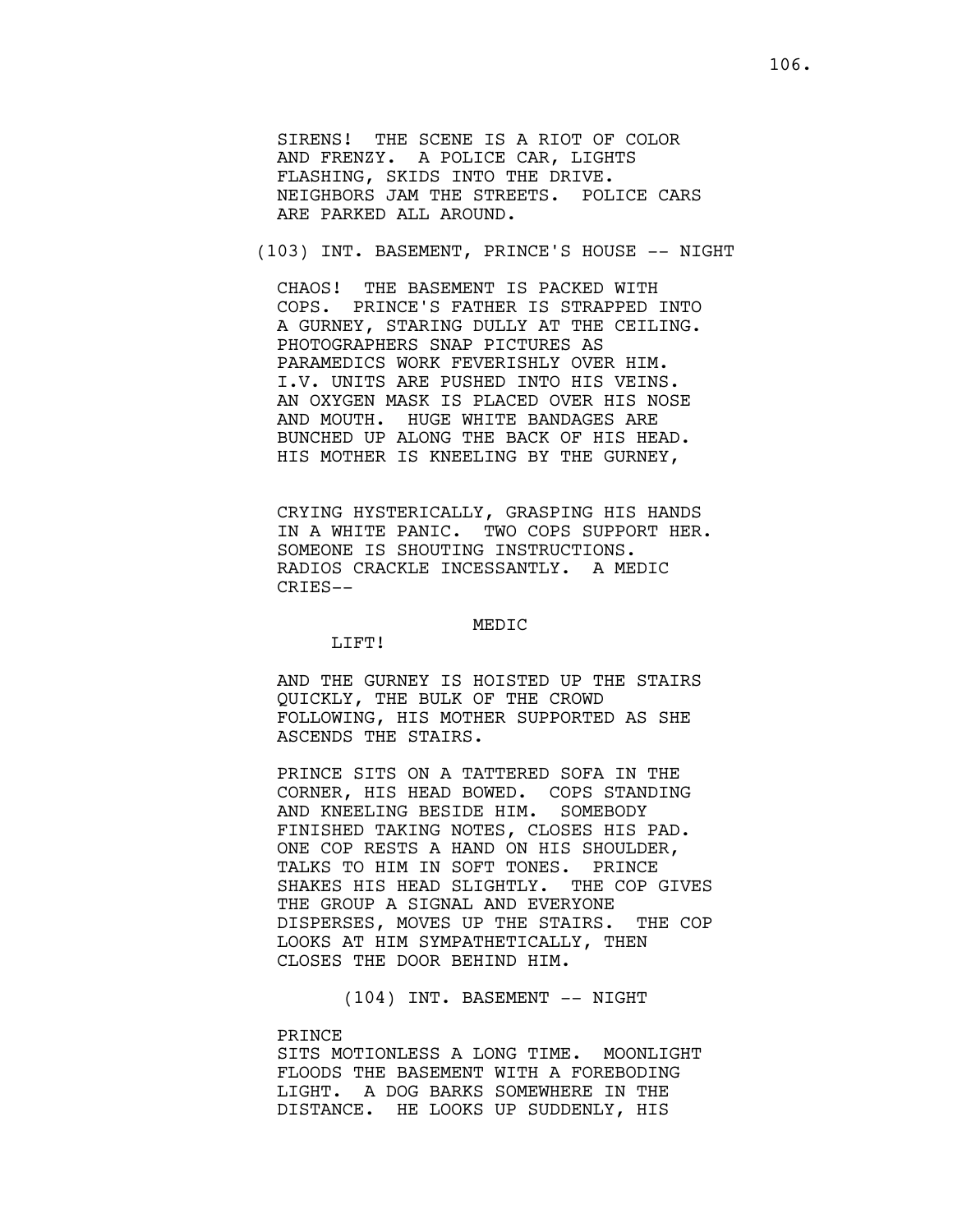SIRENS! THE SCENE IS A RIOT OF COLOR AND FRENZY. A POLICE CAR, LIGHTS FLASHING, SKIDS INTO THE DRIVE. NEIGHBORS JAM THE STREETS. POLICE CARS ARE PARKED ALL AROUND.

(103) INT. BASEMENT, PRINCE'S HOUSE -- NIGHT

CHAOS! THE BASEMENT IS PACKED WITH COPS. PRINCE'S FATHER IS STRAPPED INTO A GURNEY, STARING DULLY AT THE CEILING. PHOTOGRAPHERS SNAP PICTURES AS PARAMEDICS WORK FEVERISHLY OVER HIM. I.V. UNITS ARE PUSHED INTO HIS VEINS. AN OXYGEN MASK IS PLACED OVER HIS NOSE AND MOUTH. HUGE WHITE BANDAGES ARE BUNCHED UP ALONG THE BACK OF HIS HEAD. HIS MOTHER IS KNEELING BY THE GURNEY,

CRYING HYSTERICALLY, GRASPING HIS HANDS IN A WHITE PANIC. TWO COPS SUPPORT HER. SOMEONE IS SHOUTING INSTRUCTIONS. RADIOS CRACKLE INCESSANTLY. A MEDIC CRIES--

MEDIC

LIFT!

AND THE GURNEY IS HOISTED UP THE STAIRS QUICKLY, THE BULK OF THE CROWD FOLLOWING, HIS MOTHER SUPPORTED AS SHE ASCENDS THE STAIRS.

PRINCE SITS ON A TATTERED SOFA IN THE CORNER, HIS HEAD BOWED. COPS STANDING AND KNEELING BESIDE HIM. SOMEBODY FINISHED TAKING NOTES, CLOSES HIS PAD. ONE COP RESTS A HAND ON HIS SHOULDER, TALKS TO HIM IN SOFT TONES. PRINCE SHAKES HIS HEAD SLIGHTLY. THE COP GIVES THE GROUP A SIGNAL AND EVERYONE DISPERSES, MOVES UP THE STAIRS. THE COP LOOKS AT HIM SYMPATHETICALLY, THEN CLOSES THE DOOR BEHIND HIM.

(104) INT. BASEMENT -- NIGHT

PRINCE
SITS MOTIONLESS A LONG TIME. MOONLIGHT FLOODS THE BASEMENT WITH A FOREBODING LIGHT. A DOG BARKS SOMEWHERE IN THE DISTANCE. HE LOOKS UP SUDDENLY, HIS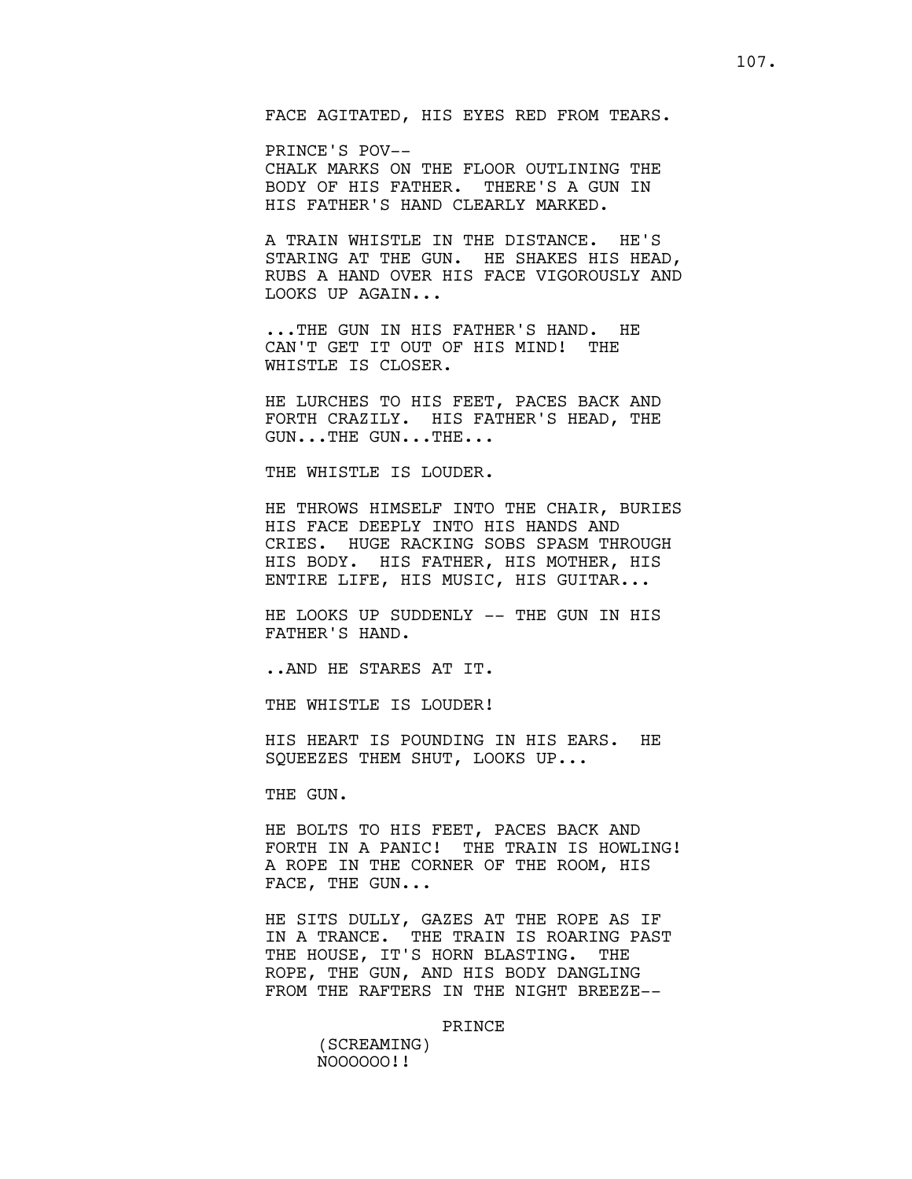FACE AGITATED, HIS EYES RED FROM TEARS.

PRINCE'S POV--
CHALK MARKS ON THE FLOOR OUTLINING THE BODY OF HIS FATHER. THERE'S A GUN IN HIS FATHER'S HAND CLEARLY MARKED.

A TRAIN WHISTLE IN THE DISTANCE. HE'S STARING AT THE GUN. HE SHAKES HIS HEAD, RUBS A HAND OVER HIS FACE VIGOROUSLY AND LOOKS UP AGAIN...

...THE GUN IN HIS FATHER'S HAND. HE CAN'T GET IT OUT OF HIS MIND! THE WHISTLE IS CLOSER.

HE LURCHES TO HIS FEET, PACES BACK AND FORTH CRAZILY. HIS FATHER'S HEAD, THE GUN...THE GUN...THE...

THE WHISTLE IS LOUDER.

HE THROWS HIMSELF INTO THE CHAIR, BURIES HIS FACE DEEPLY INTO HIS HANDS AND CRIES. HUGE RACKING SOBS SPASM THROUGH HIS BODY. HIS FATHER, HIS MOTHER, HIS ENTIRE LIFE, HIS MUSIC, HIS GUITAR...

HE LOOKS UP SUDDENLY -- THE GUN IN HIS FATHER'S HAND.

..AND HE STARES AT IT.

THE WHISTLE IS LOUDER!

HIS HEART IS POUNDING IN HIS EARS. HE SQUEEZES THEM SHUT, LOOKS UP...

THE GUN.

HE BOLTS TO HIS FEET, PACES BACK AND FORTH IN A PANIC! THE TRAIN IS HOWLING! A ROPE IN THE CORNER OF THE ROOM, HIS FACE, THE GUN...

HE SITS DULLY, GAZES AT THE ROPE AS IF IN A TRANCE. THE TRAIN IS ROARING PAST THE HOUSE, IT'S HORN BLASTING. THE ROPE, THE GUN, AND HIS BODY DANGLING FROM THE RAFTERS IN THE NIGHT BREEZE--

PRINCE
(SCREAMING)
NOOOOOO!!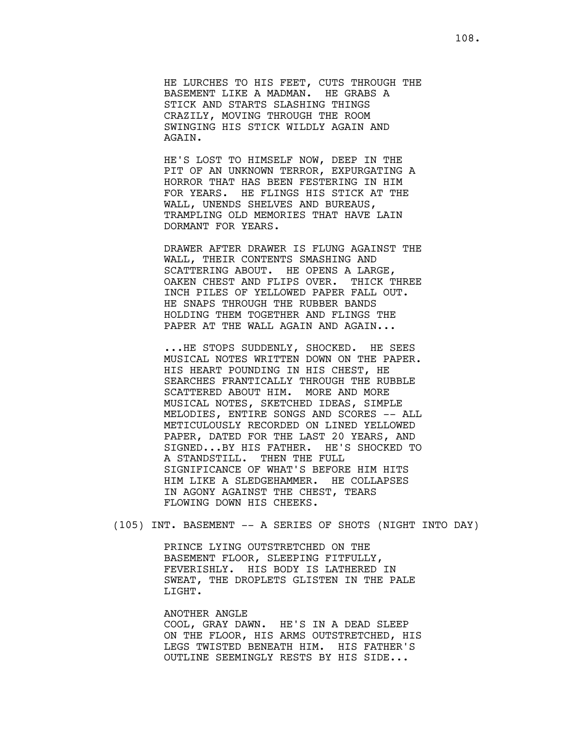HE LURCHES TO HIS FEET, CUTS THROUGH THE BASEMENT LIKE A MADMAN. HE GRABS A STICK AND STARTS SLASHING THINGS CRAZILY, MOVING THROUGH THE ROOM SWINGING HIS STICK WILDLY AGAIN AND AGAIN.

HE'S LOST TO HIMSELF NOW, DEEP IN THE PIT OF AN UNKNOWN TERROR, EXPURGATING A HORROR THAT HAS BEEN FESTERING IN HIM FOR YEARS. HE FLINGS HIS STICK AT THE WALL, UNENDS SHELVES AND BUREAUS, TRAMPLING OLD MEMORIES THAT HAVE LAIN DORMANT FOR YEARS.

DRAWER AFTER DRAWER IS FLUNG AGAINST THE WALL, THEIR CONTENTS SMASHING AND SCATTERING ABOUT. HE OPENS A LARGE, OAKEN CHEST AND FLIPS OVER. THICK THREE INCH PILES OF YELLOWED PAPER FALL OUT. HE SNAPS THROUGH THE RUBBER BANDS HOLDING THEM TOGETHER AND FLINGS THE PAPER AT THE WALL AGAIN AND AGAIN...

...HE STOPS SUDDENLY, SHOCKED. HE SEES MUSICAL NOTES WRITTEN DOWN ON THE PAPER. HIS HEART POUNDING IN HIS CHEST, HE SEARCHES FRANTICALLY THROUGH THE RUBBLE SCATTERED ABOUT HIM. MORE AND MORE MUSICAL NOTES, SKETCHED IDEAS, SIMPLE MELODIES, ENTIRE SONGS AND SCORES -- ALL METICULOUSLY RECORDED ON LINED YELLOWED PAPER, DATED FOR THE LAST 20 YEARS, AND SIGNED...BY HIS FATHER. HE'S SHOCKED TO A STANDSTILL. THEN THE FULL SIGNIFICANCE OF WHAT'S BEFORE HIM HITS HIM LIKE A SLEDGEHAMMER. HE COLLAPSES IN AGONY AGAINST THE CHEST, TEARS FLOWING DOWN HIS CHEEKS.

(105) INT. BASEMENT -- A SERIES OF SHOTS (NIGHT INTO DAY)

PRINCE LYING OUTSTRETCHED ON THE BASEMENT FLOOR, SLEEPING FITFULLY, FEVERISHLY. HIS BODY IS LATHERED IN SWEAT, THE DROPLETS GLISTEN IN THE PALE LIGHT.

ANOTHER ANGLE
COOL, GRAY DAWN. HE'S IN A DEAD SLEEP ON THE FLOOR, HIS ARMS OUTSTRETCHED, HIS LEGS TWISTED BENEATH HIM. HIS FATHER'S OUTLINE SEEMINGLY RESTS BY HIS SIDE...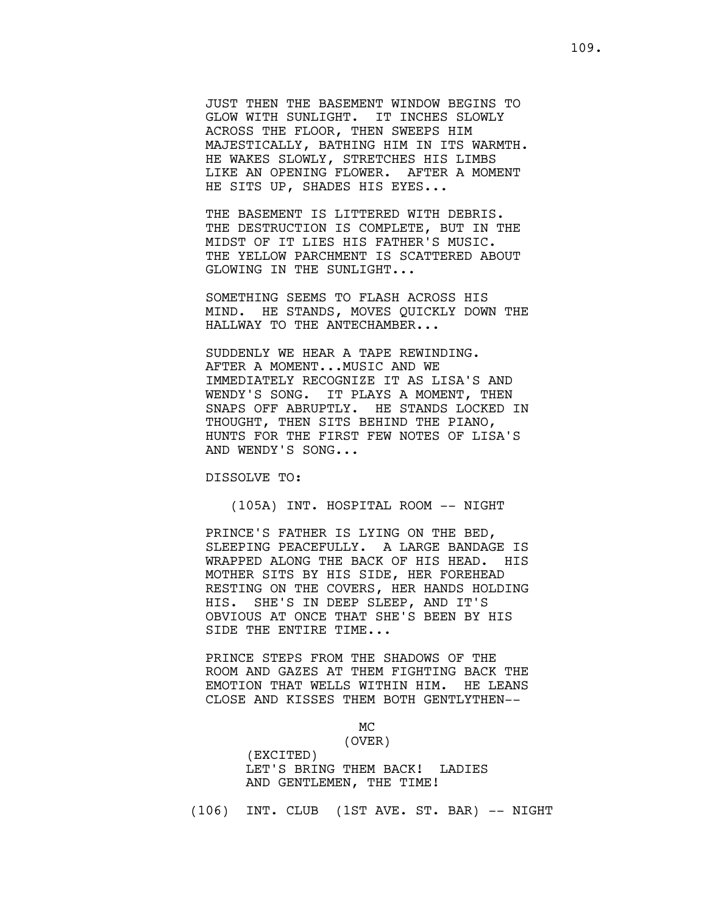JUST THEN THE BASEMENT WINDOW BEGINS TO GLOW WITH SUNLIGHT. IT INCHES SLOWLY ACROSS THE FLOOR, THEN SWEEPS HIM MAJESTICALLY, BATHING HIM IN ITS WARMTH. HE WAKES SLOWLY, STRETCHES HIS LIMBS LIKE AN OPENING FLOWER. AFTER A MOMENT HE SITS UP, SHADES HIS EYES...

THE BASEMENT IS LITTERED WITH DEBRIS. THE DESTRUCTION IS COMPLETE, BUT IN THE MIDST OF IT LIES HIS FATHER'S MUSIC. THE YELLOW PARCHMENT IS SCATTERED ABOUT GLOWING IN THE SUNLIGHT...

SOMETHING SEEMS TO FLASH ACROSS HIS MIND. HE STANDS, MOVES QUICKLY DOWN THE HALLWAY TO THE ANTECHAMBER...

SUDDENLY WE HEAR A TAPE REWINDING. AFTER A MOMENT...MUSIC AND WE IMMEDIATELY RECOGNIZE IT AS LISA'S AND WENDY'S SONG. IT PLAYS A MOMENT, THEN SNAPS OFF ABRUPTLY. HE STANDS LOCKED IN THOUGHT, THEN SITS BEHIND THE PIANO, HUNTS FOR THE FIRST FEW NOTES OF LISA'S AND WENDY'S SONG...

DISSOLVE TO:

(105A) INT. HOSPITAL ROOM -- NIGHT

PRINCE'S FATHER IS LYING ON THE BED, SLEEPING PEACEFULLY. A LARGE BANDAGE IS WRAPPED ALONG THE BACK OF HIS HEAD. HIS MOTHER SITS BY HIS SIDE, HER FOREHEAD RESTING ON THE COVERS, HER HANDS HOLDING HIS. SHE'S IN DEEP SLEEP, AND IT'S OBVIOUS AT ONCE THAT SHE'S BEEN BY HIS SIDE THE ENTIRE TIME...

PRINCE STEPS FROM THE SHADOWS OF THE ROOM AND GAZES AT THEM FIGHTING BACK THE EMOTION THAT WELLS WITHIN HIM. HE LEANS CLOSE AND KISSES THEM BOTH GENTLYTHEN--

MC
(OVER)
(EXCITED)
LET'S BRING THEM BACK! LADIES AND GENTLEMEN, THE TIME!

(106) INT. CLUB (1ST AVE. ST. BAR) -- NIGHT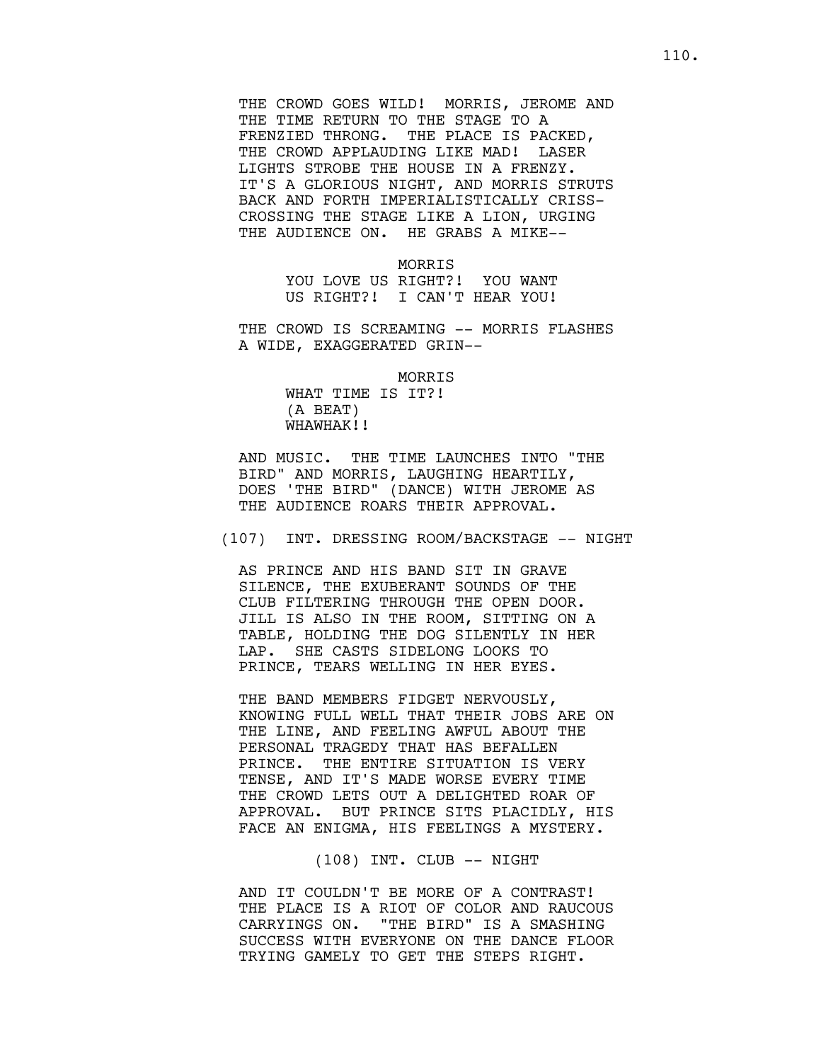THE CROWD GOES WILD! MORRIS, JEROME AND THE TIME RETURN TO THE STAGE TO A FRENZIED THRONG. THE PLACE IS PACKED, THE CROWD APPLAUDING LIKE MAD! LASER LIGHTS STROBE THE HOUSE IN A FRENZY. IT'S A GLORIOUS NIGHT, AND MORRIS STRUTS BACK AND FORTH IMPERIALISTICALLY CRISS-CROSSING THE STAGE LIKE A LION, URGING THE AUDIENCE ON. HE GRABS A MIKE--

MORRIS
YOU LOVE US RIGHT?! YOU WANT US RIGHT?! I CAN'T HEAR YOU!

THE CROWD IS SCREAMING -- MORRIS FLASHES A WIDE, EXAGGERATED GRIN--

MORRIS
WHAT TIME IS IT?!
(A BEAT)
WHAWHAK!!

AND MUSIC. THE TIME LAUNCHES INTO "THE BIRD" AND MORRIS, LAUGHING HEARTILY, DOES 'THE BIRD" (DANCE) WITH JEROME AS THE AUDIENCE ROARS THEIR APPROVAL.

(107) INT. DRESSING ROOM/BACKSTAGE -- NIGHT

AS PRINCE AND HIS BAND SIT IN GRAVE SILENCE, THE EXUBERANT SOUNDS OF THE CLUB FILTERING THROUGH THE OPEN DOOR. JILL IS ALSO IN THE ROOM, SITTING ON A TABLE, HOLDING THE DOG SILENTLY IN HER LAP. SHE CASTS SIDELONG LOOKS TO PRINCE, TEARS WELLING IN HER EYES.

THE BAND MEMBERS FIDGET NERVOUSLY, KNOWING FULL WELL THAT THEIR JOBS ARE ON THE LINE, AND FEELING AWFUL ABOUT THE PERSONAL TRAGEDY THAT HAS BEFALLEN PRINCE. THE ENTIRE SITUATION IS VERY TENSE, AND IT'S MADE WORSE EVERY TIME THE CROWD LETS OUT A DELIGHTED ROAR OF APPROVAL. BUT PRINCE SITS PLACIDLY, HIS FACE AN ENIGMA, HIS FEELINGS A MYSTERY.

(108) INT. CLUB -- NIGHT

AND IT COULDN'T BE MORE OF A CONTRAST! THE PLACE IS A RIOT OF COLOR AND RAUCOUS CARRYINGS ON. "THE BIRD" IS A SMASHING SUCCESS WITH EVERYONE ON THE DANCE FLOOR TRYING GAMELY TO GET THE STEPS RIGHT.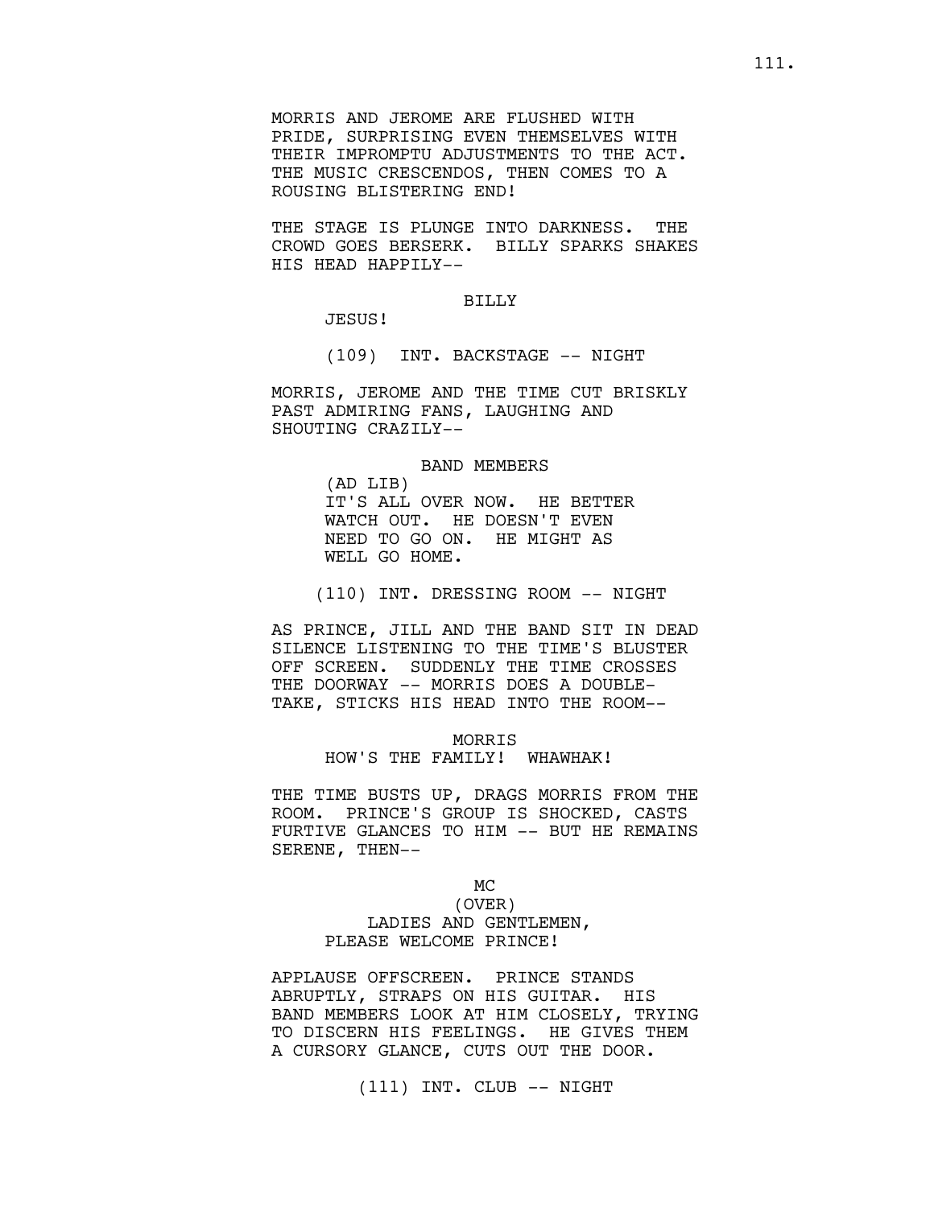MORRIS AND JEROME ARE FLUSHED WITH PRIDE, SURPRISING EVEN THEMSELVES WITH THEIR IMPROMPTU ADJUSTMENTS TO THE ACT. THE MUSIC CRESCENDOS, THEN COMES TO A ROUSING BLISTERING END!

THE STAGE IS PLUNGE INTO DARKNESS. THE CROWD GOES BERSERK. BILLY SPARKS SHAKES HIS HEAD HAPPILY--

BILLY

JESUS!

(109) INT. BACKSTAGE -- NIGHT

MORRIS, JEROME AND THE TIME CUT BRISKLY PAST ADMIRING FANS, LAUGHING AND SHOUTING CRAZILY--

BAND MEMBERS

(AD LIB)

IT'S ALL OVER NOW. HE BETTER WATCH OUT. HE DOESN'T EVEN NEED TO GO ON. HE MIGHT AS WELL GO HOME.

(110) INT. DRESSING ROOM -- NIGHT

AS PRINCE, JILL AND THE BAND SIT IN DEAD SILENCE LISTENING TO THE TIME'S BLUSTER OFF SCREEN. SUDDENLY THE TIME CROSSES THE DOORWAY -- MORRIS DOES A DOUBLE-TAKE, STICKS HIS HEAD INTO THE ROOM--

MORRIS

HOW'S THE FAMILY! WHAWHAK!

THE TIME BUSTS UP, DRAGS MORRIS FROM THE ROOM. PRINCE'S GROUP IS SHOCKED, CASTS FURTIVE GLANCES TO HIM -- BUT HE REMAINS SERENE, THEN--

MC

(OVER)

LADIES AND GENTLEMEN, PLEASE WELCOME PRINCE!

APPLAUSE OFFSCREEN. PRINCE STANDS ABRUPTLY, STRAPS ON HIS GUITAR. HIS BAND MEMBERS LOOK AT HIM CLOSELY, TRYING TO DISCERN HIS FEELINGS. HE GIVES THEM A CURSORY GLANCE, CUTS OUT THE DOOR.

(111) INT. CLUB -- NIGHT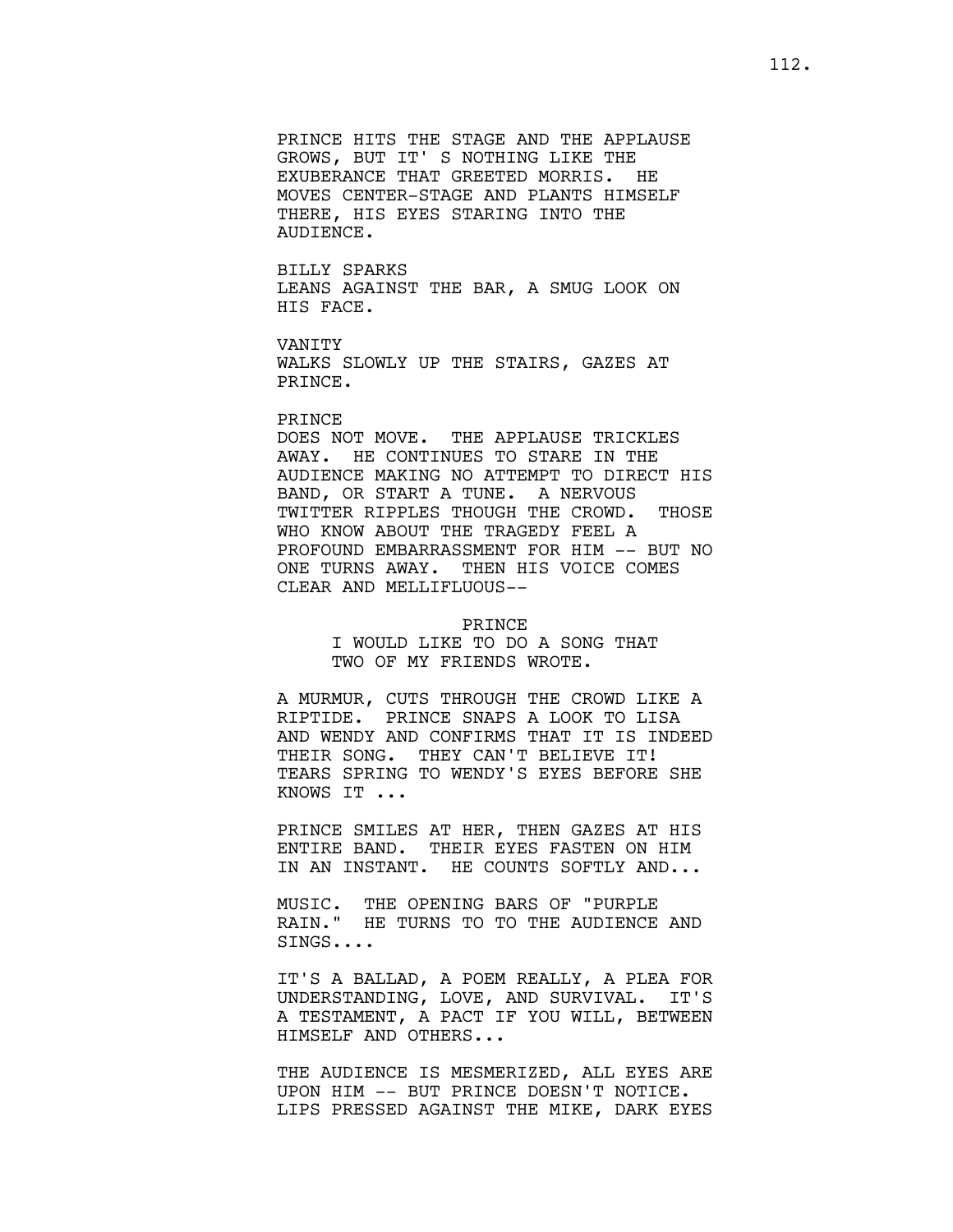PRINCE HITS THE STAGE AND THE APPLAUSE GROWS, BUT IT' S NOTHING LIKE THE EXUBERANCE THAT GREETED MORRIS. HE MOVES CENTER-STAGE AND PLANTS HIMSELF THERE, HIS EYES STARING INTO THE AUDIENCE.

BILLY SPARKS
LEANS AGAINST THE BAR, A SMUG LOOK ON HIS FACE.

VANITY
WALKS SLOWLY UP THE STAIRS, GAZES AT PRINCE.

PRINCE
DOES NOT MOVE. THE APPLAUSE TRICKLES AWAY. HE CONTINUES TO STARE IN THE AUDIENCE MAKING NO ATTEMPT TO DIRECT HIS BAND, OR START A TUNE. A NERVOUS TWITTER RIPPLES THOUGH THE CROWD. THOSE WHO KNOW ABOUT THE TRAGEDY FEEL A PROFOUND EMBARRASSMENT FOR HIM -- BUT NO ONE TURNS AWAY. THEN HIS VOICE COMES CLEAR AND MELLIFLUOUS--

PRINCE
I WOULD LIKE TO DO A SONG THAT TWO OF MY FRIENDS WROTE.

A MURMUR, CUTS THROUGH THE CROWD LIKE A RIPTIDE. PRINCE SNAPS A LOOK TO LISA AND WENDY AND CONFIRMS THAT IT IS INDEED THEIR SONG. THEY CAN'T BELIEVE IT! TEARS SPRING TO WENDY'S EYES BEFORE SHE KNOWS IT ...

PRINCE SMILES AT HER, THEN GAZES AT HIS ENTIRE BAND. THEIR EYES FASTEN ON HIM IN AN INSTANT. HE COUNTS SOFTLY AND...

MUSIC. THE OPENING BARS OF "PURPLE RAIN." HE TURNS TO TO THE AUDIENCE AND SINGS....

IT'S A BALLAD, A POEM REALLY, A PLEA FOR UNDERSTANDING, LOVE, AND SURVIVAL. IT'S A TESTAMENT, A PACT IF YOU WILL, BETWEEN HIMSELF AND OTHERS...

THE AUDIENCE IS MESMERIZED, ALL EYES ARE UPON HIM -- BUT PRINCE DOESN'T NOTICE. LIPS PRESSED AGAINST THE MIKE, DARK EYES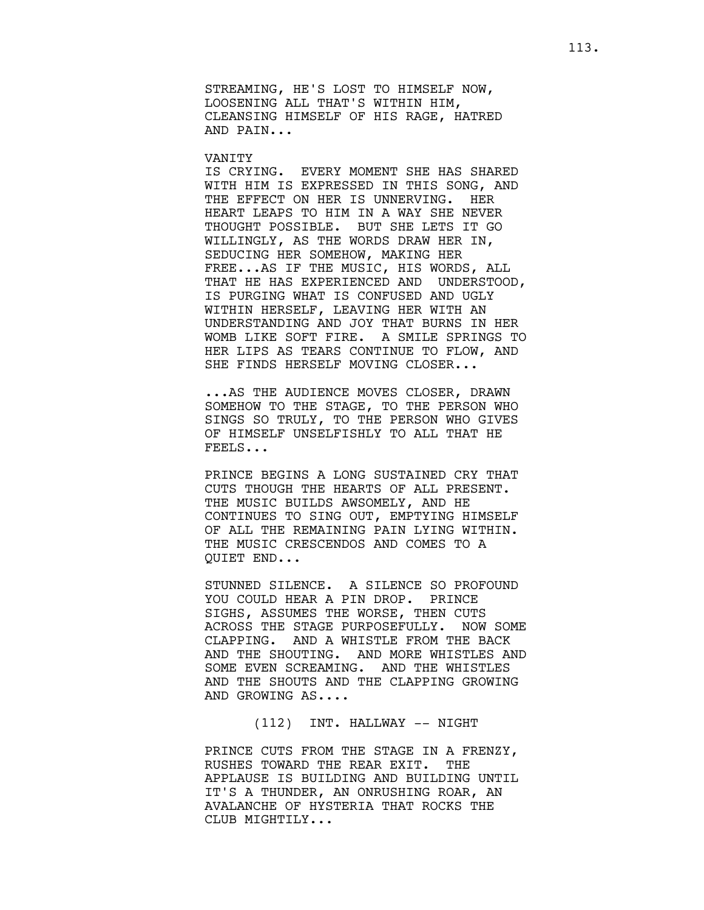STREAMING, HE'S LOST TO HIMSELF NOW, LOOSENING ALL THAT'S WITHIN HIM, CLEANSING HIMSELF OF HIS RAGE, HATRED AND PAIN...

VANITY
IS CRYING. EVERY MOMENT SHE HAS SHARED WITH HIM IS EXPRESSED IN THIS SONG, AND THE EFFECT ON HER IS UNNERVING. HER HEART LEAPS TO HIM IN A WAY SHE NEVER THOUGHT POSSIBLE. BUT SHE LETS IT GO WILLINGLY, AS THE WORDS DRAW HER IN, SEDUCING HER SOMEHOW, MAKING HER FREE...AS IF THE MUSIC, HIS WORDS, ALL THAT HE HAS EXPERIENCED AND UNDERSTOOD, IS PURGING WHAT IS CONFUSED AND UGLY WITHIN HERSELF, LEAVING HER WITH AN UNDERSTANDING AND JOY THAT BURNS IN HER WOMB LIKE SOFT FIRE. A SMILE SPRINGS TO HER LIPS AS TEARS CONTINUE TO FLOW, AND SHE FINDS HERSELF MOVING CLOSER...

...AS THE AUDIENCE MOVES CLOSER, DRAWN SOMEHOW TO THE STAGE, TO THE PERSON WHO SINGS SO TRULY, TO THE PERSON WHO GIVES OF HIMSELF UNSELFISHLY TO ALL THAT HE FEELS...

PRINCE BEGINS A LONG SUSTAINED CRY THAT CUTS THOUGH THE HEARTS OF ALL PRESENT. THE MUSIC BUILDS AWSOMELY, AND HE CONTINUES TO SING OUT, EMPTYING HIMSELF OF ALL THE REMAINING PAIN LYING WITHIN. THE MUSIC CRESCENDOS AND COMES TO A QUIET END...

STUNNED SILENCE. A SILENCE SO PROFOUND YOU COULD HEAR A PIN DROP. PRINCE SIGHS, ASSUMES THE WORSE, THEN CUTS ACROSS THE STAGE PURPOSEFULLY. NOW SOME CLAPPING. AND A WHISTLE FROM THE BACK AND THE SHOUTING. AND MORE WHISTLES AND SOME EVEN SCREAMING. AND THE WHISTLES AND THE SHOUTS AND THE CLAPPING GROWING AND GROWING AS....

(112) INT. HALLWAY -- NIGHT

PRINCE CUTS FROM THE STAGE IN A FRENZY, RUSHES TOWARD THE REAR EXIT. THE APPLAUSE IS BUILDING AND BUILDING UNTIL IT'S A THUNDER, AN ONRUSHING ROAR, AN AVALANCHE OF HYSTERIA THAT ROCKS THE CLUB MIGHTILY...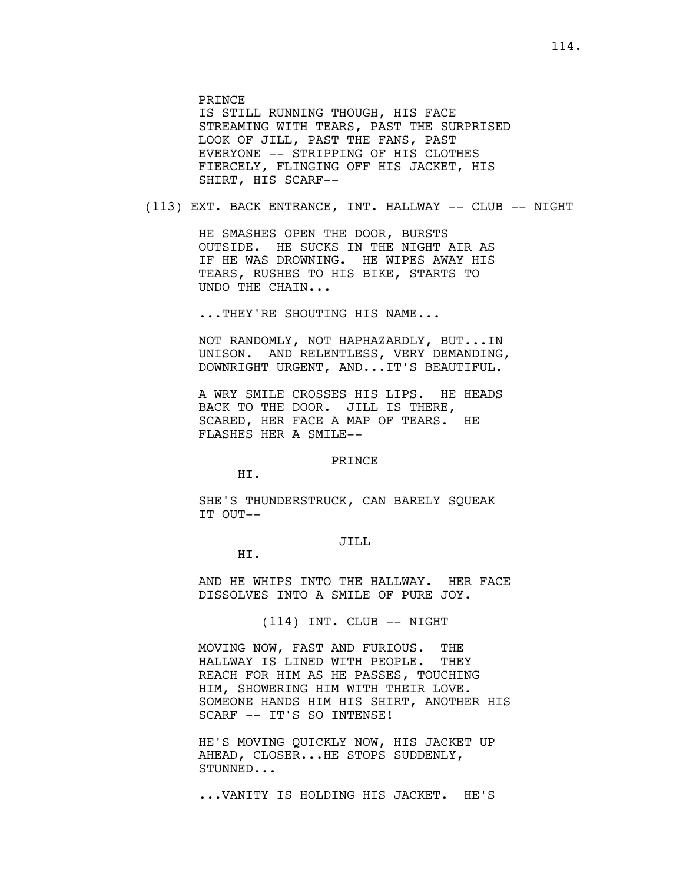PRINCE
IS STILL RUNNING THOUGH, HIS FACE STREAMING WITH TEARS, PAST THE SURPRISED LOOK OF JILL, PAST THE FANS, PAST EVERYONE -- STRIPPING OF HIS CLOTHES FIERCELY, FLINGING OFF HIS JACKET, HIS SHIRT, HIS SCARF--

(113) EXT. BACK ENTRANCE, INT. HALLWAY -- CLUB -- NIGHT

HE SMASHES OPEN THE DOOR, BURSTS OUTSIDE. HE SUCKS IN THE NIGHT AIR AS IF HE WAS DROWNING. HE WIPES AWAY HIS TEARS, RUSHES TO HIS BIKE, STARTS TO UNDO THE CHAIN...

...THEY'RE SHOUTING HIS NAME...

NOT RANDOMLY, NOT HAPHAZARDLY, BUT...IN UNISON. AND RELENTLESS, VERY DEMANDING, DOWNRIGHT URGENT, AND...IT'S BEAUTIFUL.

A WRY SMILE CROSSES HIS LIPS. HE HEADS BACK TO THE DOOR. JILL IS THERE, SCARED, HER FACE A MAP OF TEARS. HE FLASHES HER A SMILE--

PRINCE

HI.

SHE'S THUNDERSTRUCK, CAN BARELY SQUEAK IT OUT--

JILL

HI.

AND HE WHIPS INTO THE HALLWAY. HER FACE DISSOLVES INTO A SMILE OF PURE JOY.

(114) INT. CLUB -- NIGHT

MOVING NOW, FAST AND FURIOUS. THE HALLWAY IS LINED WITH PEOPLE. THEY REACH FOR HIM AS HE PASSES, TOUCHING HIM, SHOWERING HIM WITH THEIR LOVE. SOMEONE HANDS HIM HIS SHIRT, ANOTHER HIS SCARF -- IT'S SO INTENSE!

HE'S MOVING QUICKLY NOW, HIS JACKET UP AHEAD, CLOSER...HE STOPS SUDDENLY, STUNNED...

...VANITY IS HOLDING HIS JACKET. HE'S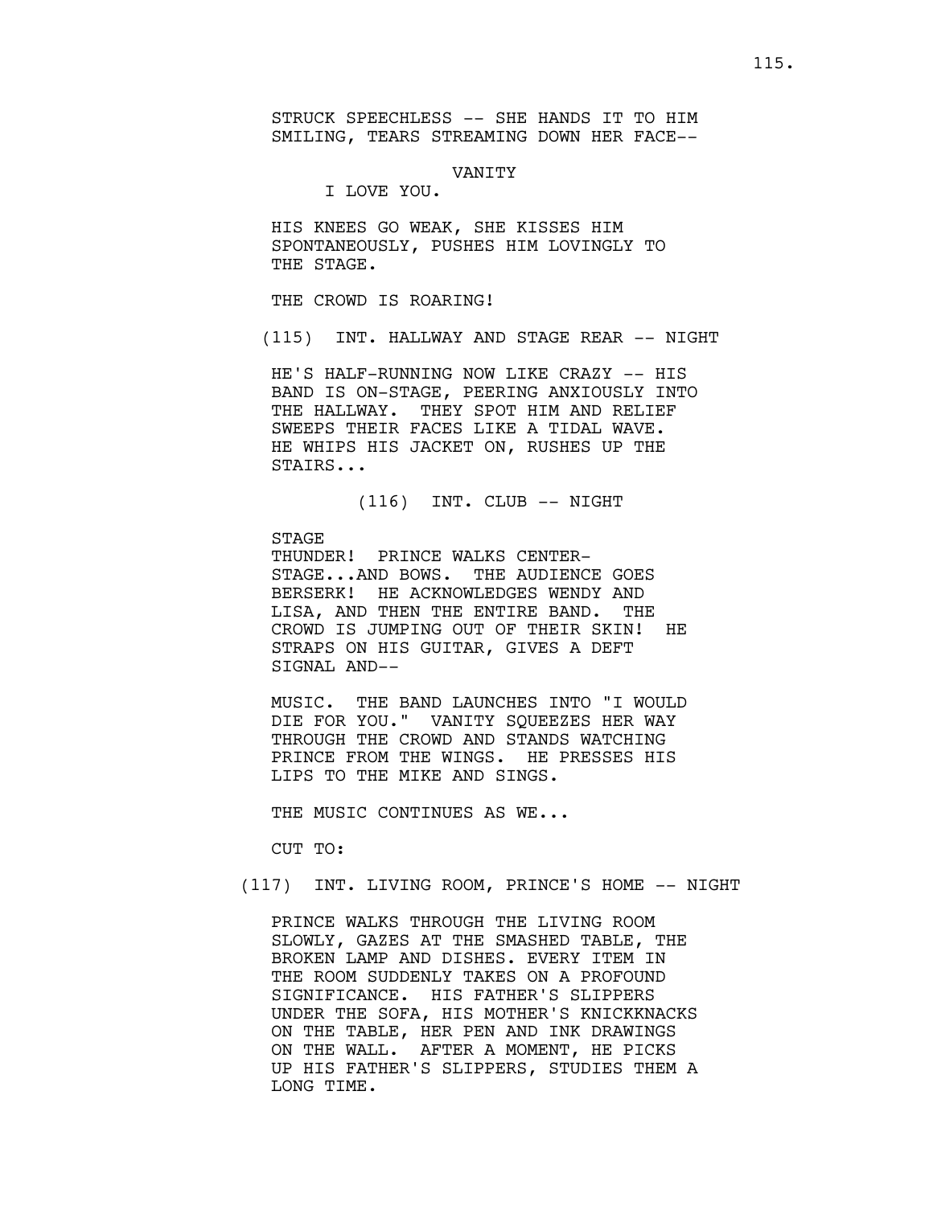STRUCK SPEECHLESS -- SHE HANDS IT TO HIM SMILING, TEARS STREAMING DOWN HER FACE--

VANITY
I LOVE YOU.

HIS KNEES GO WEAK, SHE KISSES HIM SPONTANEOUSLY, PUSHES HIM LOVINGLY TO THE STAGE.

THE CROWD IS ROARING!

(115) INT. HALLWAY AND STAGE REAR -- NIGHT

HE'S HALF-RUNNING NOW LIKE CRAZY -- HIS BAND IS ON-STAGE, PEERING ANXIOUSLY INTO THE HALLWAY. THEY SPOT HIM AND RELIEF SWEEPS THEIR FACES LIKE A TIDAL WAVE. HE WHIPS HIS JACKET ON, RUSHES UP THE STAIRS...

(116) INT. CLUB -- NIGHT

STAGE
THUNDER! PRINCE WALKS CENTER-STAGE...AND BOWS. THE AUDIENCE GOES BERSERK! HE ACKNOWLEDGES WENDY AND LISA, AND THEN THE ENTIRE BAND. THE CROWD IS JUMPING OUT OF THEIR SKIN! HE STRAPS ON HIS GUITAR, GIVES A DEFT SIGNAL AND--

MUSIC. THE BAND LAUNCHES INTO "I WOULD DIE FOR YOU." VANITY SQUEEZES HER WAY THROUGH THE CROWD AND STANDS WATCHING PRINCE FROM THE WINGS. HE PRESSES HIS LIPS TO THE MIKE AND SINGS.

THE MUSIC CONTINUES AS WE...

CUT TO:

(117) INT. LIVING ROOM, PRINCE'S HOME -- NIGHT

PRINCE WALKS THROUGH THE LIVING ROOM SLOWLY, GAZES AT THE SMASHED TABLE, THE BROKEN LAMP AND DISHES. EVERY ITEM IN THE ROOM SUDDENLY TAKES ON A PROFOUND SIGNIFICANCE. HIS FATHER'S SLIPPERS UNDER THE SOFA, HIS MOTHER'S KNICKKNACKS ON THE TABLE, HER PEN AND INK DRAWINGS ON THE WALL. AFTER A MOMENT, HE PICKS UP HIS FATHER'S SLIPPERS, STUDIES THEM A LONG TIME.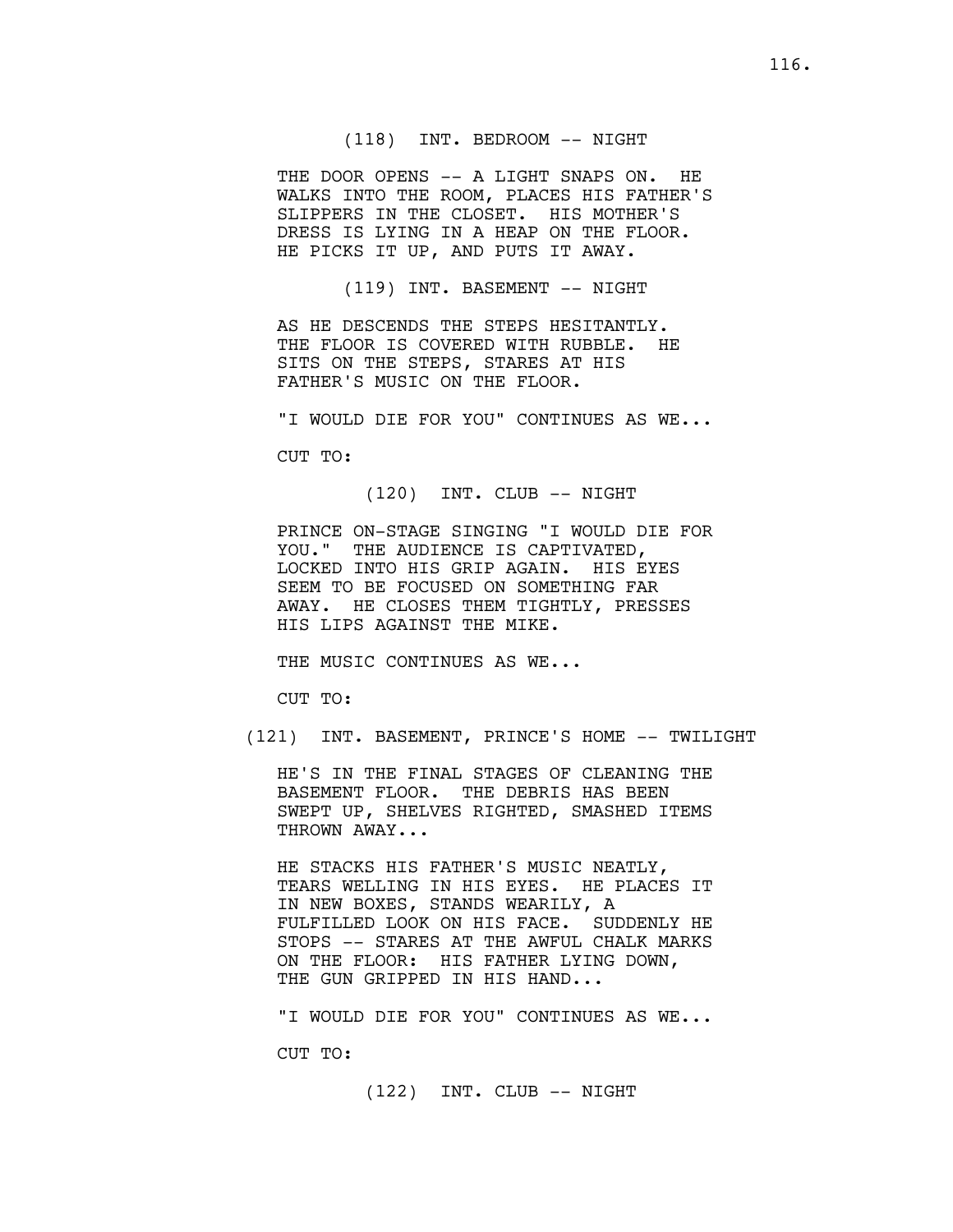(118) INT. BEDROOM -- NIGHT

THE DOOR OPENS -- A LIGHT SNAPS ON. HE WALKS INTO THE ROOM, PLACES HIS FATHER'S SLIPPERS IN THE CLOSET. HIS MOTHER'S DRESS IS LYING IN A HEAP ON THE FLOOR. HE PICKS IT UP, AND PUTS IT AWAY.

(119) INT. BASEMENT -- NIGHT

AS HE DESCENDS THE STEPS HESITANTLY. THE FLOOR IS COVERED WITH RUBBLE. HE SITS ON THE STEPS, STARES AT HIS FATHER'S MUSIC ON THE FLOOR.

"I WOULD DIE FOR YOU" CONTINUES AS WE...

CUT TO:

(120) INT. CLUB -- NIGHT

PRINCE ON-STAGE SINGING "I WOULD DIE FOR YOU." THE AUDIENCE IS CAPTIVATED, LOCKED INTO HIS GRIP AGAIN. HIS EYES SEEM TO BE FOCUSED ON SOMETHING FAR AWAY. HE CLOSES THEM TIGHTLY, PRESSES HIS LIPS AGAINST THE MIKE.

THE MUSIC CONTINUES AS WE...

CUT TO:

(121) INT. BASEMENT, PRINCE'S HOME -- TWILIGHT

HE'S IN THE FINAL STAGES OF CLEANING THE BASEMENT FLOOR. THE DEBRIS HAS BEEN SWEPT UP, SHELVES RIGHTED, SMASHED ITEMS THROWN AWAY...

HE STACKS HIS FATHER'S MUSIC NEATLY, TEARS WELLING IN HIS EYES. HE PLACES IT IN NEW BOXES, STANDS WEARILY, A FULFILLED LOOK ON HIS FACE. SUDDENLY HE STOPS -- STARES AT THE AWFUL CHALK MARKS ON THE FLOOR: HIS FATHER LYING DOWN, THE GUN GRIPPED IN HIS HAND...

"I WOULD DIE FOR YOU" CONTINUES AS WE...

CUT TO:

(122) INT. CLUB -- NIGHT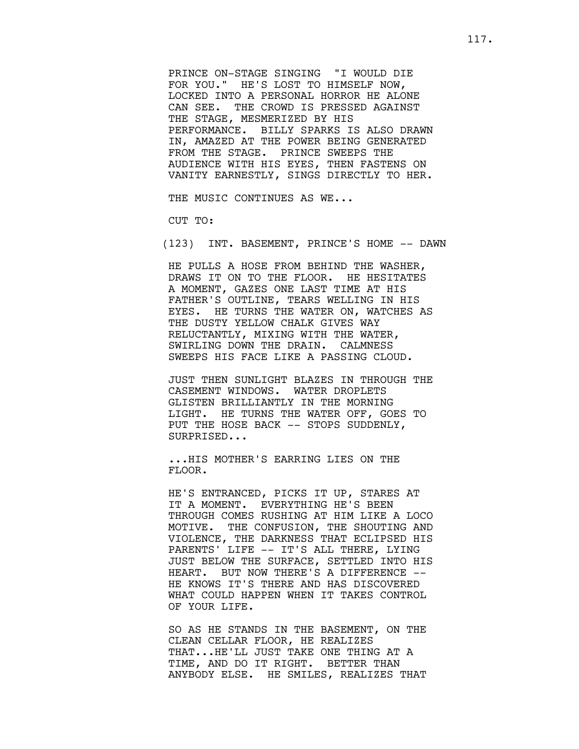PRINCE ON-STAGE SINGING "I WOULD DIE FOR YOU." HE'S LOST TO HIMSELF NOW, LOCKED INTO A PERSONAL HORROR HE ALONE CAN SEE. THE CROWD IS PRESSED AGAINST THE STAGE, MESMERIZED BY HIS PERFORMANCE. BILLY SPARKS IS ALSO DRAWN IN, AMAZED AT THE POWER BEING GENERATED FROM THE STAGE. PRINCE SWEEPS THE AUDIENCE WITH HIS EYES, THEN FASTENS ON VANITY EARNESTLY, SINGS DIRECTLY TO HER.

THE MUSIC CONTINUES AS WE...

CUT TO:

(123) INT. BASEMENT, PRINCE'S HOME -- DAWN

HE PULLS A HOSE FROM BEHIND THE WASHER, DRAWS IT ON TO THE FLOOR. HE HESITATES A MOMENT, GAZES ONE LAST TIME AT HIS FATHER'S OUTLINE, TEARS WELLING IN HIS EYES. HE TURNS THE WATER ON, WATCHES AS THE DUSTY YELLOW CHALK GIVES WAY RELUCTANTLY, MIXING WITH THE WATER, SWIRLING DOWN THE DRAIN. CALMNESS SWEEPS HIS FACE LIKE A PASSING CLOUD.

JUST THEN SUNLIGHT BLAZES IN THROUGH THE CASEMENT WINDOWS. WATER DROPLETS GLISTEN BRILLIANTLY IN THE MORNING LIGHT. HE TURNS THE WATER OFF, GOES TO PUT THE HOSE BACK -- STOPS SUDDENLY, SURPRISED...

...HIS MOTHER'S EARRING LIES ON THE FLOOR.

HE'S ENTRANCED, PICKS IT UP, STARES AT IT A MOMENT. EVERYTHING HE'S BEEN THROUGH COMES RUSHING AT HIM LIKE A LOCO MOTIVE. THE CONFUSION, THE SHOUTING AND VIOLENCE, THE DARKNESS THAT ECLIPSED HIS PARENTS' LIFE -- IT'S ALL THERE, LYING JUST BELOW THE SURFACE, SETTLED INTO HIS HEART. BUT NOW THERE'S A DIFFERENCE -- HE KNOWS IT'S THERE AND HAS DISCOVERED WHAT COULD HAPPEN WHEN IT TAKES CONTROL OF YOUR LIFE.

SO AS HE STANDS IN THE BASEMENT, ON THE CLEAN CELLAR FLOOR, HE REALIZES THAT...HE'LL JUST TAKE ONE THING AT A TIME, AND DO IT RIGHT. BETTER THAN ANYBODY ELSE. HE SMILES, REALIZES THAT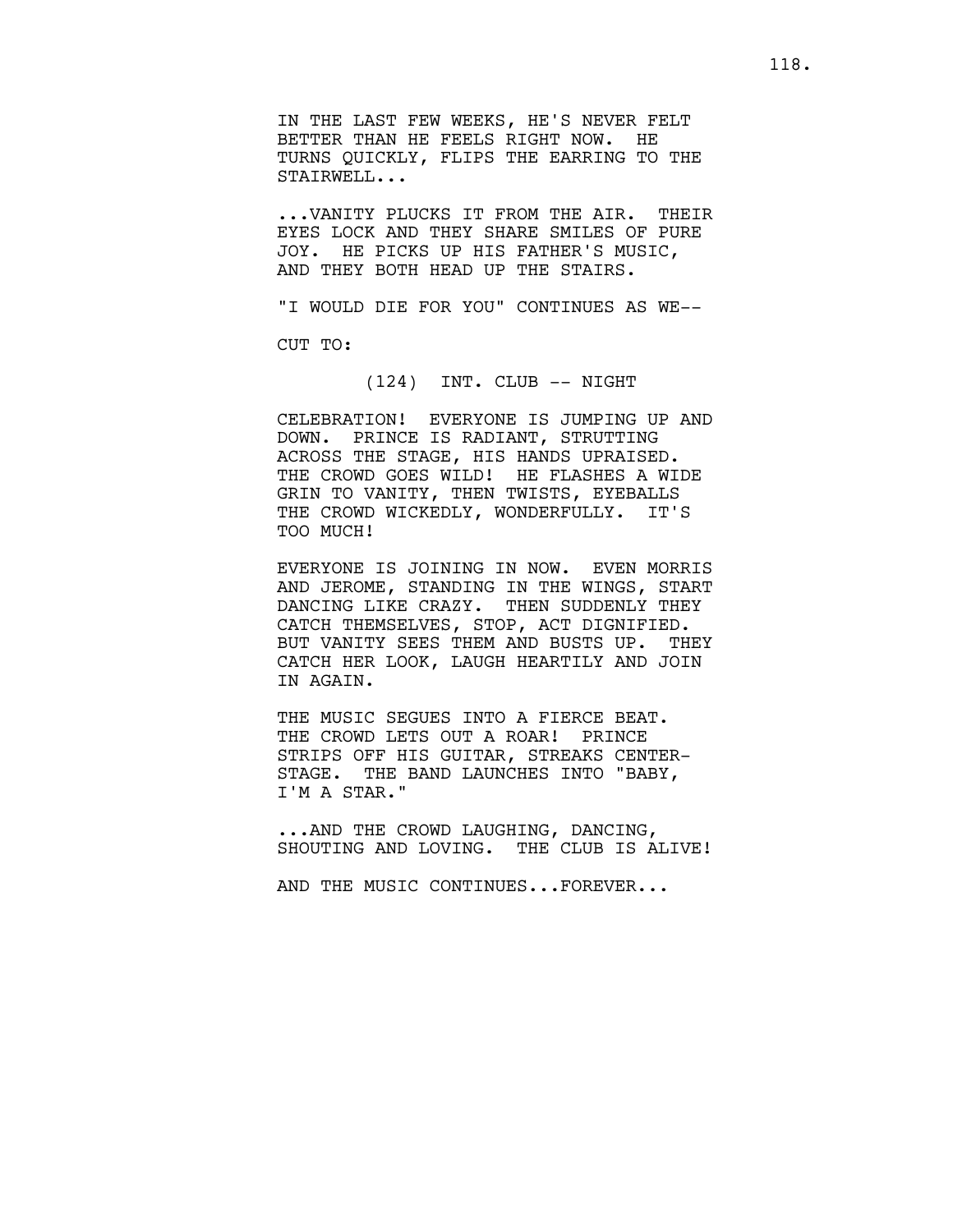IN THE LAST FEW WEEKS, HE'S NEVER FELT BETTER THAN HE FEELS RIGHT NOW. HE TURNS QUICKLY, FLIPS THE EARRING TO THE STAIRWELL...

...VANITY PLUCKS IT FROM THE AIR. THEIR EYES LOCK AND THEY SHARE SMILES OF PURE JOY. HE PICKS UP HIS FATHER'S MUSIC, AND THEY BOTH HEAD UP THE STAIRS.

"I WOULD DIE FOR YOU" CONTINUES AS WE--

CUT TO:

(124) INT. CLUB -- NIGHT

CELEBRATION! EVERYONE IS JUMPING UP AND DOWN. PRINCE IS RADIANT, STRUTTING ACROSS THE STAGE, HIS HANDS UPRAISED. THE CROWD GOES WILD! HE FLASHES A WIDE GRIN TO VANITY, THEN TWISTS, EYEBALLS THE CROWD WICKEDLY, WONDERFULLY. IT'S TOO MUCH!

EVERYONE IS JOINING IN NOW. EVEN MORRIS AND JEROME, STANDING IN THE WINGS, START DANCING LIKE CRAZY. THEN SUDDENLY THEY CATCH THEMSELVES, STOP, ACT DIGNIFIED. BUT VANITY SEES THEM AND BUSTS UP. THEY CATCH HER LOOK, LAUGH HEARTILY AND JOIN IN AGAIN.

THE MUSIC SEGUES INTO A FIERCE BEAT. THE CROWD LETS OUT A ROAR! PRINCE STRIPS OFF HIS GUITAR, STREAKS CENTER-STAGE. THE BAND LAUNCHES INTO "BABY, I'M A STAR."

...AND THE CROWD LAUGHING, DANCING, SHOUTING AND LOVING. THE CLUB IS ALIVE!

AND THE MUSIC CONTINUES...FOREVER...